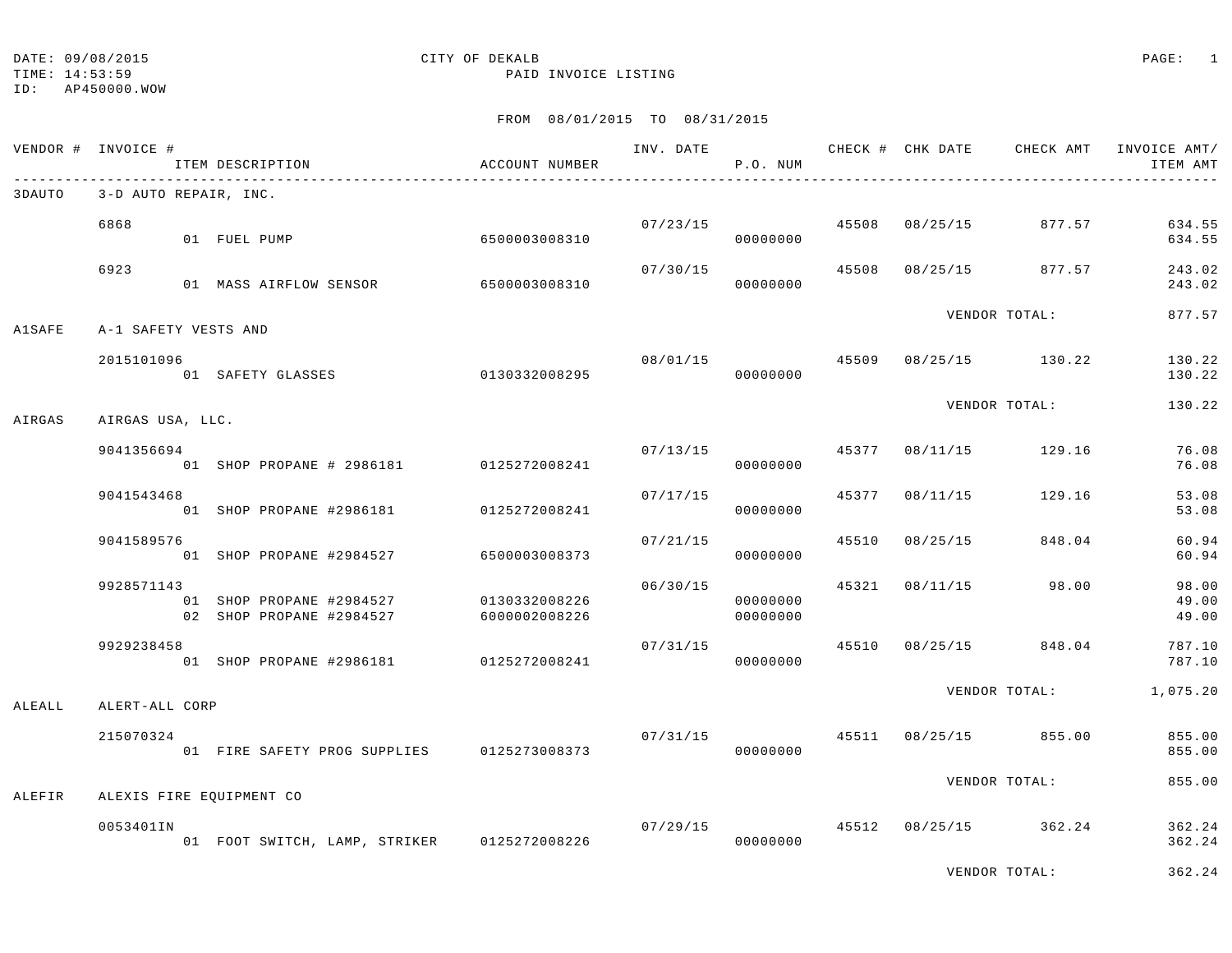DATE: 09/08/2015
TIME: 14:53:59
ID: AP450000.WOW

# CITY OF DEKALB
## PAID INVOICE LISTING

FROM 08/01/2015 TO 08/31/2015

| VENDOR # | INVOICE # / ITEM DESCRIPTION | ACCOUNT NUMBER | INV. DATE | P.O. NUM | CHECK # | CHK DATE | CHECK AMT | INVOICE AMT/ ITEM AMT |
|---|---|---|---|---|---|---|---|---|
| 3DAUTO | 3-D AUTO REPAIR, INC. | | | | | | | |
| | 6868 | | 07/23/15 | | 45508 | 08/25/15 | 877.57 | 634.55 |
| | 01 FUEL PUMP | 6500003008310 | | 00000000 | | | | 634.55 |
| | 6923 | | 07/30/15 | | 45508 | 08/25/15 | 877.57 | 243.02 |
| | 01 MASS AIRFLOW SENSOR | 6500003008310 | | 00000000 | | | | 243.02 |
| | | | | | | VENDOR TOTAL: | | 877.57 |
| A1SAFE | A-1 SAFETY VESTS AND | | | | | | | |
| | 2015101096 | | 08/01/15 | | 45509 | 08/25/15 | 130.22 | 130.22 |
| | 01 SAFETY GLASSES | 0130332008295 | | 00000000 | | | | 130.22 |
| | | | | | | VENDOR TOTAL: | | 130.22 |
| AIRGAS | AIRGAS USA, LLC. | | | | | | | |
| | 9041356694 | | 07/13/15 | | 45377 | 08/11/15 | 129.16 | 76.08 |
| | 01 SHOP PROPANE # 2986181 | 0125272008241 | | 00000000 | | | | 76.08 |
| | 9041543468 | | 07/17/15 | | 45377 | 08/11/15 | 129.16 | 53.08 |
| | 01 SHOP PROPANE #2986181 | 0125272008241 | | 00000000 | | | | 53.08 |
| | 9041589576 | | 07/21/15 | | 45510 | 08/25/15 | 848.04 | 60.94 |
| | 01 SHOP PROPANE #2984527 | 6500003008373 | | 00000000 | | | | 60.94 |
| | 9928571143 | | 06/30/15 | | 45321 | 08/11/15 | 98.00 | 98.00 |
| | 01 SHOP PROPANE #2984527 | 0130332008226 | | 00000000 | | | | 49.00 |
| | 02 SHOP PROPANE #2984527 | 6000002008226 | | 00000000 | | | | 49.00 |
| | 9929238458 | | 07/31/15 | | 45510 | 08/25/15 | 848.04 | 787.10 |
| | 01 SHOP PROPANE #2986181 | 0125272008241 | | 00000000 | | | | 787.10 |
| | | | | | | VENDOR TOTAL: | | 1,075.20 |
| ALEALL | ALERT-ALL CORP | | | | | | | |
| | 215070324 | | 07/31/15 | | 45511 | 08/25/15 | 855.00 | 855.00 |
| | 01 FIRE SAFETY PROG SUPPLIES | 0125273008373 | | 00000000 | | | | 855.00 |
| | | | | | | VENDOR TOTAL: | | 855.00 |
| ALEFIR | ALEXIS FIRE EQUIPMENT CO | | | | | | | |
| | 0053401IN | | 07/29/15 | | 45512 | 08/25/15 | 362.24 | 362.24 |
| | 01 FOOT SWITCH, LAMP, STRIKER | 0125272008226 | | 00000000 | | | | 362.24 |
| | | | | | | VENDOR TOTAL: | | 362.24 |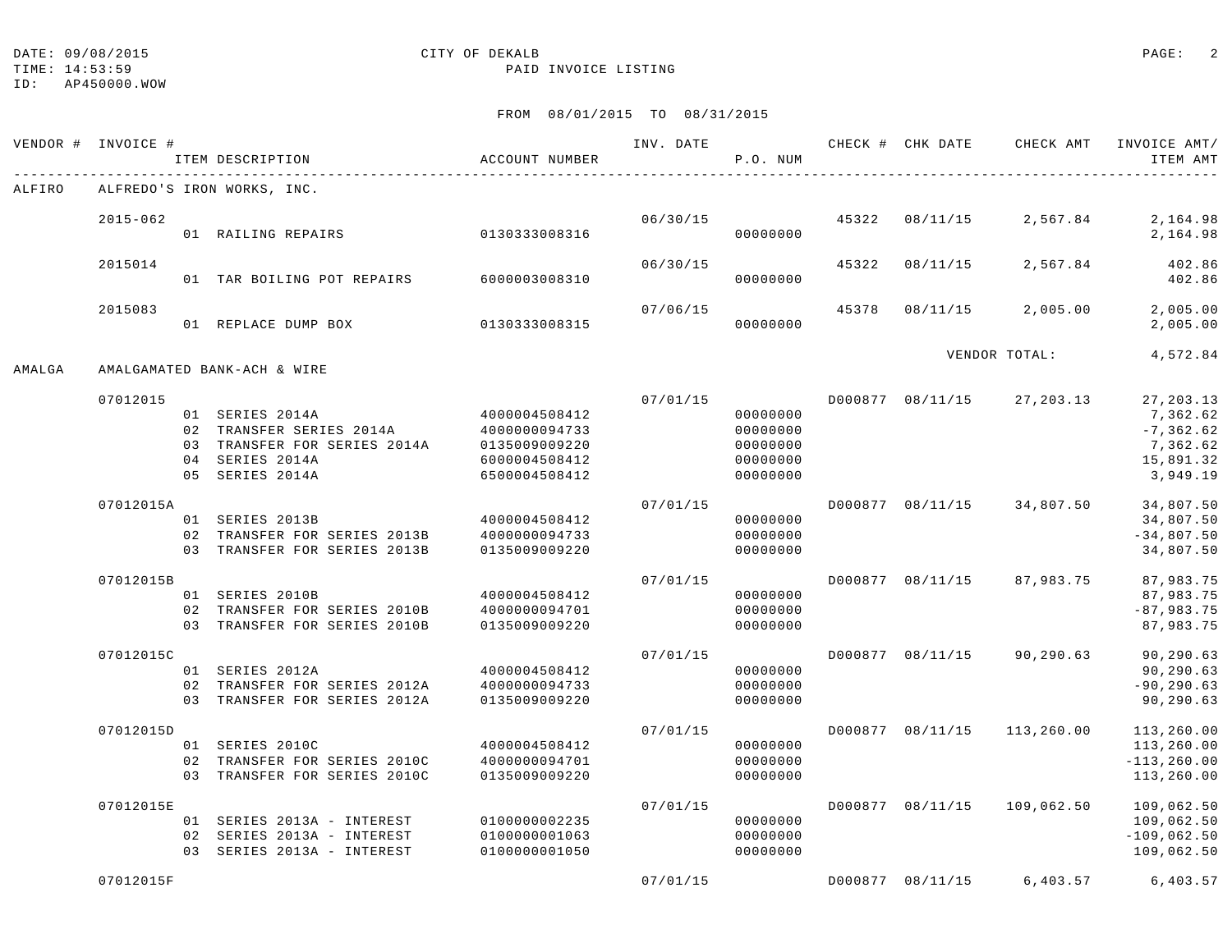DATE: 09/08/2015
TIME: 14:53:59
ID: AP450000.WOW

CITY OF DEKALB
PAID INVOICE LISTING

FROM 08/01/2015 TO 08/31/2015

| VENDOR # | INVOICE # | ITEM DESCRIPTION | ACCOUNT NUMBER | INV. DATE | P.O. NUM | CHECK # | CHK DATE | CHECK AMT | INVOICE AMT/ ITEM AMT |
|---|---|---|---|---|---|---|---|---|---|
| ALFIRO | ALFREDO'S IRON WORKS, INC. | | | | | | | | |
| | 2015-062 | | | 06/30/15 | | 45322 | 08/11/15 | 2,567.84 | 2,164.98 |
| | | 01 RAILING REPAIRS | 0130333008316 | | 00000000 | | | | 2,164.98 |
| | 2015014 | | | 06/30/15 | | 45322 | 08/11/15 | 2,567.84 | 402.86 |
| | | 01 TAR BOILING POT REPAIRS | 6000003008310 | | 00000000 | | | | 402.86 |
| | 2015083 | | | 07/06/15 | | 45378 | 08/11/15 | 2,005.00 | 2,005.00 |
| | | 01 REPLACE DUMP BOX | 0130333008315 | | 00000000 | | | | 2,005.00 |
| | | | | | | | | VENDOR TOTAL: | 4,572.84 |
| AMALGA | AMALGAMATED BANK-ACH & WIRE | | | | | | | | |
| | 07012015 | | | 07/01/15 | | D000877 | 08/11/15 | 27,203.13 | 27,203.13 |
| | | 01 SERIES 2014A | 4000004508412 | | 00000000 | | | | 7,362.62 |
| | | 02 TRANSFER SERIES 2014A | 4000000094733 | | 00000000 | | | | -7,362.62 |
| | | 03 TRANSFER FOR SERIES 2014A | 0135009009220 | | 00000000 | | | | 7,362.62 |
| | | 04 SERIES 2014A | 6000004508412 | | 00000000 | | | | 15,891.32 |
| | | 05 SERIES 2014A | 6500004508412 | | 00000000 | | | | 3,949.19 |
| | 07012015A | | | 07/01/15 | | D000877 | 08/11/15 | 34,807.50 | 34,807.50 |
| | | 01 SERIES 2013B | 4000004508412 | | 00000000 | | | | 34,807.50 |
| | | 02 TRANSFER FOR SERIES 2013B | 4000000094733 | | 00000000 | | | | -34,807.50 |
| | | 03 TRANSFER FOR SERIES 2013B | 0135009009220 | | 00000000 | | | | 34,807.50 |
| | 07012015B | | | 07/01/15 | | D000877 | 08/11/15 | 87,983.75 | 87,983.75 |
| | | 01 SERIES 2010B | 4000004508412 | | 00000000 | | | | 87,983.75 |
| | | 02 TRANSFER FOR SERIES 2010B | 4000000094701 | | 00000000 | | | | -87,983.75 |
| | | 03 TRANSFER FOR SERIES 2010B | 0135009009220 | | 00000000 | | | | 87,983.75 |
| | 07012015C | | | 07/01/15 | | D000877 | 08/11/15 | 90,290.63 | 90,290.63 |
| | | 01 SERIES 2012A | 4000004508412 | | 00000000 | | | | 90,290.63 |
| | | 02 TRANSFER FOR SERIES 2012A | 4000000094733 | | 00000000 | | | | -90,290.63 |
| | | 03 TRANSFER FOR SERIES 2012A | 0135009009220 | | 00000000 | | | | 90,290.63 |
| | 07012015D | | | 07/01/15 | | D000877 | 08/11/15 | 113,260.00 | 113,260.00 |
| | | 01 SERIES 2010C | 4000004508412 | | 00000000 | | | | 113,260.00 |
| | | 02 TRANSFER FOR SERIES 2010C | 4000000094701 | | 00000000 | | | | -113,260.00 |
| | | 03 TRANSFER FOR SERIES 2010C | 0135009009220 | | 00000000 | | | | 113,260.00 |
| | 07012015E | | | 07/01/15 | | D000877 | 08/11/15 | 109,062.50 | 109,062.50 |
| | | 01 SERIES 2013A - INTEREST | 0100000002235 | | 00000000 | | | | 109,062.50 |
| | | 02 SERIES 2013A - INTEREST | 0100000001063 | | 00000000 | | | | -109,062.50 |
| | | 03 SERIES 2013A - INTEREST | 0100000001050 | | 00000000 | | | | 109,062.50 |
| | 07012015F | | | 07/01/15 | | D000877 | 08/11/15 | 6,403.57 | 6,403.57 |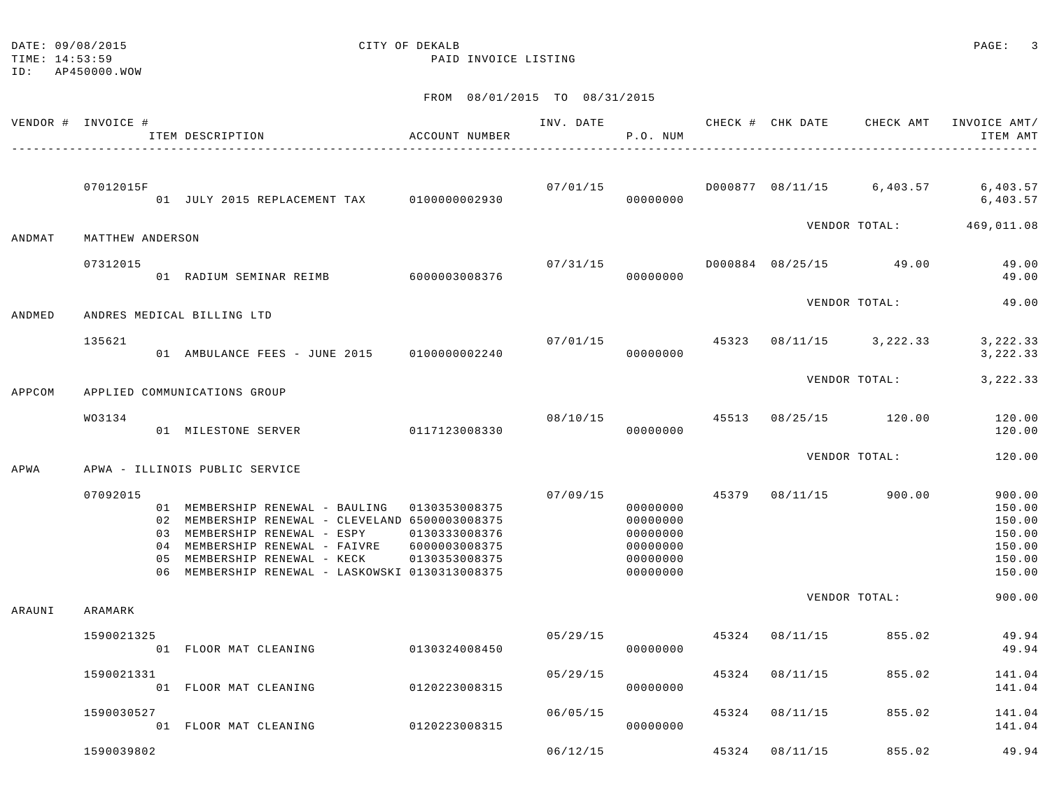DATE: 09/08/2015 CITY OF DEKALB
TIME: 14:53:59 PAID INVOICE LISTING
ID: AP450000.WOW

FROM 08/01/2015 TO 08/31/2015

| VENDOR # | INVOICE # / ITEM DESCRIPTION | ACCOUNT NUMBER | INV. DATE | P.O. NUM | CHECK # | CHK DATE | CHECK AMT | INVOICE AMT/ ITEM AMT |
|---|---|---|---|---|---|---|---|---|
| | 07012015F | | 07/01/15 | | D000877 | 08/11/15 | 6,403.57 | 6,403.57 |
| | 01 JULY 2015 REPLACEMENT TAX | 0100000002930 | | 00000000 | | | | 6,403.57 |
| | | | | | | VENDOR TOTAL: | | 469,011.08 |
| ANDMAT | MATTHEW ANDERSON | | | | | | | |
| | 07312015 | | 07/31/15 | | D000884 | 08/25/15 | 49.00 | 49.00 |
| | 01 RADIUM SEMINAR REIMB | 6000003008376 | | 00000000 | | | | 49.00 |
| | | | | | | VENDOR TOTAL: | | 49.00 |
| ANDMED | ANDRES MEDICAL BILLING LTD | | | | | | | |
| | 135621 | | 07/01/15 | | 45323 | 08/11/15 | 3,222.33 | 3,222.33 |
| | 01 AMBULANCE FEES - JUNE 2015 | 0100000002240 | | 00000000 | | | | 3,222.33 |
| | | | | | | VENDOR TOTAL: | | 3,222.33 |
| APPCOM | APPLIED COMMUNICATIONS GROUP | | | | | | | |
| | WO3134 | | 08/10/15 | | 45513 | 08/25/15 | 120.00 | 120.00 |
| | 01 MILESTONE SERVER | 0117123008330 | | 00000000 | | | | 120.00 |
| | | | | | | VENDOR TOTAL: | | 120.00 |
| APWA | APWA - ILLINOIS PUBLIC SERVICE | | | | | | | |
| | 07092015 | | 07/09/15 | | 45379 | 08/11/15 | 900.00 | 900.00 |
| | 01 MEMBERSHIP RENEWAL - BAULING | 0130353008375 | | 00000000 | | | | 150.00 |
| | 02 MEMBERSHIP RENEWAL - CLEVELAND | 6500003008375 | | 00000000 | | | | 150.00 |
| | 03 MEMBERSHIP RENEWAL - ESPY | 0130333008376 | | 00000000 | | | | 150.00 |
| | 04 MEMBERSHIP RENEWAL - FAIVRE | 6000003008375 | | 00000000 | | | | 150.00 |
| | 05 MEMBERSHIP RENEWAL - KECK | 0130353008375 | | 00000000 | | | | 150.00 |
| | 06 MEMBERSHIP RENEWAL - LASKOWSKI | 0130313008375 | | 00000000 | | | | 150.00 |
| | | | | | | VENDOR TOTAL: | | 900.00 |
| ARAUNI | ARAMARK | | | | | | | |
| | 1590021325 | | 05/29/15 | | 45324 | 08/11/15 | 855.02 | 49.94 |
| | 01 FLOOR MAT CLEANING | 0130324008450 | | 00000000 | | | | 49.94 |
| | 1590021331 | | 05/29/15 | | 45324 | 08/11/15 | 855.02 | 141.04 |
| | 01 FLOOR MAT CLEANING | 0120223008315 | | 00000000 | | | | 141.04 |
| | 1590030527 | | 06/05/15 | | 45324 | 08/11/15 | 855.02 | 141.04 |
| | 01 FLOOR MAT CLEANING | 0120223008315 | | 00000000 | | | | 141.04 |
| | 1590039802 | | 06/12/15 | | 45324 | 08/11/15 | 855.02 | 49.94 |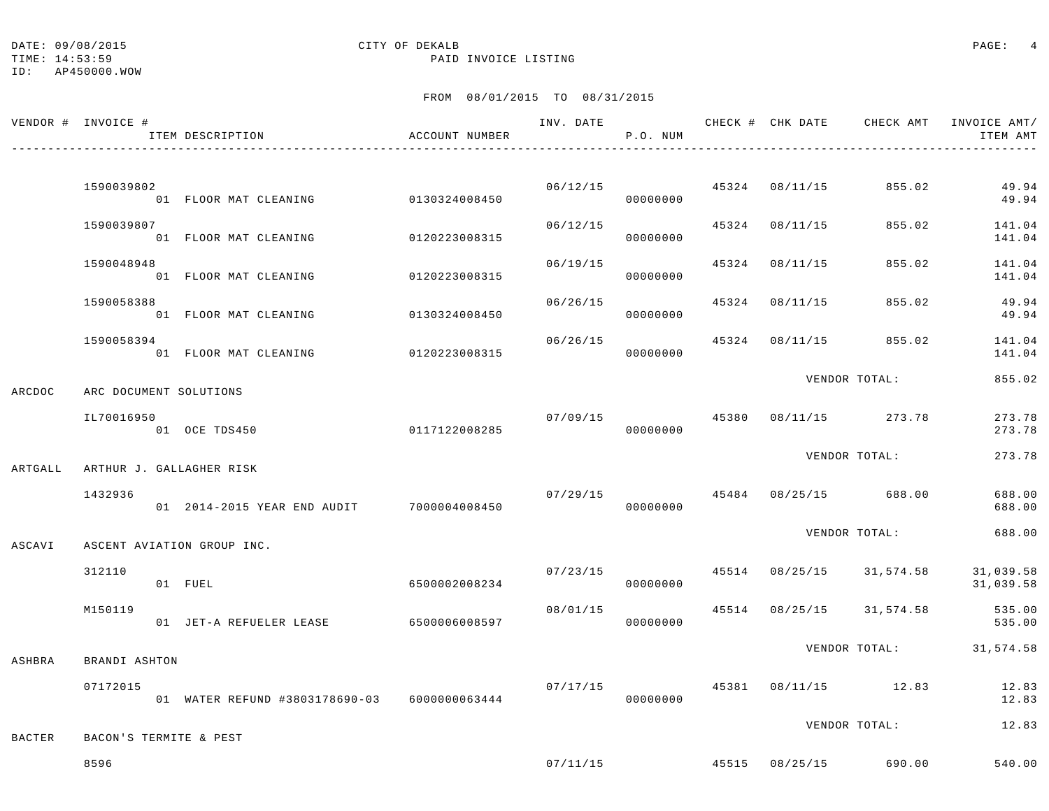CITY OF DEKALB
PAID INVOICE LISTING

DATE: 09/08/2015
TIME: 14:53:59
ID: AP450000.WOW

FROM 08/01/2015 TO 08/31/2015

| VENDOR # | INVOICE # / ITEM DESCRIPTION | ACCOUNT NUMBER | INV. DATE | P.O. NUM | CHECK # | CHK DATE | CHECK AMT | INVOICE AMT/ ITEM AMT |
|---|---|---|---|---|---|---|---|---|
| | 1590039802 | | 06/12/15 | | 45324 | 08/11/15 | 855.02 | 49.94 |
| | 01 FLOOR MAT CLEANING | 0130324008450 | | 00000000 | | | | 49.94 |
| | 1590039807 | | 06/12/15 | | 45324 | 08/11/15 | 855.02 | 141.04 |
| | 01 FLOOR MAT CLEANING | 0120223008315 | | 00000000 | | | | 141.04 |
| | 1590048948 | | 06/19/15 | | 45324 | 08/11/15 | 855.02 | 141.04 |
| | 01 FLOOR MAT CLEANING | 0120223008315 | | 00000000 | | | | 141.04 |
| | 1590058388 | | 06/26/15 | | 45324 | 08/11/15 | 855.02 | 49.94 |
| | 01 FLOOR MAT CLEANING | 0130324008450 | | 00000000 | | | | 49.94 |
| | 1590058394 | | 06/26/15 | | 45324 | 08/11/15 | 855.02 | 141.04 |
| | 01 FLOOR MAT CLEANING | 0120223008315 | | 00000000 | | | | 141.04 |
| | | | | | | VENDOR TOTAL: | | 855.02 |
| ARCDOC | ARC DOCUMENT SOLUTIONS | | | | | | | |
| | IL70016950 | | 07/09/15 | | 45380 | 08/11/15 | 273.78 | 273.78 |
| | 01 OCE TDS450 | 0117122008285 | | 00000000 | | | | 273.78 |
| | | | | | | VENDOR TOTAL: | | 273.78 |
| ARTGALL | ARTHUR J. GALLAGHER RISK | | | | | | | |
| | 1432936 | | 07/29/15 | | 45484 | 08/25/15 | 688.00 | 688.00 |
| | 01 2014-2015 YEAR END AUDIT | 7000004008450 | | 00000000 | | | | 688.00 |
| | | | | | | VENDOR TOTAL: | | 688.00 |
| ASCAVI | ASCENT AVIATION GROUP INC. | | | | | | | |
| | 312110 | | 07/23/15 | | 45514 | 08/25/15 | 31,574.58 | 31,039.58 |
| | 01 FUEL | 6500002008234 | | 00000000 | | | | 31,039.58 |
| | M150119 | | 08/01/15 | | 45514 | 08/25/15 | 31,574.58 | 535.00 |
| | 01 JET-A REFUELER LEASE | 6500006008597 | | 00000000 | | | | 535.00 |
| | | | | | | VENDOR TOTAL: | | 31,574.58 |
| ASHBRA | BRANDI ASHTON | | | | | | | |
| | 07172015 | | 07/17/15 | | 45381 | 08/11/15 | 12.83 | 12.83 |
| | 01 WATER REFUND #3803178690-03 | 6000000063444 | | 00000000 | | | | 12.83 |
| | | | | | | VENDOR TOTAL: | | 12.83 |
| BACTER | BACON'S TERMITE & PEST | | | | | | | |
| | 8596 | | 07/11/15 | | 45515 | 08/25/15 | 690.00 | 540.00 |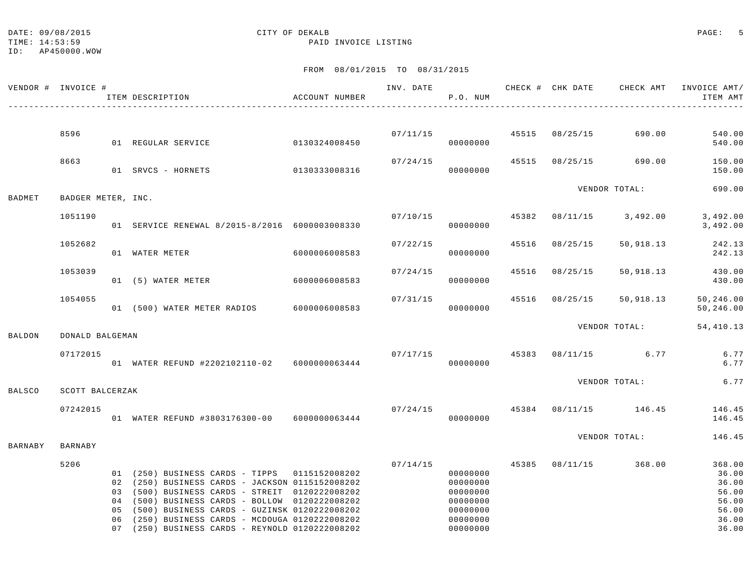DATE: 09/08/2015
TIME: 14:53:59
ID: AP450000.WOW

CITY OF DEKALB
PAID INVOICE LISTING

FROM 08/01/2015 TO 08/31/2015

| VENDOR # | INVOICE # | ITEM DESCRIPTION | ACCOUNT NUMBER | INV. DATE | P.O. NUM | CHECK # | CHK DATE | CHECK AMT | INVOICE AMT/ ITEM AMT |
|---|---|---|---|---|---|---|---|---|---|
| | 8596 | | | 07/11/15 | | 45515 | 08/25/15 | 690.00 | 540.00 |
| | | 01 REGULAR SERVICE | 0130324008450 | | 00000000 | | | | 540.00 |
| | 8663 | | | 07/24/15 | | 45515 | 08/25/15 | 690.00 | 150.00 |
| | | 01 SRVCS - HORNETS | 0130333008316 | | 00000000 | | | | 150.00 |
| | | | | | | | VENDOR TOTAL: | | 690.00 |
| BADMET | BADGER METER, INC. | | | | | | | | |
| | 1051190 | | | 07/10/15 | | 45382 | 08/11/15 | 3,492.00 | 3,492.00 |
| | | 01 SERVICE RENEWAL 8/2015-8/2016 | 6000003008330 | | 00000000 | | | | 3,492.00 |
| | 1052682 | | | 07/22/15 | | 45516 | 08/25/15 | 50,918.13 | 242.13 |
| | | 01 WATER METER | 6000006008583 | | 00000000 | | | | 242.13 |
| | 1053039 | | | 07/24/15 | | 45516 | 08/25/15 | 50,918.13 | 430.00 |
| | | 01 (5) WATER METER | 6000006008583 | | 00000000 | | | | 430.00 |
| | 1054055 | | | 07/31/15 | | 45516 | 08/25/15 | 50,918.13 | 50,246.00 |
| | | 01 (500) WATER METER RADIOS | 6000006008583 | | 00000000 | | | | 50,246.00 |
| | | | | | | | VENDOR TOTAL: | | 54,410.13 |
| BALDON | DONALD BALGEMAN | | | | | | | | |
| | 07172015 | | | 07/17/15 | | 45383 | 08/11/15 | 6.77 | 6.77 |
| | | 01 WATER REFUND #2202102110-02 | 6000000063444 | | 00000000 | | | | 6.77 |
| | | | | | | | VENDOR TOTAL: | | 6.77 |
| BALSCO | SCOTT BALCERZAK | | | | | | | | |
| | 07242015 | | | 07/24/15 | | 45384 | 08/11/15 | 146.45 | 146.45 |
| | | 01 WATER REFUND #3803176300-00 | 6000000063444 | | 00000000 | | | | 146.45 |
| | | | | | | | VENDOR TOTAL: | | 146.45 |
| BARNABY | BARNABY | | | | | | | | |
| | 5206 | | | 07/14/15 | | 45385 | 08/11/15 | 368.00 | 368.00 |
| | | 01 (250) BUSINESS CARDS - TIPPS | 0115152008202 | | 00000000 | | | | 36.00 |
| | | 02 (250) BUSINESS CARDS - JACKSON | 0115152008202 | | 00000000 | | | | 36.00 |
| | | 03 (500) BUSINESS CARDS - STREIT | 0120222008202 | | 00000000 | | | | 56.00 |
| | | 04 (500) BUSINESS CARDS - BOLLOW | 0120222008202 | | 00000000 | | | | 56.00 |
| | | 05 (500) BUSINESS CARDS - GUZINSK | 0120222008202 | | 00000000 | | | | 56.00 |
| | | 06 (250) BUSINESS CARDS - MCDOUGA | 0120222008202 | | 00000000 | | | | 36.00 |
| | | 07 (250) BUSINESS CARDS - REYNOLD | 0120222008202 | | 00000000 | | | | 36.00 |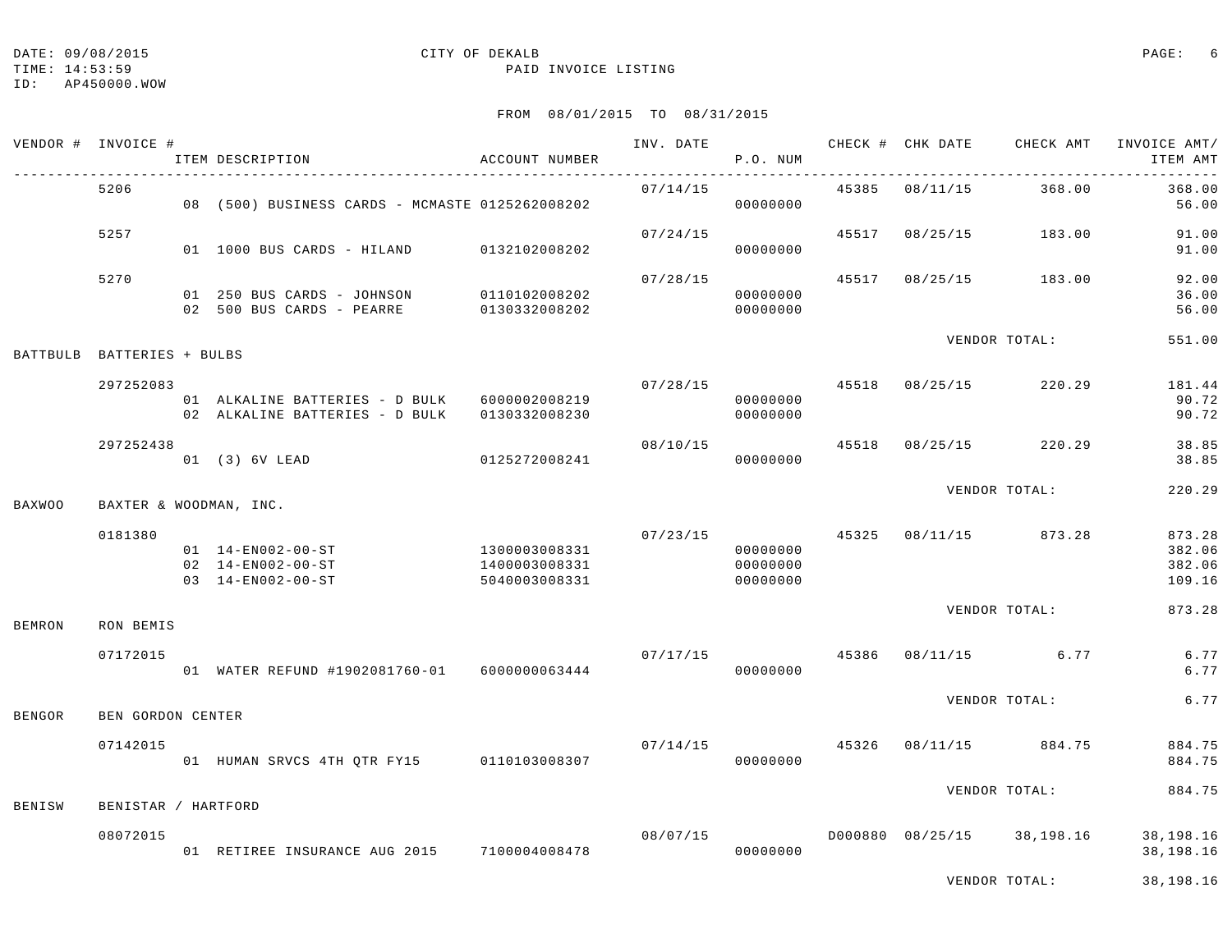DATE: 09/08/2015 CITY OF DEKALB
TIME: 14:53:59 PAID INVOICE LISTING
ID: AP450000.WOW

FROM 08/01/2015 TO 08/31/2015

| VENDOR # | INVOICE # | ITEM DESCRIPTION | ACCOUNT NUMBER | INV. DATE | P.O. NUM | CHECK # | CHK DATE | CHECK AMT | INVOICE AMT/ ITEM AMT |
|---|---|---|---|---|---|---|---|---|---|
| | 5206 | | | 07/14/15 | | 45385 | 08/11/15 | 368.00 | 368.00 |
| | | 08 (500) BUSINESS CARDS - MCMASTE | 0125262008202 | | 00000000 | | | | 56.00 |
| | 5257 | | | 07/24/15 | | 45517 | 08/25/15 | 183.00 | 91.00 |
| | | 01 1000 BUS CARDS - HILAND | 0132102008202 | | 00000000 | | | | 91.00 |
| | 5270 | | | 07/28/15 | | 45517 | 08/25/15 | 183.00 | 92.00 |
| | | 01 250 BUS CARDS - JOHNSON | 0110102008202 | | 00000000 | | | | 36.00 |
| | | 02 500 BUS CARDS - PEARRE | 0130332008202 | | 00000000 | | | | 56.00 |
| | | | | | | | VENDOR TOTAL: | | 551.00 |
| BATTBULB | BATTERIES + BULBS | | | | | | | | |
| | 297252083 | | | 07/28/15 | | 45518 | 08/25/15 | 220.29 | 181.44 |
| | | 01 ALKALINE BATTERIES - D BULK | 6000002008219 | | 00000000 | | | | 90.72 |
| | | 02 ALKALINE BATTERIES - D BULK | 0130332008230 | | 00000000 | | | | 90.72 |
| | 297252438 | | | 08/10/15 | | 45518 | 08/25/15 | 220.29 | 38.85 |
| | | 01 (3) 6V LEAD | 0125272008241 | | 00000000 | | | | 38.85 |
| | | | | | | | VENDOR TOTAL: | | 220.29 |
| BAXWOO | BAXTER & WOODMAN, INC. | | | | | | | | |
| | 0181380 | | | 07/23/15 | | 45325 | 08/11/15 | 873.28 | 873.28 |
| | | 01 14-EN002-00-ST | 1300003008331 | | 00000000 | | | | 382.06 |
| | | 02 14-EN002-00-ST | 1400003008331 | | 00000000 | | | | 382.06 |
| | | 03 14-EN002-00-ST | 5040003008331 | | 00000000 | | | | 109.16 |
| | | | | | | | VENDOR TOTAL: | | 873.28 |
| BEMRON | RON BEMIS | | | | | | | | |
| | 07172015 | | | 07/17/15 | | 45386 | 08/11/15 | 6.77 | 6.77 |
| | | 01 WATER REFUND #1902081760-01 | 6000000063444 | | 00000000 | | | | 6.77 |
| | | | | | | | VENDOR TOTAL: | | 6.77 |
| BENGOR | BEN GORDON CENTER | | | | | | | | |
| | 07142015 | | | 07/14/15 | | 45326 | 08/11/15 | 884.75 | 884.75 |
| | | 01 HUMAN SRVCS 4TH QTR FY15 | 0110103008307 | | 00000000 | | | | 884.75 |
| | | | | | | | VENDOR TOTAL: | | 884.75 |
| BENISW | BENISTAR / HARTFORD | | | | | | | | |
| | 08072015 | | | 08/07/15 | | D000880 | 08/25/15 | 38,198.16 | 38,198.16 |
| | | 01 RETIREE INSURANCE AUG 2015 | 7100004008478 | | 00000000 | | | | 38,198.16 |
| | | | | | | | VENDOR TOTAL: | | 38,198.16 |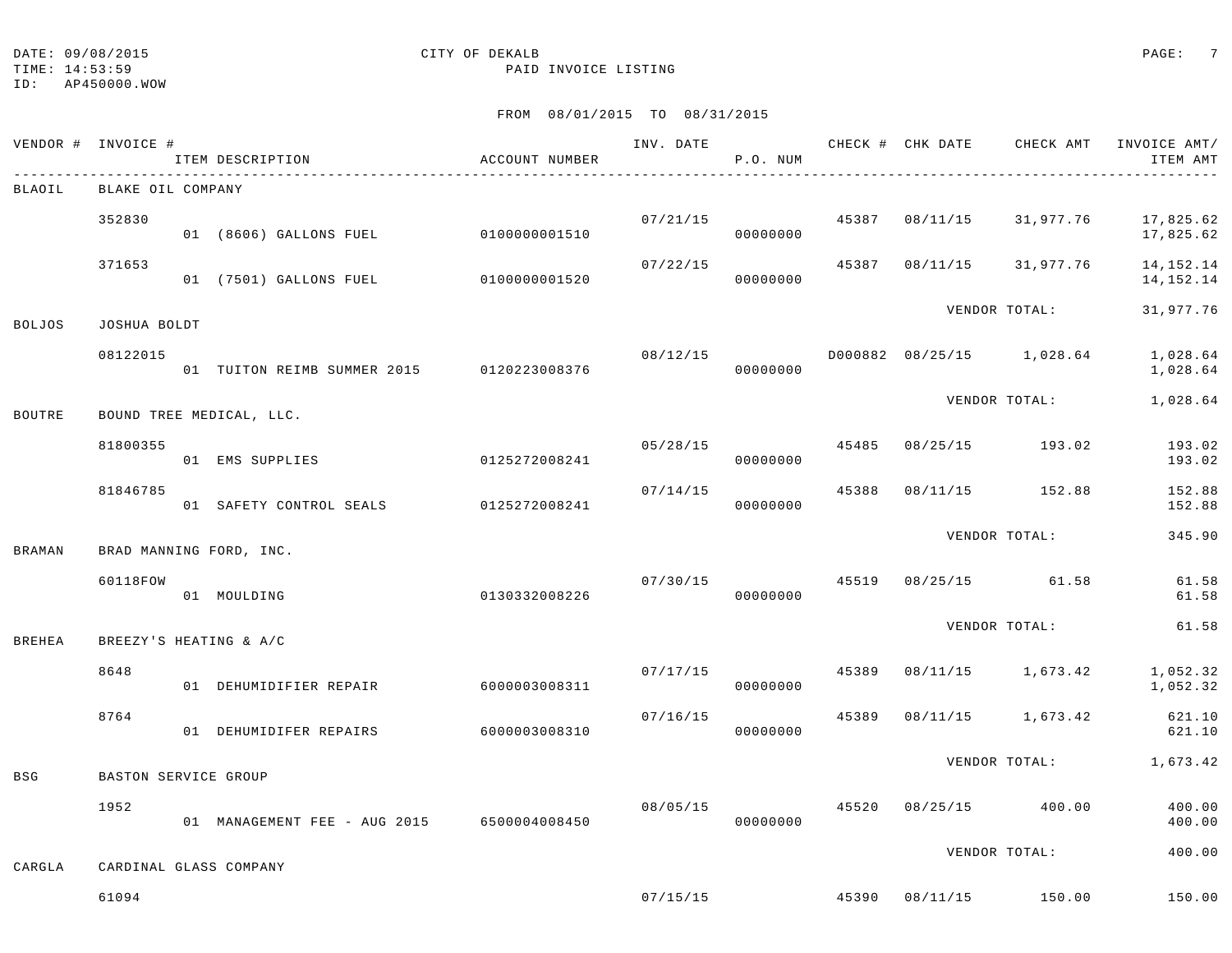DATE: 09/08/2015
TIME: 14:53:59
ID: AP450000.WOW

CITY OF DEKALB
PAID INVOICE LISTING

FROM 08/01/2015 TO 08/31/2015

| VENDOR # | INVOICE # / ITEM DESCRIPTION | ACCOUNT NUMBER | INV. DATE | P.O. NUM | CHECK # | CHK DATE | CHECK AMT | INVOICE AMT/ ITEM AMT |
|---|---|---|---|---|---|---|---|---|
| BLAOIL | BLAKE OIL COMPANY | | | | | | | |
| | 352830 | | 07/21/15 | | 45387 | 08/11/15 | 31,977.76 | 17,825.62 |
| | 01 (8606) GALLONS FUEL | 0100000001510 | | 00000000 | | | | 17,825.62 |
| | 371653 | | 07/22/15 | | 45387 | 08/11/15 | 31,977.76 | 14,152.14 |
| | 01 (7501) GALLONS FUEL | 0100000001520 | | 00000000 | | | | 14,152.14 |
| | | | | | | VENDOR TOTAL: | | 31,977.76 |
| BOLJOS | JOSHUA BOLDT | | | | | | | |
| | 08122015 | | 08/12/15 | | D000882 | 08/25/15 | 1,028.64 | 1,028.64 |
| | 01 TUITON REIMB SUMMER 2015 | 0120223008376 | | 00000000 | | | | 1,028.64 |
| | | | | | | VENDOR TOTAL: | | 1,028.64 |
| BOUTRE | BOUND TREE MEDICAL, LLC. | | | | | | | |
| | 81800355 | | 05/28/15 | | 45485 | 08/25/15 | 193.02 | 193.02 |
| | 01 EMS SUPPLIES | 0125272008241 | | 00000000 | | | | 193.02 |
| | 81846785 | | 07/14/15 | | 45388 | 08/11/15 | 152.88 | 152.88 |
| | 01 SAFETY CONTROL SEALS | 0125272008241 | | 00000000 | | | | 152.88 |
| | | | | | | VENDOR TOTAL: | | 345.90 |
| BRAMAN | BRAD MANNING FORD, INC. | | | | | | | |
| | 60118FOW | | 07/30/15 | | 45519 | 08/25/15 | 61.58 | 61.58 |
| | 01 MOULDING | 0130332008226 | | 00000000 | | | | 61.58 |
| | | | | | | VENDOR TOTAL: | | 61.58 |
| BREHEA | BREEZY'S HEATING & A/C | | | | | | | |
| | 8648 | | 07/17/15 | | 45389 | 08/11/15 | 1,673.42 | 1,052.32 |
| | 01 DEHUMIDIFIER REPAIR | 6000003008311 | | 00000000 | | | | 1,052.32 |
| | 8764 | | 07/16/15 | | 45389 | 08/11/15 | 1,673.42 | 621.10 |
| | 01 DEHUMIDIFER REPAIRS | 6000003008310 | | 00000000 | | | | 621.10 |
| | | | | | | VENDOR TOTAL: | | 1,673.42 |
| BSG | BASTON SERVICE GROUP | | | | | | | |
| | 1952 | | 08/05/15 | | 45520 | 08/25/15 | 400.00 | 400.00 |
| | 01 MANAGEMENT FEE - AUG 2015 | 6500004008450 | | 00000000 | | | | 400.00 |
| | | | | | | VENDOR TOTAL: | | 400.00 |
| CARGLA | CARDINAL GLASS COMPANY | | | | | | | |
| | 61094 | | 07/15/15 | | 45390 | 08/11/15 | 150.00 | 150.00 |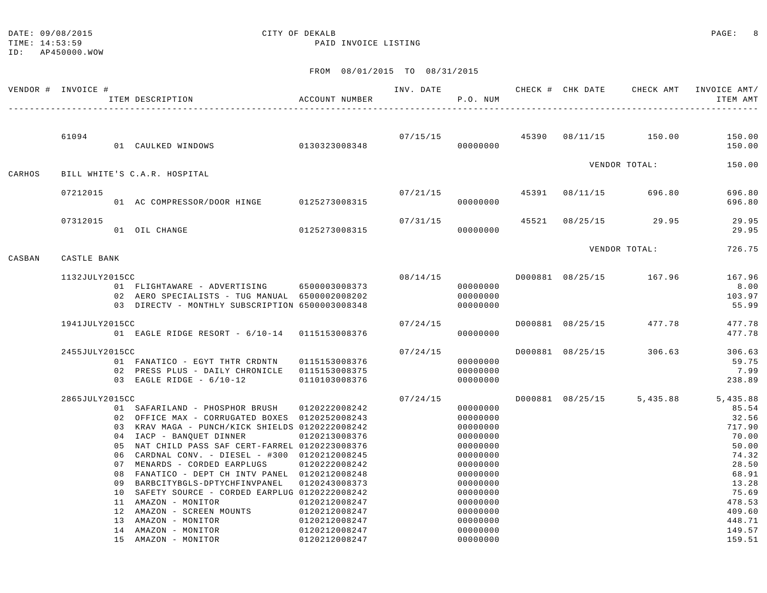DATE: 09/08/2015 CITY OF DEKALB
TIME: 14:53:59 PAID INVOICE LISTING
ID: AP450000.WOW

FROM 08/01/2015 TO 08/31/2015

| VENDOR # | INVOICE # / ITEM DESCRIPTION | ACCOUNT NUMBER | INV. DATE | P.O. NUM | CHECK # | CHK DATE | CHECK AMT | INVOICE AMT/ ITEM AMT |
|---|---|---|---|---|---|---|---|---|
| | 61094 | | 07/15/15 | | 45390 | 08/11/15 | 150.00 | 150.00 |
| | 01 CAULKED WINDOWS | 0130323008348 | | 00000000 | | | | 150.00 |
| | | | | | | VENDOR TOTAL: | | 150.00 |
| CARHOS | BILL WHITE'S C.A.R. HOSPITAL | | | | | | | |
| | 07212015 | | 07/21/15 | | 45391 | 08/11/15 | 696.80 | 696.80 |
| | 01 AC COMPRESSOR/DOOR HINGE | 0125273008315 | | 00000000 | | | | 696.80 |
| | 07312015 | | 07/31/15 | | 45521 | 08/25/15 | 29.95 | 29.95 |
| | 01 OIL CHANGE | 0125273008315 | | 00000000 | | | | 29.95 |
| | | | | | | VENDOR TOTAL: | | 726.75 |
| CASBAN | CASTLE BANK | | | | | | | |
| | 1132JULY2015CC | | 08/14/15 | | D000881 | 08/25/15 | 167.96 | 167.96 |
| | 01 FLIGHTAWARE - ADVERTISING | 6500003008373 | | 00000000 | | | | 8.00 |
| | 02 AERO SPECIALISTS - TUG MANUAL | 6500002008202 | | 00000000 | | | | 103.97 |
| | 03 DIRECTV - MONTHLY SUBSCRIPTION | 6500003008348 | | 00000000 | | | | 55.99 |
| | 1941JULY2015CC | | 07/24/15 | | D000881 | 08/25/15 | 477.78 | 477.78 |
| | 01 EAGLE RIDGE RESORT - 6/10-14 | 0115153008376 | | 00000000 | | | | 477.78 |
| | 2455JULY2015CC | | 07/24/15 | | D000881 | 08/25/15 | 306.63 | 306.63 |
| | 01 FANATICO - EGYT THTR CRDNTN | 0115153008376 | | 00000000 | | | | 59.75 |
| | 02 PRESS PLUS - DAILY CHRONICLE | 0115153008375 | | 00000000 | | | | 7.99 |
| | 03 EAGLE RIDGE - 6/10-12 | 0110103008376 | | 00000000 | | | | 238.89 |
| | 2865JULY2015CC | | 07/24/15 | | D000881 | 08/25/15 | 5,435.88 | 5,435.88 |
| | 01 SAFARILAND - PHOSPHOR BRUSH | 0120222008242 | | 00000000 | | | | 85.54 |
| | 02 OFFICE MAX - CORRUGATED BOXES | 0120252008243 | | 00000000 | | | | 32.56 |
| | 03 KRAV MAGA - PUNCH/KICK SHIELDS | 0120222008242 | | 00000000 | | | | 717.90 |
| | 04 IACP - BANQUET DINNER | 0120213008376 | | 00000000 | | | | 70.00 |
| | 05 NAT CHILD PASS SAF CERT-FARREL | 0120223008376 | | 00000000 | | | | 50.00 |
| | 06 CARDNAL CONV. - DIESEL - #300 | 0120212008245 | | 00000000 | | | | 74.32 |
| | 07 MENARDS - CORDED EARPLUGS | 0120222008242 | | 00000000 | | | | 28.50 |
| | 08 FANATICO - DEPT CH INTV PANEL | 0120212008248 | | 00000000 | | | | 68.91 |
| | 09 BARBCITYBGLS-DPTYCHFINVPANEL | 0120243008373 | | 00000000 | | | | 13.28 |
| | 10 SAFETY SOURCE - CORDED EARPLUG | 0120222008242 | | 00000000 | | | | 75.69 |
| | 11 AMAZON - MONITOR | 0120212008247 | | 00000000 | | | | 478.53 |
| | 12 AMAZON - SCREEN MOUNTS | 0120212008247 | | 00000000 | | | | 409.60 |
| | 13 AMAZON - MONITOR | 0120212008247 | | 00000000 | | | | 448.71 |
| | 14 AMAZON - MONITOR | 0120212008247 | | 00000000 | | | | 149.57 |
| | 15 AMAZON - MONITOR | 0120212008247 | | 00000000 | | | | 159.51 |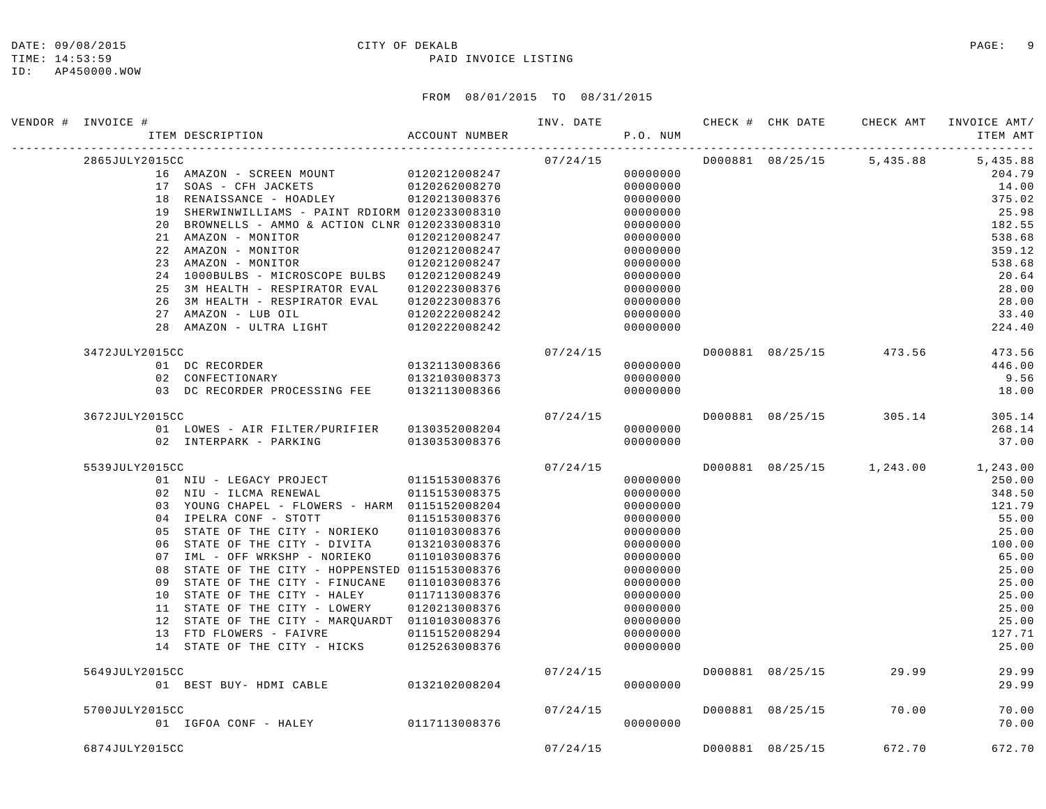DATE: 09/08/2015
TIME: 14:53:59
ID: AP450000.WOW

CITY OF DEKALB
PAID INVOICE LISTING

FROM 08/01/2015 TO 08/31/2015

| VENDOR # | INVOICE # / ITEM DESCRIPTION | ACCOUNT NUMBER | INV. DATE | P.O. NUM | CHECK # | CHK DATE | CHECK AMT | INVOICE AMT/ ITEM AMT |
|---|---|---|---|---|---|---|---|---|
| | 2865JULY2015CC | | 07/24/15 | | D000881 | 08/25/15 | 5,435.88 | 5,435.88 |
| | 16 AMAZON - SCREEN MOUNT | 0120212008247 | | 00000000 | | | | 204.79 |
| | 17 SOAS - CFH JACKETS | 0120262008270 | | 00000000 | | | | 14.00 |
| | 18 RENAISSANCE - HOADLEY | 0120213008376 | | 00000000 | | | | 375.02 |
| | 19 SHERWINWILLIAMS - PAINT RDIORM | 0120233008310 | | 00000000 | | | | 25.98 |
| | 20 BROWNELLS - AMMO & ACTION CLNR | 0120233008310 | | 00000000 | | | | 182.55 |
| | 21 AMAZON - MONITOR | 0120212008247 | | 00000000 | | | | 538.68 |
| | 22 AMAZON - MONITOR | 0120212008247 | | 00000000 | | | | 359.12 |
| | 23 AMAZON - MONITOR | 0120212008247 | | 00000000 | | | | 538.68 |
| | 24 1000BULBS - MICROSCOPE BULBS | 0120212008249 | | 00000000 | | | | 20.64 |
| | 25 3M HEALTH - RESPIRATOR EVAL | 0120223008376 | | 00000000 | | | | 28.00 |
| | 26 3M HEALTH - RESPIRATOR EVAL | 0120223008376 | | 00000000 | | | | 28.00 |
| | 27 AMAZON - LUB OIL | 0120222008242 | | 00000000 | | | | 33.40 |
| | 28 AMAZON - ULTRA LIGHT | 0120222008242 | | 00000000 | | | | 224.40 |
| | 3472JULY2015CC | | 07/24/15 | | D000881 | 08/25/15 | 473.56 | 473.56 |
| | 01 DC RECORDER | 0132113008366 | | 00000000 | | | | 446.00 |
| | 02 CONFECTIONARY | 0132103008373 | | 00000000 | | | | 9.56 |
| | 03 DC RECORDER PROCESSING FEE | 0132113008366 | | 00000000 | | | | 18.00 |
| | 3672JULY2015CC | | 07/24/15 | | D000881 | 08/25/15 | 305.14 | 305.14 |
| | 01 LOWES - AIR FILTER/PURIFIER | 0130352008204 | | 00000000 | | | | 268.14 |
| | 02 INTERPARK - PARKING | 0130353008376 | | 00000000 | | | | 37.00 |
| | 5539JULY2015CC | | 07/24/15 | | D000881 | 08/25/15 | 1,243.00 | 1,243.00 |
| | 01 NIU - LEGACY PROJECT | 0115153008376 | | 00000000 | | | | 250.00 |
| | 02 NIU - ILCMA RENEWAL | 0115153008375 | | 00000000 | | | | 348.50 |
| | 03 YOUNG CHAPEL - FLOWERS - HARM | 0115152008204 | | 00000000 | | | | 121.79 |
| | 04 IPELRA CONF - STOTT | 0115153008376 | | 00000000 | | | | 55.00 |
| | 05 STATE OF THE CITY - NORIEKO | 0110103008376 | | 00000000 | | | | 25.00 |
| | 06 STATE OF THE CITY - DIVITA | 0132103008376 | | 00000000 | | | | 100.00 |
| | 07 IML - OFF WRKSHP - NORIEKO | 0110103008376 | | 00000000 | | | | 65.00 |
| | 08 STATE OF THE CITY - HOPPENSTED | 0115153008376 | | 00000000 | | | | 25.00 |
| | 09 STATE OF THE CITY - FINUCANE | 0110103008376 | | 00000000 | | | | 25.00 |
| | 10 STATE OF THE CITY - HALEY | 0117113008376 | | 00000000 | | | | 25.00 |
| | 11 STATE OF THE CITY - LOWERY | 0120213008376 | | 00000000 | | | | 25.00 |
| | 12 STATE OF THE CITY - MARQUARDT | 0110103008376 | | 00000000 | | | | 25.00 |
| | 13 FTD FLOWERS - FAIVRE | 0115152008294 | | 00000000 | | | | 127.71 |
| | 14 STATE OF THE CITY - HICKS | 0125263008376 | | 00000000 | | | | 25.00 |
| | 5649JULY2015CC | | 07/24/15 | | D000881 | 08/25/15 | 29.99 | 29.99 |
| | 01 BEST BUY- HDMI CABLE | 0132102008204 | | 00000000 | | | | 29.99 |
| | 5700JULY2015CC | | 07/24/15 | | D000881 | 08/25/15 | 70.00 | 70.00 |
| | 01 IGFOA CONF - HALEY | 0117113008376 | | 00000000 | | | | 70.00 |
| | 6874JULY2015CC | | 07/24/15 | | D000881 | 08/25/15 | 672.70 | 672.70 |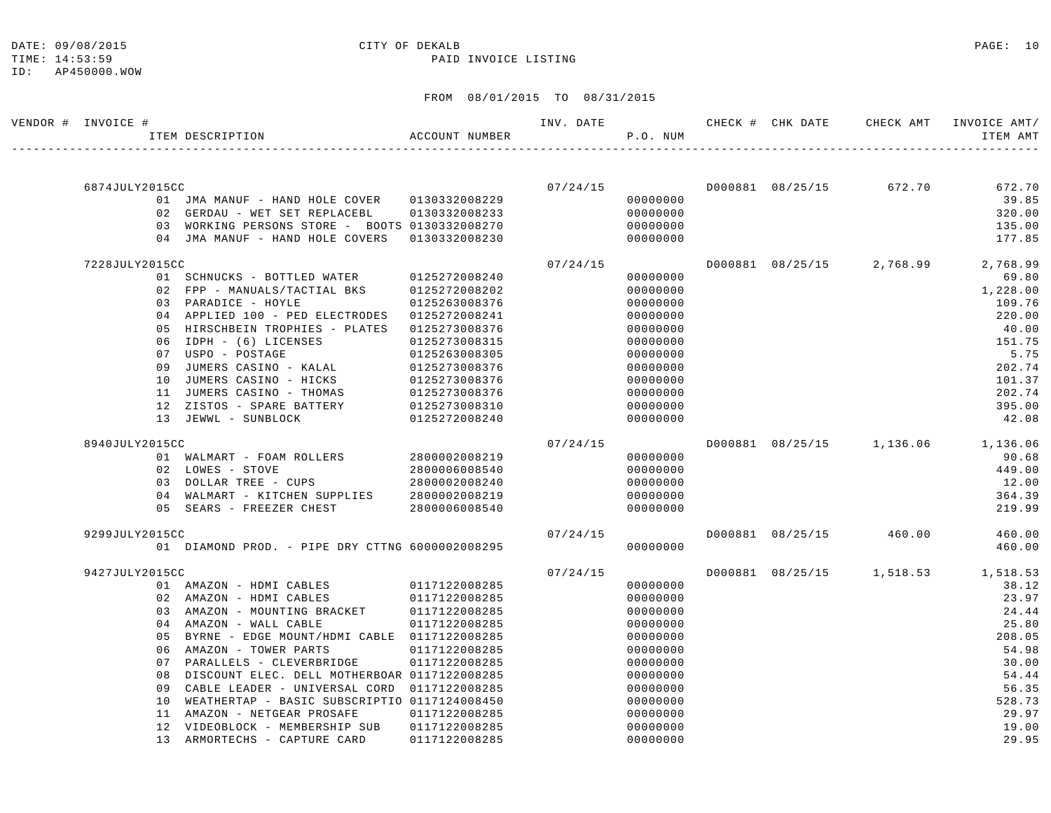DATE: 09/08/2015
TIME: 14:53:59
ID: AP450000.WOW

CITY OF DEKALB
PAID INVOICE LISTING

FROM 08/01/2015 TO 08/31/2015

| VENDOR # | INVOICE # / ITEM DESCRIPTION | ACCOUNT NUMBER | INV. DATE | P.O. NUM | CHECK # | CHK DATE | CHECK AMT | INVOICE AMT/ ITEM AMT |
|---|---|---|---|---|---|---|---|---|
| | 6874JULY2015CC | | 07/24/15 | | D000881 | 08/25/15 | 672.70 | 672.70 |
| | 01 JMA MANUF - HAND HOLE COVER | 0130332008229 | | 00000000 | | | | 39.85 |
| | 02 GERDAU - WET SET REPLACEBL | 0130332008233 | | 00000000 | | | | 320.00 |
| | 03 WORKING PERSONS STORE - BOOTS | 0130332008270 | | 00000000 | | | | 135.00 |
| | 04 JMA MANUF - HAND HOLE COVERS | 0130332008230 | | 00000000 | | | | 177.85 |
| | 7228JULY2015CC | | 07/24/15 | | D000881 | 08/25/15 | 2,768.99 | 2,768.99 |
| | 01 SCHNUCKS - BOTTLED WATER | 0125272008240 | | 00000000 | | | | 69.80 |
| | 02 FPP - MANUALS/TACTIAL BKS | 0125272008202 | | 00000000 | | | | 1,228.00 |
| | 03 PARADICE - HOYLE | 0125263008376 | | 00000000 | | | | 109.76 |
| | 04 APPLIED 100 - PED ELECTRODES | 0125272008241 | | 00000000 | | | | 220.00 |
| | 05 HIRSCHBEIN TROPHIES - PLATES | 0125273008376 | | 00000000 | | | | 40.00 |
| | 06 IDPH - (6) LICENSES | 0125273008315 | | 00000000 | | | | 151.75 |
| | 07 USPO - POSTAGE | 0125263008305 | | 00000000 | | | | 5.75 |
| | 09 JUMERS CASINO - KALAL | 0125273008376 | | 00000000 | | | | 202.74 |
| | 10 JUMERS CASINO - HICKS | 0125273008376 | | 00000000 | | | | 101.37 |
| | 11 JUMERS CASINO - THOMAS | 0125273008376 | | 00000000 | | | | 202.74 |
| | 12 ZISTOS - SPARE BATTERY | 0125273008310 | | 00000000 | | | | 395.00 |
| | 13 JEWWL - SUNBLOCK | 0125272008240 | | 00000000 | | | | 42.08 |
| | 8940JULY2015CC | | 07/24/15 | | D000881 | 08/25/15 | 1,136.06 | 1,136.06 |
| | 01 WALMART - FOAM ROLLERS | 2800002008219 | | 00000000 | | | | 90.68 |
| | 02 LOWES - STOVE | 2800006008540 | | 00000000 | | | | 449.00 |
| | 03 DOLLAR TREE - CUPS | 2800002008240 | | 00000000 | | | | 12.00 |
| | 04 WALMART - KITCHEN SUPPLIES | 2800002008219 | | 00000000 | | | | 364.39 |
| | 05 SEARS - FREEZER CHEST | 2800006008540 | | 00000000 | | | | 219.99 |
| | 9299JULY2015CC | | 07/24/15 | | D000881 | 08/25/15 | 460.00 | 460.00 |
| | 01 DIAMOND PROD. - PIPE DRY CTTNG | 6000002008295 | | 00000000 | | | | 460.00 |
| | 9427JULY2015CC | | 07/24/15 | | D000881 | 08/25/15 | 1,518.53 | 1,518.53 |
| | 01 AMAZON - HDMI CABLES | 0117122008285 | | 00000000 | | | | 38.12 |
| | 02 AMAZON - HDMI CABLES | 0117122008285 | | 00000000 | | | | 23.97 |
| | 03 AMAZON - MOUNTING BRACKET | 0117122008285 | | 00000000 | | | | 24.44 |
| | 04 AMAZON - WALL CABLE | 0117122008285 | | 00000000 | | | | 25.80 |
| | 05 BYRNE - EDGE MOUNT/HDMI CABLE | 0117122008285 | | 00000000 | | | | 208.05 |
| | 06 AMAZON - TOWER PARTS | 0117122008285 | | 00000000 | | | | 54.98 |
| | 07 PARALLELS - CLEVERBRIDGE | 0117122008285 | | 00000000 | | | | 30.00 |
| | 08 DISCOUNT ELEC. DELL MOTHERBOAR | 0117122008285 | | 00000000 | | | | 54.44 |
| | 09 CABLE LEADER - UNIVERSAL CORD | 0117122008285 | | 00000000 | | | | 56.35 |
| | 10 WEATHERTAP - BASIC SUBSCRIPTIO | 0117124008450 | | 00000000 | | | | 528.73 |
| | 11 AMAZON - NETGEAR PROSAFE | 0117122008285 | | 00000000 | | | | 29.97 |
| | 12 VIDEOBLOCK - MEMBERSHIP SUB | 0117122008285 | | 00000000 | | | | 19.00 |
| | 13 ARMORTECHS - CAPTURE CARD | 0117122008285 | | 00000000 | | | | 29.95 |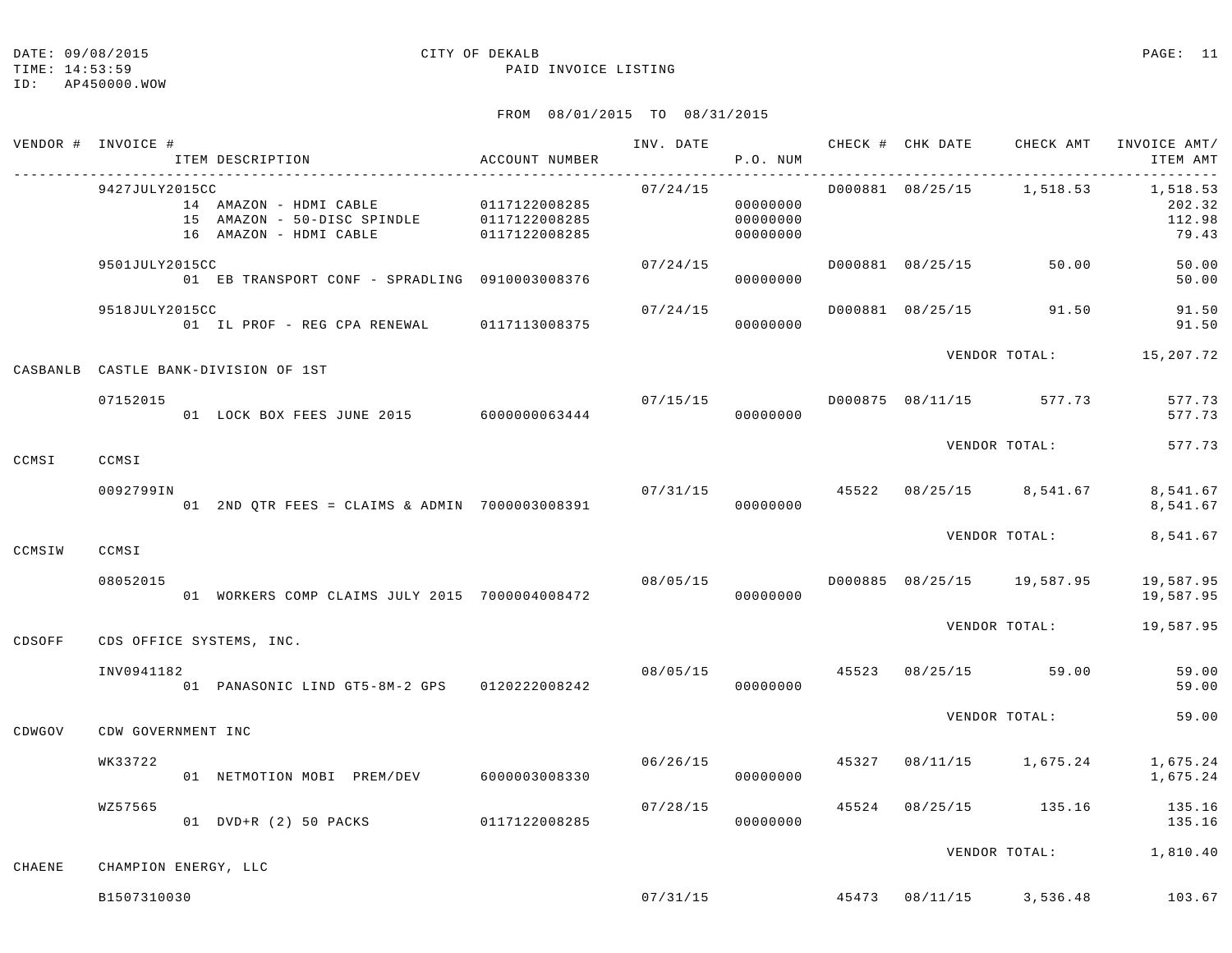DATE: 09/08/2015 CITY OF DEKALB
TIME: 14:53:59 PAID INVOICE LISTING
ID: AP450000.WOW

FROM 08/01/2015 TO 08/31/2015

| VENDOR # | INVOICE # / ITEM DESCRIPTION | ACCOUNT NUMBER | INV. DATE | P.O. NUM | CHECK # | CHK DATE | CHECK AMT | INVOICE AMT/ ITEM AMT |
|---|---|---|---|---|---|---|---|---|
| | 9427JULY2015CC | | 07/24/15 | | D000881 | 08/25/15 | 1,518.53 | 1,518.53 |
| | 14 AMAZON - HDMI CABLE | 0117122008285 | | 00000000 | | | | 202.32 |
| | 15 AMAZON - 50-DISC SPINDLE | 0117122008285 | | 00000000 | | | | 112.98 |
| | 16 AMAZON - HDMI CABLE | 0117122008285 | | 00000000 | | | | 79.43 |
| | 9501JULY2015CC | | 07/24/15 | | D000881 | 08/25/15 | 50.00 | 50.00 |
| | 01 EB TRANSPORT CONF - SPRADLING | 0910003008376 | | 00000000 | | | | 50.00 |
| | 9518JULY2015CC | | 07/24/15 | | D000881 | 08/25/15 | 91.50 | 91.50 |
| | 01 IL PROF - REG CPA RENEWAL | 0117113008375 | | 00000000 | | | | 91.50 |
| | | | | | | | VENDOR TOTAL: | 15,207.72 |
| CASBANLB | CASTLE BANK-DIVISION OF 1ST | | | | | | | |
| | 07152015 | | 07/15/15 | | D000875 | 08/11/15 | 577.73 | 577.73 |
| | 01 LOCK BOX FEES JUNE 2015 | 6000000063444 | | 00000000 | | | | 577.73 |
| | | | | | | | VENDOR TOTAL: | 577.73 |
| CCMSI | CCMSI | | | | | | | |
| | 0092799IN | | 07/31/15 | | 45522 | 08/25/15 | 8,541.67 | 8,541.67 |
| | 01 2ND QTR FEES = CLAIMS & ADMIN | 7000003008391 | | 00000000 | | | | 8,541.67 |
| | | | | | | | VENDOR TOTAL: | 8,541.67 |
| CCMSIW | CCMSI | | | | | | | |
| | 08052015 | | 08/05/15 | | D000885 | 08/25/15 | 19,587.95 | 19,587.95 |
| | 01 WORKERS COMP CLAIMS JULY 2015 | 7000004008472 | | 00000000 | | | | 19,587.95 |
| | | | | | | | VENDOR TOTAL: | 19,587.95 |
| CDSOFF | CDS OFFICE SYSTEMS, INC. | | | | | | | |
| | INV0941182 | | 08/05/15 | | 45523 | 08/25/15 | 59.00 | 59.00 |
| | 01 PANASONIC LIND GT5-8M-2 GPS | 0120222008242 | | 00000000 | | | | 59.00 |
| | | | | | | | VENDOR TOTAL: | 59.00 |
| CDWGOV | CDW GOVERNMENT INC | | | | | | | |
| | WK33722 | | 06/26/15 | | 45327 | 08/11/15 | 1,675.24 | 1,675.24 |
| | 01 NETMOTION MOBI PREM/DEV | 6000003008330 | | 00000000 | | | | 1,675.24 |
| | WZ57565 | | 07/28/15 | | 45524 | 08/25/15 | 135.16 | 135.16 |
| | 01 DVD+R (2) 50 PACKS | 0117122008285 | | 00000000 | | | | 135.16 |
| | | | | | | | VENDOR TOTAL: | 1,810.40 |
| CHAENE | CHAMPION ENERGY, LLC | | | | | | | |
| | B1507310030 | | 07/31/15 | | 45473 | 08/11/15 | 3,536.48 | 103.67 |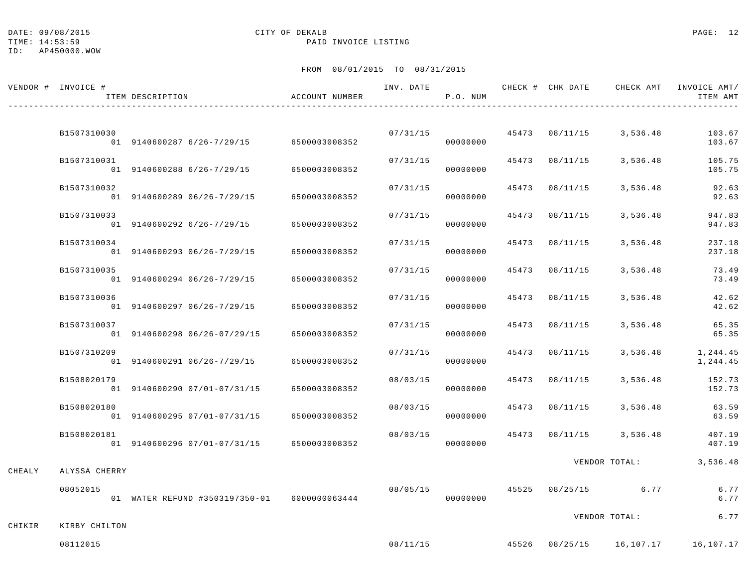DATE: 09/08/2015 CITY OF DEKALB
TIME: 14:53:59 PAID INVOICE LISTING
ID: AP450000.WOW

FROM 08/01/2015 TO 08/31/2015

| VENDOR # | INVOICE # / ITEM DESCRIPTION | ACCOUNT NUMBER | INV. DATE | P.O. NUM | CHECK # | CHK DATE | CHECK AMT | INVOICE AMT/ ITEM AMT |
|---|---|---|---|---|---|---|---|---|
| | B1507310030 | | 07/31/15 | | 45473 | 08/11/15 | 3,536.48 | 103.67 |
| | 01 9140600287 6/26-7/29/15 | 6500003008352 | | 00000000 | | | | 103.67 |
| | B1507310031 | | 07/31/15 | | 45473 | 08/11/15 | 3,536.48 | 105.75 |
| | 01 9140600288 6/26-7/29/15 | 6500003008352 | | 00000000 | | | | 105.75 |
| | B1507310032 | | 07/31/15 | | 45473 | 08/11/15 | 3,536.48 | 92.63 |
| | 01 9140600289 06/26-7/29/15 | 6500003008352 | | 00000000 | | | | 92.63 |
| | B1507310033 | | 07/31/15 | | 45473 | 08/11/15 | 3,536.48 | 947.83 |
| | 01 9140600292 6/26-7/29/15 | 6500003008352 | | 00000000 | | | | 947.83 |
| | B1507310034 | | 07/31/15 | | 45473 | 08/11/15 | 3,536.48 | 237.18 |
| | 01 9140600293 06/26-7/29/15 | 6500003008352 | | 00000000 | | | | 237.18 |
| | B1507310035 | | 07/31/15 | | 45473 | 08/11/15 | 3,536.48 | 73.49 |
| | 01 9140600294 06/26-7/29/15 | 6500003008352 | | 00000000 | | | | 73.49 |
| | B1507310036 | | 07/31/15 | | 45473 | 08/11/15 | 3,536.48 | 42.62 |
| | 01 9140600297 06/26-7/29/15 | 6500003008352 | | 00000000 | | | | 42.62 |
| | B1507310037 | | 07/31/15 | | 45473 | 08/11/15 | 3,536.48 | 65.35 |
| | 01 9140600298 06/26-07/29/15 | 6500003008352 | | 00000000 | | | | 65.35 |
| | B1507310209 | | 07/31/15 | | 45473 | 08/11/15 | 3,536.48 | 1,244.45 |
| | 01 9140600291 06/26-7/29/15 | 6500003008352 | | 00000000 | | | | 1,244.45 |
| | B1508020179 | | 08/03/15 | | 45473 | 08/11/15 | 3,536.48 | 152.73 |
| | 01 9140600290 07/01-07/31/15 | 6500003008352 | | 00000000 | | | | 152.73 |
| | B1508020180 | | 08/03/15 | | 45473 | 08/11/15 | 3,536.48 | 63.59 |
| | 01 9140600295 07/01-07/31/15 | 6500003008352 | | 00000000 | | | | 63.59 |
| | B1508020181 | | 08/03/15 | | 45473 | 08/11/15 | 3,536.48 | 407.19 |
| | 01 9140600296 07/01-07/31/15 | 6500003008352 | | 00000000 | | | | 407.19 |
| | | | | | | | VENDOR TOTAL: | 3,536.48 |
| CHEALY | ALYSSA CHERRY | | | | | | | |
| | 08052015 | | 08/05/15 | | 45525 | 08/25/15 | 6.77 | 6.77 |
| | 01 WATER REFUND #3503197350-01 | 6000000063444 | | 00000000 | | | | 6.77 |
| | | | | | | | VENDOR TOTAL: | 6.77 |
| CHIKIR | KIRBY CHILTON | | | | | | | |
| | 08112015 | | 08/11/15 | | 45526 | 08/25/15 | 16,107.17 | 16,107.17 |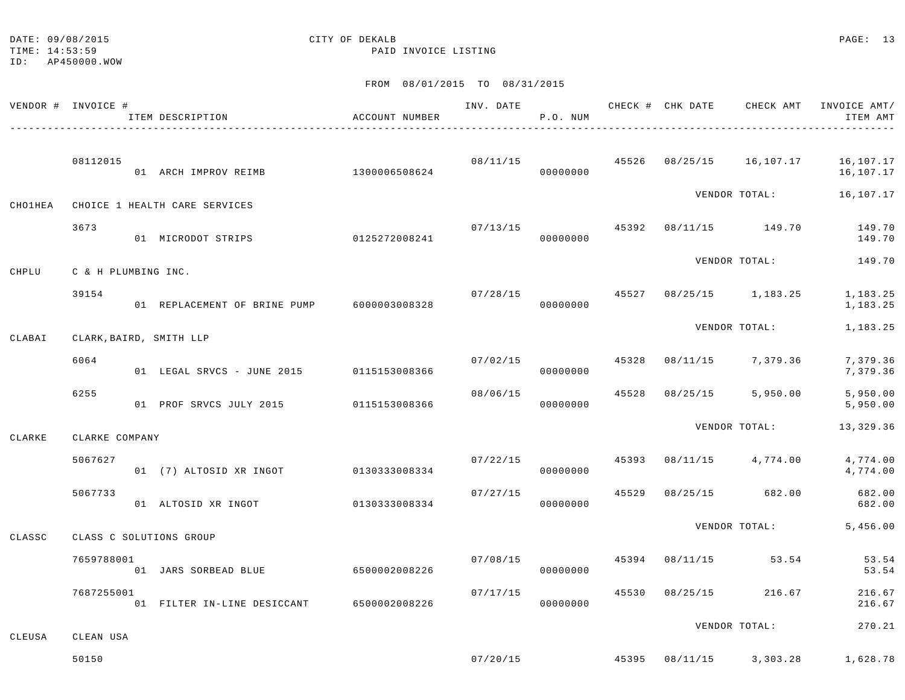DATE: 09/08/2015
TIME: 14:53:59
ID: AP450000.WOW

CITY OF DEKALB
PAID INVOICE LISTING

FROM 08/01/2015 TO 08/31/2015

| VENDOR # | INVOICE # / ITEM DESCRIPTION | ACCOUNT NUMBER | INV. DATE | P.O. NUM | CHECK # | CHK DATE | CHECK AMT | INVOICE AMT/ ITEM AMT |
|---|---|---|---|---|---|---|---|---|
| | 08112015 | | 08/11/15 | | 45526 | 08/25/15 | 16,107.17 | 16,107.17 |
| | 01 ARCH IMPROV REIMB | 1300006508624 | | 00000000 | | | | 16,107.17 |
| | | | | | | VENDOR TOTAL: | | 16,107.17 |
| CHO1HEA | CHOICE 1 HEALTH CARE SERVICES | | | | | | | |
| | 3673 | | 07/13/15 | | 45392 | 08/11/15 | 149.70 | 149.70 |
| | 01 MICRODOT STRIPS | 0125272008241 | | 00000000 | | | | 149.70 |
| | | | | | | VENDOR TOTAL: | | 149.70 |
| CHPLU | C & H PLUMBING INC. | | | | | | | |
| | 39154 | | 07/28/15 | | 45527 | 08/25/15 | 1,183.25 | 1,183.25 |
| | 01 REPLACEMENT OF BRINE PUMP | 6000003008328 | | 00000000 | | | | 1,183.25 |
| | | | | | | VENDOR TOTAL: | | 1,183.25 |
| CLABAI | CLARK,BAIRD, SMITH LLP | | | | | | | |
| | 6064 | | 07/02/15 | | 45328 | 08/11/15 | 7,379.36 | 7,379.36 |
| | 01 LEGAL SRVCS - JUNE 2015 | 0115153008366 | | 00000000 | | | | 7,379.36 |
| | 6255 | | 08/06/15 | | 45528 | 08/25/15 | 5,950.00 | 5,950.00 |
| | 01 PROF SRVCS JULY 2015 | 0115153008366 | | 00000000 | | | | 5,950.00 |
| | | | | | | VENDOR TOTAL: | | 13,329.36 |
| CLARKE | CLARKE COMPANY | | | | | | | |
| | 5067627 | | 07/22/15 | | 45393 | 08/11/15 | 4,774.00 | 4,774.00 |
| | 01 (7) ALTOSID XR INGOT | 0130333008334 | | 00000000 | | | | 4,774.00 |
| | 5067733 | | 07/27/15 | | 45529 | 08/25/15 | 682.00 | 682.00 |
| | 01 ALTOSID XR INGOT | 0130333008334 | | 00000000 | | | | 682.00 |
| | | | | | | VENDOR TOTAL: | | 5,456.00 |
| CLASSC | CLASS C SOLUTIONS GROUP | | | | | | | |
| | 7659788001 | | 07/08/15 | | 45394 | 08/11/15 | 53.54 | 53.54 |
| | 01 JARS SORBEAD BLUE | 6500002008226 | | 00000000 | | | | 53.54 |
| | 7687255001 | | 07/17/15 | | 45530 | 08/25/15 | 216.67 | 216.67 |
| | 01 FILTER IN-LINE DESICCANT | 6500002008226 | | 00000000 | | | | 216.67 |
| | | | | | | VENDOR TOTAL: | | 270.21 |
| CLEUSA | CLEAN USA | | | | | | | |
| | 50150 | | 07/20/15 | | 45395 | 08/11/15 | 3,303.28 | 1,628.78 |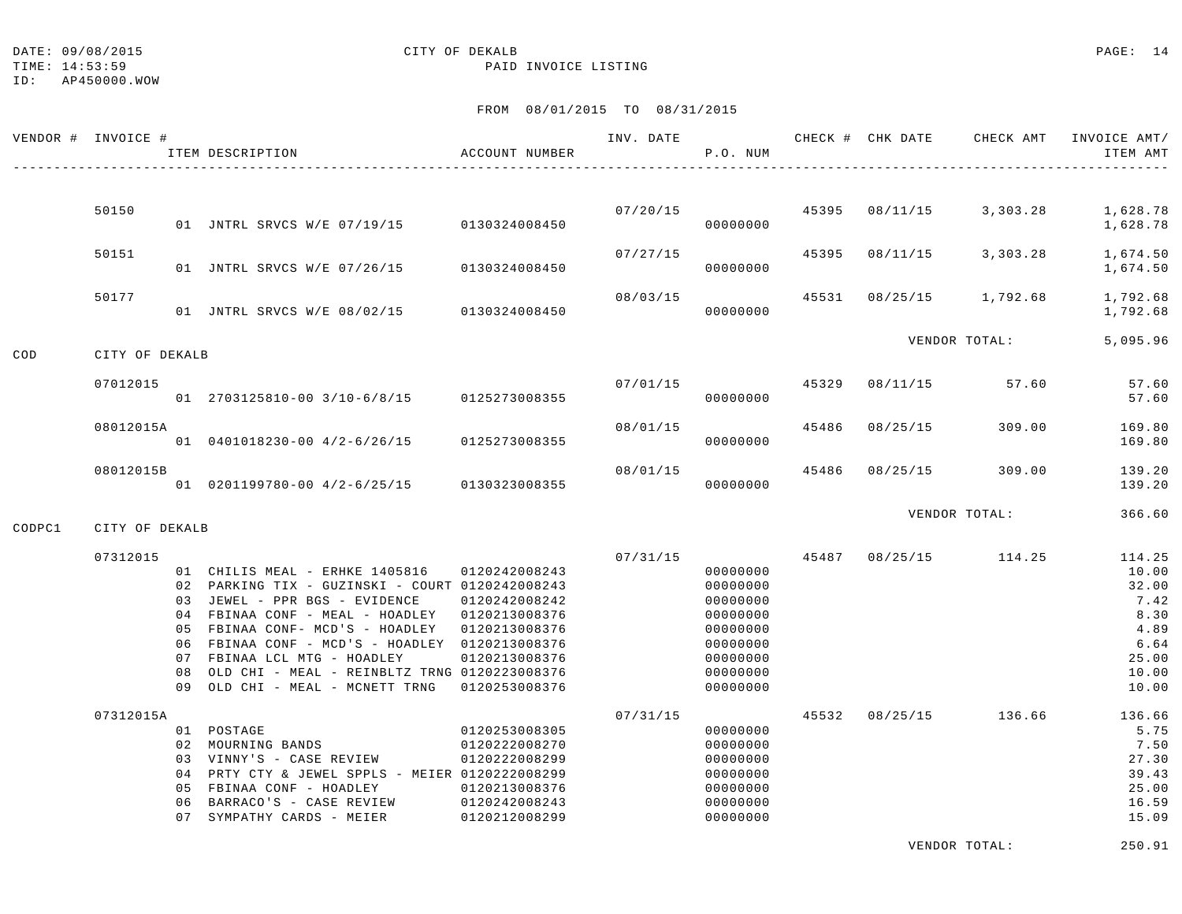DATE: 09/08/2015 CITY OF DEKALB
TIME: 14:53:59 PAID INVOICE LISTING
ID: AP450000.WOW

FROM 08/01/2015 TO 08/31/2015

| VENDOR # | INVOICE # | ITEM DESCRIPTION | ACCOUNT NUMBER | INV. DATE | P.O. NUM | CHECK # | CHK DATE | CHECK AMT | INVOICE AMT/ ITEM AMT |
|---|---|---|---|---|---|---|---|---|---|
| | 50150 | | | 07/20/15 | | 45395 | 08/11/15 | 3,303.28 | 1,628.78 |
| | | 01 JNTRL SRVCS W/E 07/19/15 | 0130324008450 | | 00000000 | | | | 1,628.78 |
| | 50151 | | | 07/27/15 | | 45395 | 08/11/15 | 3,303.28 | 1,674.50 |
| | | 01 JNTRL SRVCS W/E 07/26/15 | 0130324008450 | | 00000000 | | | | 1,674.50 |
| | 50177 | | | 08/03/15 | | 45531 | 08/25/15 | 1,792.68 | 1,792.68 |
| | | 01 JNTRL SRVCS W/E 08/02/15 | 0130324008450 | | 00000000 | | | | 1,792.68 |
| | | | | | | | VENDOR TOTAL: | | 5,095.96 |
| COD | CITY OF DEKALB | | | | | | | | |
| | 07012015 | | | 07/01/15 | | 45329 | 08/11/15 | 57.60 | 57.60 |
| | | 01 2703125810-00 3/10-6/8/15 | 0125273008355 | | 00000000 | | | | 57.60 |
| | 08012015A | | | 08/01/15 | | 45486 | 08/25/15 | 309.00 | 169.80 |
| | | 01 0401018230-00 4/2-6/26/15 | 0125273008355 | | 00000000 | | | | 169.80 |
| | 08012015B | | | 08/01/15 | | 45486 | 08/25/15 | 309.00 | 139.20 |
| | | 01 0201199780-00 4/2-6/25/15 | 0130323008355 | | 00000000 | | | | 139.20 |
| | | | | | | | VENDOR TOTAL: | | 366.60 |
| CODPC1 | CITY OF DEKALB | | | | | | | | |
| | 07312015 | | | 07/31/15 | | 45487 | 08/25/15 | 114.25 | 114.25 |
| | | 01 CHILIS MEAL - ERHKE 1405816 | 0120242008243 | | 00000000 | | | | 10.00 |
| | | 02 PARKING TIX - GUZINSKI - COURT | 0120242008243 | | 00000000 | | | | 32.00 |
| | | 03 JEWEL - PPR BGS - EVIDENCE | 0120242008242 | | 00000000 | | | | 7.42 |
| | | 04 FBINAA CONF - MEAL - HOADLEY | 0120213008376 | | 00000000 | | | | 8.30 |
| | | 05 FBINAA CONF- MCD'S - HOADLEY | 0120213008376 | | 00000000 | | | | 4.89 |
| | | 06 FBINAA CONF - MCD'S - HOADLEY | 0120213008376 | | 00000000 | | | | 6.64 |
| | | 07 FBINAA LCL MTG - HOADLEY | 0120213008376 | | 00000000 | | | | 25.00 |
| | | 08 OLD CHI - MEAL - REINBLTZ TRNG | 0120223008376 | | 00000000 | | | | 10.00 |
| | | 09 OLD CHI - MEAL - MCNETT TRNG | 0120253008376 | | 00000000 | | | | 10.00 |
| | 07312015A | | | 07/31/15 | | 45532 | 08/25/15 | 136.66 | 136.66 |
| | | 01 POSTAGE | 0120253008305 | | 00000000 | | | | 5.75 |
| | | 02 MOURNING BANDS | 0120222008270 | | 00000000 | | | | 7.50 |
| | | 03 VINNY'S - CASE REVIEW | 0120222008299 | | 00000000 | | | | 27.30 |
| | | 04 PRTY CTY & JEWEL SPPLS - MEIER | 0120222008299 | | 00000000 | | | | 39.43 |
| | | 05 FBINAA CONF - HOADLEY | 0120213008376 | | 00000000 | | | | 25.00 |
| | | 06 BARRACO'S - CASE REVIEW | 0120242008243 | | 00000000 | | | | 16.59 |
| | | 07 SYMPATHY CARDS - MEIER | 0120212008299 | | 00000000 | | | | 15.09 |
| | | | | | | | VENDOR TOTAL: | | 250.91 |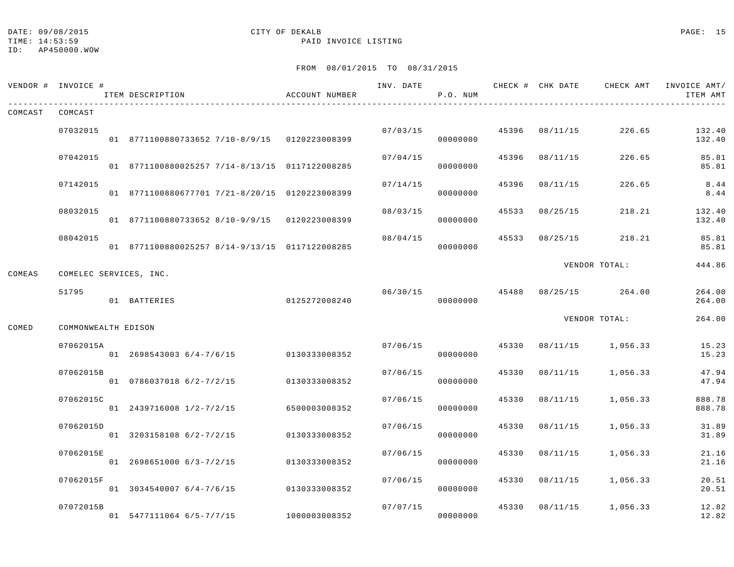DATE: 09/08/2015
TIME: 14:53:59
ID: AP450000.WOW

CITY OF DEKALB
PAID INVOICE LISTING

FROM 08/01/2015 TO 08/31/2015

| VENDOR # | INVOICE # | ITEM DESCRIPTION | ACCOUNT NUMBER | INV. DATE | P.O. NUM | CHECK # | CHK DATE | CHECK AMT | INVOICE AMT/ ITEM AMT |
|---|---|---|---|---|---|---|---|---|---|
| COMCAST | COMCAST | | | | | | | | |
| | 07032015 | | | 07/03/15 | | 45396 | 08/11/15 | 226.65 | 132.40 |
| | | 01 8771100880733652 7/10-8/9/15 | 0120223008399 | | 00000000 | | | | 132.40 |
| | 07042015 | | | 07/04/15 | | 45396 | 08/11/15 | 226.65 | 85.81 |
| | | 01 8771100880025257 7/14-8/13/15 | 0117122008285 | | 00000000 | | | | 85.81 |
| | 07142015 | | | 07/14/15 | | 45396 | 08/11/15 | 226.65 | 8.44 |
| | | 01 8771100880677701 7/21-8/20/15 | 0120223008399 | | 00000000 | | | | 8.44 |
| | 08032015 | | | 08/03/15 | | 45533 | 08/25/15 | 218.21 | 132.40 |
| | | 01 8771100880733652 8/10-9/9/15 | 0120223008399 | | 00000000 | | | | 132.40 |
| | 08042015 | | | 08/04/15 | | 45533 | 08/25/15 | 218.21 | 85.81 |
| | | 01 8771100880025257 8/14-9/13/15 | 0117122008285 | | 00000000 | | | | 85.81 |
| | | | | | | | VENDOR TOTAL: | | 444.86 |
| COMEAS | COMELEC SERVICES, INC. | | | | | | | | |
| | 51795 | | | 06/30/15 | | 45488 | 08/25/15 | 264.00 | 264.00 |
| | | 01 BATTERIES | 0125272008240 | | 00000000 | | | | 264.00 |
| | | | | | | | VENDOR TOTAL: | | 264.00 |
| COMED | COMMONWEALTH EDISON | | | | | | | | |
| | 07062015A | | | 07/06/15 | | 45330 | 08/11/15 | 1,056.33 | 15.23 |
| | | 01 2698543003 6/4-7/6/15 | 0130333008352 | | 00000000 | | | | 15.23 |
| | 07062015B | | | 07/06/15 | | 45330 | 08/11/15 | 1,056.33 | 47.94 |
| | | 01 0786037018 6/2-7/2/15 | 0130333008352 | | 00000000 | | | | 47.94 |
| | 07062015C | | | 07/06/15 | | 45330 | 08/11/15 | 1,056.33 | 888.78 |
| | | 01 2439716008 1/2-7/2/15 | 6500003008352 | | 00000000 | | | | 888.78 |
| | 07062015D | | | 07/06/15 | | 45330 | 08/11/15 | 1,056.33 | 31.89 |
| | | 01 3203158108 6/2-7/2/15 | 0130333008352 | | 00000000 | | | | 31.89 |
| | 07062015E | | | 07/06/15 | | 45330 | 08/11/15 | 1,056.33 | 21.16 |
| | | 01 2698651000 6/3-7/2/15 | 0130333008352 | | 00000000 | | | | 21.16 |
| | 07062015F | | | 07/06/15 | | 45330 | 08/11/15 | 1,056.33 | 20.51 |
| | | 01 3034540007 6/4-7/6/15 | 0130333008352 | | 00000000 | | | | 20.51 |
| | 07072015B | | | 07/07/15 | | 45330 | 08/11/15 | 1,056.33 | 12.82 |
| | | 01 5477111064 6/5-7/7/15 | 1000003008352 | | 00000000 | | | | 12.82 |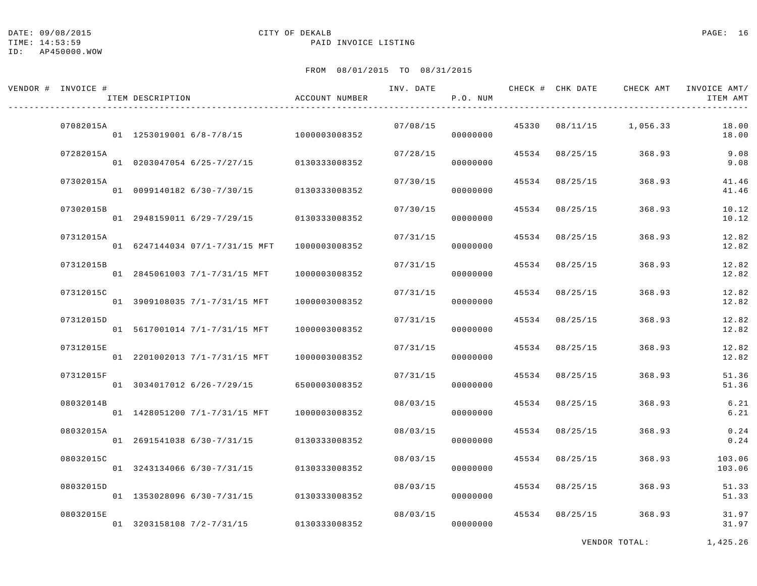DATE: 09/08/2015
TIME: 14:53:59
ID: AP450000.WOW

CITY OF DEKALB
PAID INVOICE LISTING

FROM 08/01/2015 TO 08/31/2015

| VENDOR # | INVOICE # | ITEM DESCRIPTION | ACCOUNT NUMBER | INV. DATE | P.O. NUM | CHECK # | CHK DATE | CHECK AMT | INVOICE AMT/ ITEM AMT |
|---|---|---|---|---|---|---|---|---|---|
| | 07082015A | | | 07/08/15 | | 45330 | 08/11/15 | 1,056.33 | 18.00 |
| | | 01 1253019001 6/8-7/8/15 | 1000003008352 | | 00000000 | | | | 18.00 |
| | 07282015A | | | 07/28/15 | | 45534 | 08/25/15 | 368.93 | 9.08 |
| | | 01 0203047054 6/25-7/27/15 | 0130333008352 | | 00000000 | | | | 9.08 |
| | 07302015A | | | 07/30/15 | | 45534 | 08/25/15 | 368.93 | 41.46 |
| | | 01 0099140182 6/30-7/30/15 | 0130333008352 | | 00000000 | | | | 41.46 |
| | 07302015B | | | 07/30/15 | | 45534 | 08/25/15 | 368.93 | 10.12 |
| | | 01 2948159011 6/29-7/29/15 | 0130333008352 | | 00000000 | | | | 10.12 |
| | 07312015A | | | 07/31/15 | | 45534 | 08/25/15 | 368.93 | 12.82 |
| | | 01 6247144034 07/1-7/31/15 MFT | 1000003008352 | | 00000000 | | | | 12.82 |
| | 07312015B | | | 07/31/15 | | 45534 | 08/25/15 | 368.93 | 12.82 |
| | | 01 2845061003 7/1-7/31/15 MFT | 1000003008352 | | 00000000 | | | | 12.82 |
| | 07312015C | | | 07/31/15 | | 45534 | 08/25/15 | 368.93 | 12.82 |
| | | 01 3909108035 7/1-7/31/15 MFT | 1000003008352 | | 00000000 | | | | 12.82 |
| | 07312015D | | | 07/31/15 | | 45534 | 08/25/15 | 368.93 | 12.82 |
| | | 01 5617001014 7/1-7/31/15 MFT | 1000003008352 | | 00000000 | | | | 12.82 |
| | 07312015E | | | 07/31/15 | | 45534 | 08/25/15 | 368.93 | 12.82 |
| | | 01 2201002013 7/1-7/31/15 MFT | 1000003008352 | | 00000000 | | | | 12.82 |
| | 07312015F | | | 07/31/15 | | 45534 | 08/25/15 | 368.93 | 51.36 |
| | | 01 3034017012 6/26-7/29/15 | 6500003008352 | | 00000000 | | | | 51.36 |
| | 08032014B | | | 08/03/15 | | 45534 | 08/25/15 | 368.93 | 6.21 |
| | | 01 1428051200 7/1-7/31/15 MFT | 1000003008352 | | 00000000 | | | | 6.21 |
| | 08032015A | | | 08/03/15 | | 45534 | 08/25/15 | 368.93 | 0.24 |
| | | 01 2691541038 6/30-7/31/15 | 0130333008352 | | 00000000 | | | | 0.24 |
| | 08032015C | | | 08/03/15 | | 45534 | 08/25/15 | 368.93 | 103.06 |
| | | 01 3243134066 6/30-7/31/15 | 0130333008352 | | 00000000 | | | | 103.06 |
| | 08032015D | | | 08/03/15 | | 45534 | 08/25/15 | 368.93 | 51.33 |
| | | 01 1353028096 6/30-7/31/15 | 0130333008352 | | 00000000 | | | | 51.33 |
| | 08032015E | | | 08/03/15 | | 45534 | 08/25/15 | 368.93 | 31.97 |
| | | 01 3203158108 7/2-7/31/15 | 0130333008352 | | 00000000 | | | | 31.97 |

VENDOR TOTAL: 1,425.26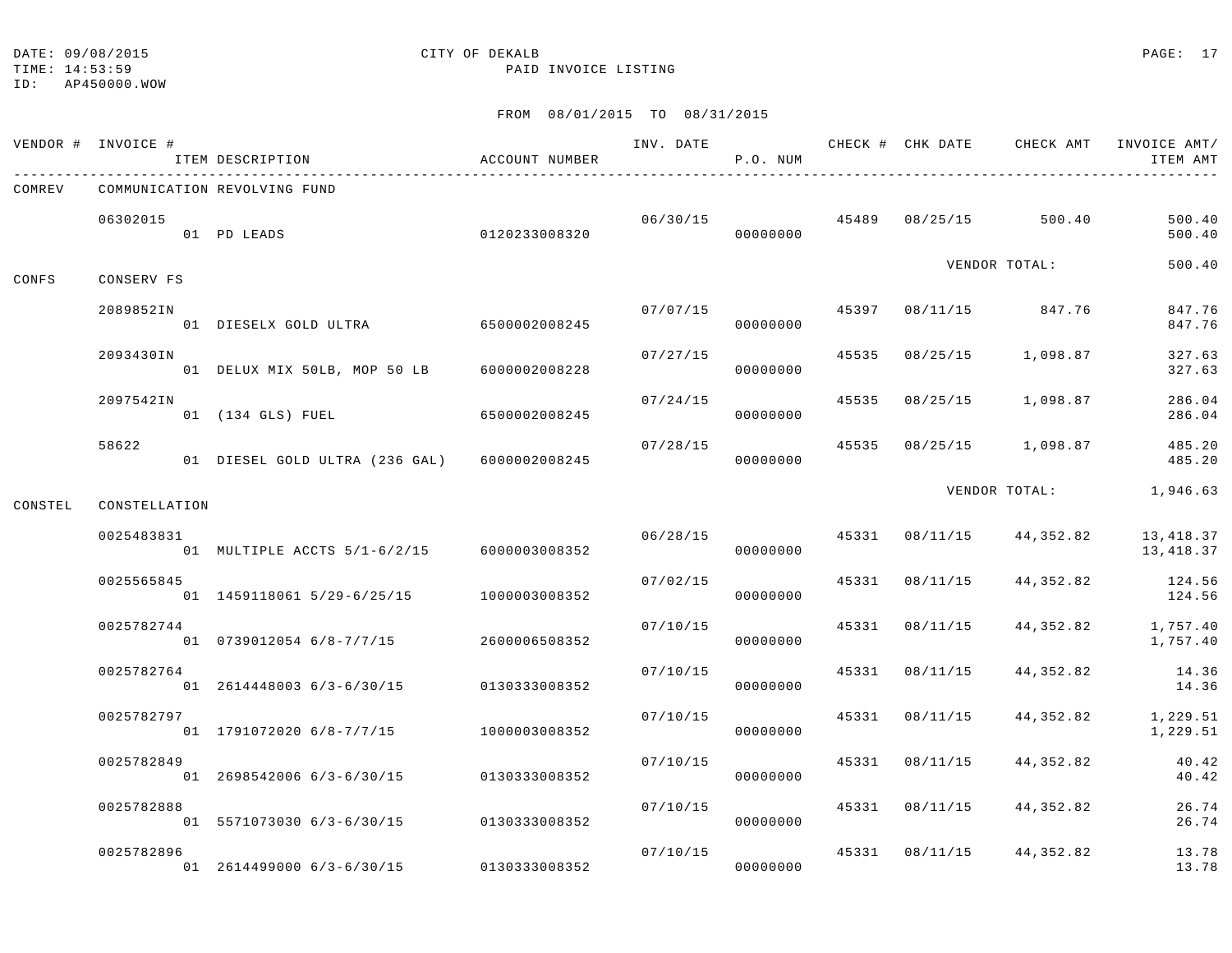DATE: 09/08/2015 CITY OF DEKALB
TIME: 14:53:59 PAID INVOICE LISTING
ID: AP450000.WOW

FROM 08/01/2015 TO 08/31/2015

| VENDOR # | INVOICE # / ITEM DESCRIPTION | ACCOUNT NUMBER | INV. DATE | P.O. NUM | CHECK # | CHK DATE | CHECK AMT | INVOICE AMT/ ITEM AMT |
|---|---|---|---|---|---|---|---|---|
| COMREV | COMMUNICATION REVOLVING FUND | | | | | | | |
| | 06302015 | | 06/30/15 | | 45489 | 08/25/15 | 500.40 | 500.40 |
| | 01 PD LEADS | 0120233008320 | | 00000000 | | | | 500.40 |
| | | | | | | VENDOR TOTAL: | | 500.40 |
| CONFS | CONSERV FS | | | | | | | |
| | 2089852IN | | 07/07/15 | | 45397 | 08/11/15 | 847.76 | 847.76 |
| | 01 DIESELX GOLD ULTRA | 6500002008245 | | 00000000 | | | | 847.76 |
| | 2093430IN | | 07/27/15 | | 45535 | 08/25/15 | 1,098.87 | 327.63 |
| | 01 DELUX MIX 50LB, MOP 50 LB | 6000002008228 | | 00000000 | | | | 327.63 |
| | 2097542IN | | 07/24/15 | | 45535 | 08/25/15 | 1,098.87 | 286.04 |
| | 01 (134 GLS) FUEL | 6500002008245 | | 00000000 | | | | 286.04 |
| | 58622 | | 07/28/15 | | 45535 | 08/25/15 | 1,098.87 | 485.20 |
| | 01 DIESEL GOLD ULTRA (236 GAL) | 6000002008245 | | 00000000 | | | | 485.20 |
| | | | | | | VENDOR TOTAL: | | 1,946.63 |
| CONSTEL | CONSTELLATION | | | | | | | |
| | 0025483831 | | 06/28/15 | | 45331 | 08/11/15 | 44,352.82 | 13,418.37 |
| | 01 MULTIPLE ACCTS 5/1-6/2/15 | 6000003008352 | | 00000000 | | | | 13,418.37 |
| | 0025565845 | | 07/02/15 | | 45331 | 08/11/15 | 44,352.82 | 124.56 |
| | 01 1459118061 5/29-6/25/15 | 1000003008352 | | 00000000 | | | | 124.56 |
| | 0025782744 | | 07/10/15 | | 45331 | 08/11/15 | 44,352.82 | 1,757.40 |
| | 01 0739012054 6/8-7/7/15 | 2600006508352 | | 00000000 | | | | 1,757.40 |
| | 0025782764 | | 07/10/15 | | 45331 | 08/11/15 | 44,352.82 | 14.36 |
| | 01 2614448003 6/3-6/30/15 | 0130333008352 | | 00000000 | | | | 14.36 |
| | 0025782797 | | 07/10/15 | | 45331 | 08/11/15 | 44,352.82 | 1,229.51 |
| | 01 1791072020 6/8-7/7/15 | 1000003008352 | | 00000000 | | | | 1,229.51 |
| | 0025782849 | | 07/10/15 | | 45331 | 08/11/15 | 44,352.82 | 40.42 |
| | 01 2698542006 6/3-6/30/15 | 0130333008352 | | 00000000 | | | | 40.42 |
| | 0025782888 | | 07/10/15 | | 45331 | 08/11/15 | 44,352.82 | 26.74 |
| | 01 5571073030 6/3-6/30/15 | 0130333008352 | | 00000000 | | | | 26.74 |
| | 0025782896 | | 07/10/15 | | 45331 | 08/11/15 | 44,352.82 | 13.78 |
| | 01 2614499000 6/3-6/30/15 | 0130333008352 | | 00000000 | | | | 13.78 |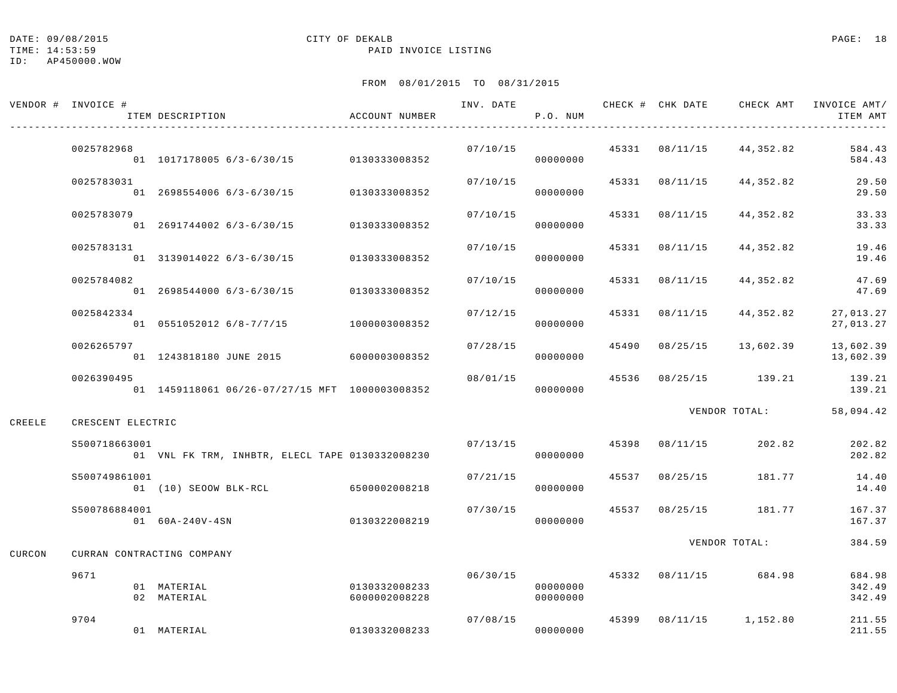DATE: 09/08/2015 CITY OF DEKALB
TIME: 14:53:59 PAID INVOICE LISTING
ID: AP450000.WOW

FROM 08/01/2015 TO 08/31/2015

| VENDOR # | INVOICE # / ITEM DESCRIPTION | ACCOUNT NUMBER | INV. DATE | P.O. NUM | CHECK # | CHK DATE | CHECK AMT | INVOICE AMT/ ITEM AMT |
|---|---|---|---|---|---|---|---|---|
| | 0025782968 | | 07/10/15 | | 45331 | 08/11/15 | 44,352.82 | 584.43 |
| | 01 1017178005 6/3-6/30/15 | 0130333008352 | | 00000000 | | | | 584.43 |
| | 0025783031 | | 07/10/15 | | 45331 | 08/11/15 | 44,352.82 | 29.50 |
| | 01 2698554006 6/3-6/30/15 | 0130333008352 | | 00000000 | | | | 29.50 |
| | 0025783079 | | 07/10/15 | | 45331 | 08/11/15 | 44,352.82 | 33.33 |
| | 01 2691744002 6/3-6/30/15 | 0130333008352 | | 00000000 | | | | 33.33 |
| | 0025783131 | | 07/10/15 | | 45331 | 08/11/15 | 44,352.82 | 19.46 |
| | 01 3139014022 6/3-6/30/15 | 0130333008352 | | 00000000 | | | | 19.46 |
| | 0025784082 | | 07/10/15 | | 45331 | 08/11/15 | 44,352.82 | 47.69 |
| | 01 2698544000 6/3-6/30/15 | 0130333008352 | | 00000000 | | | | 47.69 |
| | 0025842334 | | 07/12/15 | | 45331 | 08/11/15 | 44,352.82 | 27,013.27 |
| | 01 0551052012 6/8-7/7/15 | 1000003008352 | | 00000000 | | | | 27,013.27 |
| | 0026265797 | | 07/28/15 | | 45490 | 08/25/15 | 13,602.39 | 13,602.39 |
| | 01 1243818180 JUNE 2015 | 6000003008352 | | 00000000 | | | | 13,602.39 |
| | 0026390495 | | 08/01/15 | | 45536 | 08/25/15 | 139.21 | 139.21 |
| | 01 1459118061 06/26-07/27/15 MFT | 1000003008352 | | 00000000 | | | | 139.21 |
| | | | | | | | VENDOR TOTAL: | 58,094.42 |
| CREELE | CRESCENT ELECTRIC | | | | | | | |
| | S500718663001 | | 07/13/15 | | 45398 | 08/11/15 | 202.82 | 202.82 |
| | 01 VNL FK TRM, INHBTR, ELECL TAPE | 0130332008230 | | 00000000 | | | | 202.82 |
| | S500749861001 | | 07/21/15 | | 45537 | 08/25/15 | 181.77 | 14.40 |
| | 01 (10) SEOOW BLK-RCL | 6500002008218 | | 00000000 | | | | 14.40 |
| | S500786884001 | | 07/30/15 | | 45537 | 08/25/15 | 181.77 | 167.37 |
| | 01 60A-240V-4SN | 0130322008219 | | 00000000 | | | | 167.37 |
| | | | | | | | VENDOR TOTAL: | 384.59 |
| CURCON | CURRAN CONTRACTING COMPANY | | | | | | | |
| | 9671 | | 06/30/15 | | 45332 | 08/11/15 | 684.98 | 684.98 |
| | 01 MATERIAL | 0130332008233 | | 00000000 | | | | 342.49 |
| | 02 MATERIAL | 6000002008228 | | 00000000 | | | | 342.49 |
| | 9704 | | 07/08/15 | | 45399 | 08/11/15 | 1,152.80 | 211.55 |
| | 01 MATERIAL | 0130332008233 | | 00000000 | | | | 211.55 |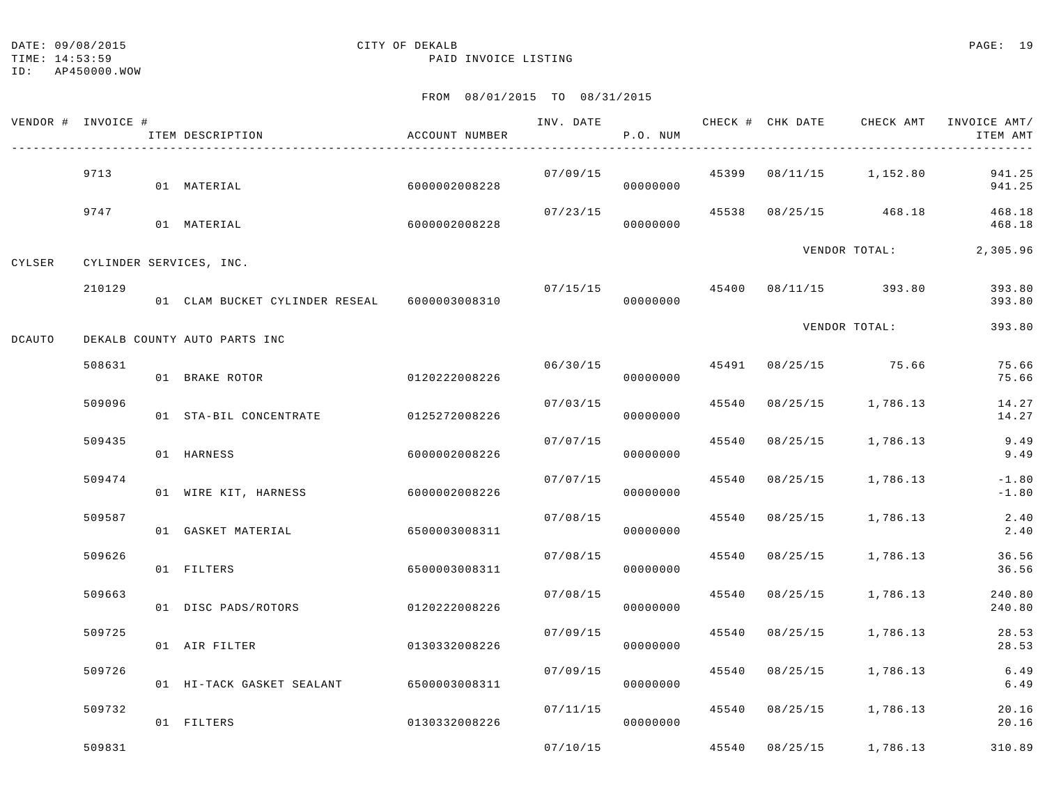DATE: 09/08/2015 | CITY OF DEKALB | PAID INVOICE LISTING
TIME: 14:53:59
ID: AP450000.WOW

FROM 08/01/2015 TO 08/31/2015

| VENDOR # | INVOICE # | ITEM DESCRIPTION | ACCOUNT NUMBER | INV. DATE | P.O. NUM | CHECK # | CHK DATE | CHECK AMT | INVOICE AMT/ ITEM AMT |
|---|---|---|---|---|---|---|---|---|---|
| | 9713 | | | 07/09/15 | | 45399 | 08/11/15 | 1,152.80 | 941.25 |
| | | 01 MATERIAL | 6000002008228 | | 00000000 | | | | 941.25 |
| | 9747 | | | 07/23/15 | | 45538 | 08/25/15 | 468.18 | 468.18 |
| | | 01 MATERIAL | 6000002008228 | | 00000000 | | | | 468.18 |
| | | | | | | | | VENDOR TOTAL: | 2,305.96 |
| CYLSER | CYLINDER SERVICES, INC. | | | | | | | | |
| | 210129 | | | 07/15/15 | | 45400 | 08/11/15 | 393.80 | 393.80 |
| | | 01 CLAM BUCKET CYLINDER RESEAL | 6000003008310 | | 00000000 | | | | 393.80 |
| | | | | | | | | VENDOR TOTAL: | 393.80 |
| DCAUTO | DEKALB COUNTY AUTO PARTS INC | | | | | | | | |
| | 508631 | | | 06/30/15 | | 45491 | 08/25/15 | 75.66 | 75.66 |
| | | 01 BRAKE ROTOR | 0120222008226 | | 00000000 | | | | 75.66 |
| | 509096 | | | 07/03/15 | | 45540 | 08/25/15 | 1,786.13 | 14.27 |
| | | 01 STA-BIL CONCENTRATE | 0125272008226 | | 00000000 | | | | 14.27 |
| | 509435 | | | 07/07/15 | | 45540 | 08/25/15 | 1,786.13 | 9.49 |
| | | 01 HARNESS | 6000002008226 | | 00000000 | | | | 9.49 |
| | 509474 | | | 07/07/15 | | 45540 | 08/25/15 | 1,786.13 | -1.80 |
| | | 01 WIRE KIT, HARNESS | 6000002008226 | | 00000000 | | | | -1.80 |
| | 509587 | | | 07/08/15 | | 45540 | 08/25/15 | 1,786.13 | 2.40 |
| | | 01 GASKET MATERIAL | 6500003008311 | | 00000000 | | | | 2.40 |
| | 509626 | | | 07/08/15 | | 45540 | 08/25/15 | 1,786.13 | 36.56 |
| | | 01 FILTERS | 6500003008311 | | 00000000 | | | | 36.56 |
| | 509663 | | | 07/08/15 | | 45540 | 08/25/15 | 1,786.13 | 240.80 |
| | | 01 DISC PADS/ROTORS | 0120222008226 | | 00000000 | | | | 240.80 |
| | 509725 | | | 07/09/15 | | 45540 | 08/25/15 | 1,786.13 | 28.53 |
| | | 01 AIR FILTER | 0130332008226 | | 00000000 | | | | 28.53 |
| | 509726 | | | 07/09/15 | | 45540 | 08/25/15 | 1,786.13 | 6.49 |
| | | 01 HI-TACK GASKET SEALANT | 6500003008311 | | 00000000 | | | | 6.49 |
| | 509732 | | | 07/11/15 | | 45540 | 08/25/15 | 1,786.13 | 20.16 |
| | | 01 FILTERS | 0130332008226 | | 00000000 | | | | 20.16 |
| | 509831 | | | 07/10/15 | | 45540 | 08/25/15 | 1,786.13 | 310.89 |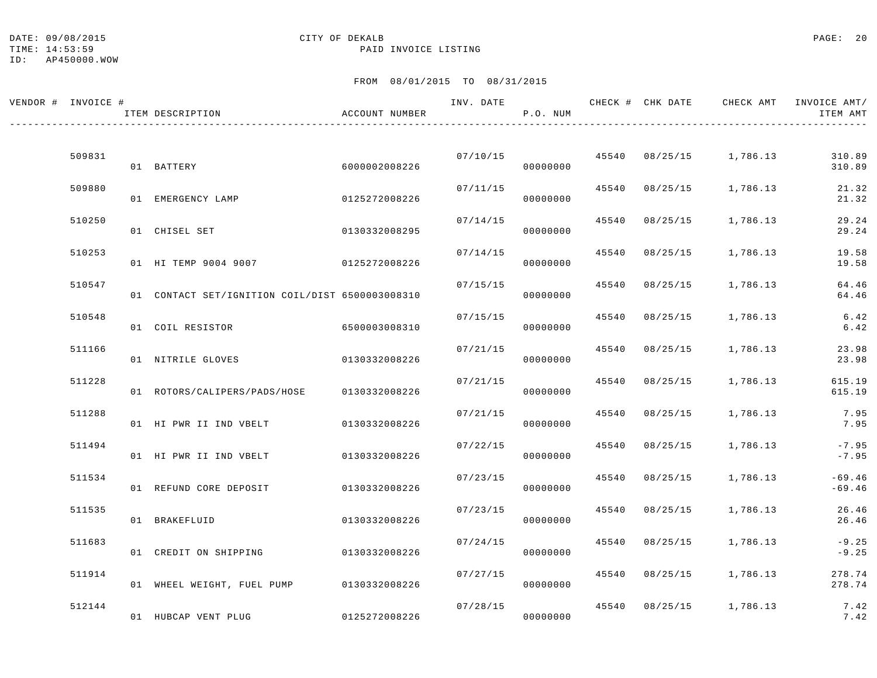DATE: 09/08/2015
TIME: 14:53:59
ID: AP450000.WOW

CITY OF DEKALB
PAID INVOICE LISTING

FROM 08/01/2015 TO 08/31/2015

| VENDOR # | INVOICE # | ITEM DESCRIPTION | ACCOUNT NUMBER | INV. DATE | P.O. NUM | CHECK # | CHK DATE | CHECK AMT | INVOICE AMT/ ITEM AMT |
|---|---|---|---|---|---|---|---|---|---|
| | 509831 | | | 07/10/15 | | 45540 | 08/25/15 | 1,786.13 | 310.89 |
| | | 01 BATTERY | 6000002008226 | | 00000000 | | | | 310.89 |
| | 509880 | | | 07/11/15 | | 45540 | 08/25/15 | 1,786.13 | 21.32 |
| | | 01 EMERGENCY LAMP | 0125272008226 | | 00000000 | | | | 21.32 |
| | 510250 | | | 07/14/15 | | 45540 | 08/25/15 | 1,786.13 | 29.24 |
| | | 01 CHISEL SET | 0130332008295 | | 00000000 | | | | 29.24 |
| | 510253 | | | 07/14/15 | | 45540 | 08/25/15 | 1,786.13 | 19.58 |
| | | 01 HI TEMP 9004 9007 | 0125272008226 | | 00000000 | | | | 19.58 |
| | 510547 | | | 07/15/15 | | 45540 | 08/25/15 | 1,786.13 | 64.46 |
| | | 01 CONTACT SET/IGNITION COIL/DIST | 6500003008310 | | 00000000 | | | | 64.46 |
| | 510548 | | | 07/15/15 | | 45540 | 08/25/15 | 1,786.13 | 6.42 |
| | | 01 COIL RESISTOR | 6500003008310 | | 00000000 | | | | 6.42 |
| | 511166 | | | 07/21/15 | | 45540 | 08/25/15 | 1,786.13 | 23.98 |
| | | 01 NITRILE GLOVES | 0130332008226 | | 00000000 | | | | 23.98 |
| | 511228 | | | 07/21/15 | | 45540 | 08/25/15 | 1,786.13 | 615.19 |
| | | 01 ROTORS/CALIPERS/PADS/HOSE | 0130332008226 | | 00000000 | | | | 615.19 |
| | 511288 | | | 07/21/15 | | 45540 | 08/25/15 | 1,786.13 | 7.95 |
| | | 01 HI PWR II IND VBELT | 0130332008226 | | 00000000 | | | | 7.95 |
| | 511494 | | | 07/22/15 | | 45540 | 08/25/15 | 1,786.13 | -7.95 |
| | | 01 HI PWR II IND VBELT | 0130332008226 | | 00000000 | | | | -7.95 |
| | 511534 | | | 07/23/15 | | 45540 | 08/25/15 | 1,786.13 | -69.46 |
| | | 01 REFUND CORE DEPOSIT | 0130332008226 | | 00000000 | | | | -69.46 |
| | 511535 | | | 07/23/15 | | 45540 | 08/25/15 | 1,786.13 | 26.46 |
| | | 01 BRAKEFLUID | 0130332008226 | | 00000000 | | | | 26.46 |
| | 511683 | | | 07/24/15 | | 45540 | 08/25/15 | 1,786.13 | -9.25 |
| | | 01 CREDIT ON SHIPPING | 0130332008226 | | 00000000 | | | | -9.25 |
| | 511914 | | | 07/27/15 | | 45540 | 08/25/15 | 1,786.13 | 278.74 |
| | | 01 WHEEL WEIGHT, FUEL PUMP | 0130332008226 | | 00000000 | | | | 278.74 |
| | 512144 | | | 07/28/15 | | 45540 | 08/25/15 | 1,786.13 | 7.42 |
| | | 01 HUBCAP VENT PLUG | 0125272008226 | | 00000000 | | | | 7.42 |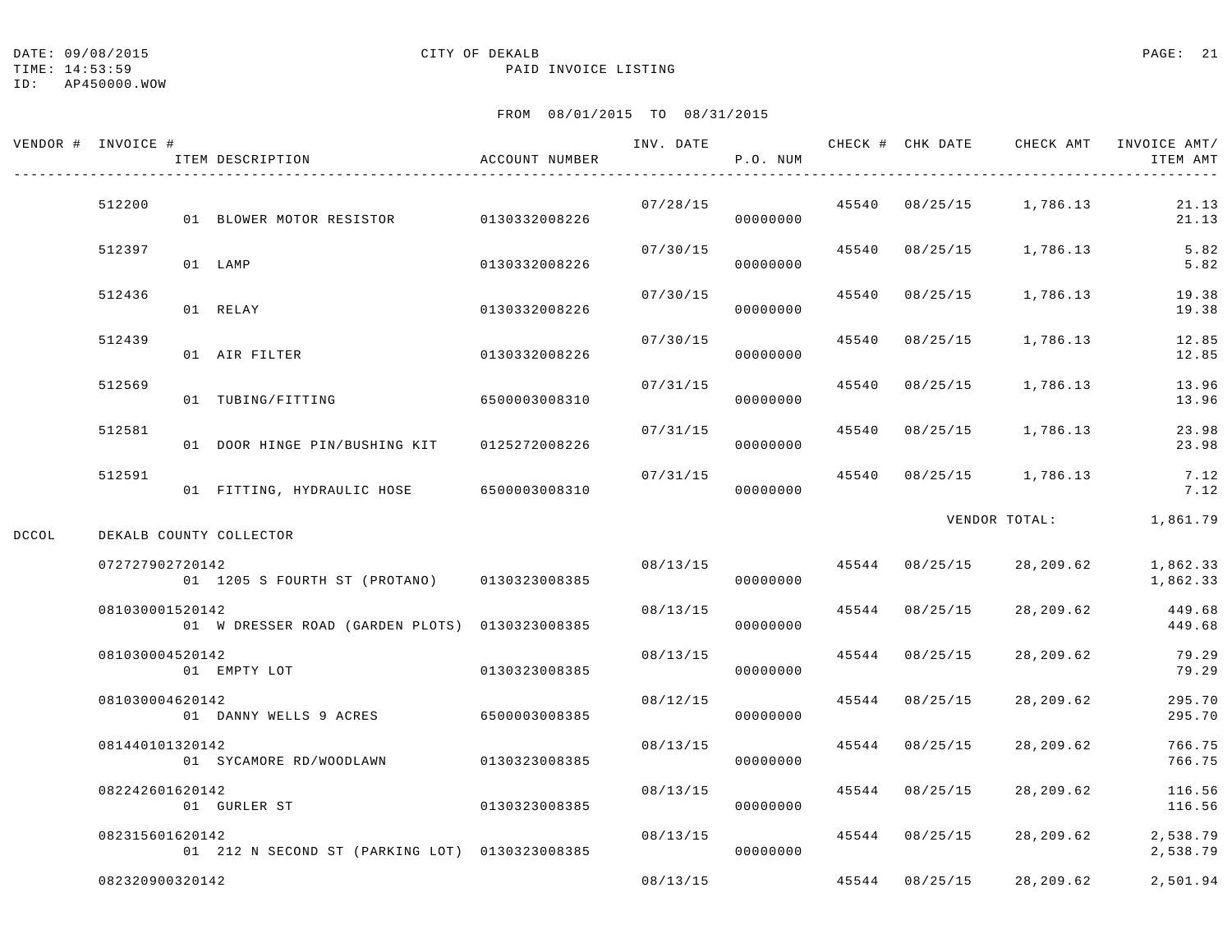DATE: 09/08/2015 CITY OF DEKALB
TIME: 14:53:59 PAID INVOICE LISTING
ID: AP450000.WOW

FROM 08/01/2015 TO 08/31/2015

| VENDOR # | INVOICE # / ITEM DESCRIPTION | ACCOUNT NUMBER | INV. DATE | P.O. NUM | CHECK # | CHK DATE | CHECK AMT | INVOICE AMT/ ITEM AMT |
|---|---|---|---|---|---|---|---|---|
| | 512200 | | 07/28/15 | | 45540 | 08/25/15 | 1,786.13 | 21.13 |
| | 01 BLOWER MOTOR RESISTOR | 0130332008226 | | 00000000 | | | | 21.13 |
| | 512397 | | 07/30/15 | | 45540 | 08/25/15 | 1,786.13 | 5.82 |
| | 01 LAMP | 0130332008226 | | 00000000 | | | | 5.82 |
| | 512436 | | 07/30/15 | | 45540 | 08/25/15 | 1,786.13 | 19.38 |
| | 01 RELAY | 0130332008226 | | 00000000 | | | | 19.38 |
| | 512439 | | 07/30/15 | | 45540 | 08/25/15 | 1,786.13 | 12.85 |
| | 01 AIR FILTER | 0130332008226 | | 00000000 | | | | 12.85 |
| | 512569 | | 07/31/15 | | 45540 | 08/25/15 | 1,786.13 | 13.96 |
| | 01 TUBING/FITTING | 6500003008310 | | 00000000 | | | | 13.96 |
| | 512581 | | 07/31/15 | | 45540 | 08/25/15 | 1,786.13 | 23.98 |
| | 01 DOOR HINGE PIN/BUSHING KIT | 0125272008226 | | 00000000 | | | | 23.98 |
| | 512591 | | 07/31/15 | | 45540 | 08/25/15 | 1,786.13 | 7.12 |
| | 01 FITTING, HYDRAULIC HOSE | 6500003008310 | | 00000000 | | | | 7.12 |
| | | | | | | | VENDOR TOTAL: | 1,861.79 |
| DCCOL | DEKALB COUNTY COLLECTOR | | | | | | | |
| | 072727902720142 | | 08/13/15 | | 45544 | 08/25/15 | 28,209.62 | 1,862.33 |
| | 01 1205 S FOURTH ST (PROTANO) | 0130323008385 | | 00000000 | | | | 1,862.33 |
| | 081030001520142 | | 08/13/15 | | 45544 | 08/25/15 | 28,209.62 | 449.68 |
| | 01 W DRESSER ROAD (GARDEN PLOTS) | 0130323008385 | | 00000000 | | | | 449.68 |
| | 081030004520142 | | 08/13/15 | | 45544 | 08/25/15 | 28,209.62 | 79.29 |
| | 01 EMPTY LOT | 0130323008385 | | 00000000 | | | | 79.29 |
| | 081030004620142 | | 08/12/15 | | 45544 | 08/25/15 | 28,209.62 | 295.70 |
| | 01 DANNY WELLS 9 ACRES | 6500003008385 | | 00000000 | | | | 295.70 |
| | 081440101320142 | | 08/13/15 | | 45544 | 08/25/15 | 28,209.62 | 766.75 |
| | 01 SYCAMORE RD/WOODLAWN | 0130323008385 | | 00000000 | | | | 766.75 |
| | 082242601620142 | | 08/13/15 | | 45544 | 08/25/15 | 28,209.62 | 116.56 |
| | 01 GURLER ST | 0130323008385 | | 00000000 | | | | 116.56 |
| | 082315601620142 | | 08/13/15 | | 45544 | 08/25/15 | 28,209.62 | 2,538.79 |
| | 01 212 N SECOND ST (PARKING LOT) | 0130323008385 | | 00000000 | | | | 2,538.79 |
| | 082320900320142 | | 08/13/15 | | 45544 | 08/25/15 | 28,209.62 | 2,501.94 |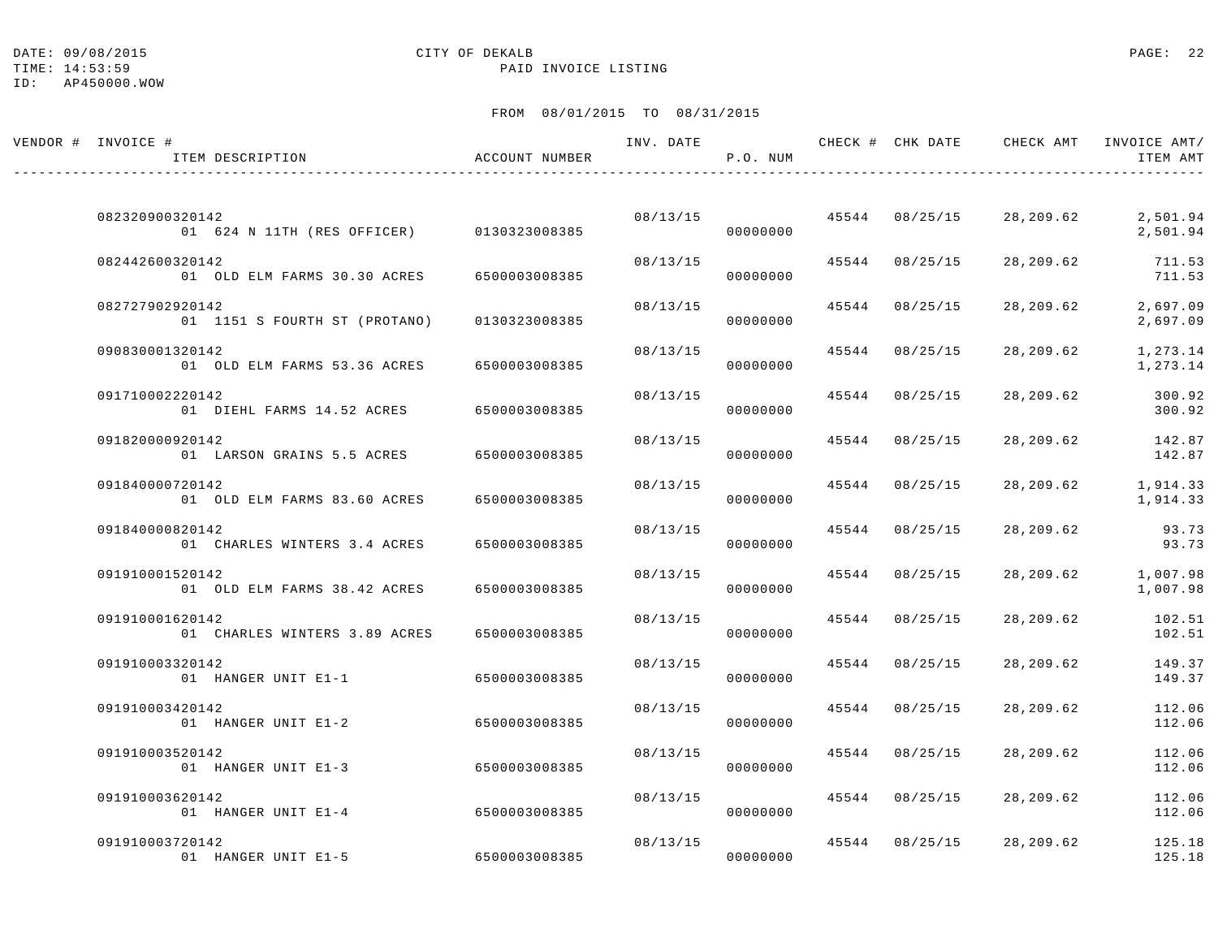DATE: 09/08/2015 CITY OF DEKALB
TIME: 14:53:59 PAID INVOICE LISTING
ID: AP450000.WOW

FROM 08/01/2015 TO 08/31/2015

| VENDOR # | INVOICE # / ITEM DESCRIPTION | ACCOUNT NUMBER | INV. DATE | P.O. NUM | CHECK # | CHK DATE | CHECK AMT | INVOICE AMT/ ITEM AMT |
|---|---|---|---|---|---|---|---|---|
| | 082320900320142 | | 08/13/15 | | 45544 | 08/25/15 | 28,209.62 | 2,501.94 |
| | 01 624 N 11TH (RES OFFICER) | 0130323008385 | | 00000000 | | | | 2,501.94 |
| | 082442600320142 | | 08/13/15 | | 45544 | 08/25/15 | 28,209.62 | 711.53 |
| | 01 OLD ELM FARMS 30.30 ACRES | 6500003008385 | | 00000000 | | | | 711.53 |
| | 082727902920142 | | 08/13/15 | | 45544 | 08/25/15 | 28,209.62 | 2,697.09 |
| | 01 1151 S FOURTH ST (PROTANO) | 0130323008385 | | 00000000 | | | | 2,697.09 |
| | 090830001320142 | | 08/13/15 | | 45544 | 08/25/15 | 28,209.62 | 1,273.14 |
| | 01 OLD ELM FARMS 53.36 ACRES | 6500003008385 | | 00000000 | | | | 1,273.14 |
| | 091710002220142 | | 08/13/15 | | 45544 | 08/25/15 | 28,209.62 | 300.92 |
| | 01 DIEHL FARMS 14.52 ACRES | 6500003008385 | | 00000000 | | | | 300.92 |
| | 091820000920142 | | 08/13/15 | | 45544 | 08/25/15 | 28,209.62 | 142.87 |
| | 01 LARSON GRAINS 5.5 ACRES | 6500003008385 | | 00000000 | | | | 142.87 |
| | 091840000720142 | | 08/13/15 | | 45544 | 08/25/15 | 28,209.62 | 1,914.33 |
| | 01 OLD ELM FARMS 83.60 ACRES | 6500003008385 | | 00000000 | | | | 1,914.33 |
| | 091840000820142 | | 08/13/15 | | 45544 | 08/25/15 | 28,209.62 | 93.73 |
| | 01 CHARLES WINTERS 3.4 ACRES | 6500003008385 | | 00000000 | | | | 93.73 |
| | 091910001520142 | | 08/13/15 | | 45544 | 08/25/15 | 28,209.62 | 1,007.98 |
| | 01 OLD ELM FARMS 38.42 ACRES | 6500003008385 | | 00000000 | | | | 1,007.98 |
| | 091910001620142 | | 08/13/15 | | 45544 | 08/25/15 | 28,209.62 | 102.51 |
| | 01 CHARLES WINTERS 3.89 ACRES | 6500003008385 | | 00000000 | | | | 102.51 |
| | 091910003320142 | | 08/13/15 | | 45544 | 08/25/15 | 28,209.62 | 149.37 |
| | 01 HANGER UNIT E1-1 | 6500003008385 | | 00000000 | | | | 149.37 |
| | 091910003420142 | | 08/13/15 | | 45544 | 08/25/15 | 28,209.62 | 112.06 |
| | 01 HANGER UNIT E1-2 | 6500003008385 | | 00000000 | | | | 112.06 |
| | 091910003520142 | | 08/13/15 | | 45544 | 08/25/15 | 28,209.62 | 112.06 |
| | 01 HANGER UNIT E1-3 | 6500003008385 | | 00000000 | | | | 112.06 |
| | 091910003620142 | | 08/13/15 | | 45544 | 08/25/15 | 28,209.62 | 112.06 |
| | 01 HANGER UNIT E1-4 | 6500003008385 | | 00000000 | | | | 112.06 |
| | 091910003720142 | | 08/13/15 | | 45544 | 08/25/15 | 28,209.62 | 125.18 |
| | 01 HANGER UNIT E1-5 | 6500003008385 | | 00000000 | | | | 125.18 |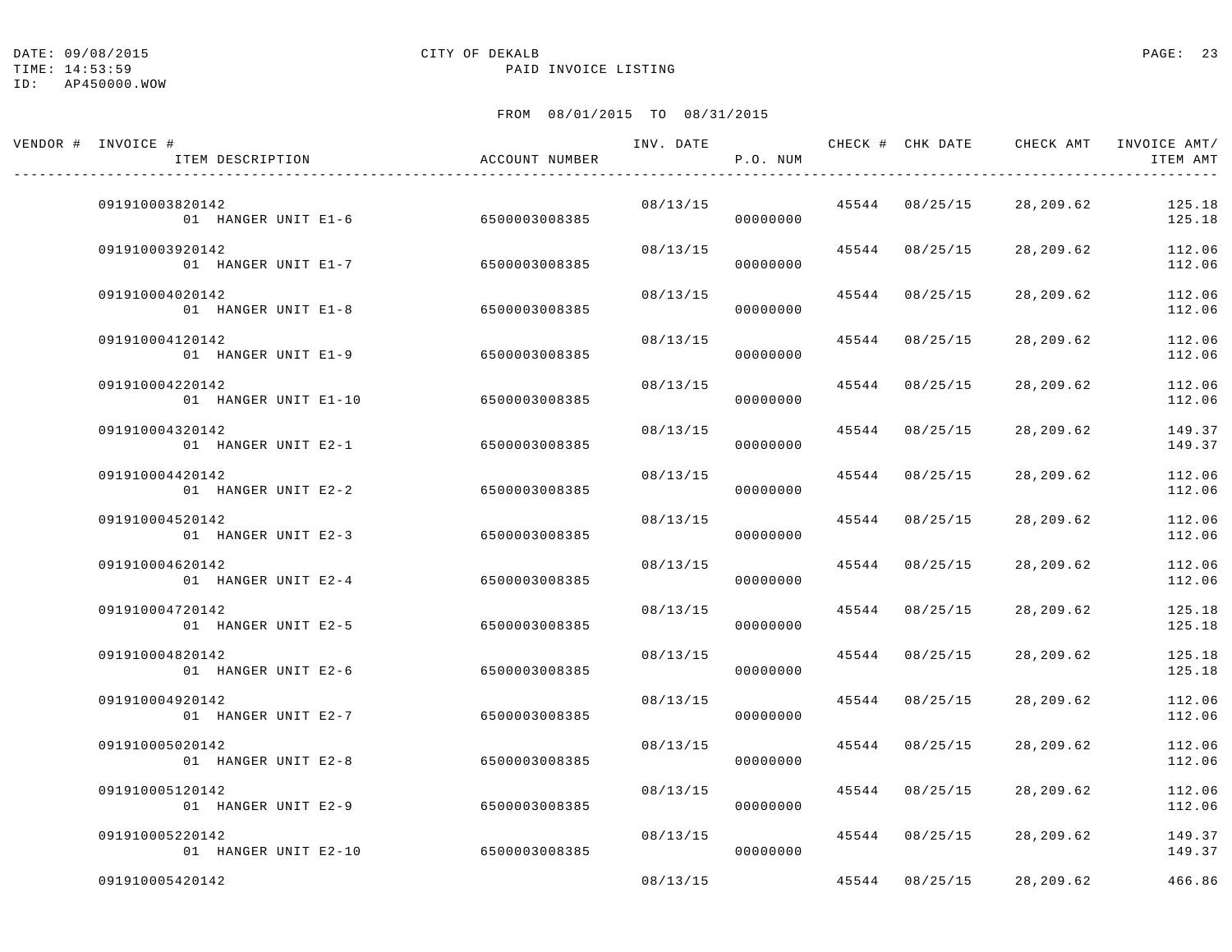DATE: 09/08/2015
TIME: 14:53:59
ID: AP450000.WOW

CITY OF DEKALB
PAID INVOICE LISTING

FROM 08/01/2015 TO 08/31/2015

| VENDOR # | INVOICE # / ITEM DESCRIPTION | ACCOUNT NUMBER | INV. DATE | P.O. NUM | CHECK # | CHK DATE | CHECK AMT | INVOICE AMT/ ITEM AMT |
|---|---|---|---|---|---|---|---|---|
| | 091910003820142 | | 08/13/15 | | 45544 | 08/25/15 | 28,209.62 | 125.18 |
| | 01 HANGER UNIT E1-6 | 6500003008385 | | 00000000 | | | | 125.18 |
| | 091910003920142 | | 08/13/15 | | 45544 | 08/25/15 | 28,209.62 | 112.06 |
| | 01 HANGER UNIT E1-7 | 6500003008385 | | 00000000 | | | | 112.06 |
| | 091910004020142 | | 08/13/15 | | 45544 | 08/25/15 | 28,209.62 | 112.06 |
| | 01 HANGER UNIT E1-8 | 6500003008385 | | 00000000 | | | | 112.06 |
| | 091910004120142 | | 08/13/15 | | 45544 | 08/25/15 | 28,209.62 | 112.06 |
| | 01 HANGER UNIT E1-9 | 6500003008385 | | 00000000 | | | | 112.06 |
| | 091910004220142 | | 08/13/15 | | 45544 | 08/25/15 | 28,209.62 | 112.06 |
| | 01 HANGER UNIT E1-10 | 6500003008385 | | 00000000 | | | | 112.06 |
| | 091910004320142 | | 08/13/15 | | 45544 | 08/25/15 | 28,209.62 | 149.37 |
| | 01 HANGER UNIT E2-1 | 6500003008385 | | 00000000 | | | | 149.37 |
| | 091910004420142 | | 08/13/15 | | 45544 | 08/25/15 | 28,209.62 | 112.06 |
| | 01 HANGER UNIT E2-2 | 6500003008385 | | 00000000 | | | | 112.06 |
| | 091910004520142 | | 08/13/15 | | 45544 | 08/25/15 | 28,209.62 | 112.06 |
| | 01 HANGER UNIT E2-3 | 6500003008385 | | 00000000 | | | | 112.06 |
| | 091910004620142 | | 08/13/15 | | 45544 | 08/25/15 | 28,209.62 | 112.06 |
| | 01 HANGER UNIT E2-4 | 6500003008385 | | 00000000 | | | | 112.06 |
| | 091910004720142 | | 08/13/15 | | 45544 | 08/25/15 | 28,209.62 | 125.18 |
| | 01 HANGER UNIT E2-5 | 6500003008385 | | 00000000 | | | | 125.18 |
| | 091910004820142 | | 08/13/15 | | 45544 | 08/25/15 | 28,209.62 | 125.18 |
| | 01 HANGER UNIT E2-6 | 6500003008385 | | 00000000 | | | | 125.18 |
| | 091910004920142 | | 08/13/15 | | 45544 | 08/25/15 | 28,209.62 | 112.06 |
| | 01 HANGER UNIT E2-7 | 6500003008385 | | 00000000 | | | | 112.06 |
| | 091910005020142 | | 08/13/15 | | 45544 | 08/25/15 | 28,209.62 | 112.06 |
| | 01 HANGER UNIT E2-8 | 6500003008385 | | 00000000 | | | | 112.06 |
| | 091910005120142 | | 08/13/15 | | 45544 | 08/25/15 | 28,209.62 | 112.06 |
| | 01 HANGER UNIT E2-9 | 6500003008385 | | 00000000 | | | | 112.06 |
| | 091910005220142 | | 08/13/15 | | 45544 | 08/25/15 | 28,209.62 | 149.37 |
| | 01 HANGER UNIT E2-10 | 6500003008385 | | 00000000 | | | | 149.37 |
| | 091910005420142 | | 08/13/15 | | 45544 | 08/25/15 | 28,209.62 | 466.86 |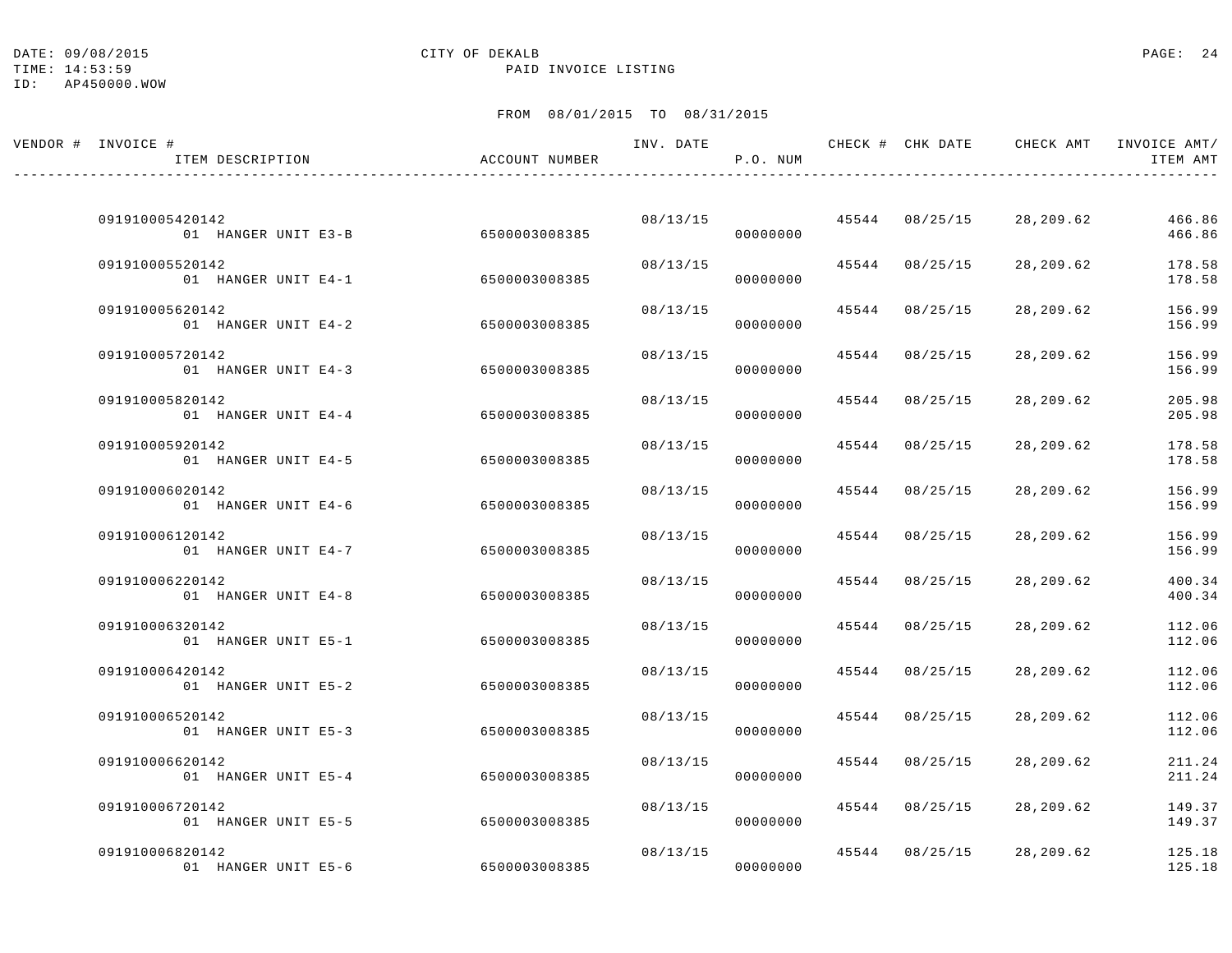CITY OF DEKALB

PAID INVOICE LISTING

DATE: 09/08/2015
TIME: 14:53:59
ID: AP450000.WOW

FROM 08/01/2015 TO 08/31/2015

| VENDOR # | INVOICE # / ITEM DESCRIPTION | ACCOUNT NUMBER | INV. DATE | P.O. NUM | CHECK # | CHK DATE | CHECK AMT | INVOICE AMT/ ITEM AMT |
|---|---|---|---|---|---|---|---|---|
| | 091910005420142 | | 08/13/15 | | 45544 | 08/25/15 | 28,209.62 | 466.86 |
| | 01 HANGER UNIT E3-B | 6500003008385 | | 00000000 | | | | 466.86 |
| | 091910005520142 | | 08/13/15 | | 45544 | 08/25/15 | 28,209.62 | 178.58 |
| | 01 HANGER UNIT E4-1 | 6500003008385 | | 00000000 | | | | 178.58 |
| | 091910005620142 | | 08/13/15 | | 45544 | 08/25/15 | 28,209.62 | 156.99 |
| | 01 HANGER UNIT E4-2 | 6500003008385 | | 00000000 | | | | 156.99 |
| | 091910005720142 | | 08/13/15 | | 45544 | 08/25/15 | 28,209.62 | 156.99 |
| | 01 HANGER UNIT E4-3 | 6500003008385 | | 00000000 | | | | 156.99 |
| | 091910005820142 | | 08/13/15 | | 45544 | 08/25/15 | 28,209.62 | 205.98 |
| | 01 HANGER UNIT E4-4 | 6500003008385 | | 00000000 | | | | 205.98 |
| | 091910005920142 | | 08/13/15 | | 45544 | 08/25/15 | 28,209.62 | 178.58 |
| | 01 HANGER UNIT E4-5 | 6500003008385 | | 00000000 | | | | 178.58 |
| | 091910006020142 | | 08/13/15 | | 45544 | 08/25/15 | 28,209.62 | 156.99 |
| | 01 HANGER UNIT E4-6 | 6500003008385 | | 00000000 | | | | 156.99 |
| | 091910006120142 | | 08/13/15 | | 45544 | 08/25/15 | 28,209.62 | 156.99 |
| | 01 HANGER UNIT E4-7 | 6500003008385 | | 00000000 | | | | 156.99 |
| | 091910006220142 | | 08/13/15 | | 45544 | 08/25/15 | 28,209.62 | 400.34 |
| | 01 HANGER UNIT E4-8 | 6500003008385 | | 00000000 | | | | 400.34 |
| | 091910006320142 | | 08/13/15 | | 45544 | 08/25/15 | 28,209.62 | 112.06 |
| | 01 HANGER UNIT E5-1 | 6500003008385 | | 00000000 | | | | 112.06 |
| | 091910006420142 | | 08/13/15 | | 45544 | 08/25/15 | 28,209.62 | 112.06 |
| | 01 HANGER UNIT E5-2 | 6500003008385 | | 00000000 | | | | 112.06 |
| | 091910006520142 | | 08/13/15 | | 45544 | 08/25/15 | 28,209.62 | 112.06 |
| | 01 HANGER UNIT E5-3 | 6500003008385 | | 00000000 | | | | 112.06 |
| | 091910006620142 | | 08/13/15 | | 45544 | 08/25/15 | 28,209.62 | 211.24 |
| | 01 HANGER UNIT E5-4 | 6500003008385 | | 00000000 | | | | 211.24 |
| | 091910006720142 | | 08/13/15 | | 45544 | 08/25/15 | 28,209.62 | 149.37 |
| | 01 HANGER UNIT E5-5 | 6500003008385 | | 00000000 | | | | 149.37 |
| | 091910006820142 | | 08/13/15 | | 45544 | 08/25/15 | 28,209.62 | 125.18 |
| | 01 HANGER UNIT E5-6 | 6500003008385 | | 00000000 | | | | 125.18 |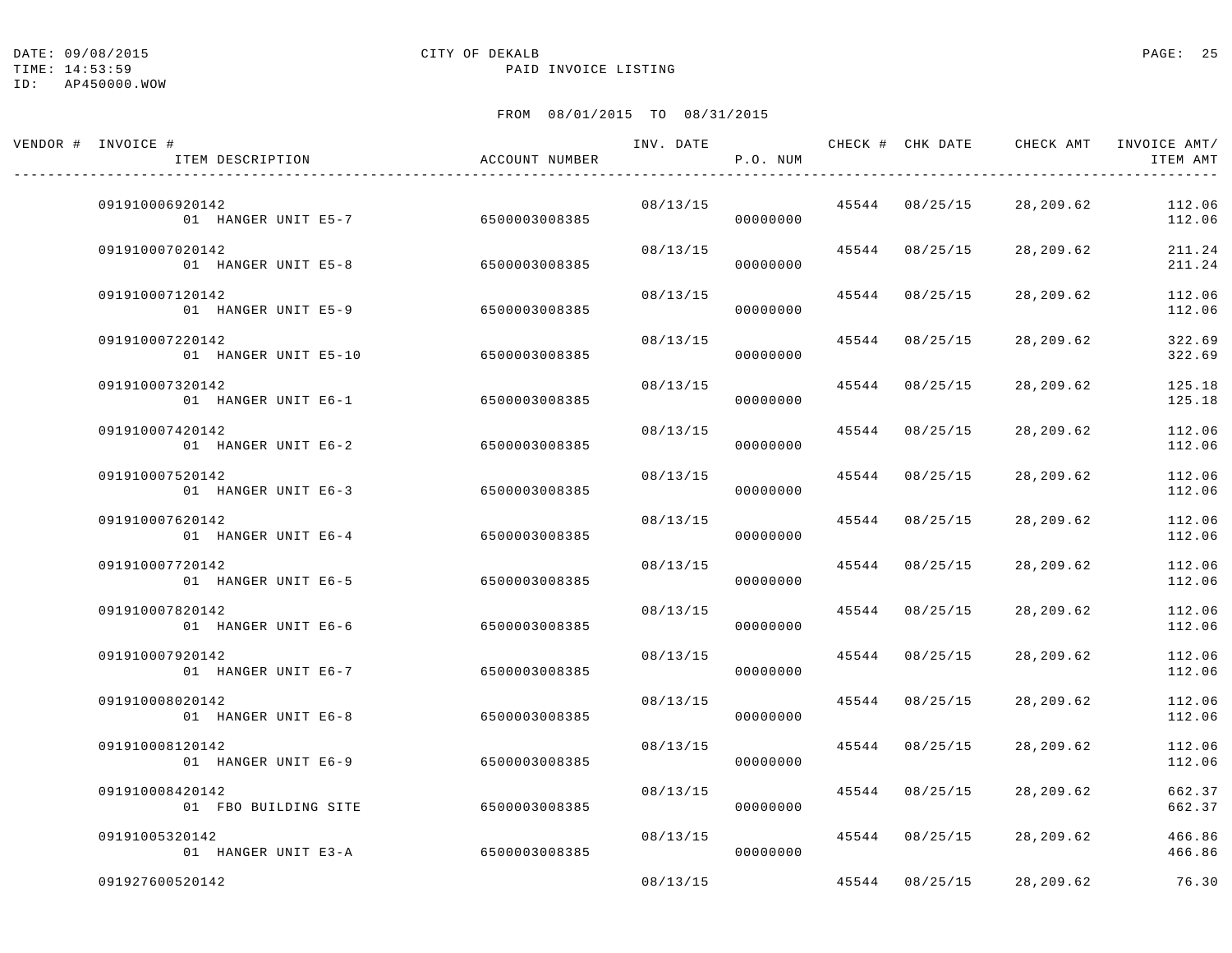DATE: 09/08/2015 CITY OF DEKALB
TIME: 14:53:59 PAID INVOICE LISTING
ID: AP450000.WOW

FROM 08/01/2015 TO 08/31/2015

| VENDOR # | INVOICE # / ITEM DESCRIPTION | ACCOUNT NUMBER | INV. DATE | P.O. NUM | CHECK # | CHK DATE | CHECK AMT | INVOICE AMT/ ITEM AMT |
|---|---|---|---|---|---|---|---|---|
| | 091910006920142 | | 08/13/15 | | 45544 | 08/25/15 | 28,209.62 | 112.06 |
| | 01 HANGER UNIT E5-7 | 6500003008385 | | 00000000 | | | | 112.06 |
| | 091910007020142 | | 08/13/15 | | 45544 | 08/25/15 | 28,209.62 | 211.24 |
| | 01 HANGER UNIT E5-8 | 6500003008385 | | 00000000 | | | | 211.24 |
| | 091910007120142 | | 08/13/15 | | 45544 | 08/25/15 | 28,209.62 | 112.06 |
| | 01 HANGER UNIT E5-9 | 6500003008385 | | 00000000 | | | | 112.06 |
| | 091910007220142 | | 08/13/15 | | 45544 | 08/25/15 | 28,209.62 | 322.69 |
| | 01 HANGER UNIT E5-10 | 6500003008385 | | 00000000 | | | | 322.69 |
| | 091910007320142 | | 08/13/15 | | 45544 | 08/25/15 | 28,209.62 | 125.18 |
| | 01 HANGER UNIT E6-1 | 6500003008385 | | 00000000 | | | | 125.18 |
| | 091910007420142 | | 08/13/15 | | 45544 | 08/25/15 | 28,209.62 | 112.06 |
| | 01 HANGER UNIT E6-2 | 6500003008385 | | 00000000 | | | | 112.06 |
| | 091910007520142 | | 08/13/15 | | 45544 | 08/25/15 | 28,209.62 | 112.06 |
| | 01 HANGER UNIT E6-3 | 6500003008385 | | 00000000 | | | | 112.06 |
| | 091910007620142 | | 08/13/15 | | 45544 | 08/25/15 | 28,209.62 | 112.06 |
| | 01 HANGER UNIT E6-4 | 6500003008385 | | 00000000 | | | | 112.06 |
| | 091910007720142 | | 08/13/15 | | 45544 | 08/25/15 | 28,209.62 | 112.06 |
| | 01 HANGER UNIT E6-5 | 6500003008385 | | 00000000 | | | | 112.06 |
| | 091910007820142 | | 08/13/15 | | 45544 | 08/25/15 | 28,209.62 | 112.06 |
| | 01 HANGER UNIT E6-6 | 6500003008385 | | 00000000 | | | | 112.06 |
| | 091910007920142 | | 08/13/15 | | 45544 | 08/25/15 | 28,209.62 | 112.06 |
| | 01 HANGER UNIT E6-7 | 6500003008385 | | 00000000 | | | | 112.06 |
| | 091910008020142 | | 08/13/15 | | 45544 | 08/25/15 | 28,209.62 | 112.06 |
| | 01 HANGER UNIT E6-8 | 6500003008385 | | 00000000 | | | | 112.06 |
| | 091910008120142 | | 08/13/15 | | 45544 | 08/25/15 | 28,209.62 | 112.06 |
| | 01 HANGER UNIT E6-9 | 6500003008385 | | 00000000 | | | | 112.06 |
| | 091910008420142 | | 08/13/15 | | 45544 | 08/25/15 | 28,209.62 | 662.37 |
| | 01 FBO BUILDING SITE | 6500003008385 | | 00000000 | | | | 662.37 |
| | 09191005320142 | | 08/13/15 | | 45544 | 08/25/15 | 28,209.62 | 466.86 |
| | 01 HANGER UNIT E3-A | 6500003008385 | | 00000000 | | | | 466.86 |
| | 091927600520142 | | 08/13/15 | | 45544 | 08/25/15 | 28,209.62 | 76.30 |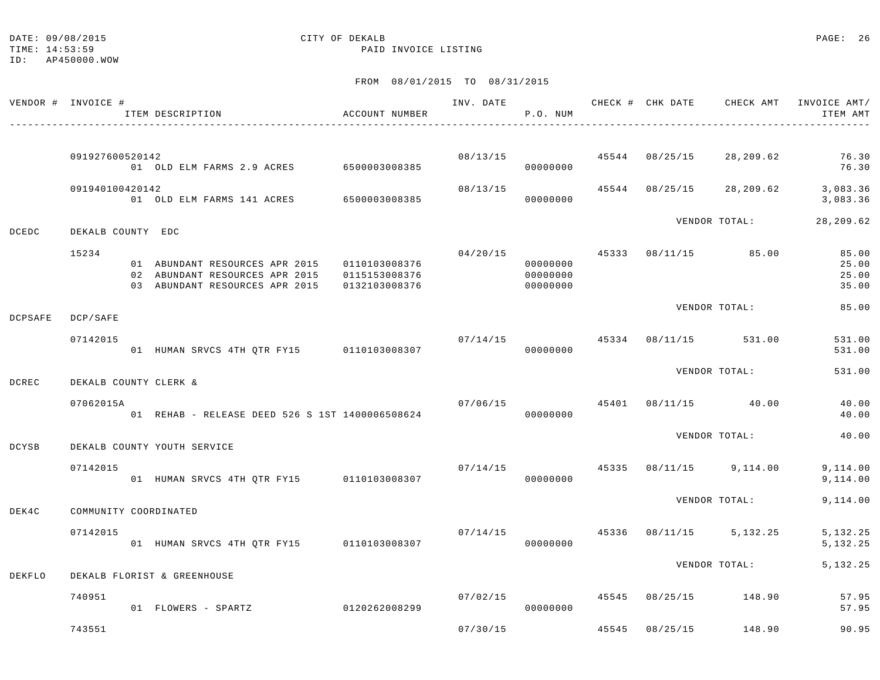DATE: 09/08/2015
TIME: 14:53:59
ID: AP450000.WOW

CITY OF DEKALB
PAID INVOICE LISTING

FROM 08/01/2015 TO 08/31/2015

| VENDOR # | INVOICE # / ITEM DESCRIPTION | ACCOUNT NUMBER | INV. DATE | P.O. NUM | CHECK # | CHK DATE | CHECK AMT | INVOICE AMT/ ITEM AMT |
|---|---|---|---|---|---|---|---|---|
| | 091927600520142 | | 08/13/15 | | 45544 | 08/25/15 | 28,209.62 | 76.30 |
| | 01 OLD ELM FARMS 2.9 ACRES | 6500003008385 | | 00000000 | | | | 76.30 |
| | 091940100420142 | | 08/13/15 | | 45544 | 08/25/15 | 28,209.62 | 3,083.36 |
| | 01 OLD ELM FARMS 141 ACRES | 6500003008385 | | 00000000 | | | | 3,083.36 |
| | | | | | | | VENDOR TOTAL: | 28,209.62 |
| DCEDC | DEKALB COUNTY EDC | | | | | | | |
| | 15234 | | 04/20/15 | | 45333 | 08/11/15 | 85.00 | 85.00 |
| | 01 ABUNDANT RESOURCES APR 2015 | 0110103008376 | | 00000000 | | | | 25.00 |
| | 02 ABUNDANT RESOURCES APR 2015 | 0115153008376 | | 00000000 | | | | 25.00 |
| | 03 ABUNDANT RESOURCES APR 2015 | 0132103008376 | | 00000000 | | | | 35.00 |
| | | | | | | | VENDOR TOTAL: | 85.00 |
| DCPSAFE | DCP/SAFE | | | | | | | |
| | 07142015 | | 07/14/15 | | 45334 | 08/11/15 | 531.00 | 531.00 |
| | 01 HUMAN SRVCS 4TH QTR FY15 | 0110103008307 | | 00000000 | | | | 531.00 |
| | | | | | | | VENDOR TOTAL: | 531.00 |
| DCREC | DEKALB COUNTY CLERK & | | | | | | | |
| | 07062015A | | 07/06/15 | | 45401 | 08/11/15 | 40.00 | 40.00 |
| | 01 REHAB - RELEASE DEED 526 S 1ST | 1400006508624 | | 00000000 | | | | 40.00 |
| | | | | | | | VENDOR TOTAL: | 40.00 |
| DCYSB | DEKALB COUNTY YOUTH SERVICE | | | | | | | |
| | 07142015 | | 07/14/15 | | 45335 | 08/11/15 | 9,114.00 | 9,114.00 |
| | 01 HUMAN SRVCS 4TH QTR FY15 | 0110103008307 | | 00000000 | | | | 9,114.00 |
| | | | | | | | VENDOR TOTAL: | 9,114.00 |
| DEK4C | COMMUNITY COORDINATED | | | | | | | |
| | 07142015 | | 07/14/15 | | 45336 | 08/11/15 | 5,132.25 | 5,132.25 |
| | 01 HUMAN SRVCS 4TH QTR FY15 | 0110103008307 | | 00000000 | | | | 5,132.25 |
| | | | | | | | VENDOR TOTAL: | 5,132.25 |
| DEKFLO | DEKALB FLORIST & GREENHOUSE | | | | | | | |
| | 740951 | | 07/02/15 | | 45545 | 08/25/15 | 148.90 | 57.95 |
| | 01 FLOWERS - SPARTZ | 0120262008299 | | 00000000 | | | | 57.95 |
| | 743551 | | 07/30/15 | | 45545 | 08/25/15 | 148.90 | 90.95 |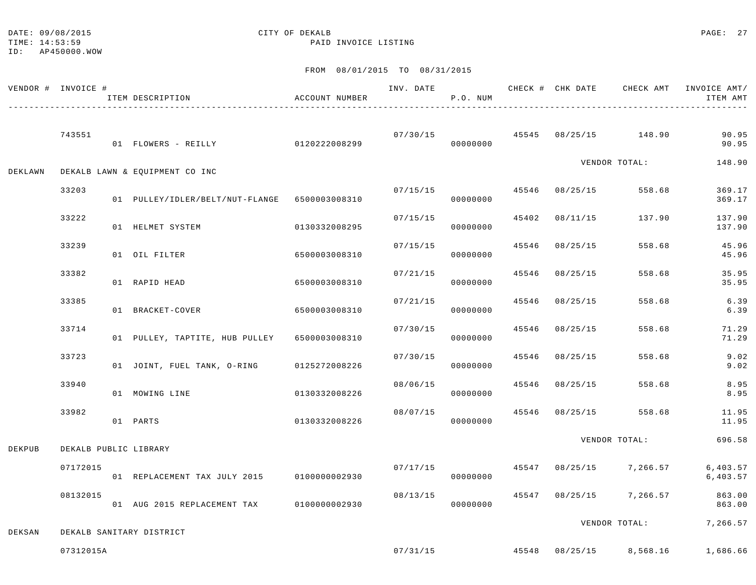DATE: 09/08/2015 CITY OF DEKALB
TIME: 14:53:59 PAID INVOICE LISTING
ID: AP450000.WOW

FROM 08/01/2015 TO 08/31/2015

| VENDOR # | INVOICE # | ITEM DESCRIPTION | ACCOUNT NUMBER | INV. DATE | P.O. NUM | CHECK # | CHK DATE | CHECK AMT | INVOICE AMT/ ITEM AMT |
|---|---|---|---|---|---|---|---|---|---|
| | 743551 | | | 07/30/15 | | 45545 | 08/25/15 | 148.90 | 90.95 |
| | | 01 FLOWERS - REILLY | 0120222008299 | | 00000000 | | | | 90.95 |
| | | | | | | | | VENDOR TOTAL: | 148.90 |
| DEKLAWN | DEKALB LAWN & EQUIPMENT CO INC | | | | | | | | |
| | 33203 | | | 07/15/15 | | 45546 | 08/25/15 | 558.68 | 369.17 |
| | | 01 PULLEY/IDLER/BELT/NUT-FLANGE | 6500003008310 | | 00000000 | | | | 369.17 |
| | 33222 | | | 07/15/15 | | 45402 | 08/11/15 | 137.90 | 137.90 |
| | | 01 HELMET SYSTEM | 0130332008295 | | 00000000 | | | | 137.90 |
| | 33239 | | | 07/15/15 | | 45546 | 08/25/15 | 558.68 | 45.96 |
| | | 01 OIL FILTER | 6500003008310 | | 00000000 | | | | 45.96 |
| | 33382 | | | 07/21/15 | | 45546 | 08/25/15 | 558.68 | 35.95 |
| | | 01 RAPID HEAD | 6500003008310 | | 00000000 | | | | 35.95 |
| | 33385 | | | 07/21/15 | | 45546 | 08/25/15 | 558.68 | 6.39 |
| | | 01 BRACKET-COVER | 6500003008310 | | 00000000 | | | | 6.39 |
| | 33714 | | | 07/30/15 | | 45546 | 08/25/15 | 558.68 | 71.29 |
| | | 01 PULLEY, TAPTITE, HUB PULLEY | 6500003008310 | | 00000000 | | | | 71.29 |
| | 33723 | | | 07/30/15 | | 45546 | 08/25/15 | 558.68 | 9.02 |
| | | 01 JOINT, FUEL TANK, O-RING | 0125272008226 | | 00000000 | | | | 9.02 |
| | 33940 | | | 08/06/15 | | 45546 | 08/25/15 | 558.68 | 8.95 |
| | | 01 MOWING LINE | 0130332008226 | | 00000000 | | | | 8.95 |
| | 33982 | | | 08/07/15 | | 45546 | 08/25/15 | 558.68 | 11.95 |
| | | 01 PARTS | 0130332008226 | | 00000000 | | | | 11.95 |
| | | | | | | | | VENDOR TOTAL: | 696.58 |
| DEKPUB | DEKALB PUBLIC LIBRARY | | | | | | | | |
| | 07172015 | | | 07/17/15 | | 45547 | 08/25/15 | 7,266.57 | 6,403.57 |
| | | 01 REPLACEMENT TAX JULY 2015 | 0100000002930 | | 00000000 | | | | 6,403.57 |
| | 08132015 | | | 08/13/15 | | 45547 | 08/25/15 | 7,266.57 | 863.00 |
| | | 01 AUG 2015 REPLACEMENT TAX | 0100000002930 | | 00000000 | | | | 863.00 |
| | | | | | | | | VENDOR TOTAL: | 7,266.57 |
| DEKSAN | DEKALB SANITARY DISTRICT | | | | | | | | |
| | 07312015A | | | 07/31/15 | | 45548 | 08/25/15 | 8,568.16 | 1,686.66 |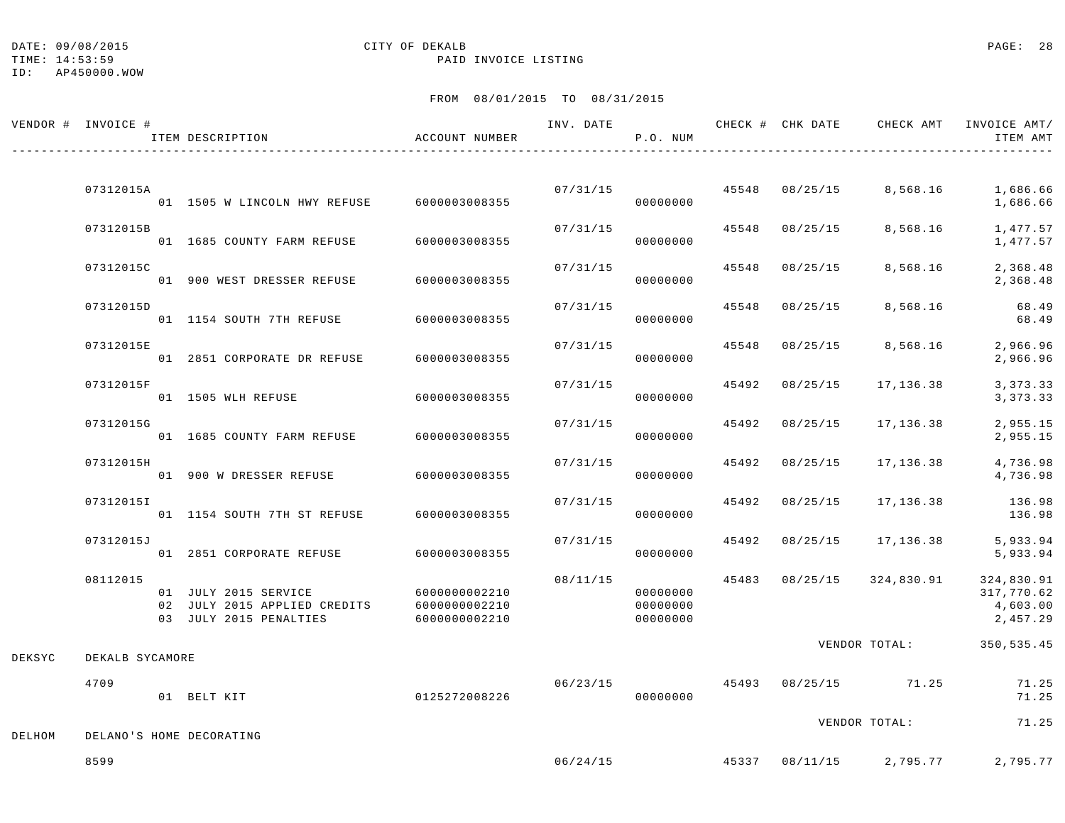DATE: 09/08/2015 CITY OF DEKALB
TIME: 14:53:59 PAID INVOICE LISTING
ID: AP450000.WOW

FROM 08/01/2015 TO 08/31/2015

| VENDOR # | INVOICE # | ITEM DESCRIPTION | ACCOUNT NUMBER | INV. DATE | P.O. NUM | CHECK # | CHK DATE | CHECK AMT | INVOICE AMT/ ITEM AMT |
|---|---|---|---|---|---|---|---|---|---|
| | 07312015A | | | 07/31/15 | | 45548 | 08/25/15 | 8,568.16 | 1,686.66 |
| | | 01 1505 W LINCOLN HWY REFUSE | 6000003008355 | | 00000000 | | | | 1,686.66 |
| | 07312015B | | | 07/31/15 | | 45548 | 08/25/15 | 8,568.16 | 1,477.57 |
| | | 01 1685 COUNTY FARM REFUSE | 6000003008355 | | 00000000 | | | | 1,477.57 |
| | 07312015C | | | 07/31/15 | | 45548 | 08/25/15 | 8,568.16 | 2,368.48 |
| | | 01 900 WEST DRESSER REFUSE | 6000003008355 | | 00000000 | | | | 2,368.48 |
| | 07312015D | | | 07/31/15 | | 45548 | 08/25/15 | 8,568.16 | 68.49 |
| | | 01 1154 SOUTH 7TH REFUSE | 6000003008355 | | 00000000 | | | | 68.49 |
| | 07312015E | | | 07/31/15 | | 45548 | 08/25/15 | 8,568.16 | 2,966.96 |
| | | 01 2851 CORPORATE DR REFUSE | 6000003008355 | | 00000000 | | | | 2,966.96 |
| | 07312015F | | | 07/31/15 | | 45492 | 08/25/15 | 17,136.38 | 3,373.33 |
| | | 01 1505 WLH REFUSE | 6000003008355 | | 00000000 | | | | 3,373.33 |
| | 07312015G | | | 07/31/15 | | 45492 | 08/25/15 | 17,136.38 | 2,955.15 |
| | | 01 1685 COUNTY FARM REFUSE | 6000003008355 | | 00000000 | | | | 2,955.15 |
| | 07312015H | | | 07/31/15 | | 45492 | 08/25/15 | 17,136.38 | 4,736.98 |
| | | 01 900 W DRESSER REFUSE | 6000003008355 | | 00000000 | | | | 4,736.98 |
| | 07312015I | | | 07/31/15 | | 45492 | 08/25/15 | 17,136.38 | 136.98 |
| | | 01 1154 SOUTH 7TH ST REFUSE | 6000003008355 | | 00000000 | | | | 136.98 |
| | 07312015J | | | 07/31/15 | | 45492 | 08/25/15 | 17,136.38 | 5,933.94 |
| | | 01 2851 CORPORATE REFUSE | 6000003008355 | | 00000000 | | | | 5,933.94 |
| | 08112015 | | | 08/11/15 | | 45483 | 08/25/15 | 324,830.91 | 324,830.91 |
| | | 01 JULY 2015 SERVICE | 6000000002210 | | 00000000 | | | | 317,770.62 |
| | | 02 JULY 2015 APPLIED CREDITS | 6000000002210 | | 00000000 | | | | 4,603.00 |
| | | 03 JULY 2015 PENALTIES | 6000000002210 | | 00000000 | | | | 2,457.29 |
| | | | | | | | | VENDOR TOTAL: | 350,535.45 |
| DEKSYC | DEKALB SYCAMORE | | | | | | | | |
| | 4709 | | | 06/23/15 | | 45493 | 08/25/15 | 71.25 | 71.25 |
| | | 01 BELT KIT | 0125272008226 | | 00000000 | | | | 71.25 |
| | | | | | | | | VENDOR TOTAL: | 71.25 |
| DELHOM | DELANO'S HOME DECORATING | | | | | | | | |
| | 8599 | | | 06/24/15 | | 45337 | 08/11/15 | 2,795.77 | 2,795.77 |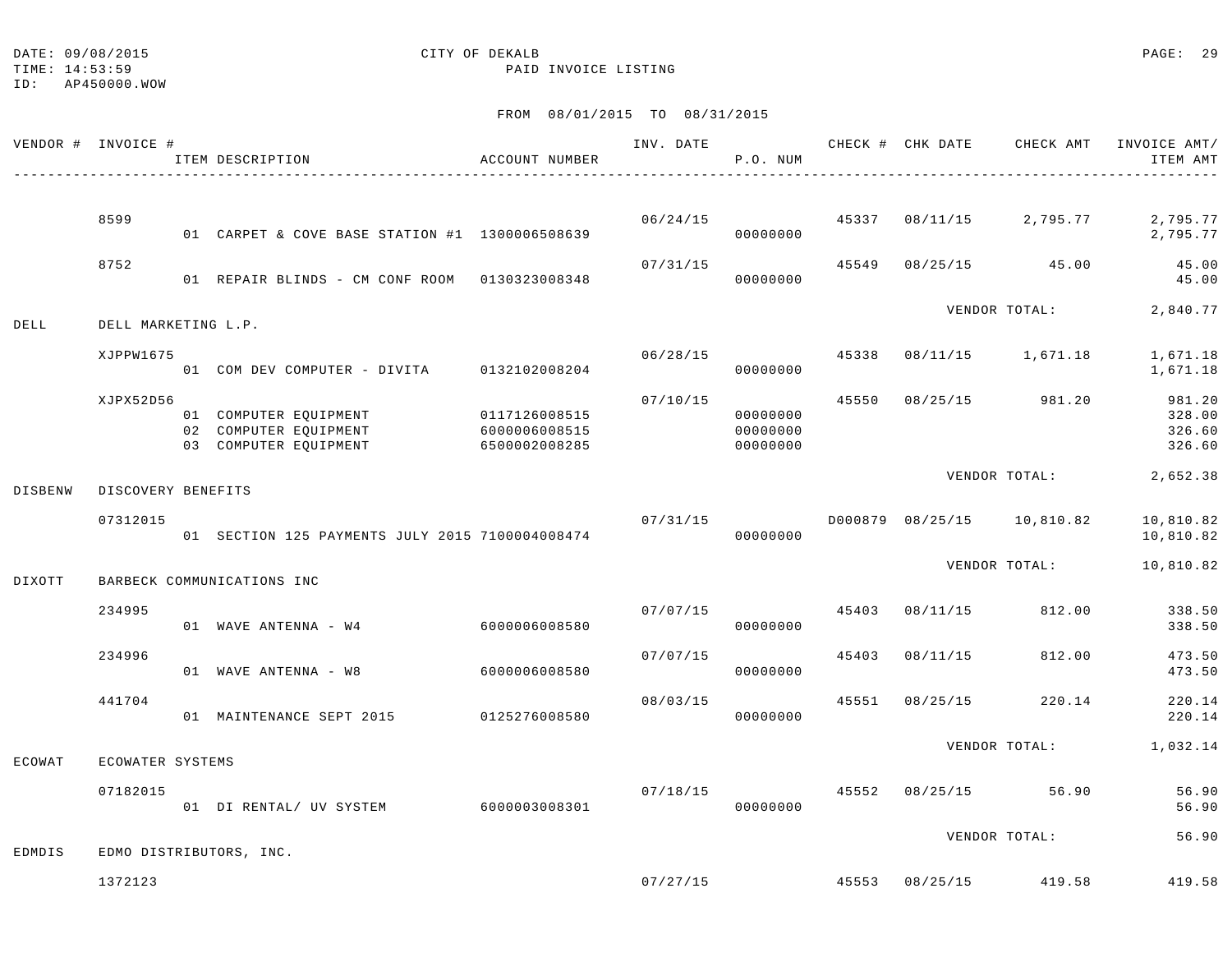DATE: 09/08/2015 CITY OF DEKALB
TIME: 14:53:59 PAID INVOICE LISTING
ID: AP450000.WOW

FROM 08/01/2015 TO 08/31/2015

| VENDOR # | INVOICE # / ITEM DESCRIPTION | ACCOUNT NUMBER | INV. DATE | P.O. NUM | CHECK # | CHK DATE | CHECK AMT | INVOICE AMT/ ITEM AMT |
|---|---|---|---|---|---|---|---|---|
| | 8599 | | 06/24/15 | | 45337 | 08/11/15 | 2,795.77 | 2,795.77 |
| | 01 CARPET & COVE BASE STATION #1 | 1300006508639 | | 00000000 | | | | 2,795.77 |
| | 8752 | | 07/31/15 | | 45549 | 08/25/15 | 45.00 | 45.00 |
| | 01 REPAIR BLINDS - CM CONF ROOM | 0130323008348 | | 00000000 | | | | 45.00 |
| | | | | | | VENDOR TOTAL: | | 2,840.77 |
| DELL | DELL MARKETING L.P. | | | | | | | |
| | XJPPW1675 | | 06/28/15 | | 45338 | 08/11/15 | 1,671.18 | 1,671.18 |
| | 01 COM DEV COMPUTER - DIVITA | 0132102008204 | | 00000000 | | | | 1,671.18 |
| | XJPX52D56 | | 07/10/15 | | 45550 | 08/25/15 | 981.20 | 981.20 |
| | 01 COMPUTER EQUIPMENT | 0117126008515 | | 00000000 | | | | 328.00 |
| | 02 COMPUTER EQUIPMENT | 6000006008515 | | 00000000 | | | | 326.60 |
| | 03 COMPUTER EQUIPMENT | 6500002008285 | | 00000000 | | | | 326.60 |
| | | | | | | VENDOR TOTAL: | | 2,652.38 |
| DISBENW | DISCOVERY BENEFITS | | | | | | | |
| | 07312015 | | 07/31/15 | | D000879 | 08/25/15 | 10,810.82 | 10,810.82 |
| | 01 SECTION 125 PAYMENTS JULY 2015 | 7100004008474 | | 00000000 | | | | 10,810.82 |
| | | | | | | VENDOR TOTAL: | | 10,810.82 |
| DIXOTT | BARBECK COMMUNICATIONS INC | | | | | | | |
| | 234995 | | 07/07/15 | | 45403 | 08/11/15 | 812.00 | 338.50 |
| | 01 WAVE ANTENNA - W4 | 6000006008580 | | 00000000 | | | | 338.50 |
| | 234996 | | 07/07/15 | | 45403 | 08/11/15 | 812.00 | 473.50 |
| | 01 WAVE ANTENNA - W8 | 6000006008580 | | 00000000 | | | | 473.50 |
| | 441704 | | 08/03/15 | | 45551 | 08/25/15 | 220.14 | 220.14 |
| | 01 MAINTENANCE SEPT 2015 | 0125276008580 | | 00000000 | | | | 220.14 |
| | | | | | | VENDOR TOTAL: | | 1,032.14 |
| ECOWAT | ECOWATER SYSTEMS | | | | | | | |
| | 07182015 | | 07/18/15 | | 45552 | 08/25/15 | 56.90 | 56.90 |
| | 01 DI RENTAL/ UV SYSTEM | 6000003008301 | | 00000000 | | | | 56.90 |
| | | | | | | VENDOR TOTAL: | | 56.90 |
| EDMDIS | EDMO DISTRIBUTORS, INC. | | | | | | | |
| | 1372123 | | 07/27/15 | | 45553 | 08/25/15 | 419.58 | 419.58 |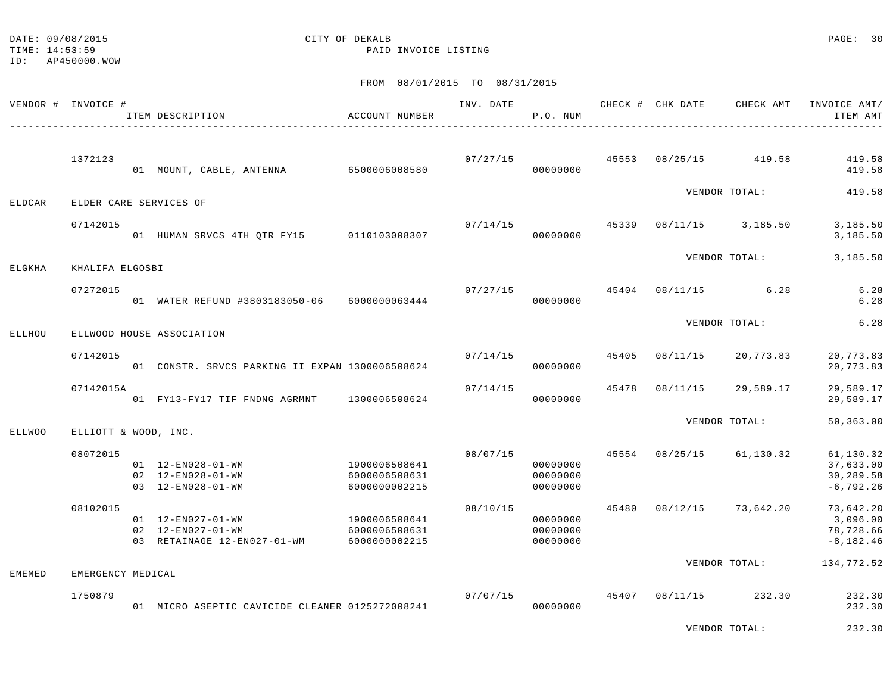CITY OF DEKALB

PAID INVOICE LISTING

DATE: 09/08/2015
TIME: 14:53:59
ID: AP450000.WOW

FROM 08/01/2015 TO 08/31/2015

| VENDOR # | INVOICE # / ITEM DESCRIPTION | ACCOUNT NUMBER | INV. DATE | P.O. NUM | CHECK # | CHK DATE | CHECK AMT | INVOICE AMT/ ITEM AMT |
|---|---|---|---|---|---|---|---|---|
| | 1372123 | | 07/27/15 | | 45553 | 08/25/15 | 419.58 | 419.58 |
| | 01 MOUNT, CABLE, ANTENNA | 6500006008580 | | 00000000 | | | | 419.58 |
| | | | | | | VENDOR TOTAL: | | 419.58 |
| ELDCAR | ELDER CARE SERVICES OF | | | | | | | |
| | 07142015 | | 07/14/15 | | 45339 | 08/11/15 | 3,185.50 | 3,185.50 |
| | 01 HUMAN SRVCS 4TH QTR FY15 | 0110103008307 | | 00000000 | | | | 3,185.50 |
| | | | | | | VENDOR TOTAL: | | 3,185.50 |
| ELGKHA | KHALIFA ELGOSBI | | | | | | | |
| | 07272015 | | 07/27/15 | | 45404 | 08/11/15 | 6.28 | 6.28 |
| | 01 WATER REFUND #3803183050-06 | 6000000063444 | | 00000000 | | | | 6.28 |
| | | | | | | VENDOR TOTAL: | | 6.28 |
| ELLHOU | ELLWOOD HOUSE ASSOCIATION | | | | | | | |
| | 07142015 | | 07/14/15 | | 45405 | 08/11/15 | 20,773.83 | 20,773.83 |
| | 01 CONSTR. SRVCS PARKING II EXPAN | 1300006508624 | | 00000000 | | | | 20,773.83 |
| | 07142015A | | 07/14/15 | | 45478 | 08/11/15 | 29,589.17 | 29,589.17 |
| | 01 FY13-FY17 TIF FNDNG AGRMNT | 1300006508624 | | 00000000 | | | | 29,589.17 |
| | | | | | | VENDOR TOTAL: | | 50,363.00 |
| ELLWOO | ELLIOTT & WOOD, INC. | | | | | | | |
| | 08072015 | | 08/07/15 | | 45554 | 08/25/15 | 61,130.32 | 61,130.32 |
| | 01 12-EN028-01-WM | 1900006508641 | | 00000000 | | | | 37,633.00 |
| | 02 12-EN028-01-WM | 6000006508631 | | 00000000 | | | | 30,289.58 |
| | 03 12-EN028-01-WM | 6000000002215 | | 00000000 | | | | -6,792.26 |
| | 08102015 | | 08/10/15 | | 45480 | 08/12/15 | 73,642.20 | 73,642.20 |
| | 01 12-EN027-01-WM | 1900006508641 | | 00000000 | | | | 3,096.00 |
| | 02 12-EN027-01-WM | 6000006508631 | | 00000000 | | | | 78,728.66 |
| | 03 RETAINAGE 12-EN027-01-WM | 6000000002215 | | 00000000 | | | | -8,182.46 |
| | | | | | | VENDOR TOTAL: | | 134,772.52 |
| EMEMED | EMERGENCY MEDICAL | | | | | | | |
| | 1750879 | | 07/07/15 | | 45407 | 08/11/15 | 232.30 | 232.30 |
| | 01 MICRO ASEPTIC CAVICIDE CLEANER | 0125272008241 | | 00000000 | | | | 232.30 |
| | | | | | | VENDOR TOTAL: | | 232.30 |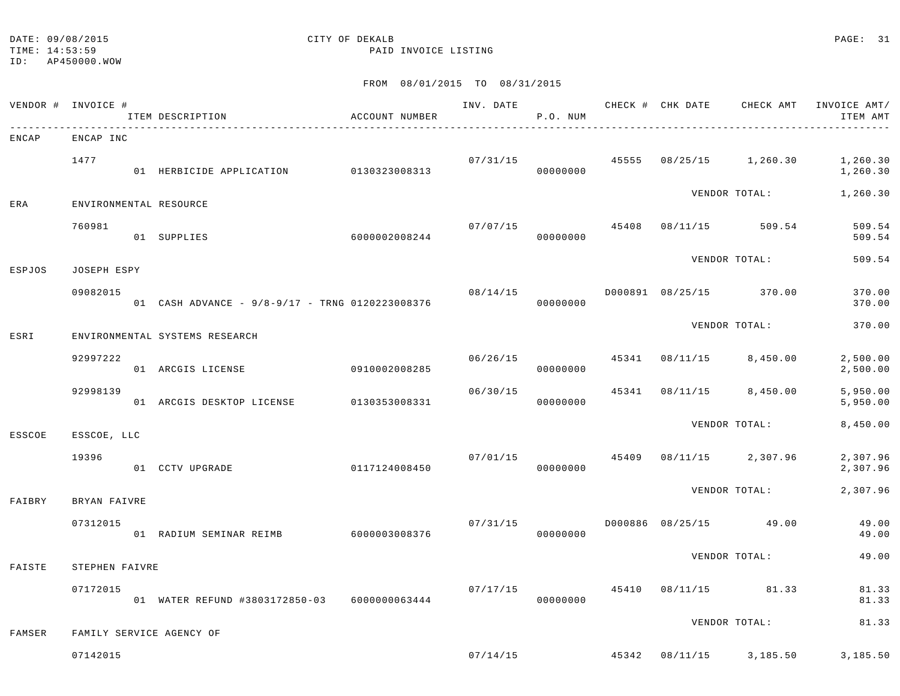DATE: 09/08/2015
TIME: 14:53:59
ID: AP450000.WOW

CITY OF DEKALB
PAID INVOICE LISTING

FROM 08/01/2015 TO 08/31/2015

| VENDOR # | INVOICE # | ITEM DESCRIPTION | ACCOUNT NUMBER | INV. DATE | P.O. NUM | CHECK # | CHK DATE | CHECK AMT | INVOICE AMT/ ITEM AMT |
|---|---|---|---|---|---|---|---|---|---|
| ENCAP | ENCAP INC | | | | | | | | |
| | 1477 | | | 07/31/15 | | 45555 | 08/25/15 | 1,260.30 | 1,260.30 |
| | | 01 HERBICIDE APPLICATION | 0130323008313 | | 00000000 | | | | 1,260.30 |
| | | | | | | | VENDOR TOTAL: | | 1,260.30 |
| ERA | ENVIRONMENTAL RESOURCE | | | | | | | | |
| | 760981 | | | 07/07/15 | | 45408 | 08/11/15 | 509.54 | 509.54 |
| | | 01 SUPPLIES | 6000002008244 | | 00000000 | | | | 509.54 |
| | | | | | | | VENDOR TOTAL: | | 509.54 |
| ESPJOS | JOSEPH ESPY | | | | | | | | |
| | 09082015 | | | 08/14/15 | | D000891 | 08/25/15 | 370.00 | 370.00 |
| | | 01 CASH ADVANCE - 9/8-9/17 - TRNG | 0120223008376 | | 00000000 | | | | 370.00 |
| | | | | | | | VENDOR TOTAL: | | 370.00 |
| ESRI | ENVIRONMENTAL SYSTEMS RESEARCH | | | | | | | | |
| | 92997222 | | | 06/26/15 | | 45341 | 08/11/15 | 8,450.00 | 2,500.00 |
| | | 01 ARCGIS LICENSE | 0910002008285 | | 00000000 | | | | 2,500.00 |
| | 92998139 | | | 06/30/15 | | 45341 | 08/11/15 | 8,450.00 | 5,950.00 |
| | | 01 ARCGIS DESKTOP LICENSE | 0130353008331 | | 00000000 | | | | 5,950.00 |
| | | | | | | | VENDOR TOTAL: | | 8,450.00 |
| ESSCOE | ESSCOE, LLC | | | | | | | | |
| | 19396 | | | 07/01/15 | | 45409 | 08/11/15 | 2,307.96 | 2,307.96 |
| | | 01 CCTV UPGRADE | 0117124008450 | | 00000000 | | | | 2,307.96 |
| | | | | | | | VENDOR TOTAL: | | 2,307.96 |
| FAIBRY | BRYAN FAIVRE | | | | | | | | |
| | 07312015 | | | 07/31/15 | | D000886 | 08/25/15 | 49.00 | 49.00 |
| | | 01 RADIUM SEMINAR REIMB | 6000003008376 | | 00000000 | | | | 49.00 |
| | | | | | | | VENDOR TOTAL: | | 49.00 |
| FAISTE | STEPHEN FAIVRE | | | | | | | | |
| | 07172015 | | | 07/17/15 | | 45410 | 08/11/15 | 81.33 | 81.33 |
| | | 01 WATER REFUND #3803172850-03 | 6000000063444 | | 00000000 | | | | 81.33 |
| | | | | | | | VENDOR TOTAL: | | 81.33 |
| FAMSER | FAMILY SERVICE AGENCY OF | | | | | | | | |
| | 07142015 | | | 07/14/15 | | 45342 | 08/11/15 | 3,185.50 | 3,185.50 |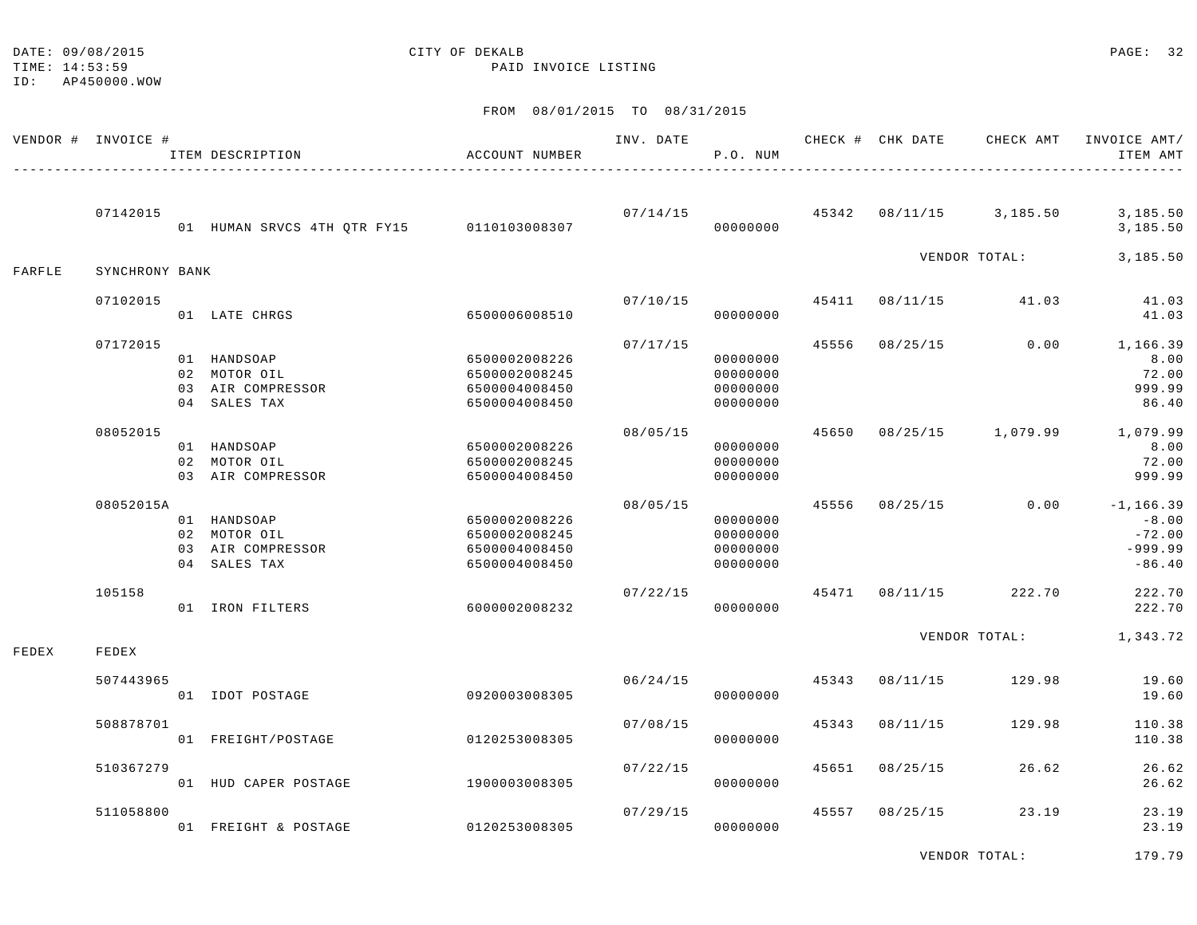DATE: 09/08/2015
TIME: 14:53:59
ID: AP450000.WOW

CITY OF DEKALB
PAID INVOICE LISTING

FROM 08/01/2015 TO 08/31/2015

| VENDOR # | INVOICE # / ITEM DESCRIPTION | ACCOUNT NUMBER | INV. DATE | P.O. NUM | CHECK # | CHK DATE | CHECK AMT | INVOICE AMT/ ITEM AMT |
|---|---|---|---|---|---|---|---|---|
| | 07142015 | | 07/14/15 | | 45342 | 08/11/15 | 3,185.50 | 3,185.50 |
| | 01 HUMAN SRVCS 4TH QTR FY15 | 0110103008307 | | 00000000 | | | | 3,185.50 |
| | | | | | | | VENDOR TOTAL: | 3,185.50 |
| FARFLE | SYNCHRONY BANK | | | | | | | |
| | 07102015 | | 07/10/15 | | 45411 | 08/11/15 | 41.03 | 41.03 |
| | 01 LATE CHRGS | 6500006008510 | | 00000000 | | | | 41.03 |
| | 07172015 | | 07/17/15 | | 45556 | 08/25/15 | 0.00 | 1,166.39 |
| | 01 HANDSOAP | 6500002008226 | | 00000000 | | | | 8.00 |
| | 02 MOTOR OIL | 6500002008245 | | 00000000 | | | | 72.00 |
| | 03 AIR COMPRESSOR | 6500004008450 | | 00000000 | | | | 999.99 |
| | 04 SALES TAX | 6500004008450 | | 00000000 | | | | 86.40 |
| | 08052015 | | 08/05/15 | | 45650 | 08/25/15 | 1,079.99 | 1,079.99 |
| | 01 HANDSOAP | 6500002008226 | | 00000000 | | | | 8.00 |
| | 02 MOTOR OIL | 6500002008245 | | 00000000 | | | | 72.00 |
| | 03 AIR COMPRESSOR | 6500004008450 | | 00000000 | | | | 999.99 |
| | 08052015A | | 08/05/15 | | 45556 | 08/25/15 | 0.00 | -1,166.39 |
| | 01 HANDSOAP | 6500002008226 | | 00000000 | | | | -8.00 |
| | 02 MOTOR OIL | 6500002008245 | | 00000000 | | | | -72.00 |
| | 03 AIR COMPRESSOR | 6500004008450 | | 00000000 | | | | -999.99 |
| | 04 SALES TAX | 6500004008450 | | 00000000 | | | | -86.40 |
| | 105158 | | 07/22/15 | | 45471 | 08/11/15 | 222.70 | 222.70 |
| | 01 IRON FILTERS | 6000002008232 | | 00000000 | | | | 222.70 |
| | | | | | | | VENDOR TOTAL: | 1,343.72 |
| FEDEX | FEDEX | | | | | | | |
| | 507443965 | | 06/24/15 | | 45343 | 08/11/15 | 129.98 | 19.60 |
| | 01 IDOT POSTAGE | 0920003008305 | | 00000000 | | | | 19.60 |
| | 508878701 | | 07/08/15 | | 45343 | 08/11/15 | 129.98 | 110.38 |
| | 01 FREIGHT/POSTAGE | 0120253008305 | | 00000000 | | | | 110.38 |
| | 510367279 | | 07/22/15 | | 45651 | 08/25/15 | 26.62 | 26.62 |
| | 01 HUD CAPER POSTAGE | 1900003008305 | | 00000000 | | | | 26.62 |
| | 511058800 | | 07/29/15 | | 45557 | 08/25/15 | 23.19 | 23.19 |
| | 01 FREIGHT & POSTAGE | 0120253008305 | | 00000000 | | | | 23.19 |
| | | | | | | | VENDOR TOTAL: | 179.79 |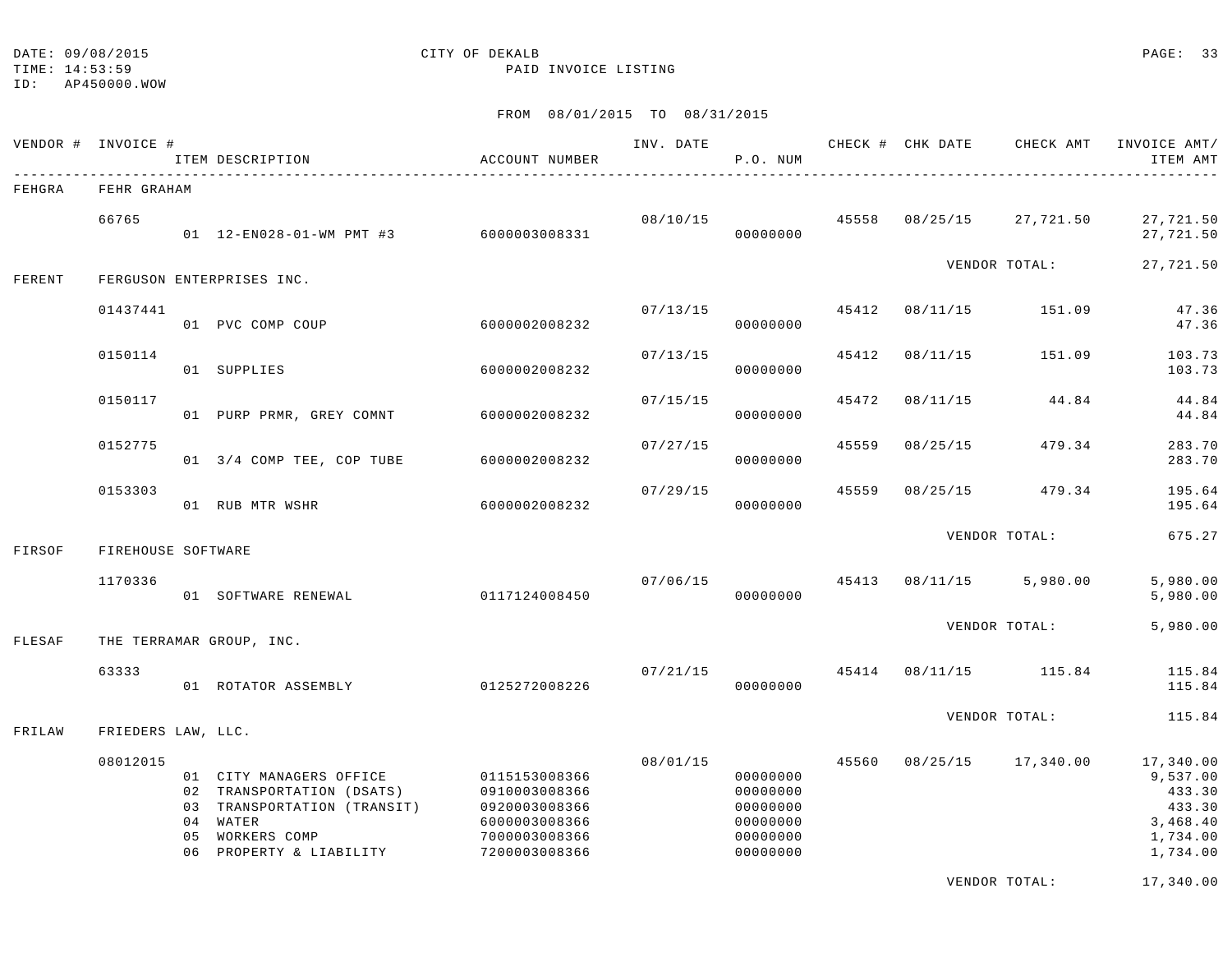DATE: 09/08/2015
TIME: 14:53:59
ID: AP450000.WOW

CITY OF DEKALB
PAID INVOICE LISTING

FROM 08/01/2015 TO 08/31/2015

| VENDOR # | INVOICE # | ITEM DESCRIPTION | ACCOUNT NUMBER | INV. DATE | P.O. NUM | CHECK # | CHK DATE | CHECK AMT | INVOICE AMT/ ITEM AMT |
|---|---|---|---|---|---|---|---|---|---|
| FEHGRA | FEHR GRAHAM | | | | | | | | |
| | 66765 | | | 08/10/15 | | 45558 | 08/25/15 | 27,721.50 | 27,721.50 |
| | | 01 12-EN028-01-WM PMT #3 | 6000003008331 | | 00000000 | | | | 27,721.50 |
| | | | | | | | VENDOR TOTAL: | | 27,721.50 |
| FERENT | FERGUSON ENTERPRISES INC. | | | | | | | | |
| | 01437441 | | | 07/13/15 | | 45412 | 08/11/15 | 151.09 | 47.36 |
| | | 01 PVC COMP COUP | 6000002008232 | | 00000000 | | | | 47.36 |
| | 0150114 | | | 07/13/15 | | 45412 | 08/11/15 | 151.09 | 103.73 |
| | | 01 SUPPLIES | 6000002008232 | | 00000000 | | | | 103.73 |
| | 0150117 | | | 07/15/15 | | 45472 | 08/11/15 | 44.84 | 44.84 |
| | | 01 PURP PRMR, GREY COMNT | 6000002008232 | | 00000000 | | | | 44.84 |
| | 0152775 | | | 07/27/15 | | 45559 | 08/25/15 | 479.34 | 283.70 |
| | | 01 3/4 COMP TEE, COP TUBE | 6000002008232 | | 00000000 | | | | 283.70 |
| | 0153303 | | | 07/29/15 | | 45559 | 08/25/15 | 479.34 | 195.64 |
| | | 01 RUB MTR WSHR | 6000002008232 | | 00000000 | | | | 195.64 |
| | | | | | | | VENDOR TOTAL: | | 675.27 |
| FIRSOF | FIREHOUSE SOFTWARE | | | | | | | | |
| | 1170336 | | | 07/06/15 | | 45413 | 08/11/15 | 5,980.00 | 5,980.00 |
| | | 01 SOFTWARE RENEWAL | 0117124008450 | | 00000000 | | | | 5,980.00 |
| | | | | | | | VENDOR TOTAL: | | 5,980.00 |
| FLESAF | THE TERRAMAR GROUP, INC. | | | | | | | | |
| | 63333 | | | 07/21/15 | | 45414 | 08/11/15 | 115.84 | 115.84 |
| | | 01 ROTATOR ASSEMBLY | 0125272008226 | | 00000000 | | | | 115.84 |
| | | | | | | | VENDOR TOTAL: | | 115.84 |
| FRILAW | FRIEDERS LAW, LLC. | | | | | | | | |
| | 08012015 | | | 08/01/15 | | 45560 | 08/25/15 | 17,340.00 | 17,340.00 |
| | | 01 CITY MANAGERS OFFICE | 0115153008366 | | 00000000 | | | | 9,537.00 |
| | | 02 TRANSPORTATION (DSATS) | 0910003008366 | | 00000000 | | | | 433.30 |
| | | 03 TRANSPORTATION (TRANSIT) | 0920003008366 | | 00000000 | | | | 433.30 |
| | | 04 WATER | 6000003008366 | | 00000000 | | | | 3,468.40 |
| | | 05 WORKERS COMP | 7000003008366 | | 00000000 | | | | 1,734.00 |
| | | 06 PROPERTY & LIABILITY | 7200003008366 | | 00000000 | | | | 1,734.00 |
| | | | | | | | VENDOR TOTAL: | | 17,340.00 |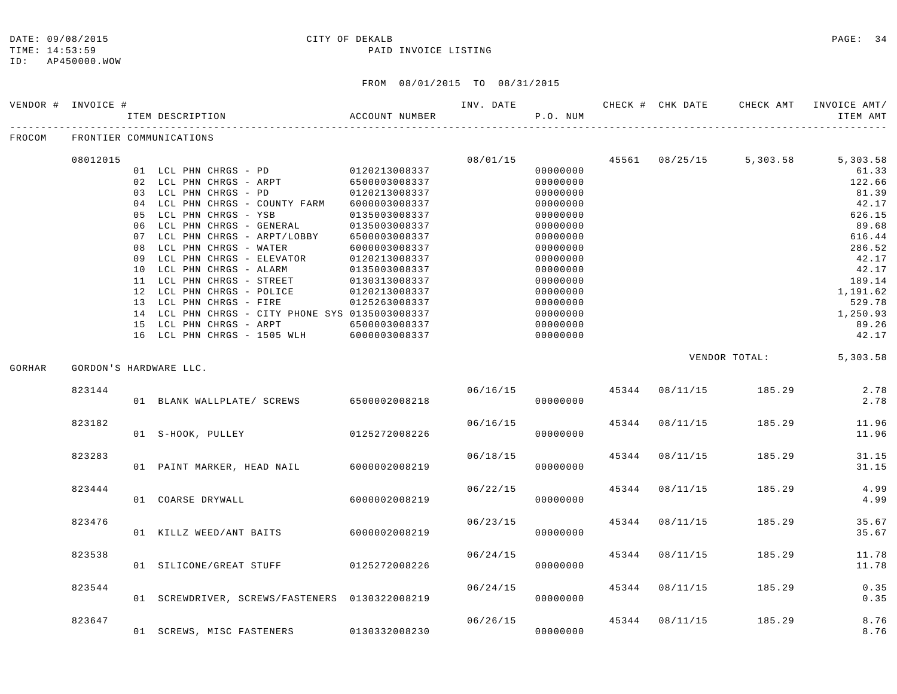CITY OF DEKALB
PAID INVOICE LISTING

DATE: 09/08/2015
TIME: 14:53:59
ID: AP450000.WOW

FROM 08/01/2015 TO 08/31/2015

| VENDOR # | INVOICE # | ITEM DESCRIPTION | ACCOUNT NUMBER | INV. DATE | P.O. NUM | CHECK # | CHK DATE | CHECK AMT | INVOICE AMT/ ITEM AMT |
|---|---|---|---|---|---|---|---|---|---|
| FROCOM | FRONTIER COMMUNICATIONS | | | | | | | | |
| | 08012015 | | | 08/01/15 | | 45561 | 08/25/15 | 5,303.58 | 5,303.58 |
| | | 01 LCL PHN CHRGS - PD | 0120213008337 | | 00000000 | | | | 61.33 |
| | | 02 LCL PHN CHRGS - ARPT | 6500003008337 | | 00000000 | | | | 122.66 |
| | | 03 LCL PHN CHRGS - PD | 0120213008337 | | 00000000 | | | | 81.39 |
| | | 04 LCL PHN CHRGS - COUNTY FARM | 6000003008337 | | 00000000 | | | | 42.17 |
| | | 05 LCL PHN CHRGS - YSB | 0135003008337 | | 00000000 | | | | 626.15 |
| | | 06 LCL PHN CHRGS - GENERAL | 0135003008337 | | 00000000 | | | | 89.68 |
| | | 07 LCL PHN CHRGS - ARPT/LOBBY | 6500003008337 | | 00000000 | | | | 616.44 |
| | | 08 LCL PHN CHRGS - WATER | 6000003008337 | | 00000000 | | | | 286.52 |
| | | 09 LCL PHN CHRGS - ELEVATOR | 0120213008337 | | 00000000 | | | | 42.17 |
| | | 10 LCL PHN CHRGS - ALARM | 0135003008337 | | 00000000 | | | | 42.17 |
| | | 11 LCL PHN CHRGS - STREET | 0130313008337 | | 00000000 | | | | 189.14 |
| | | 12 LCL PHN CHRGS - POLICE | 0120213008337 | | 00000000 | | | | 1,191.62 |
| | | 13 LCL PHN CHRGS - FIRE | 0125263008337 | | 00000000 | | | | 529.78 |
| | | 14 LCL PHN CHRGS - CITY PHONE SYS | 0135003008337 | | 00000000 | | | | 1,250.93 |
| | | 15 LCL PHN CHRGS - ARPT | 6500003008337 | | 00000000 | | | | 89.26 |
| | | 16 LCL PHN CHRGS - 1505 WLH | 6000003008337 | | 00000000 | | | | 42.17 |
| | | | | | | | | VENDOR TOTAL: | 5,303.58 |
| GORHAR | GORDON'S HARDWARE LLC. | | | | | | | | |
| | 823144 | | | 06/16/15 | | 45344 | 08/11/15 | 185.29 | 2.78 |
| | | 01 BLANK WALLPLATE/ SCREWS | 6500002008218 | | 00000000 | | | | 2.78 |
| | 823182 | | | 06/16/15 | | 45344 | 08/11/15 | 185.29 | 11.96 |
| | | 01 S-HOOK, PULLEY | 0125272008226 | | 00000000 | | | | 11.96 |
| | 823283 | | | 06/18/15 | | 45344 | 08/11/15 | 185.29 | 31.15 |
| | | 01 PAINT MARKER, HEAD NAIL | 6000002008219 | | 00000000 | | | | 31.15 |
| | 823444 | | | 06/22/15 | | 45344 | 08/11/15 | 185.29 | 4.99 |
| | | 01 COARSE DRYWALL | 6000002008219 | | 00000000 | | | | 4.99 |
| | 823476 | | | 06/23/15 | | 45344 | 08/11/15 | 185.29 | 35.67 |
| | | 01 KILLZ WEED/ANT BAITS | 6000002008219 | | 00000000 | | | | 35.67 |
| | 823538 | | | 06/24/15 | | 45344 | 08/11/15 | 185.29 | 11.78 |
| | | 01 SILICONE/GREAT STUFF | 0125272008226 | | 00000000 | | | | 11.78 |
| | 823544 | | | 06/24/15 | | 45344 | 08/11/15 | 185.29 | 0.35 |
| | | 01 SCREWDRIVER, SCREWS/FASTENERS | 0130322008219 | | 00000000 | | | | 0.35 |
| | 823647 | | | 06/26/15 | | 45344 | 08/11/15 | 185.29 | 8.76 |
| | | 01 SCREWS, MISC FASTENERS | 0130332008230 | | 00000000 | | | | 8.76 |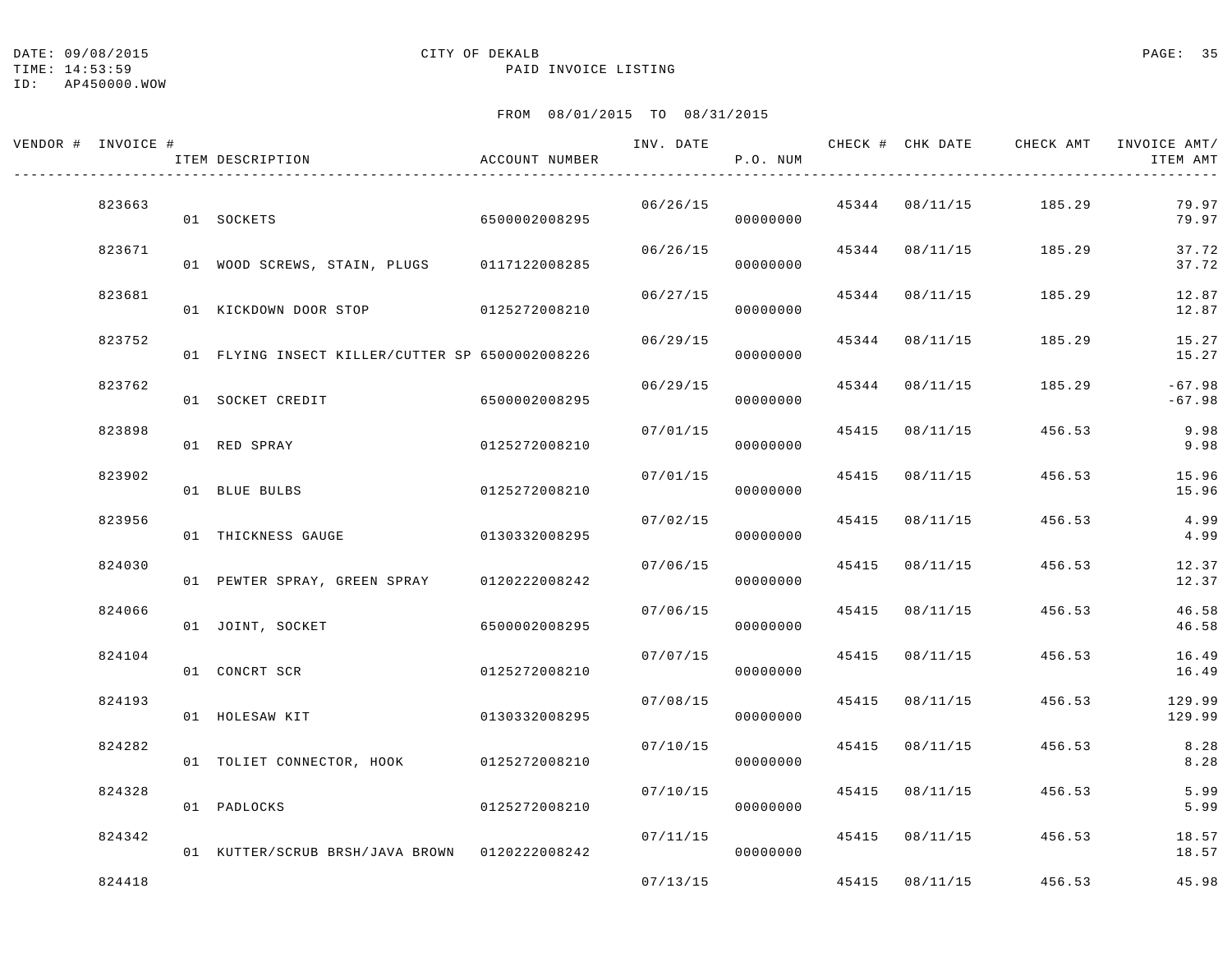DATE: 09/08/2015
TIME: 14:53:59
ID: AP450000.WOW

CITY OF DEKALB
PAID INVOICE LISTING

FROM 08/01/2015 TO 08/31/2015

| VENDOR # | INVOICE # | ITEM DESCRIPTION | ACCOUNT NUMBER | INV. DATE | P.O. NUM | CHECK # | CHK DATE | CHECK AMT | INVOICE AMT/ ITEM AMT |
|---|---|---|---|---|---|---|---|---|---|
| | 823663 | | | 06/26/15 | | 45344 | 08/11/15 | 185.29 | 79.97 |
| | | 01 SOCKETS | 6500002008295 | | 00000000 | | | | 79.97 |
| | 823671 | | | 06/26/15 | | 45344 | 08/11/15 | 185.29 | 37.72 |
| | | 01 WOOD SCREWS, STAIN, PLUGS | 0117122008285 | | 00000000 | | | | 37.72 |
| | 823681 | | | 06/27/15 | | 45344 | 08/11/15 | 185.29 | 12.87 |
| | | 01 KICKDOWN DOOR STOP | 0125272008210 | | 00000000 | | | | 12.87 |
| | 823752 | | | 06/29/15 | | 45344 | 08/11/15 | 185.29 | 15.27 |
| | | 01 FLYING INSECT KILLER/CUTTER SP | 6500002008226 | | 00000000 | | | | 15.27 |
| | 823762 | | | 06/29/15 | | 45344 | 08/11/15 | 185.29 | -67.98 |
| | | 01 SOCKET CREDIT | 6500002008295 | | 00000000 | | | | -67.98 |
| | 823898 | | | 07/01/15 | | 45415 | 08/11/15 | 456.53 | 9.98 |
| | | 01 RED SPRAY | 0125272008210 | | 00000000 | | | | 9.98 |
| | 823902 | | | 07/01/15 | | 45415 | 08/11/15 | 456.53 | 15.96 |
| | | 01 BLUE BULBS | 0125272008210 | | 00000000 | | | | 15.96 |
| | 823956 | | | 07/02/15 | | 45415 | 08/11/15 | 456.53 | 4.99 |
| | | 01 THICKNESS GAUGE | 0130332008295 | | 00000000 | | | | 4.99 |
| | 824030 | | | 07/06/15 | | 45415 | 08/11/15 | 456.53 | 12.37 |
| | | 01 PEWTER SPRAY, GREEN SPRAY | 0120222008242 | | 00000000 | | | | 12.37 |
| | 824066 | | | 07/06/15 | | 45415 | 08/11/15 | 456.53 | 46.58 |
| | | 01 JOINT, SOCKET | 6500002008295 | | 00000000 | | | | 46.58 |
| | 824104 | | | 07/07/15 | | 45415 | 08/11/15 | 456.53 | 16.49 |
| | | 01 CONCRT SCR | 0125272008210 | | 00000000 | | | | 16.49 |
| | 824193 | | | 07/08/15 | | 45415 | 08/11/15 | 456.53 | 129.99 |
| | | 01 HOLESAW KIT | 0130332008295 | | 00000000 | | | | 129.99 |
| | 824282 | | | 07/10/15 | | 45415 | 08/11/15 | 456.53 | 8.28 |
| | | 01 TOLIET CONNECTOR, HOOK | 0125272008210 | | 00000000 | | | | 8.28 |
| | 824328 | | | 07/10/15 | | 45415 | 08/11/15 | 456.53 | 5.99 |
| | | 01 PADLOCKS | 0125272008210 | | 00000000 | | | | 5.99 |
| | 824342 | | | 07/11/15 | | 45415 | 08/11/15 | 456.53 | 18.57 |
| | | 01 KUTTER/SCRUB BRSH/JAVA BROWN | 0120222008242 | | 00000000 | | | | 18.57 |
| | 824418 | | | 07/13/15 | | 45415 | 08/11/15 | 456.53 | 45.98 |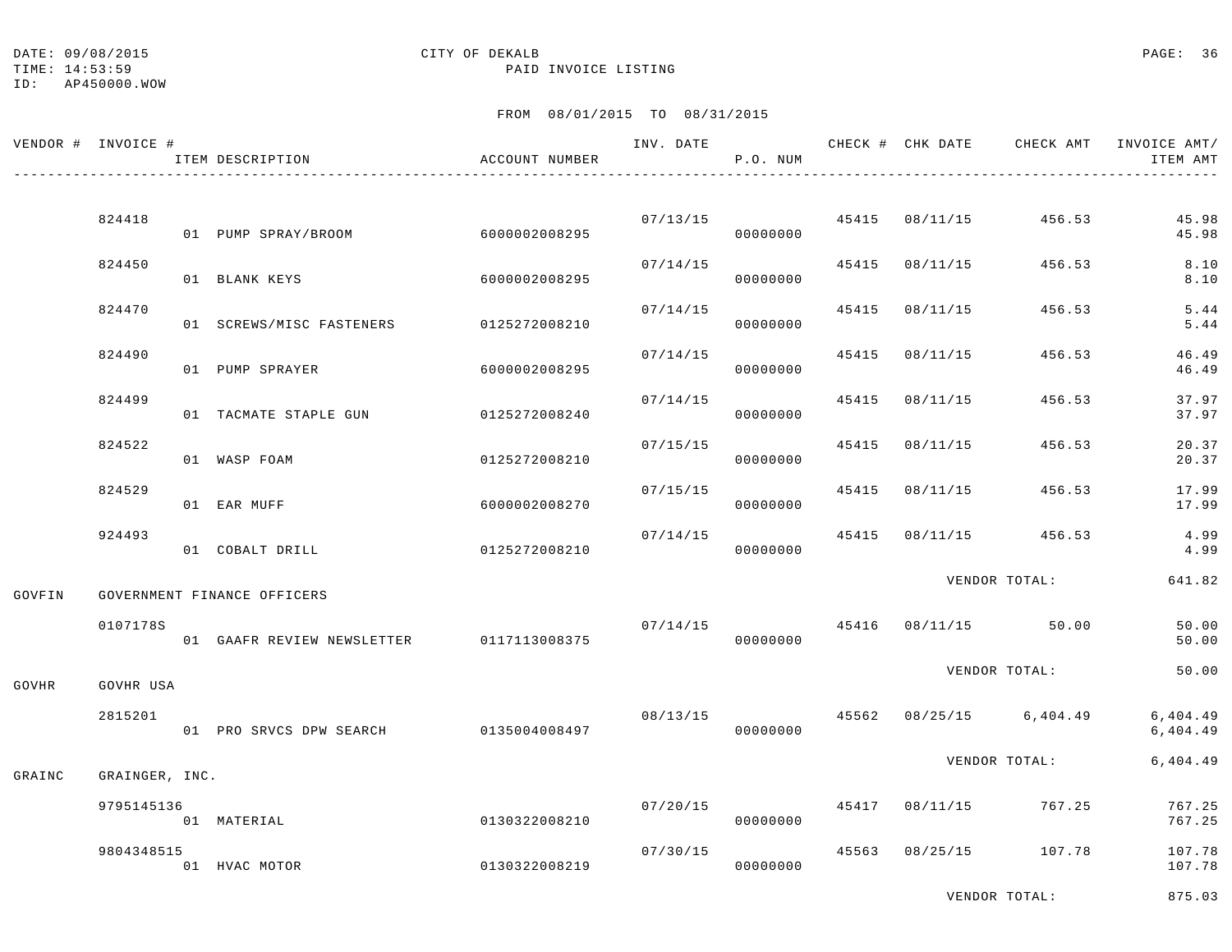DATE: 09/08/2015
TIME: 14:53:59
ID: AP450000.WOW

CITY OF DEKALB
PAID INVOICE LISTING

FROM 08/01/2015 TO 08/31/2015

| VENDOR # | INVOICE # / ITEM DESCRIPTION | ACCOUNT NUMBER | INV. DATE | P.O. NUM | CHECK # | CHK DATE | CHECK AMT | INVOICE AMT/ ITEM AMT |
|---|---|---|---|---|---|---|---|---|
| | 824418 | | 07/13/15 | | 45415 | 08/11/15 | 456.53 | 45.98 |
| | 01 PUMP SPRAY/BROOM | 6000002008295 | | 00000000 | | | | 45.98 |
| | 824450 | | 07/14/15 | | 45415 | 08/11/15 | 456.53 | 8.10 |
| | 01 BLANK KEYS | 6000002008295 | | 00000000 | | | | 8.10 |
| | 824470 | | 07/14/15 | | 45415 | 08/11/15 | 456.53 | 5.44 |
| | 01 SCREWS/MISC FASTENERS | 0125272008210 | | 00000000 | | | | 5.44 |
| | 824490 | | 07/14/15 | | 45415 | 08/11/15 | 456.53 | 46.49 |
| | 01 PUMP SPRAYER | 6000002008295 | | 00000000 | | | | 46.49 |
| | 824499 | | 07/14/15 | | 45415 | 08/11/15 | 456.53 | 37.97 |
| | 01 TACMATE STAPLE GUN | 0125272008240 | | 00000000 | | | | 37.97 |
| | 824522 | | 07/15/15 | | 45415 | 08/11/15 | 456.53 | 20.37 |
| | 01 WASP FOAM | 0125272008210 | | 00000000 | | | | 20.37 |
| | 824529 | | 07/15/15 | | 45415 | 08/11/15 | 456.53 | 17.99 |
| | 01 EAR MUFF | 6000002008270 | | 00000000 | | | | 17.99 |
| | 924493 | | 07/14/15 | | 45415 | 08/11/15 | 456.53 | 4.99 |
| | 01 COBALT DRILL | 0125272008210 | | 00000000 | | | | 4.99 |
| | | | | | | | VENDOR TOTAL: | 641.82 |
| GOVFIN | GOVERNMENT FINANCE OFFICERS | | | | | | | |
| | 0107178S | | 07/14/15 | | 45416 | 08/11/15 | 50.00 | 50.00 |
| | 01 GAAFR REVIEW NEWSLETTER | 0117113008375 | | 00000000 | | | | 50.00 |
| | | | | | | | VENDOR TOTAL: | 50.00 |
| GOVHR | GOVHR USA | | | | | | | |
| | 2815201 | | 08/13/15 | | 45562 | 08/25/15 | 6,404.49 | 6,404.49 |
| | 01 PRO SRVCS DPW SEARCH | 0135004008497 | | 00000000 | | | | 6,404.49 |
| | | | | | | | VENDOR TOTAL: | 6,404.49 |
| GRAINC | GRAINGER, INC. | | | | | | | |
| | 9795145136 | | 07/20/15 | | 45417 | 08/11/15 | 767.25 | 767.25 |
| | 01 MATERIAL | 0130322008210 | | 00000000 | | | | 767.25 |
| | 9804348515 | | 07/30/15 | | 45563 | 08/25/15 | 107.78 | 107.78 |
| | 01 HVAC MOTOR | 0130322008219 | | 00000000 | | | | 107.78 |
| | | | | | | | VENDOR TOTAL: | 875.03 |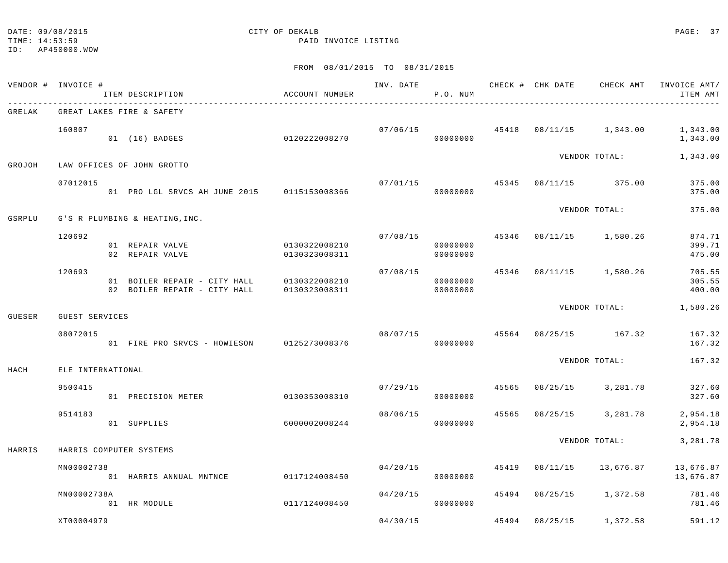DATE: 09/08/2015
TIME: 14:53:59
ID: AP450000.WOW

CITY OF DEKALB
PAID INVOICE LISTING

FROM 08/01/2015 TO 08/31/2015

| VENDOR # | INVOICE # / ITEM DESCRIPTION | ACCOUNT NUMBER | INV. DATE | P.O. NUM | CHECK # | CHK DATE | CHECK AMT | INVOICE AMT/ ITEM AMT |
|---|---|---|---|---|---|---|---|---|
| GRELAK | GREAT LAKES FIRE & SAFETY | | | | | | | |
| | 160807 | | 07/06/15 | | 45418 | 08/11/15 | 1,343.00 | 1,343.00 |
| | 01 (16) BADGES | 0120222008270 | | 00000000 | | | | 1,343.00 |
| | | | | | | VENDOR TOTAL: | | 1,343.00 |
| GROJOH | LAW OFFICES OF JOHN GROTTO | | | | | | | |
| | 07012015 | | 07/01/15 | | 45345 | 08/11/15 | 375.00 | 375.00 |
| | 01 PRO LGL SRVCS AH JUNE 2015 | 0115153008366 | | 00000000 | | | | 375.00 |
| | | | | | | VENDOR TOTAL: | | 375.00 |
| GSRPLU | G'S R PLUMBING & HEATING,INC. | | | | | | | |
| | 120692 | | 07/08/15 | | 45346 | 08/11/15 | 1,580.26 | 874.71 |
| | 01 REPAIR VALVE | 0130322008210 | | 00000000 | | | | 399.71 |
| | 02 REPAIR VALVE | 0130323008311 | | 00000000 | | | | 475.00 |
| | 120693 | | 07/08/15 | | 45346 | 08/11/15 | 1,580.26 | 705.55 |
| | 01 BOILER REPAIR - CITY HALL | 0130322008210 | | 00000000 | | | | 305.55 |
| | 02 BOILER REPAIR - CITY HALL | 0130323008311 | | 00000000 | | | | 400.00 |
| | | | | | | VENDOR TOTAL: | | 1,580.26 |
| GUESER | GUEST SERVICES | | | | | | | |
| | 08072015 | | 08/07/15 | | 45564 | 08/25/15 | 167.32 | 167.32 |
| | 01 FIRE PRO SRVCS - HOWIESON | 0125273008376 | | 00000000 | | | | 167.32 |
| | | | | | | VENDOR TOTAL: | | 167.32 |
| HACH | ELE INTERNATIONAL | | | | | | | |
| | 9500415 | | 07/29/15 | | 45565 | 08/25/15 | 3,281.78 | 327.60 |
| | 01 PRECISION METER | 0130353008310 | | 00000000 | | | | 327.60 |
| | 9514183 | | 08/06/15 | | 45565 | 08/25/15 | 3,281.78 | 2,954.18 |
| | 01 SUPPLIES | 6000002008244 | | 00000000 | | | | 2,954.18 |
| | | | | | | VENDOR TOTAL: | | 3,281.78 |
| HARRIS | HARRIS COMPUTER SYSTEMS | | | | | | | |
| | MN00002738 | | 04/20/15 | | 45419 | 08/11/15 | 13,676.87 | 13,676.87 |
| | 01 HARRIS ANNUAL MNTNCE | 0117124008450 | | 00000000 | | | | 13,676.87 |
| | MN00002738A | | 04/20/15 | | 45494 | 08/25/15 | 1,372.58 | 781.46 |
| | 01 HR MODULE | 0117124008450 | | 00000000 | | | | 781.46 |
| | XT00004979 | | 04/30/15 | | 45494 | 08/25/15 | 1,372.58 | 591.12 |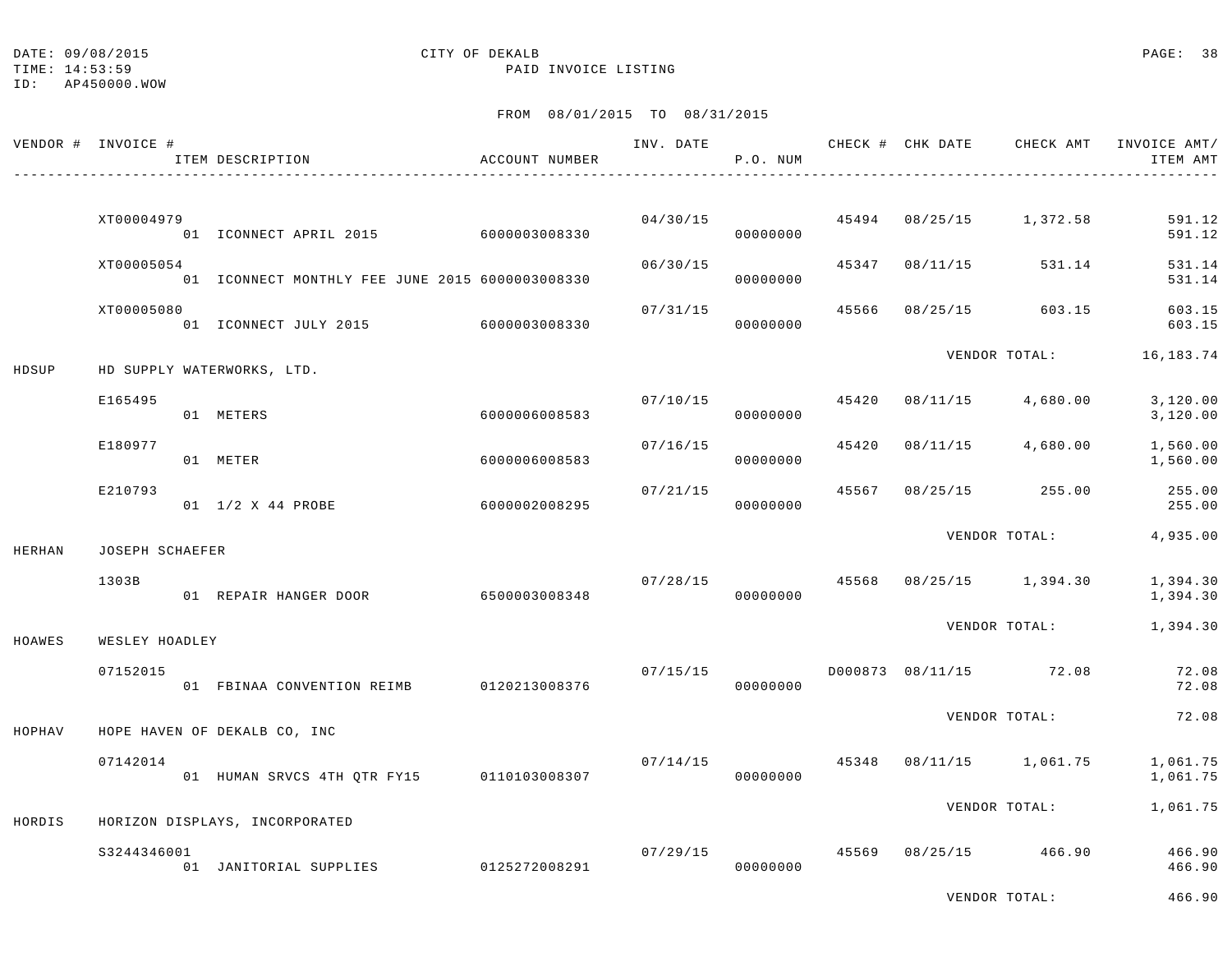DATE: 09/08/2015 CITY OF DEKALB
TIME: 14:53:59 PAID INVOICE LISTING
ID: AP450000.WOW

FROM 08/01/2015 TO 08/31/2015

| VENDOR # | INVOICE # / ITEM DESCRIPTION | ACCOUNT NUMBER | INV. DATE | P.O. NUM | CHECK # | CHK DATE | CHECK AMT | INVOICE AMT/ ITEM AMT |
|---|---|---|---|---|---|---|---|---|
| | XT00004979 | | 04/30/15 | | 45494 | 08/25/15 | 1,372.58 | 591.12 |
| | 01 ICONNECT APRIL 2015 | 6000003008330 | | 00000000 | | | | 591.12 |
| | XT00005054 | | 06/30/15 | | 45347 | 08/11/15 | 531.14 | 531.14 |
| | 01 ICONNECT MONTHLY FEE JUNE 2015 | 6000003008330 | | 00000000 | | | | 531.14 |
| | XT00005080 | | 07/31/15 | | 45566 | 08/25/15 | 603.15 | 603.15 |
| | 01 ICONNECT JULY 2015 | 6000003008330 | | 00000000 | | | | 603.15 |
| | | | | | | | VENDOR TOTAL: | 16,183.74 |
| HDSUP | HD SUPPLY WATERWORKS, LTD. | | | | | | | |
| | E165495 | | 07/10/15 | | 45420 | 08/11/15 | 4,680.00 | 3,120.00 |
| | 01 METERS | 6000006008583 | | 00000000 | | | | 3,120.00 |
| | E180977 | | 07/16/15 | | 45420 | 08/11/15 | 4,680.00 | 1,560.00 |
| | 01 METER | 6000006008583 | | 00000000 | | | | 1,560.00 |
| | E210793 | | 07/21/15 | | 45567 | 08/25/15 | 255.00 | 255.00 |
| | 01 1/2 X 44 PROBE | 6000002008295 | | 00000000 | | | | 255.00 |
| | | | | | | | VENDOR TOTAL: | 4,935.00 |
| HERHAN | JOSEPH SCHAEFER | | | | | | | |
| | 1303B | | 07/28/15 | | 45568 | 08/25/15 | 1,394.30 | 1,394.30 |
| | 01 REPAIR HANGER DOOR | 6500003008348 | | 00000000 | | | | 1,394.30 |
| | | | | | | | VENDOR TOTAL: | 1,394.30 |
| HOAWES | WESLEY HOADLEY | | | | | | | |
| | 07152015 | | 07/15/15 | | D000873 | 08/11/15 | 72.08 | 72.08 |
| | 01 FBINAA CONVENTION REIMB | 0120213008376 | | 00000000 | | | | 72.08 |
| | | | | | | | VENDOR TOTAL: | 72.08 |
| HOPHAV | HOPE HAVEN OF DEKALB CO, INC | | | | | | | |
| | 07142014 | | 07/14/15 | | 45348 | 08/11/15 | 1,061.75 | 1,061.75 |
| | 01 HUMAN SRVCS 4TH QTR FY15 | 0110103008307 | | 00000000 | | | | 1,061.75 |
| | | | | | | | VENDOR TOTAL: | 1,061.75 |
| HORDIS | HORIZON DISPLAYS, INCORPORATED | | | | | | | |
| | S3244346001 | | 07/29/15 | | 45569 | 08/25/15 | 466.90 | 466.90 |
| | 01 JANITORIAL SUPPLIES | 0125272008291 | | 00000000 | | | | 466.90 |
| | | | | | | | VENDOR TOTAL: | 466.90 |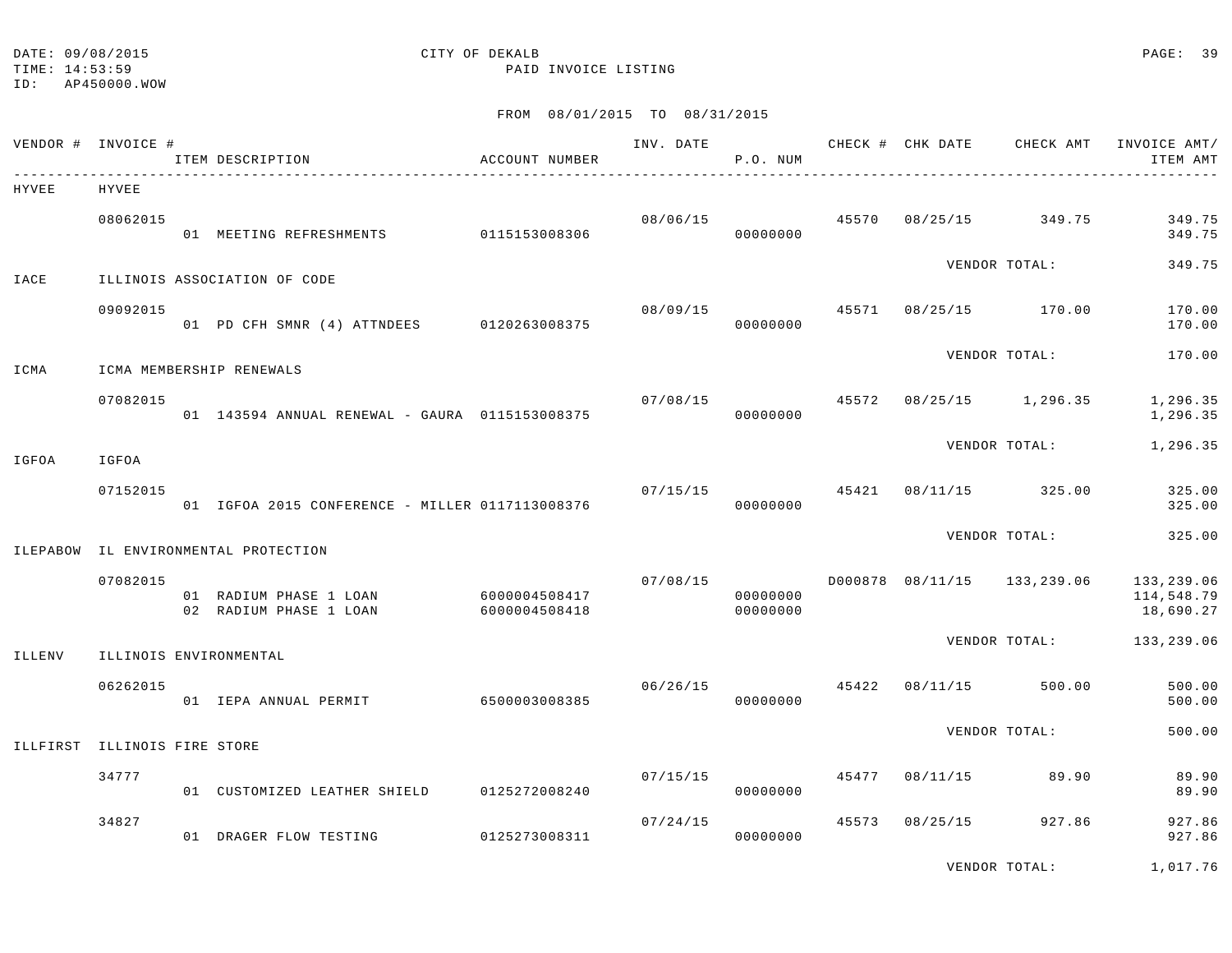DATE: 09/08/2015 CITY OF DEKALB
TIME: 14:53:59 PAID INVOICE LISTING
ID: AP450000.WOW

FROM 08/01/2015 TO 08/31/2015

| VENDOR # | INVOICE # | ITEM DESCRIPTION | ACCOUNT NUMBER | INV. DATE | P.O. NUM | CHECK # | CHK DATE | CHECK AMT | INVOICE AMT/ ITEM AMT |
|---|---|---|---|---|---|---|---|---|---|
| HYVEE | HYVEE | | | | | | | | |
| | 08062015 | | | 08/06/15 | | 45570 | 08/25/15 | 349.75 | 349.75 |
| | | 01 MEETING REFRESHMENTS | 0115153008306 | | 00000000 | | | | 349.75 |
| | | | | | | | VENDOR TOTAL: | | 349.75 |
| IACE | ILLINOIS ASSOCIATION OF CODE | | | | | | | | |
| | 09092015 | | | 08/09/15 | | 45571 | 08/25/15 | 170.00 | 170.00 |
| | | 01 PD CFH SMNR (4) ATTNDEES | 0120263008375 | | 00000000 | | | | 170.00 |
| | | | | | | | VENDOR TOTAL: | | 170.00 |
| ICMA | ICMA MEMBERSHIP RENEWALS | | | | | | | | |
| | 07082015 | | | 07/08/15 | | 45572 | 08/25/15 | 1,296.35 | 1,296.35 |
| | | 01 143594 ANNUAL RENEWAL - GAURA | 0115153008375 | | 00000000 | | | | 1,296.35 |
| | | | | | | | VENDOR TOTAL: | | 1,296.35 |
| IGFOA | IGFOA | | | | | | | | |
| | 07152015 | | | 07/15/15 | | 45421 | 08/11/15 | 325.00 | 325.00 |
| | | 01 IGFOA 2015 CONFERENCE - MILLER | 0117113008376 | | 00000000 | | | | 325.00 |
| | | | | | | | VENDOR TOTAL: | | 325.00 |
| ILEPABOW | IL ENVIRONMENTAL PROTECTION | | | | | | | | |
| | 07082015 | | | 07/08/15 | | D000878 | 08/11/15 | 133,239.06 | 133,239.06 |
| | | 01 RADIUM PHASE 1 LOAN | 6000004508417 | | 00000000 | | | | 114,548.79 |
| | | 02 RADIUM PHASE 1 LOAN | 6000004508418 | | 00000000 | | | | 18,690.27 |
| | | | | | | | VENDOR TOTAL: | | 133,239.06 |
| ILLENV | ILLINOIS ENVIRONMENTAL | | | | | | | | |
| | 06262015 | | | 06/26/15 | | 45422 | 08/11/15 | 500.00 | 500.00 |
| | | 01 IEPA ANNUAL PERMIT | 6500003008385 | | 00000000 | | | | 500.00 |
| | | | | | | | VENDOR TOTAL: | | 500.00 |
| ILLFIRST | ILLINOIS FIRE STORE | | | | | | | | |
| | 34777 | | | 07/15/15 | | 45477 | 08/11/15 | 89.90 | 89.90 |
| | | 01 CUSTOMIZED LEATHER SHIELD | 0125272008240 | | 00000000 | | | | 89.90 |
| | 34827 | | | 07/24/15 | | 45573 | 08/25/15 | 927.86 | 927.86 |
| | | 01 DRAGER FLOW TESTING | 0125273008311 | | 00000000 | | | | 927.86 |
| | | | | | | | VENDOR TOTAL: | | 1,017.76 |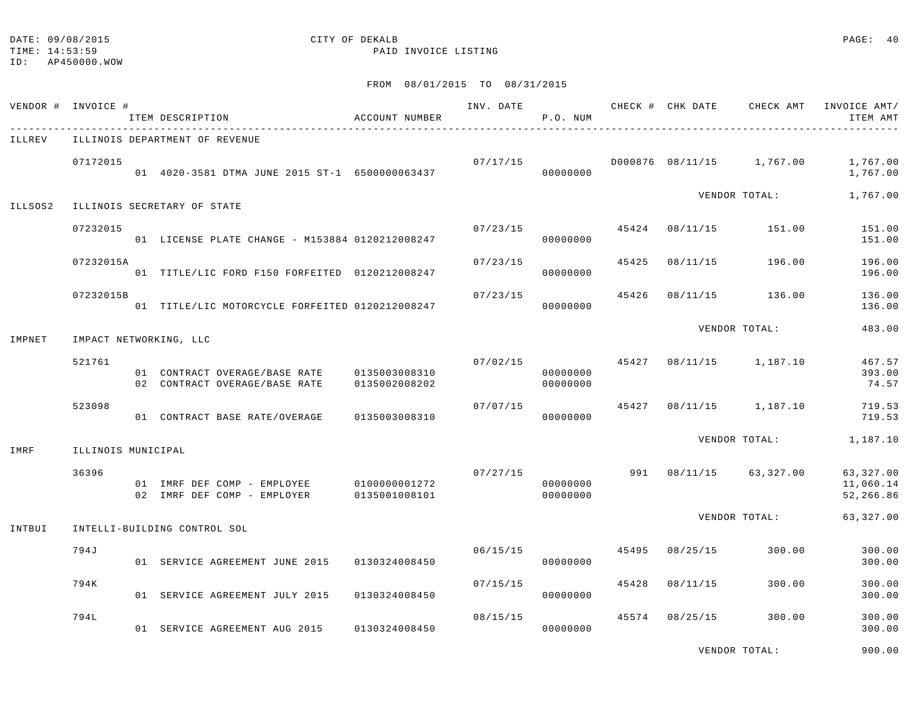DATE: 09/08/2015
TIME: 14:53:59
ID: AP450000.WOW

CITY OF DEKALB
PAID INVOICE LISTING

FROM 08/01/2015 TO 08/31/2015

| VENDOR # | INVOICE # | ITEM DESCRIPTION | ACCOUNT NUMBER | INV. DATE | P.O. NUM | CHECK # | CHK DATE | CHECK AMT | INVOICE AMT/ ITEM AMT |
|---|---|---|---|---|---|---|---|---|---|
| ILLREV | ILLINOIS DEPARTMENT OF REVENUE | | | | | | | | |
| | 07172015 | | | 07/17/15 | | D000876 | 08/11/15 | 1,767.00 | 1,767.00 |
| | | 01 4020-3581 DTMA JUNE 2015 ST-1 | 6500000063437 | | 00000000 | | | | 1,767.00 |
| | | | | | | | VENDOR TOTAL: | | 1,767.00 |
| ILLSOS2 | ILLINOIS SECRETARY OF STATE | | | | | | | | |
| | 07232015 | | | 07/23/15 | | 45424 | 08/11/15 | 151.00 | 151.00 |
| | | 01 LICENSE PLATE CHANGE - M153884 | 0120212008247 | | 00000000 | | | | 151.00 |
| | 07232015A | | | 07/23/15 | | 45425 | 08/11/15 | 196.00 | 196.00 |
| | | 01 TITLE/LIC FORD F150 FORFEITED | 0120212008247 | | 00000000 | | | | 196.00 |
| | 07232015B | | | 07/23/15 | | 45426 | 08/11/15 | 136.00 | 136.00 |
| | | 01 TITLE/LIC MOTORCYCLE FORFEITED | 0120212008247 | | 00000000 | | | | 136.00 |
| | | | | | | | VENDOR TOTAL: | | 483.00 |
| IMPNET | IMPACT NETWORKING, LLC | | | | | | | | |
| | 521761 | | | 07/02/15 | | 45427 | 08/11/15 | 1,187.10 | 467.57 |
| | | 01 CONTRACT OVERAGE/BASE RATE | 0135003008310 | | 00000000 | | | | 393.00 |
| | | 02 CONTRACT OVERAGE/BASE RATE | 0135002008202 | | 00000000 | | | | 74.57 |
| | 523098 | | | 07/07/15 | | 45427 | 08/11/15 | 1,187.10 | 719.53 |
| | | 01 CONTRACT BASE RATE/OVERAGE | 0135003008310 | | 00000000 | | | | 719.53 |
| | | | | | | | VENDOR TOTAL: | | 1,187.10 |
| IMRF | ILLINOIS MUNICIPAL | | | | | | | | |
| | 36396 | | | 07/27/15 | | 991 | 08/11/15 | 63,327.00 | 63,327.00 |
| | | 01 IMRF DEF COMP - EMPLOYEE | 0100000001272 | | 00000000 | | | | 11,060.14 |
| | | 02 IMRF DEF COMP - EMPLOYER | 0135001008101 | | 00000000 | | | | 52,266.86 |
| | | | | | | | VENDOR TOTAL: | | 63,327.00 |
| INTBUI | INTELLI-BUILDING CONTROL SOL | | | | | | | | |
| | 794J | | | 06/15/15 | | 45495 | 08/25/15 | 300.00 | 300.00 |
| | | 01 SERVICE AGREEMENT JUNE 2015 | 0130324008450 | | 00000000 | | | | 300.00 |
| | 794K | | | 07/15/15 | | 45428 | 08/11/15 | 300.00 | 300.00 |
| | | 01 SERVICE AGREEMENT JULY 2015 | 0130324008450 | | 00000000 | | | | 300.00 |
| | 794L | | | 08/15/15 | | 45574 | 08/25/15 | 300.00 | 300.00 |
| | | 01 SERVICE AGREEMENT AUG 2015 | 0130324008450 | | 00000000 | | | | 300.00 |
| | | | | | | | VENDOR TOTAL: | | 900.00 |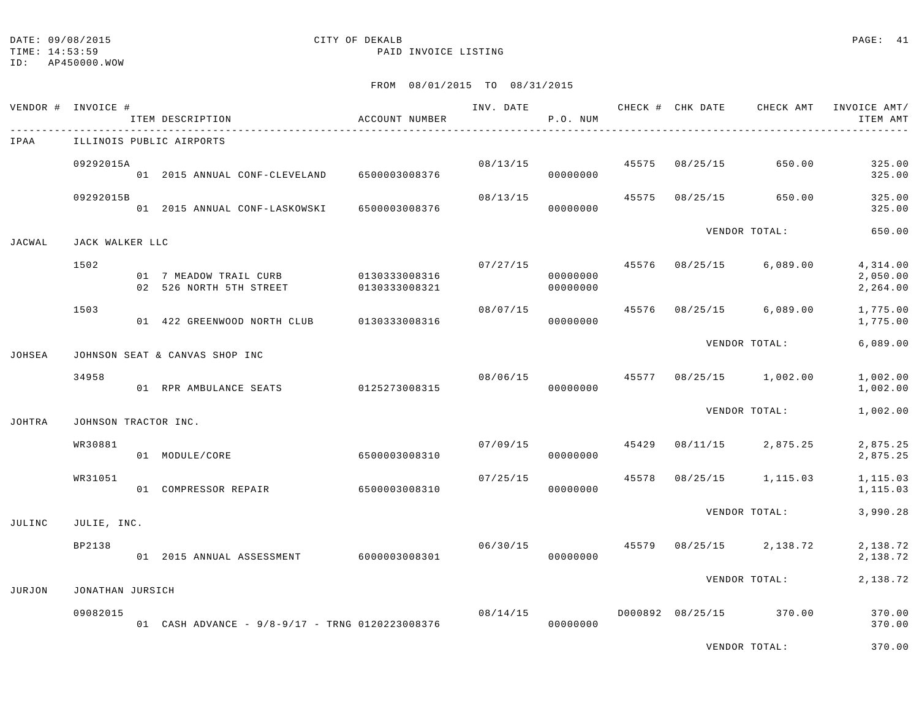DATE: 09/08/2015 CITY OF DEKALB
TIME: 14:53:59 PAID INVOICE LISTING
ID: AP450000.WOW

FROM 08/01/2015 TO 08/31/2015

| VENDOR # | INVOICE # / ITEM DESCRIPTION | ACCOUNT NUMBER | INV. DATE | P.O. NUM | CHECK # | CHK DATE | CHECK AMT | INVOICE AMT/ ITEM AMT |
|---|---|---|---|---|---|---|---|---|
| IPAA | ILLINOIS PUBLIC AIRPORTS | | | | | | | |
| | 09292015A | | 08/13/15 | | 45575 | 08/25/15 | 650.00 | 325.00 |
| | 01 2015 ANNUAL CONF-CLEVELAND | 6500003008376 | | 00000000 | | | | 325.00 |
| | 09292015B | | 08/13/15 | | 45575 | 08/25/15 | 650.00 | 325.00 |
| | 01 2015 ANNUAL CONF-LASKOWSKI | 6500003008376 | | 00000000 | | | | 325.00 |
| | | | | | | VENDOR TOTAL: | | 650.00 |
| JACWAL | JACK WALKER LLC | | | | | | | |
| | 1502 | | 07/27/15 | | 45576 | 08/25/15 | 6,089.00 | 4,314.00 |
| | 01 7 MEADOW TRAIL CURB | 0130333008316 | | 00000000 | | | | 2,050.00 |
| | 02 526 NORTH 5TH STREET | 0130333008321 | | 00000000 | | | | 2,264.00 |
| | 1503 | | 08/07/15 | | 45576 | 08/25/15 | 6,089.00 | 1,775.00 |
| | 01 422 GREENWOOD NORTH CLUB | 0130333008316 | | 00000000 | | | | 1,775.00 |
| | | | | | | VENDOR TOTAL: | | 6,089.00 |
| JOHSEA | JOHNSON SEAT & CANVAS SHOP INC | | | | | | | |
| | 34958 | | 08/06/15 | | 45577 | 08/25/15 | 1,002.00 | 1,002.00 |
| | 01 RPR AMBULANCE SEATS | 0125273008315 | | 00000000 | | | | 1,002.00 |
| | | | | | | VENDOR TOTAL: | | 1,002.00 |
| JOHTRA | JOHNSON TRACTOR INC. | | | | | | | |
| | WR30881 | | 07/09/15 | | 45429 | 08/11/15 | 2,875.25 | 2,875.25 |
| | 01 MODULE/CORE | 6500003008310 | | 00000000 | | | | 2,875.25 |
| | WR31051 | | 07/25/15 | | 45578 | 08/25/15 | 1,115.03 | 1,115.03 |
| | 01 COMPRESSOR REPAIR | 6500003008310 | | 00000000 | | | | 1,115.03 |
| | | | | | | VENDOR TOTAL: | | 3,990.28 |
| JULINC | JULIE, INC. | | | | | | | |
| | BP2138 | | 06/30/15 | | 45579 | 08/25/15 | 2,138.72 | 2,138.72 |
| | 01 2015 ANNUAL ASSESSMENT | 6000003008301 | | 00000000 | | | | 2,138.72 |
| | | | | | | VENDOR TOTAL: | | 2,138.72 |
| JURJON | JONATHAN JURSICH | | | | | | | |
| | 09082015 | | 08/14/15 | | D000892 | 08/25/15 | 370.00 | 370.00 |
| | 01 CASH ADVANCE - 9/8-9/17 - TRNG | 0120223008376 | | 00000000 | | | | 370.00 |
| | | | | | | VENDOR TOTAL: | | 370.00 |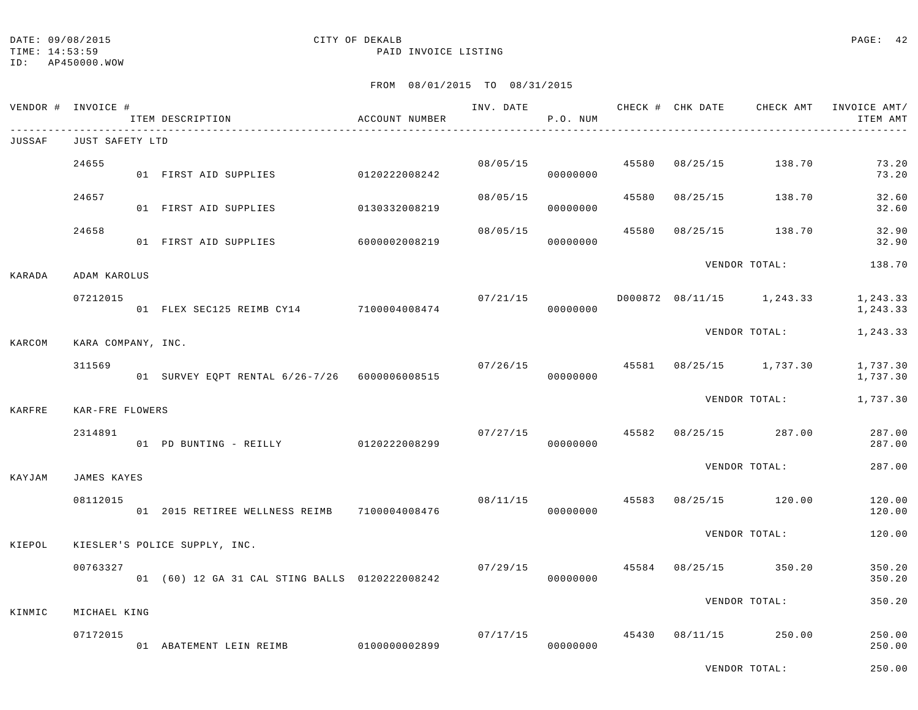DATE: 09/08/2015
TIME: 14:53:59
ID: AP450000.WOW

CITY OF DEKALB
PAID INVOICE LISTING

FROM 08/01/2015 TO 08/31/2015

| VENDOR # | INVOICE # / ITEM DESCRIPTION | ACCOUNT NUMBER | INV. DATE | P.O. NUM | CHECK # | CHK DATE | CHECK AMT | INVOICE AMT/ ITEM AMT |
|---|---|---|---|---|---|---|---|---|
| JUSSAF | JUST SAFETY LTD | | | | | | | |
| | 24655 | | 08/05/15 | | 45580 | 08/25/15 | 138.70 | 73.20 |
| | 01 FIRST AID SUPPLIES | 0120222008242 | | 00000000 | | | | 73.20 |
| | 24657 | | 08/05/15 | | 45580 | 08/25/15 | 138.70 | 32.60 |
| | 01 FIRST AID SUPPLIES | 0130332008219 | | 00000000 | | | | 32.60 |
| | 24658 | | 08/05/15 | | 45580 | 08/25/15 | 138.70 | 32.90 |
| | 01 FIRST AID SUPPLIES | 6000002008219 | | 00000000 | | | | 32.90 |
| | | | | | | VENDOR TOTAL: | | 138.70 |
| KARADA | ADAM KAROLUS | | | | | | | |
| | 07212015 | | 07/21/15 | | D000872 | 08/11/15 | 1,243.33 | 1,243.33 |
| | 01 FLEX SEC125 REIMB CY14 | 7100004008474 | | 00000000 | | | | 1,243.33 |
| | | | | | | VENDOR TOTAL: | | 1,243.33 |
| KARCOM | KARA COMPANY, INC. | | | | | | | |
| | 311569 | | 07/26/15 | | 45581 | 08/25/15 | 1,737.30 | 1,737.30 |
| | 01 SURVEY EQPT RENTAL 6/26-7/26 | 6000006008515 | | 00000000 | | | | 1,737.30 |
| | | | | | | VENDOR TOTAL: | | 1,737.30 |
| KARFRE | KAR-FRE FLOWERS | | | | | | | |
| | 2314891 | | 07/27/15 | | 45582 | 08/25/15 | 287.00 | 287.00 |
| | 01 PD BUNTING - REILLY | 0120222008299 | | 00000000 | | | | 287.00 |
| | | | | | | VENDOR TOTAL: | | 287.00 |
| KAYJAM | JAMES KAYES | | | | | | | |
| | 08112015 | | 08/11/15 | | 45583 | 08/25/15 | 120.00 | 120.00 |
| | 01 2015 RETIREE WELLNESS REIMB | 7100004008476 | | 00000000 | | | | 120.00 |
| | | | | | | VENDOR TOTAL: | | 120.00 |
| KIEPOL | KIESLER'S POLICE SUPPLY, INC. | | | | | | | |
| | 00763327 | | 07/29/15 | | 45584 | 08/25/15 | 350.20 | 350.20 |
| | 01 (60) 12 GA 31 CAL STING BALLS | 0120222008242 | | 00000000 | | | | 350.20 |
| | | | | | | VENDOR TOTAL: | | 350.20 |
| KINMIC | MICHAEL KING | | | | | | | |
| | 07172015 | | 07/17/15 | | 45430 | 08/11/15 | 250.00 | 250.00 |
| | 01 ABATEMENT LEIN REIMB | 0100000002899 | | 00000000 | | | | 250.00 |
| | | | | | | VENDOR TOTAL: | | 250.00 |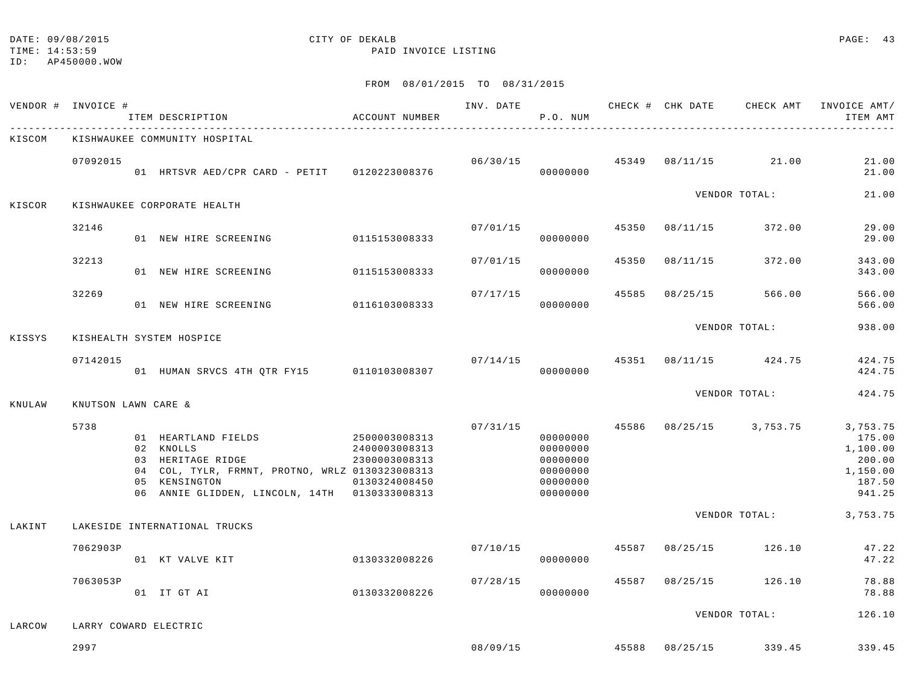DATE: 09/08/2015 CITY OF DEKALB
TIME: 14:53:59 PAID INVOICE LISTING
ID: AP450000.WOW

FROM 08/01/2015 TO 08/31/2015

| VENDOR # | INVOICE # | ITEM DESCRIPTION | ACCOUNT NUMBER | INV. DATE | P.O. NUM | CHECK # | CHK DATE | CHECK AMT | INVOICE AMT/ ITEM AMT |
|---|---|---|---|---|---|---|---|---|---|
| KISCOM | KISHWAUKEE COMMUNITY HOSPITAL | | | | | | | | |
| | 07092015 | | | 06/30/15 | | 45349 | 08/11/15 | 21.00 | 21.00 |
| | | 01 HRTSVR AED/CPR CARD - PETIT | 0120223008376 | | 00000000 | | | | 21.00 |
| | | | | | | | VENDOR TOTAL: | | 21.00 |
| KISCOR | KISHWAUKEE CORPORATE HEALTH | | | | | | | | |
| | 32146 | | | 07/01/15 | | 45350 | 08/11/15 | 372.00 | 29.00 |
| | | 01 NEW HIRE SCREENING | 0115153008333 | | 00000000 | | | | 29.00 |
| | 32213 | | | 07/01/15 | | 45350 | 08/11/15 | 372.00 | 343.00 |
| | | 01 NEW HIRE SCREENING | 0115153008333 | | 00000000 | | | | 343.00 |
| | 32269 | | | 07/17/15 | | 45585 | 08/25/15 | 566.00 | 566.00 |
| | | 01 NEW HIRE SCREENING | 0116103008333 | | 00000000 | | | | 566.00 |
| | | | | | | | VENDOR TOTAL: | | 938.00 |
| KISSYS | KISHEALTH SYSTEM HOSPICE | | | | | | | | |
| | 07142015 | | | 07/14/15 | | 45351 | 08/11/15 | 424.75 | 424.75 |
| | | 01 HUMAN SRVCS 4TH QTR FY15 | 0110103008307 | | 00000000 | | | | 424.75 |
| | | | | | | | VENDOR TOTAL: | | 424.75 |
| KNULAW | KNUTSON LAWN CARE & | | | | | | | | |
| | 5738 | | | 07/31/15 | | 45586 | 08/25/15 | 3,753.75 | 3,753.75 |
| | | 01 HEARTLAND FIELDS | 2500003008313 | | 00000000 | | | | 175.00 |
| | | 02 KNOLLS | 2400003008313 | | 00000000 | | | | 1,100.00 |
| | | 03 HERITAGE RIDGE | 2300003008313 | | 00000000 | | | | 200.00 |
| | | 04 COL, TYLR, FRMNT, PROTNO, WRLZ | 0130323008313 | | 00000000 | | | | 1,150.00 |
| | | 05 KENSINGTON | 0130324008450 | | 00000000 | | | | 187.50 |
| | | 06 ANNIE GLIDDEN, LINCOLN, 14TH | 0130333008313 | | 00000000 | | | | 941.25 |
| | | | | | | | VENDOR TOTAL: | | 3,753.75 |
| LAKINT | LAKESIDE INTERNATIONAL TRUCKS | | | | | | | | |
| | 7062903P | | | 07/10/15 | | 45587 | 08/25/15 | 126.10 | 47.22 |
| | | 01 KT VALVE KIT | 0130332008226 | | 00000000 | | | | 47.22 |
| | 7063053P | | | 07/28/15 | | 45587 | 08/25/15 | 126.10 | 78.88 |
| | | 01 IT GT AI | 0130332008226 | | 00000000 | | | | 78.88 |
| | | | | | | | VENDOR TOTAL: | | 126.10 |
| LARCOW | LARRY COWARD ELECTRIC | | | | | | | | |
| | 2997 | | | 08/09/15 | | 45588 | 08/25/15 | 339.45 | 339.45 |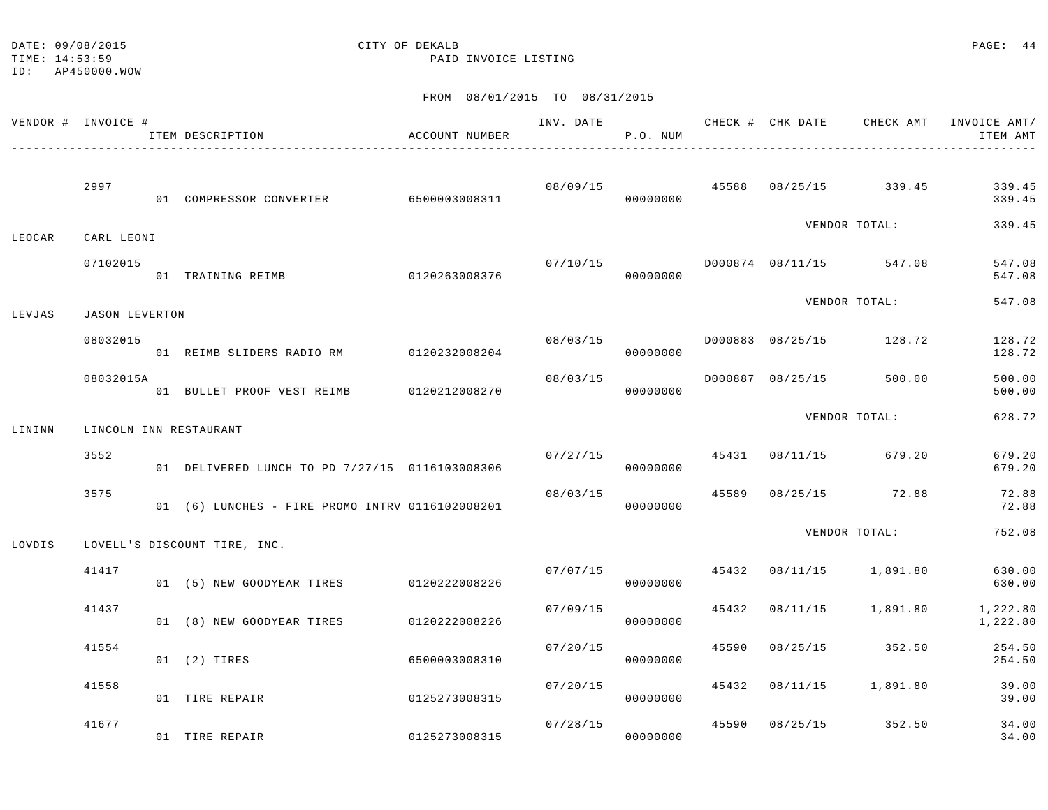DATE: 09/08/2015 CITY OF DEKALB
TIME: 14:53:59 PAID INVOICE LISTING
ID: AP450000.WOW

FROM 08/01/2015 TO 08/31/2015

| VENDOR # | INVOICE # | ITEM DESCRIPTION | ACCOUNT NUMBER | INV. DATE | P.O. NUM | CHECK # | CHK DATE | CHECK AMT | INVOICE AMT/ ITEM AMT |
|---|---|---|---|---|---|---|---|---|---|
| | 2997 | | | 08/09/15 | | 45588 | 08/25/15 | 339.45 | 339.45 |
| | | 01 COMPRESSOR CONVERTER | 6500003008311 | | 00000000 | | | | 339.45 |
| | | | | | | | | VENDOR TOTAL: | 339.45 |
| LEOCAR | CARL LEONI | | | | | | | | |
| | 07102015 | | | 07/10/15 | | D000874 | 08/11/15 | 547.08 | 547.08 |
| | | 01 TRAINING REIMB | 0120263008376 | | 00000000 | | | | 547.08 |
| | | | | | | | | VENDOR TOTAL: | 547.08 |
| LEVJAS | JASON LEVERTON | | | | | | | | |
| | 08032015 | | | 08/03/15 | | D000883 | 08/25/15 | 128.72 | 128.72 |
| | | 01 REIMB SLIDERS RADIO RM | 0120232008204 | | 00000000 | | | | 128.72 |
| | 08032015A | | | 08/03/15 | | D000887 | 08/25/15 | 500.00 | 500.00 |
| | | 01 BULLET PROOF VEST REIMB | 0120212008270 | | 00000000 | | | | 500.00 |
| | | | | | | | | VENDOR TOTAL: | 628.72 |
| LININN | LINCOLN INN RESTAURANT | | | | | | | | |
| | 3552 | | | 07/27/15 | | 45431 | 08/11/15 | 679.20 | 679.20 |
| | | 01 DELIVERED LUNCH TO PD 7/27/15 | 0116103008306 | | 00000000 | | | | 679.20 |
| | 3575 | | | 08/03/15 | | 45589 | 08/25/15 | 72.88 | 72.88 |
| | | 01 (6) LUNCHES - FIRE PROMO INTRV | 0116102008201 | | 00000000 | | | | 72.88 |
| | | | | | | | | VENDOR TOTAL: | 752.08 |
| LOVDIS | LOVELL'S DISCOUNT TIRE, INC. | | | | | | | | |
| | 41417 | | | 07/07/15 | | 45432 | 08/11/15 | 1,891.80 | 630.00 |
| | | 01 (5) NEW GOODYEAR TIRES | 0120222008226 | | 00000000 | | | | 630.00 |
| | 41437 | | | 07/09/15 | | 45432 | 08/11/15 | 1,891.80 | 1,222.80 |
| | | 01 (8) NEW GOODYEAR TIRES | 0120222008226 | | 00000000 | | | | 1,222.80 |
| | 41554 | | | 07/20/15 | | 45590 | 08/25/15 | 352.50 | 254.50 |
| | | 01 (2) TIRES | 6500003008310 | | 00000000 | | | | 254.50 |
| | 41558 | | | 07/20/15 | | 45432 | 08/11/15 | 1,891.80 | 39.00 |
| | | 01 TIRE REPAIR | 0125273008315 | | 00000000 | | | | 39.00 |
| | 41677 | | | 07/28/15 | | 45590 | 08/25/15 | 352.50 | 34.00 |
| | | 01 TIRE REPAIR | 0125273008315 | | 00000000 | | | | 34.00 |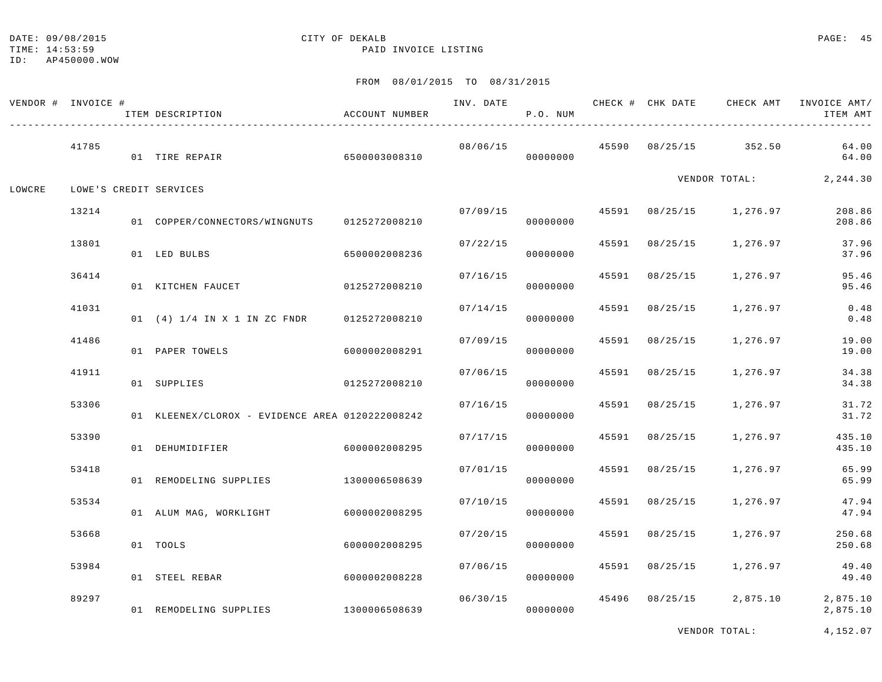CITY OF DEKALB
PAID INVOICE LISTING

DATE: 09/08/2015
TIME: 14:53:59
ID: AP450000.WOW

FROM 08/01/2015 TO 08/31/2015

| VENDOR # | INVOICE # | ITEM DESCRIPTION | ACCOUNT NUMBER | INV. DATE | P.O. NUM | CHECK # | CHK DATE | CHECK AMT | INVOICE AMT/ ITEM AMT |
|---|---|---|---|---|---|---|---|---|---|
| | 41785 | | | 08/06/15 | | 45590 | 08/25/15 | 352.50 | 64.00 |
| | | 01 TIRE REPAIR | 6500003008310 | | 00000000 | | | | 64.00 |
| | | | | | | | | VENDOR TOTAL: | 2,244.30 |
| LOWCRE | LOWE'S CREDIT SERVICES | | | | | | | | |
| | 13214 | | | 07/09/15 | | 45591 | 08/25/15 | 1,276.97 | 208.86 |
| | | 01 COPPER/CONNECTORS/WINGNUTS | 0125272008210 | | 00000000 | | | | 208.86 |
| | 13801 | | | 07/22/15 | | 45591 | 08/25/15 | 1,276.97 | 37.96 |
| | | 01 LED BULBS | 6500002008236 | | 00000000 | | | | 37.96 |
| | 36414 | | | 07/16/15 | | 45591 | 08/25/15 | 1,276.97 | 95.46 |
| | | 01 KITCHEN FAUCET | 0125272008210 | | 00000000 | | | | 95.46 |
| | 41031 | | | 07/14/15 | | 45591 | 08/25/15 | 1,276.97 | 0.48 |
| | | 01 (4) 1/4 IN X 1 IN ZC FNDR | 0125272008210 | | 00000000 | | | | 0.48 |
| | 41486 | | | 07/09/15 | | 45591 | 08/25/15 | 1,276.97 | 19.00 |
| | | 01 PAPER TOWELS | 6000002008291 | | 00000000 | | | | 19.00 |
| | 41911 | | | 07/06/15 | | 45591 | 08/25/15 | 1,276.97 | 34.38 |
| | | 01 SUPPLIES | 0125272008210 | | 00000000 | | | | 34.38 |
| | 53306 | | | 07/16/15 | | 45591 | 08/25/15 | 1,276.97 | 31.72 |
| | | 01 KLEENEX/CLOROX - EVIDENCE AREA | 0120222008242 | | 00000000 | | | | 31.72 |
| | 53390 | | | 07/17/15 | | 45591 | 08/25/15 | 1,276.97 | 435.10 |
| | | 01 DEHUMIDIFIER | 6000002008295 | | 00000000 | | | | 435.10 |
| | 53418 | | | 07/01/15 | | 45591 | 08/25/15 | 1,276.97 | 65.99 |
| | | 01 REMODELING SUPPLIES | 1300006508639 | | 00000000 | | | | 65.99 |
| | 53534 | | | 07/10/15 | | 45591 | 08/25/15 | 1,276.97 | 47.94 |
| | | 01 ALUM MAG, WORKLIGHT | 6000002008295 | | 00000000 | | | | 47.94 |
| | 53668 | | | 07/20/15 | | 45591 | 08/25/15 | 1,276.97 | 250.68 |
| | | 01 TOOLS | 6000002008295 | | 00000000 | | | | 250.68 |
| | 53984 | | | 07/06/15 | | 45591 | 08/25/15 | 1,276.97 | 49.40 |
| | | 01 STEEL REBAR | 6000002008228 | | 00000000 | | | | 49.40 |
| | 89297 | | | 06/30/15 | | 45496 | 08/25/15 | 2,875.10 | 2,875.10 |
| | | 01 REMODELING SUPPLIES | 1300006508639 | | 00000000 | | | | 2,875.10 |
| | | | | | | | | VENDOR TOTAL: | 4,152.07 |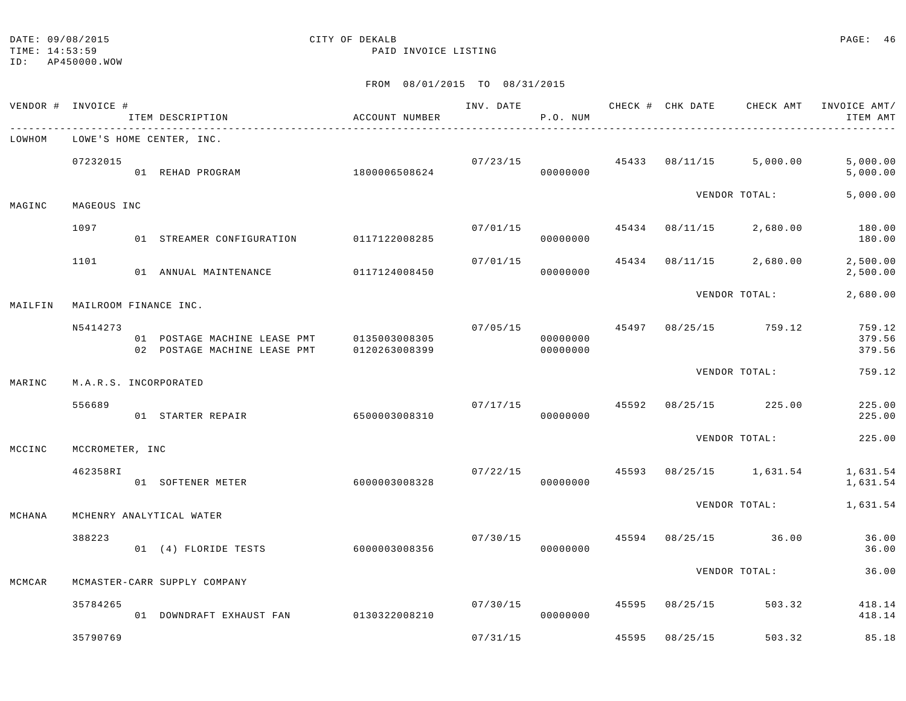DATE: 09/08/2015
TIME: 14:53:59
ID: AP450000.WOW

CITY OF DEKALB
PAID INVOICE LISTING

FROM 08/01/2015 TO 08/31/2015

| VENDOR # | INVOICE # / ITEM DESCRIPTION | ACCOUNT NUMBER | INV. DATE | P.O. NUM | CHECK # | CHK DATE | CHECK AMT | INVOICE AMT/ ITEM AMT |
|---|---|---|---|---|---|---|---|---|
| LOWHOM | LOWE'S HOME CENTER, INC. | | | | | | | |
| | 07232015 | | 07/23/15 | | 45433 | 08/11/15 | 5,000.00 | 5,000.00 |
| | 01 REHAD PROGRAM | 1800006508624 | | 00000000 | | | | 5,000.00 |
| | | | | | | VENDOR TOTAL: | | 5,000.00 |
| MAGINC | MAGEOUS INC | | | | | | | |
| | 1097 | | 07/01/15 | | 45434 | 08/11/15 | 2,680.00 | 180.00 |
| | 01 STREAMER CONFIGURATION | 0117122008285 | | 00000000 | | | | 180.00 |
| | 1101 | | 07/01/15 | | 45434 | 08/11/15 | 2,680.00 | 2,500.00 |
| | 01 ANNUAL MAINTENANCE | 0117124008450 | | 00000000 | | | | 2,500.00 |
| | | | | | | VENDOR TOTAL: | | 2,680.00 |
| MAILFIN | MAILROOM FINANCE INC. | | | | | | | |
| | N5414273 | | 07/05/15 | | 45497 | 08/25/15 | 759.12 | 759.12 |
| | 01 POSTAGE MACHINE LEASE PMT | 0135003008305 | | 00000000 | | | | 379.56 |
| | 02 POSTAGE MACHINE LEASE PMT | 0120263008399 | | 00000000 | | | | 379.56 |
| | | | | | | VENDOR TOTAL: | | 759.12 |
| MARINC | M.A.R.S. INCORPORATED | | | | | | | |
| | 556689 | | 07/17/15 | | 45592 | 08/25/15 | 225.00 | 225.00 |
| | 01 STARTER REPAIR | 6500003008310 | | 00000000 | | | | 225.00 |
| | | | | | | VENDOR TOTAL: | | 225.00 |
| MCCINC | MCCROMETER, INC | | | | | | | |
| | 462358RI | | 07/22/15 | | 45593 | 08/25/15 | 1,631.54 | 1,631.54 |
| | 01 SOFTENER METER | 6000003008328 | | 00000000 | | | | 1,631.54 |
| | | | | | | VENDOR TOTAL: | | 1,631.54 |
| MCHANA | MCHENRY ANALYTICAL WATER | | | | | | | |
| | 388223 | | 07/30/15 | | 45594 | 08/25/15 | 36.00 | 36.00 |
| | 01 (4) FLORIDE TESTS | 6000003008356 | | 00000000 | | | | 36.00 |
| | | | | | | VENDOR TOTAL: | | 36.00 |
| MCMCAR | MCMASTER-CARR SUPPLY COMPANY | | | | | | | |
| | 35784265 | | 07/30/15 | | 45595 | 08/25/15 | 503.32 | 418.14 |
| | 01 DOWNDRAFT EXHAUST FAN | 0130322008210 | | 00000000 | | | | 418.14 |
| | 35790769 | | 07/31/15 | | 45595 | 08/25/15 | 503.32 | 85.18 |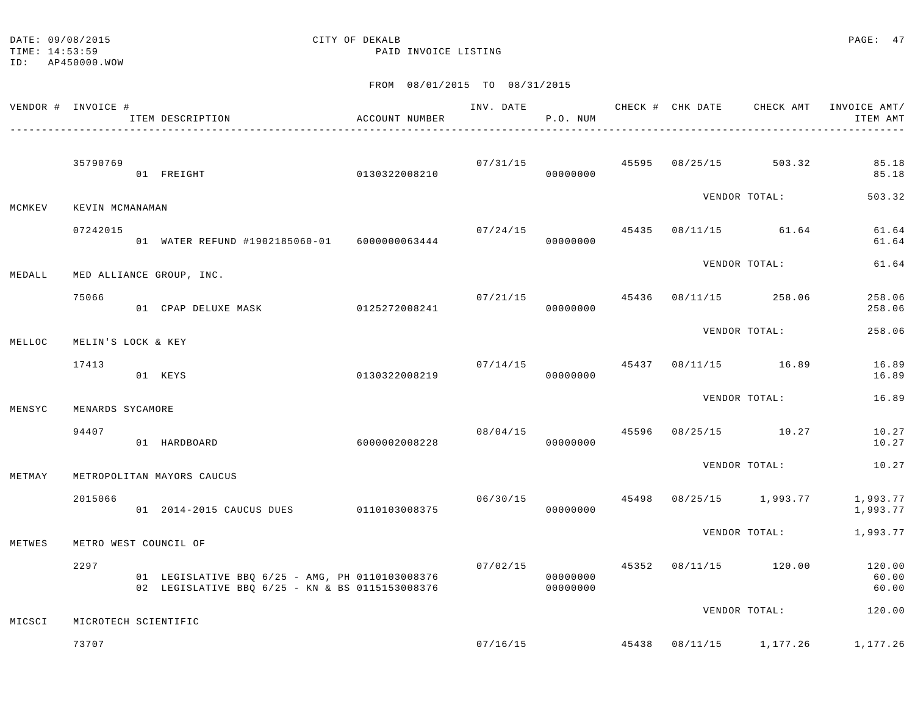DATE: 09/08/2015 CITY OF DEKALB
TIME: 14:53:59 PAID INVOICE LISTING
ID: AP450000.WOW

FROM 08/01/2015 TO 08/31/2015

| VENDOR # | INVOICE # / ITEM DESCRIPTION | ACCOUNT NUMBER | INV. DATE | P.O. NUM | CHECK # | CHK DATE | CHECK AMT | INVOICE AMT/ ITEM AMT |
|---|---|---|---|---|---|---|---|---|
| | 35790769 | | 07/31/15 | | 45595 | 08/25/15 | 503.32 | 85.18 |
| | 01 FREIGHT | 0130322008210 | | 00000000 | | | | 85.18 |
| | | | | | | VENDOR TOTAL: | | 503.32 |
| MCMKEV | KEVIN MCMANAMAN | | | | | | | |
| | 07242015 | | 07/24/15 | | 45435 | 08/11/15 | 61.64 | 61.64 |
| | 01 WATER REFUND #1902185060-01 | 6000000063444 | | 00000000 | | | | 61.64 |
| | | | | | | VENDOR TOTAL: | | 61.64 |
| MEDALL | MED ALLIANCE GROUP, INC. | | | | | | | |
| | 75066 | | 07/21/15 | | 45436 | 08/11/15 | 258.06 | 258.06 |
| | 01 CPAP DELUXE MASK | 0125272008241 | | 00000000 | | | | 258.06 |
| | | | | | | VENDOR TOTAL: | | 258.06 |
| MELLOC | MELIN'S LOCK & KEY | | | | | | | |
| | 17413 | | 07/14/15 | | 45437 | 08/11/15 | 16.89 | 16.89 |
| | 01 KEYS | 0130322008219 | | 00000000 | | | | 16.89 |
| | | | | | | VENDOR TOTAL: | | 16.89 |
| MENSYC | MENARDS SYCAMORE | | | | | | | |
| | 94407 | | 08/04/15 | | 45596 | 08/25/15 | 10.27 | 10.27 |
| | 01 HARDBOARD | 6000002008228 | | 00000000 | | | | 10.27 |
| | | | | | | VENDOR TOTAL: | | 10.27 |
| METMAY | METROPOLITAN MAYORS CAUCUS | | | | | | | |
| | 2015066 | | 06/30/15 | | 45498 | 08/25/15 | 1,993.77 | 1,993.77 |
| | 01 2014-2015 CAUCUS DUES | 0110103008375 | | 00000000 | | | | 1,993.77 |
| | | | | | | VENDOR TOTAL: | | 1,993.77 |
| METWES | METRO WEST COUNCIL OF | | | | | | | |
| | 2297 | | 07/02/15 | | 45352 | 08/11/15 | 120.00 | 120.00 |
| | 01 LEGISLATIVE BBQ 6/25 - AMG, PH | 0110103008376 | | 00000000 | | | | 60.00 |
| | 02 LEGISLATIVE BBQ 6/25 - KN & BS | 0115153008376 | | 00000000 | | | | 60.00 |
| | | | | | | VENDOR TOTAL: | | 120.00 |
| MICSCI | MICROTECH SCIENTIFIC | | | | | | | |
| | 73707 | | 07/16/15 | | 45438 | 08/11/15 | 1,177.26 | 1,177.26 |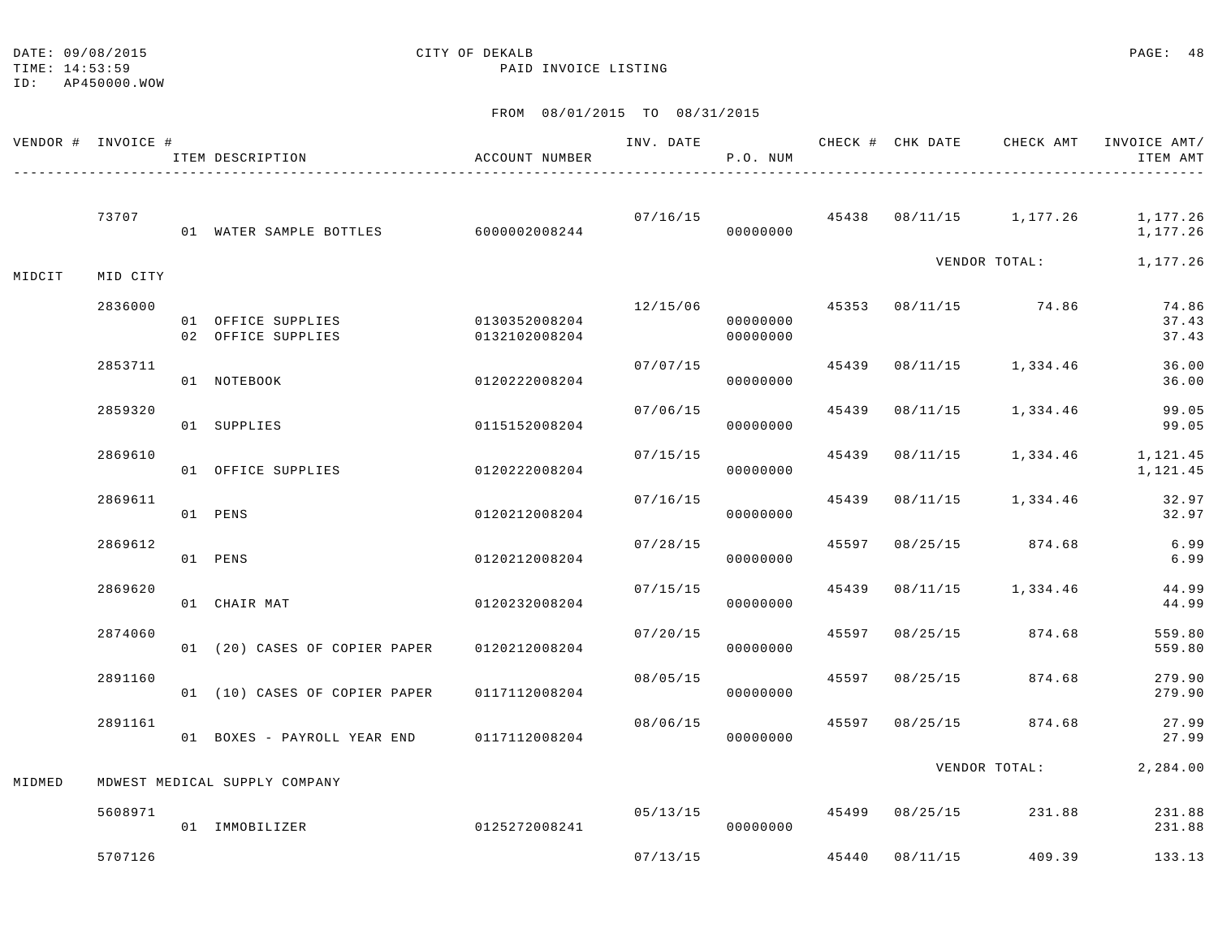DATE: 09/08/2015 CITY OF DEKALB
TIME: 14:53:59 PAID INVOICE LISTING
ID: AP450000.WOW

FROM 08/01/2015 TO 08/31/2015

| VENDOR # | INVOICE # | ITEM DESCRIPTION | ACCOUNT NUMBER | INV. DATE | P.O. NUM | CHECK # | CHK DATE | CHECK AMT | INVOICE AMT/ ITEM AMT |
|---|---|---|---|---|---|---|---|---|---|
| | 73707 | | | 07/16/15 | | 45438 | 08/11/15 | 1,177.26 | 1,177.26 |
| | | 01 WATER SAMPLE BOTTLES | 6000002008244 | | 00000000 | | | | 1,177.26 |
| | | | | | | | | VENDOR TOTAL: | 1,177.26 |
| MIDCIT | MID CITY | | | | | | | | |
| | 2836000 | | | 12/15/06 | | 45353 | 08/11/15 | 74.86 | 74.86 |
| | | 01 OFFICE SUPPLIES | 0130352008204 | | 00000000 | | | | 37.43 |
| | | 02 OFFICE SUPPLIES | 0132102008204 | | 00000000 | | | | 37.43 |
| | 2853711 | | | 07/07/15 | | 45439 | 08/11/15 | 1,334.46 | 36.00 |
| | | 01 NOTEBOOK | 0120222008204 | | 00000000 | | | | 36.00 |
| | 2859320 | | | 07/06/15 | | 45439 | 08/11/15 | 1,334.46 | 99.05 |
| | | 01 SUPPLIES | 0115152008204 | | 00000000 | | | | 99.05 |
| | 2869610 | | | 07/15/15 | | 45439 | 08/11/15 | 1,334.46 | 1,121.45 |
| | | 01 OFFICE SUPPLIES | 0120222008204 | | 00000000 | | | | 1,121.45 |
| | 2869611 | | | 07/16/15 | | 45439 | 08/11/15 | 1,334.46 | 32.97 |
| | | 01 PENS | 0120212008204 | | 00000000 | | | | 32.97 |
| | 2869612 | | | 07/28/15 | | 45597 | 08/25/15 | 874.68 | 6.99 |
| | | 01 PENS | 0120212008204 | | 00000000 | | | | 6.99 |
| | 2869620 | | | 07/15/15 | | 45439 | 08/11/15 | 1,334.46 | 44.99 |
| | | 01 CHAIR MAT | 0120232008204 | | 00000000 | | | | 44.99 |
| | 2874060 | | | 07/20/15 | | 45597 | 08/25/15 | 874.68 | 559.80 |
| | | 01 (20) CASES OF COPIER PAPER | 0120212008204 | | 00000000 | | | | 559.80 |
| | 2891160 | | | 08/05/15 | | 45597 | 08/25/15 | 874.68 | 279.90 |
| | | 01 (10) CASES OF COPIER PAPER | 0117112008204 | | 00000000 | | | | 279.90 |
| | 2891161 | | | 08/06/15 | | 45597 | 08/25/15 | 874.68 | 27.99 |
| | | 01 BOXES - PAYROLL YEAR END | 0117112008204 | | 00000000 | | | | 27.99 |
| | | | | | | | | VENDOR TOTAL: | 2,284.00 |
| MIDMED | MDWEST MEDICAL SUPPLY COMPANY | | | | | | | | |
| | 5608971 | | | 05/13/15 | | 45499 | 08/25/15 | 231.88 | 231.88 |
| | | 01 IMMOBILIZER | 0125272008241 | | 00000000 | | | | 231.88 |
| | 5707126 | | | 07/13/15 | | 45440 | 08/11/15 | 409.39 | 133.13 |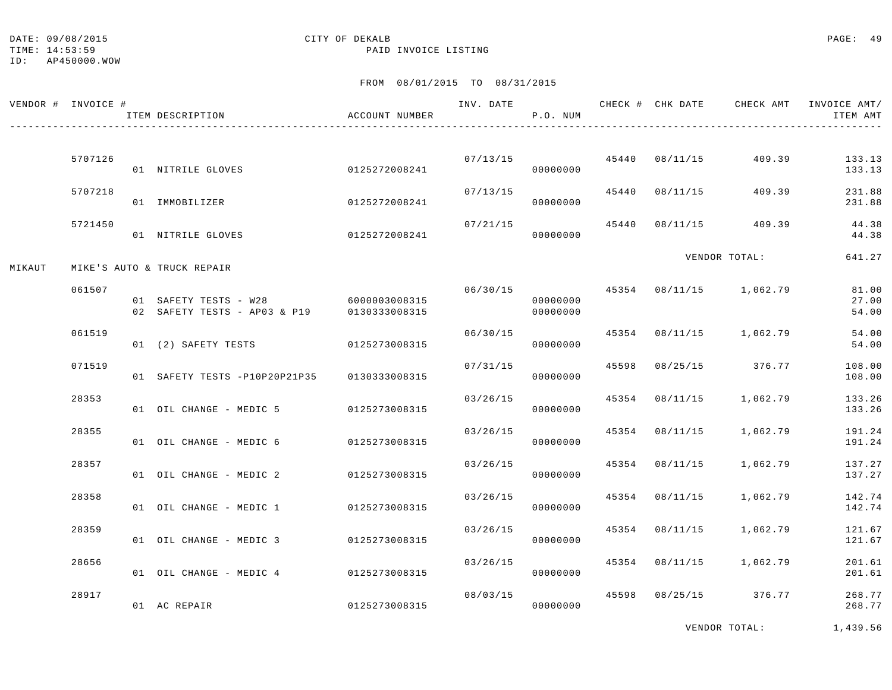DATE: 09/08/2015
TIME: 14:53:59
ID: AP450000.WOW

# CITY OF DEKALB

## PAID INVOICE LISTING

FROM 08/01/2015 TO 08/31/2015

| VENDOR # | INVOICE # | ITEM DESCRIPTION | ACCOUNT NUMBER | INV. DATE | P.O. NUM | CHECK # | CHK DATE | CHECK AMT | INVOICE AMT/ ITEM AMT |
|---|---|---|---|---|---|---|---|---|---|
| | 5707126 | | | 07/13/15 | | 45440 | 08/11/15 | 409.39 | 133.13 |
| | | 01 NITRILE GLOVES | 0125272008241 | | 00000000 | | | | 133.13 |
| | 5707218 | | | 07/13/15 | | 45440 | 08/11/15 | 409.39 | 231.88 |
| | | 01 IMMOBILIZER | 0125272008241 | | 00000000 | | | | 231.88 |
| | 5721450 | | | 07/21/15 | | 45440 | 08/11/15 | 409.39 | 44.38 |
| | | 01 NITRILE GLOVES | 0125272008241 | | 00000000 | | | | 44.38 |
| | | | | | | | | VENDOR TOTAL: | 641.27 |
| MIKAUT | MIKE'S AUTO & TRUCK REPAIR | | | | | | | | |
| | 061507 | | | 06/30/15 | | 45354 | 08/11/15 | 1,062.79 | 81.00 |
| | | 01 SAFETY TESTS - W28 | 6000003008315 | | 00000000 | | | | 27.00 |
| | | 02 SAFETY TESTS - AP03 & P19 | 0130333008315 | | 00000000 | | | | 54.00 |
| | 061519 | | | 06/30/15 | | 45354 | 08/11/15 | 1,062.79 | 54.00 |
| | | 01 (2) SAFETY TESTS | 0125273008315 | | 00000000 | | | | 54.00 |
| | 071519 | | | 07/31/15 | | 45598 | 08/25/15 | 376.77 | 108.00 |
| | | 01 SAFETY TESTS -P10P20P21P35 | 0130333008315 | | 00000000 | | | | 108.00 |
| | 28353 | | | 03/26/15 | | 45354 | 08/11/15 | 1,062.79 | 133.26 |
| | | 01 OIL CHANGE - MEDIC 5 | 0125273008315 | | 00000000 | | | | 133.26 |
| | 28355 | | | 03/26/15 | | 45354 | 08/11/15 | 1,062.79 | 191.24 |
| | | 01 OIL CHANGE - MEDIC 6 | 0125273008315 | | 00000000 | | | | 191.24 |
| | 28357 | | | 03/26/15 | | 45354 | 08/11/15 | 1,062.79 | 137.27 |
| | | 01 OIL CHANGE - MEDIC 2 | 0125273008315 | | 00000000 | | | | 137.27 |
| | 28358 | | | 03/26/15 | | 45354 | 08/11/15 | 1,062.79 | 142.74 |
| | | 01 OIL CHANGE - MEDIC 1 | 0125273008315 | | 00000000 | | | | 142.74 |
| | 28359 | | | 03/26/15 | | 45354 | 08/11/15 | 1,062.79 | 121.67 |
| | | 01 OIL CHANGE - MEDIC 3 | 0125273008315 | | 00000000 | | | | 121.67 |
| | 28656 | | | 03/26/15 | | 45354 | 08/11/15 | 1,062.79 | 201.61 |
| | | 01 OIL CHANGE - MEDIC 4 | 0125273008315 | | 00000000 | | | | 201.61 |
| | 28917 | | | 08/03/15 | | 45598 | 08/25/15 | 376.77 | 268.77 |
| | | 01 AC REPAIR | 0125273008315 | | 00000000 | | | | 268.77 |
| | | | | | | | | VENDOR TOTAL: | 1,439.56 |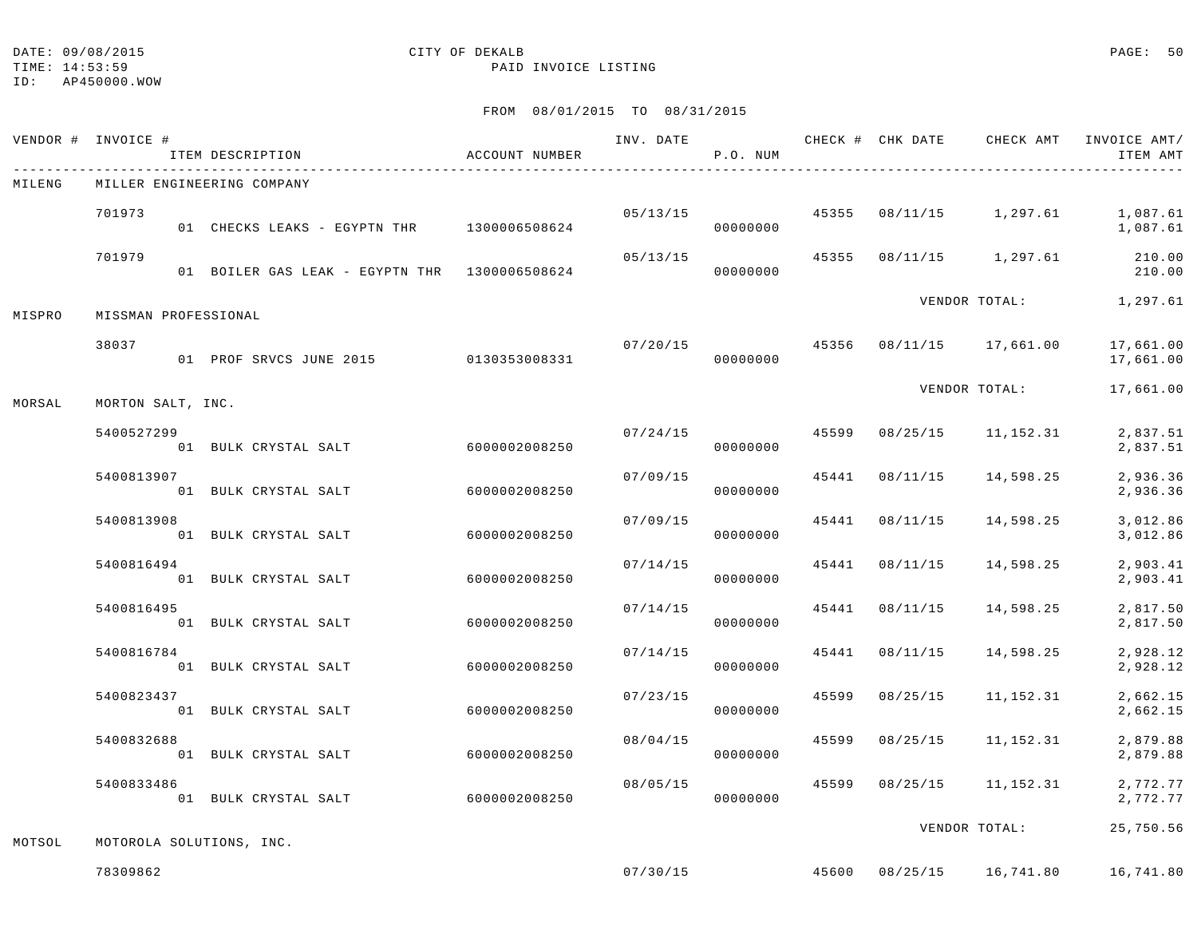DATE: 09/08/2015 CITY OF DEKALB
TIME: 14:53:59 PAID INVOICE LISTING
ID: AP450000.WOW

FROM 08/01/2015 TO 08/31/2015

| VENDOR # | INVOICE # / ITEM DESCRIPTION | ACCOUNT NUMBER | INV. DATE | P.O. NUM | CHECK # | CHK DATE | CHECK AMT | INVOICE AMT/ ITEM AMT |
|---|---|---|---|---|---|---|---|---|
| MILENG | MILLER ENGINEERING COMPANY | | | | | | | |
| | 701973 | | 05/13/15 | | 45355 | 08/11/15 | 1,297.61 | 1,087.61 |
| | 01 CHECKS LEAKS - EGYPTN THR | 1300006508624 | | 00000000 | | | | 1,087.61 |
| | 701979 | | 05/13/15 | | 45355 | 08/11/15 | 1,297.61 | 210.00 |
| | 01 BOILER GAS LEAK - EGYPTN THR | 1300006508624 | | 00000000 | | | | 210.00 |
| | | | | | | VENDOR TOTAL: | | 1,297.61 |
| MISPRO | MISSMAN PROFESSIONAL | | | | | | | |
| | 38037 | | 07/20/15 | | 45356 | 08/11/15 | 17,661.00 | 17,661.00 |
| | 01 PROF SRVCS JUNE 2015 | 0130353008331 | | 00000000 | | | | 17,661.00 |
| | | | | | | VENDOR TOTAL: | | 17,661.00 |
| MORSAL | MORTON SALT, INC. | | | | | | | |
| | 5400527299 | | 07/24/15 | | 45599 | 08/25/15 | 11,152.31 | 2,837.51 |
| | 01 BULK CRYSTAL SALT | 6000002008250 | | 00000000 | | | | 2,837.51 |
| | 5400813907 | | 07/09/15 | | 45441 | 08/11/15 | 14,598.25 | 2,936.36 |
| | 01 BULK CRYSTAL SALT | 6000002008250 | | 00000000 | | | | 2,936.36 |
| | 5400813908 | | 07/09/15 | | 45441 | 08/11/15 | 14,598.25 | 3,012.86 |
| | 01 BULK CRYSTAL SALT | 6000002008250 | | 00000000 | | | | 3,012.86 |
| | 5400816494 | | 07/14/15 | | 45441 | 08/11/15 | 14,598.25 | 2,903.41 |
| | 01 BULK CRYSTAL SALT | 6000002008250 | | 00000000 | | | | 2,903.41 |
| | 5400816495 | | 07/14/15 | | 45441 | 08/11/15 | 14,598.25 | 2,817.50 |
| | 01 BULK CRYSTAL SALT | 6000002008250 | | 00000000 | | | | 2,817.50 |
| | 5400816784 | | 07/14/15 | | 45441 | 08/11/15 | 14,598.25 | 2,928.12 |
| | 01 BULK CRYSTAL SALT | 6000002008250 | | 00000000 | | | | 2,928.12 |
| | 5400823437 | | 07/23/15 | | 45599 | 08/25/15 | 11,152.31 | 2,662.15 |
| | 01 BULK CRYSTAL SALT | 6000002008250 | | 00000000 | | | | 2,662.15 |
| | 5400832688 | | 08/04/15 | | 45599 | 08/25/15 | 11,152.31 | 2,879.88 |
| | 01 BULK CRYSTAL SALT | 6000002008250 | | 00000000 | | | | 2,879.88 |
| | 5400833486 | | 08/05/15 | | 45599 | 08/25/15 | 11,152.31 | 2,772.77 |
| | 01 BULK CRYSTAL SALT | 6000002008250 | | 00000000 | | | | 2,772.77 |
| | | | | | | VENDOR TOTAL: | | 25,750.56 |
| MOTSOL | MOTOROLA SOLUTIONS, INC. | | | | | | | |
| | 78309862 | | 07/30/15 | | 45600 | 08/25/15 | 16,741.80 | 16,741.80 |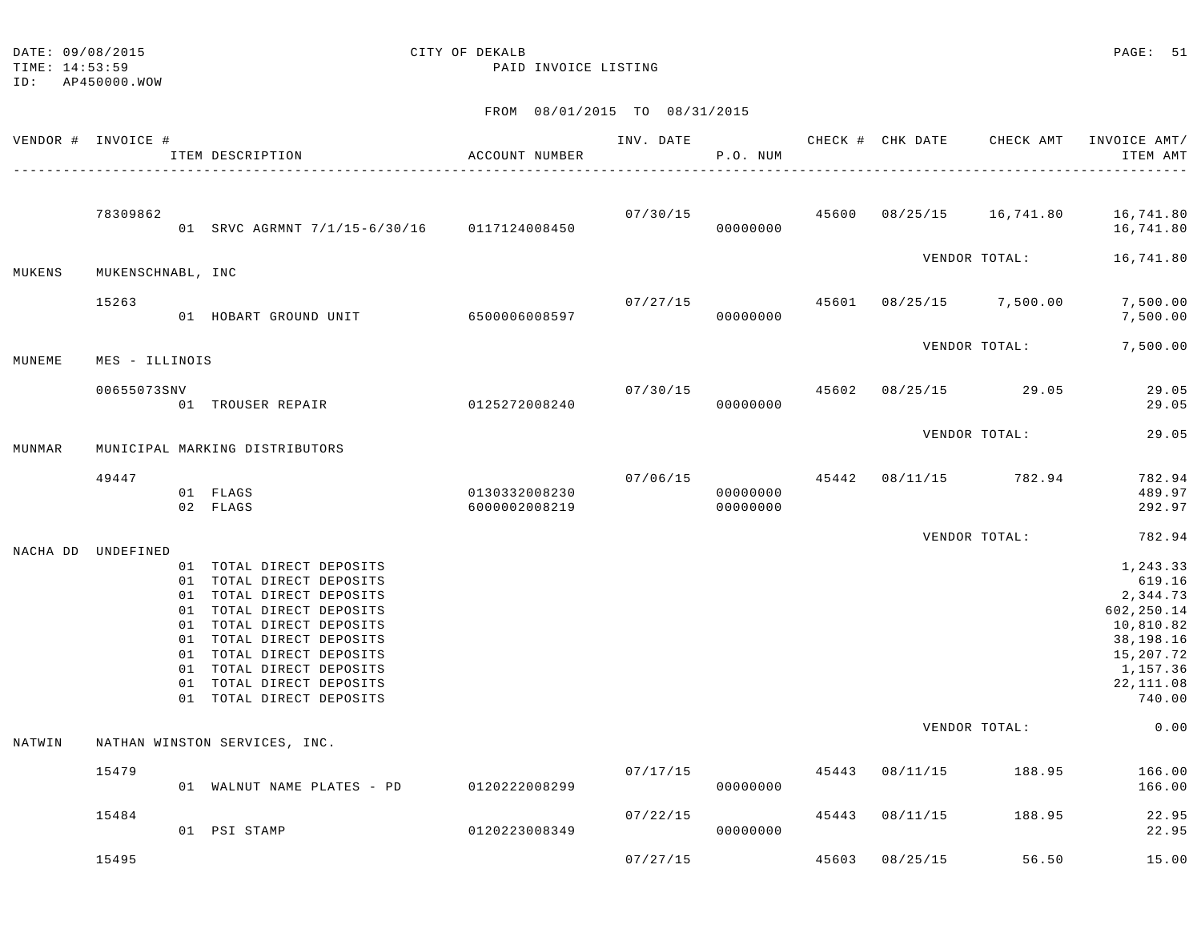DATE: 09/08/2015
TIME: 14:53:59
ID: AP450000.WOW

CITY OF DEKALB
PAID INVOICE LISTING

FROM 08/01/2015 TO 08/31/2015

| VENDOR # | INVOICE # / ITEM DESCRIPTION | ACCOUNT NUMBER | INV. DATE | P.O. NUM | CHECK # | CHK DATE | CHECK AMT | INVOICE AMT/ ITEM AMT |
|---|---|---|---|---|---|---|---|---|
| | 78309862 | | 07/30/15 | | 45600 | 08/25/15 | 16,741.80 | 16,741.80 |
| | 01 SRVC AGRMNT 7/1/15-6/30/16 | 0117124008450 | | 00000000 | | | | 16,741.80 |
| | | | | | | VENDOR TOTAL: | | 16,741.80 |
| MUKENS | MUKENSCHNABL, INC | | | | | | | |
| | 15263 | | 07/27/15 | | 45601 | 08/25/15 | 7,500.00 | 7,500.00 |
| | 01 HOBART GROUND UNIT | 6500006008597 | | 00000000 | | | | 7,500.00 |
| | | | | | | VENDOR TOTAL: | | 7,500.00 |
| MUNEME | MES - ILLINOIS | | | | | | | |
| | 00655073SNV | | 07/30/15 | | 45602 | 08/25/15 | 29.05 | 29.05 |
| | 01 TROUSER REPAIR | 0125272008240 | | 00000000 | | | | 29.05 |
| | | | | | | VENDOR TOTAL: | | 29.05 |
| MUNMAR | MUNICIPAL MARKING DISTRIBUTORS | | | | | | | |
| | 49447 | | 07/06/15 | | 45442 | 08/11/15 | 782.94 | 782.94 |
| | 01 FLAGS | 0130332008230 | | 00000000 | | | | 489.97 |
| | 02 FLAGS | 6000002008219 | | 00000000 | | | | 292.97 |
| | | | | | | VENDOR TOTAL: | | 782.94 |
| NACHA DD | UNDEFINED | | | | | | | |
| | 01 TOTAL DIRECT DEPOSITS | | | | | | | 1,243.33 |
| | 01 TOTAL DIRECT DEPOSITS | | | | | | | 619.16 |
| | 01 TOTAL DIRECT DEPOSITS | | | | | | | 2,344.73 |
| | 01 TOTAL DIRECT DEPOSITS | | | | | | | 602,250.14 |
| | 01 TOTAL DIRECT DEPOSITS | | | | | | | 10,810.82 |
| | 01 TOTAL DIRECT DEPOSITS | | | | | | | 38,198.16 |
| | 01 TOTAL DIRECT DEPOSITS | | | | | | | 15,207.72 |
| | 01 TOTAL DIRECT DEPOSITS | | | | | | | 1,157.36 |
| | 01 TOTAL DIRECT DEPOSITS | | | | | | | 22,111.08 |
| | 01 TOTAL DIRECT DEPOSITS | | | | | | | 740.00 |
| | | | | | | VENDOR TOTAL: | | 0.00 |
| NATWIN | NATHAN WINSTON SERVICES, INC. | | | | | | | |
| | 15479 | | 07/17/15 | | 45443 | 08/11/15 | 188.95 | 166.00 |
| | 01 WALNUT NAME PLATES - PD | 0120222008299 | | 00000000 | | | | 166.00 |
| | 15484 | | 07/22/15 | | 45443 | 08/11/15 | 188.95 | 22.95 |
| | 01 PSI STAMP | 0120223008349 | | 00000000 | | | | 22.95 |
| | 15495 | | 07/27/15 | | 45603 | 08/25/15 | 56.50 | 15.00 |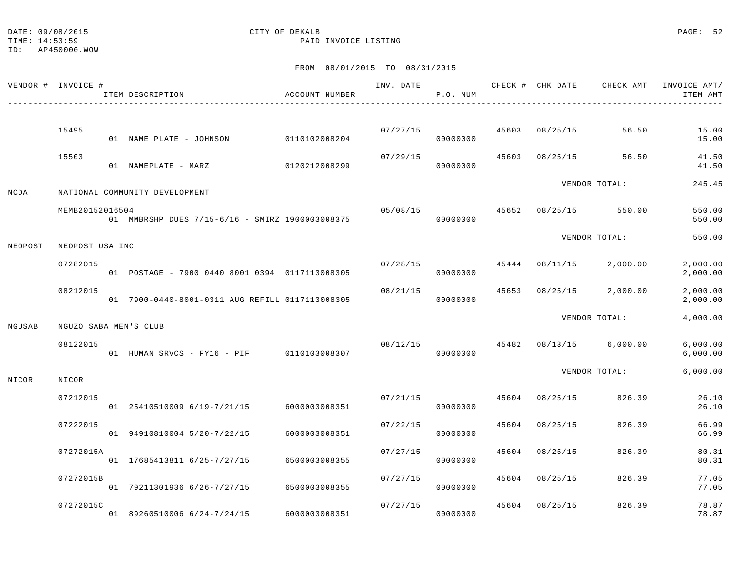DATE: 09/08/2015 CITY OF DEKALB
TIME: 14:53:59 PAID INVOICE LISTING
ID: AP450000.WOW

FROM 08/01/2015 TO 08/31/2015

| VENDOR # | INVOICE # / ITEM DESCRIPTION | ACCOUNT NUMBER | INV. DATE | P.O. NUM | CHECK # | CHK DATE | CHECK AMT | INVOICE AMT/ ITEM AMT |
|---|---|---|---|---|---|---|---|---|
| | 15495 | | 07/27/15 | | 45603 | 08/25/15 | 56.50 | 15.00 |
| | 01 NAME PLATE - JOHNSON | 0110102008204 | | 00000000 | | | | 15.00 |
| | 15503 | | 07/29/15 | | 45603 | 08/25/15 | 56.50 | 41.50 |
| | 01 NAMEPLATE - MARZ | 0120212008299 | | 00000000 | | | | 41.50 |
| | | | | | | VENDOR TOTAL: | | 245.45 |
| NCDA | NATIONAL COMMUNITY DEVELOPMENT | | | | | | | |
| | MEMB20152016504 | | 05/08/15 | | 45652 | 08/25/15 | 550.00 | 550.00 |
| | 01 MMBRSHP DUES 7/15-6/16 - SMIRZ | 1900003008375 | | 00000000 | | | | 550.00 |
| | | | | | | VENDOR TOTAL: | | 550.00 |
| NEOPOST | NEOPOST USA INC | | | | | | | |
| | 07282015 | | 07/28/15 | | 45444 | 08/11/15 | 2,000.00 | 2,000.00 |
| | 01 POSTAGE - 7900 0440 8001 0394 | 0117113008305 | | 00000000 | | | | 2,000.00 |
| | 08212015 | | 08/21/15 | | 45653 | 08/25/15 | 2,000.00 | 2,000.00 |
| | 01 7900-0440-8001-0311 AUG REFILL | 0117113008305 | | 00000000 | | | | 2,000.00 |
| | | | | | | VENDOR TOTAL: | | 4,000.00 |
| NGUSAB | NGUZO SABA MEN'S CLUB | | | | | | | |
| | 08122015 | | 08/12/15 | | 45482 | 08/13/15 | 6,000.00 | 6,000.00 |
| | 01 HUMAN SRVCS - FY16 - PIF | 0110103008307 | | 00000000 | | | | 6,000.00 |
| | | | | | | VENDOR TOTAL: | | 6,000.00 |
| NICOR | NICOR | | | | | | | |
| | 07212015 | | 07/21/15 | | 45604 | 08/25/15 | 826.39 | 26.10 |
| | 01 25410510009 6/19-7/21/15 | 6000003008351 | | 00000000 | | | | 26.10 |
| | 07222015 | | 07/22/15 | | 45604 | 08/25/15 | 826.39 | 66.99 |
| | 01 94910810004 5/20-7/22/15 | 6000003008351 | | 00000000 | | | | 66.99 |
| | 07272015A | | 07/27/15 | | 45604 | 08/25/15 | 826.39 | 80.31 |
| | 01 17685413811 6/25-7/27/15 | 6500003008355 | | 00000000 | | | | 80.31 |
| | 07272015B | | 07/27/15 | | 45604 | 08/25/15 | 826.39 | 77.05 |
| | 01 79211301936 6/26-7/27/15 | 6500003008355 | | 00000000 | | | | 77.05 |
| | 07272015C | | 07/27/15 | | 45604 | 08/25/15 | 826.39 | 78.87 |
| | 01 89260510006 6/24-7/24/15 | 6000003008351 | | 00000000 | | | | 78.87 |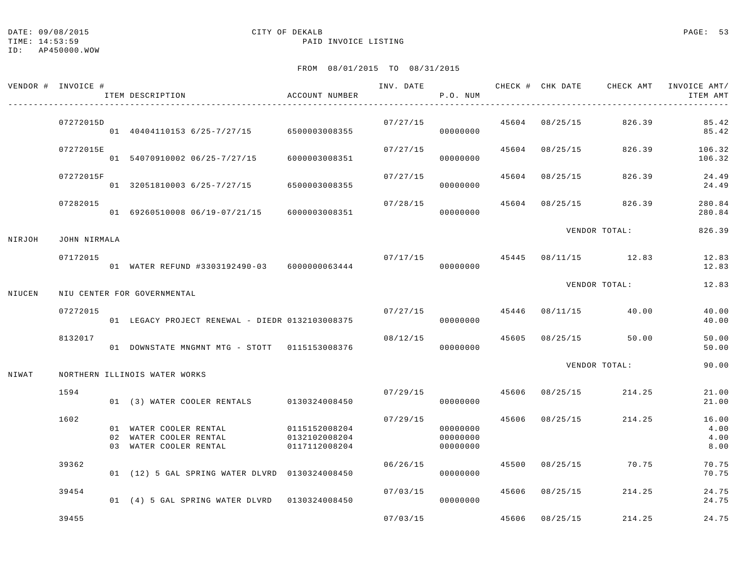DATE: 09/08/2015
TIME: 14:53:59
ID: AP450000.WOW

CITY OF DEKALB
PAID INVOICE LISTING

FROM 08/01/2015 TO 08/31/2015

| VENDOR # | INVOICE # | ITEM DESCRIPTION | ACCOUNT NUMBER | INV. DATE | P.O. NUM | CHECK # | CHK DATE | CHECK AMT | INVOICE AMT/ ITEM AMT |
|---|---|---|---|---|---|---|---|---|---|
| | 07272015D | | | 07/27/15 | | 45604 | 08/25/15 | 826.39 | 85.42 |
| | | 01 40404110153 6/25-7/27/15 | 6500003008355 | | 00000000 | | | | 85.42 |
| | 07272015E | | | 07/27/15 | | 45604 | 08/25/15 | 826.39 | 106.32 |
| | | 01 54070910002 06/25-7/27/15 | 6000003008351 | | 00000000 | | | | 106.32 |
| | 07272015F | | | 07/27/15 | | 45604 | 08/25/15 | 826.39 | 24.49 |
| | | 01 32051810003 6/25-7/27/15 | 6500003008355 | | 00000000 | | | | 24.49 |
| | 07282015 | | | 07/28/15 | | 45604 | 08/25/15 | 826.39 | 280.84 |
| | | 01 69260510008 06/19-07/21/15 | 6000003008351 | | 00000000 | | | | 280.84 |
| | | | | | | | VENDOR TOTAL: | | 826.39 |
| NIRJOH | JOHN NIRMALA | | | | | | | | |
| | 07172015 | | | 07/17/15 | | 45445 | 08/11/15 | 12.83 | 12.83 |
| | | 01 WATER REFUND #3303192490-03 | 6000000063444 | | 00000000 | | | | 12.83 |
| | | | | | | | VENDOR TOTAL: | | 12.83 |
| NIUCEN | NIU CENTER FOR GOVERNMENTAL | | | | | | | | |
| | 07272015 | | | 07/27/15 | | 45446 | 08/11/15 | 40.00 | 40.00 |
| | | 01 LEGACY PROJECT RENEWAL - DIEDR | 0132103008375 | | 00000000 | | | | 40.00 |
| | 8132017 | | | 08/12/15 | | 45605 | 08/25/15 | 50.00 | 50.00 |
| | | 01 DOWNSTATE MNGMNT MTG - STOTT | 0115153008376 | | 00000000 | | | | 50.00 |
| | | | | | | | VENDOR TOTAL: | | 90.00 |
| NIWAT | NORTHERN ILLINOIS WATER WORKS | | | | | | | | |
| | 1594 | | | 07/29/15 | | 45606 | 08/25/15 | 214.25 | 21.00 |
| | | 01 (3) WATER COOLER RENTALS | 0130324008450 | | 00000000 | | | | 21.00 |
| | 1602 | | | 07/29/15 | | 45606 | 08/25/15 | 214.25 | 16.00 |
| | | 01 WATER COOLER RENTAL | 0115152008204 | | 00000000 | | | | 4.00 |
| | | 02 WATER COOLER RENTAL | 0132102008204 | | 00000000 | | | | 4.00 |
| | | 03 WATER COOLER RENTAL | 0117112008204 | | 00000000 | | | | 8.00 |
| | 39362 | | | 06/26/15 | | 45500 | 08/25/15 | 70.75 | 70.75 |
| | | 01 (12) 5 GAL SPRING WATER DLVRD | 0130324008450 | | 00000000 | | | | 70.75 |
| | 39454 | | | 07/03/15 | | 45606 | 08/25/15 | 214.25 | 24.75 |
| | | 01 (4) 5 GAL SPRING WATER DLVRD | 0130324008450 | | 00000000 | | | | 24.75 |
| | 39455 | | | 07/03/15 | | 45606 | 08/25/15 | 214.25 | 24.75 |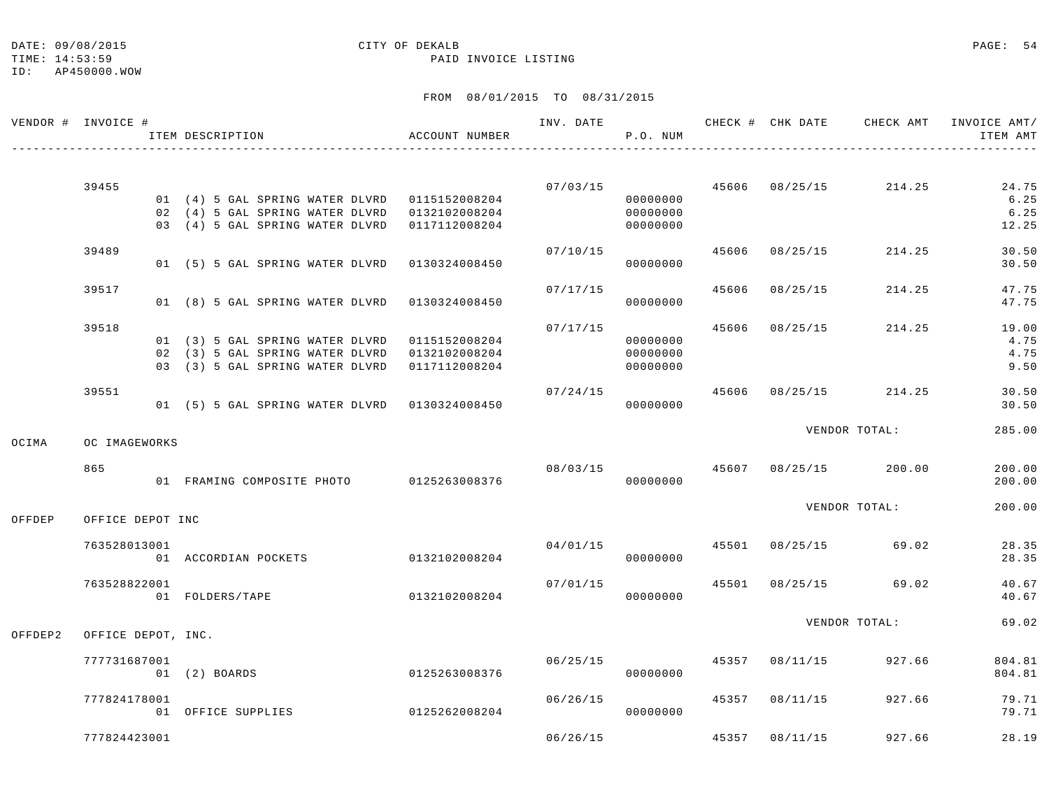DATE: 09/08/2015 CITY OF DEKALB
TIME: 14:53:59 PAID INVOICE LISTING
ID: AP450000.WOW

FROM 08/01/2015 TO 08/31/2015

| VENDOR # | INVOICE # / ITEM DESCRIPTION | ACCOUNT NUMBER | INV. DATE | P.O. NUM | CHECK # | CHK DATE | CHECK AMT | INVOICE AMT/ ITEM AMT |
|---|---|---|---|---|---|---|---|---|
| | 39455 | | 07/03/15 | | 45606 | 08/25/15 | 214.25 | 24.75 |
| | 01 (4) 5 GAL SPRING WATER DLVRD | 0115152008204 | | 00000000 | | | | 6.25 |
| | 02 (4) 5 GAL SPRING WATER DLVRD | 0132102008204 | | 00000000 | | | | 6.25 |
| | 03 (4) 5 GAL SPRING WATER DLVRD | 0117112008204 | | 00000000 | | | | 12.25 |
| | 39489 | | 07/10/15 | | 45606 | 08/25/15 | 214.25 | 30.50 |
| | 01 (5) 5 GAL SPRING WATER DLVRD | 0130324008450 | | 00000000 | | | | 30.50 |
| | 39517 | | 07/17/15 | | 45606 | 08/25/15 | 214.25 | 47.75 |
| | 01 (8) 5 GAL SPRING WATER DLVRD | 0130324008450 | | 00000000 | | | | 47.75 |
| | 39518 | | 07/17/15 | | 45606 | 08/25/15 | 214.25 | 19.00 |
| | 01 (3) 5 GAL SPRING WATER DLVRD | 0115152008204 | | 00000000 | | | | 4.75 |
| | 02 (3) 5 GAL SPRING WATER DLVRD | 0132102008204 | | 00000000 | | | | 4.75 |
| | 03 (3) 5 GAL SPRING WATER DLVRD | 0117112008204 | | 00000000 | | | | 9.50 |
| | 39551 | | 07/24/15 | | 45606 | 08/25/15 | 214.25 | 30.50 |
| | 01 (5) 5 GAL SPRING WATER DLVRD | 0130324008450 | | 00000000 | | | | 30.50 |
| | | | | | | VENDOR TOTAL: | | 285.00 |
| OCIMA | OC IMAGEWORKS | | | | | | | |
| | 865 | | 08/03/15 | | 45607 | 08/25/15 | 200.00 | 200.00 |
| | 01 FRAMING COMPOSITE PHOTO | 0125263008376 | | 00000000 | | | | 200.00 |
| | | | | | | VENDOR TOTAL: | | 200.00 |
| OFFDEP | OFFICE DEPOT INC | | | | | | | |
| | 763528013001 | | 04/01/15 | | 45501 | 08/25/15 | 69.02 | 28.35 |
| | 01 ACCORDIAN POCKETS | 0132102008204 | | 00000000 | | | | 28.35 |
| | 763528822001 | | 07/01/15 | | 45501 | 08/25/15 | 69.02 | 40.67 |
| | 01 FOLDERS/TAPE | 0132102008204 | | 00000000 | | | | 40.67 |
| | | | | | | VENDOR TOTAL: | | 69.02 |
| OFFDEP2 | OFFICE DEPOT, INC. | | | | | | | |
| | 777731687001 | | 06/25/15 | | 45357 | 08/11/15 | 927.66 | 804.81 |
| | 01 (2) BOARDS | 0125263008376 | | 00000000 | | | | 804.81 |
| | 777824178001 | | 06/26/15 | | 45357 | 08/11/15 | 927.66 | 79.71 |
| | 01 OFFICE SUPPLIES | 0125262008204 | | 00000000 | | | | 79.71 |
| | 777824423001 | | 06/26/15 | | 45357 | 08/11/15 | 927.66 | 28.19 |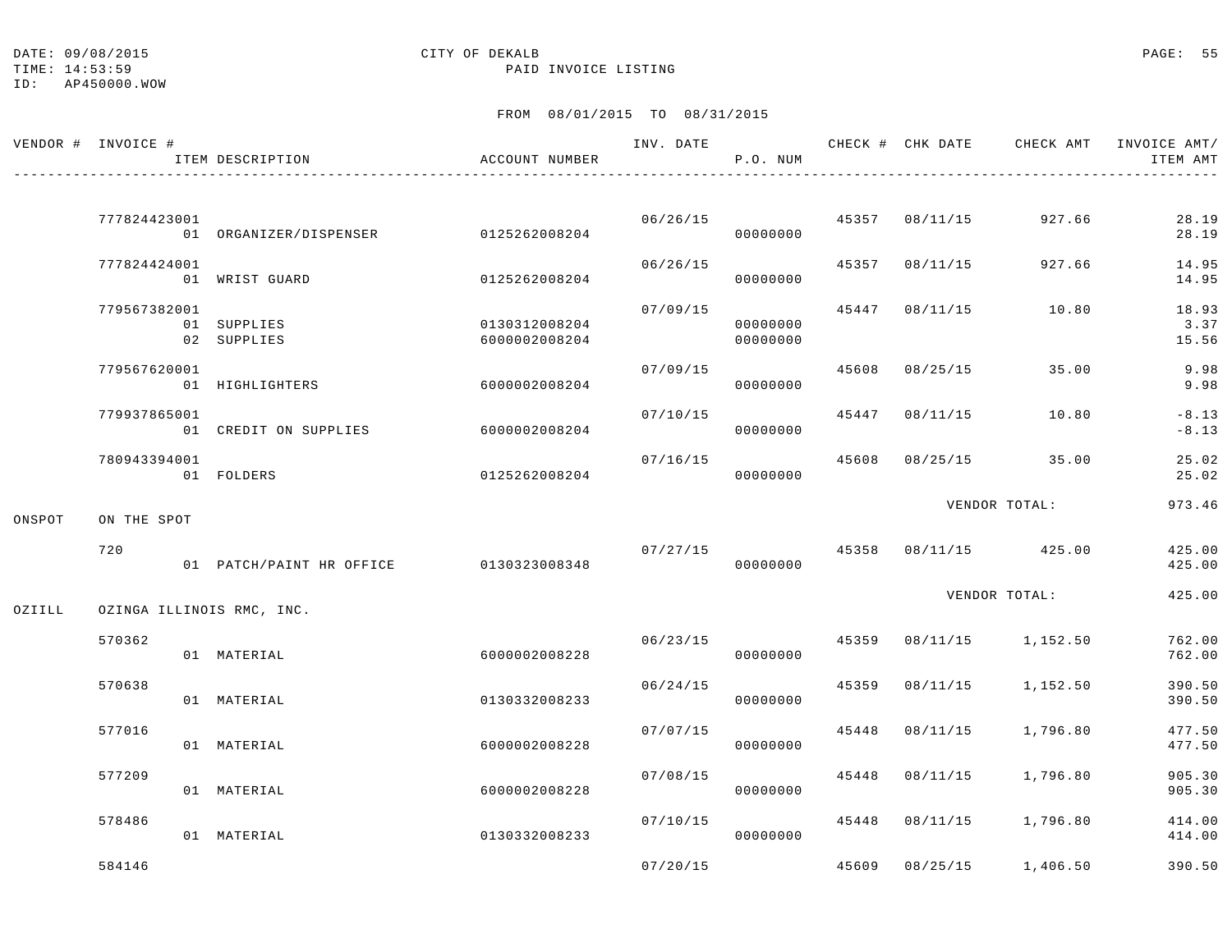DATE: 09/08/2015
TIME: 14:53:59
ID: AP450000.WOW

CITY OF DEKALB
PAID INVOICE LISTING

FROM 08/01/2015 TO 08/31/2015

| VENDOR # | INVOICE # / ITEM DESCRIPTION | ACCOUNT NUMBER | INV. DATE | P.O. NUM | CHECK # | CHK DATE | CHECK AMT | INVOICE AMT/ ITEM AMT |
|---|---|---|---|---|---|---|---|---|
| | 777824423001 | | 06/26/15 | | 45357 | 08/11/15 | 927.66 | 28.19 |
| | 01 ORGANIZER/DISPENSER | 0125262008204 | | 00000000 | | | | 28.19 |
| | 777824424001 | | 06/26/15 | | 45357 | 08/11/15 | 927.66 | 14.95 |
| | 01 WRIST GUARD | 0125262008204 | | 00000000 | | | | 14.95 |
| | 779567382001 | | 07/09/15 | | 45447 | 08/11/15 | 10.80 | 18.93 |
| | 01 SUPPLIES | 0130312008204 | | 00000000 | | | | 3.37 |
| | 02 SUPPLIES | 6000002008204 | | 00000000 | | | | 15.56 |
| | 779567620001 | | 07/09/15 | | 45608 | 08/25/15 | 35.00 | 9.98 |
| | 01 HIGHLIGHTERS | 6000002008204 | | 00000000 | | | | 9.98 |
| | 779937865001 | | 07/10/15 | | 45447 | 08/11/15 | 10.80 | -8.13 |
| | 01 CREDIT ON SUPPLIES | 6000002008204 | | 00000000 | | | | -8.13 |
| | 780943394001 | | 07/16/15 | | 45608 | 08/25/15 | 35.00 | 25.02 |
| | 01 FOLDERS | 0125262008204 | | 00000000 | | | | 25.02 |
| | | | | | | | VENDOR TOTAL: | 973.46 |
| ONSPOT | ON THE SPOT | | | | | | | |
| | 720 | | 07/27/15 | | 45358 | 08/11/15 | 425.00 | 425.00 |
| | 01 PATCH/PAINT HR OFFICE | 0130323008348 | | 00000000 | | | | 425.00 |
| | | | | | | | VENDOR TOTAL: | 425.00 |
| OZIILL | OZINGA ILLINOIS RMC, INC. | | | | | | | |
| | 570362 | | 06/23/15 | | 45359 | 08/11/15 | 1,152.50 | 762.00 |
| | 01 MATERIAL | 6000002008228 | | 00000000 | | | | 762.00 |
| | 570638 | | 06/24/15 | | 45359 | 08/11/15 | 1,152.50 | 390.50 |
| | 01 MATERIAL | 0130332008233 | | 00000000 | | | | 390.50 |
| | 577016 | | 07/07/15 | | 45448 | 08/11/15 | 1,796.80 | 477.50 |
| | 01 MATERIAL | 6000002008228 | | 00000000 | | | | 477.50 |
| | 577209 | | 07/08/15 | | 45448 | 08/11/15 | 1,796.80 | 905.30 |
| | 01 MATERIAL | 6000002008228 | | 00000000 | | | | 905.30 |
| | 578486 | | 07/10/15 | | 45448 | 08/11/15 | 1,796.80 | 414.00 |
| | 01 MATERIAL | 0130332008233 | | 00000000 | | | | 414.00 |
| | 584146 | | 07/20/15 | | 45609 | 08/25/15 | 1,406.50 | 390.50 |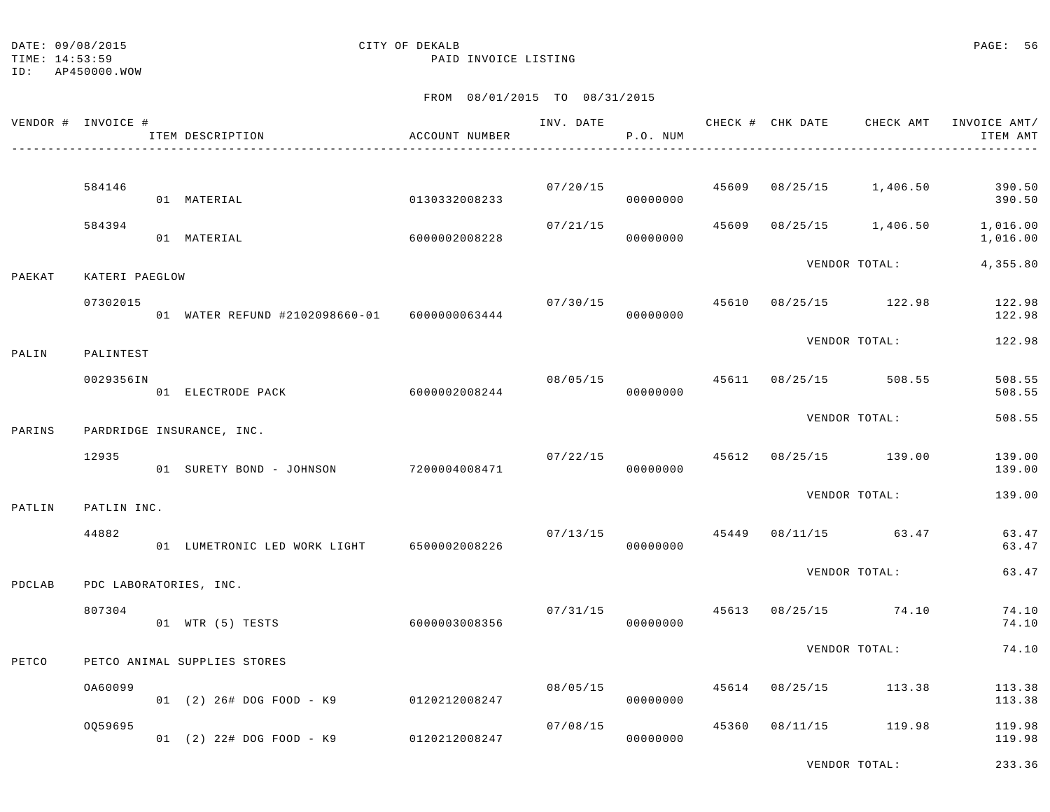DATE: 09/08/2015
TIME: 14:53:59
ID: AP450000.WOW

CITY OF DEKALB
PAID INVOICE LISTING

FROM 08/01/2015 TO 08/31/2015

| VENDOR # | INVOICE # / ITEM DESCRIPTION | ACCOUNT NUMBER | INV. DATE | P.O. NUM | CHECK # | CHK DATE | CHECK AMT | INVOICE AMT/ ITEM AMT |
|---|---|---|---|---|---|---|---|---|
| | 584146 | | 07/20/15 | | 45609 | 08/25/15 | 1,406.50 | 390.50 |
| | 01 MATERIAL | 0130332008233 | | 00000000 | | | | 390.50 |
| | 584394 | | 07/21/15 | | 45609 | 08/25/15 | 1,406.50 | 1,016.00 |
| | 01 MATERIAL | 6000002008228 | | 00000000 | | | | 1,016.00 |
| | | | | | | VENDOR TOTAL: | | 4,355.80 |
| PAEKAT | KATERI PAEGLOW | | | | | | | |
| | 07302015 | | 07/30/15 | | 45610 | 08/25/15 | 122.98 | 122.98 |
| | 01 WATER REFUND #2102098660-01 | 6000000063444 | | 00000000 | | | | 122.98 |
| | | | | | | VENDOR TOTAL: | | 122.98 |
| PALIN | PALINTEST | | | | | | | |
| | 0029356IN | | 08/05/15 | | 45611 | 08/25/15 | 508.55 | 508.55 |
| | 01 ELECTRODE PACK | 6000002008244 | | 00000000 | | | | 508.55 |
| | | | | | | VENDOR TOTAL: | | 508.55 |
| PARINS | PARDRIDGE INSURANCE, INC. | | | | | | | |
| | 12935 | | 07/22/15 | | 45612 | 08/25/15 | 139.00 | 139.00 |
| | 01 SURETY BOND - JOHNSON | 7200004008471 | | 00000000 | | | | 139.00 |
| | | | | | | VENDOR TOTAL: | | 139.00 |
| PATLIN | PATLIN INC. | | | | | | | |
| | 44882 | | 07/13/15 | | 45449 | 08/11/15 | 63.47 | 63.47 |
| | 01 LUMETRONIC LED WORK LIGHT | 6500002008226 | | 00000000 | | | | 63.47 |
| | | | | | | VENDOR TOTAL: | | 63.47 |
| PDCLAB | PDC LABORATORIES, INC. | | | | | | | |
| | 807304 | | 07/31/15 | | 45613 | 08/25/15 | 74.10 | 74.10 |
| | 01 WTR (5) TESTS | 6000003008356 | | 00000000 | | | | 74.10 |
| | | | | | | VENDOR TOTAL: | | 74.10 |
| PETCO | PETCO ANIMAL SUPPLIES STORES | | | | | | | |
| | 0A60099 | | 08/05/15 | | 45614 | 08/25/15 | 113.38 | 113.38 |
| | 01 (2) 26# DOG FOOD - K9 | 0120212008247 | | 00000000 | | | | 113.38 |
| | 0Q59695 | | 07/08/15 | | 45360 | 08/11/15 | 119.98 | 119.98 |
| | 01 (2) 22# DOG FOOD - K9 | 0120212008247 | | 00000000 | | | | 119.98 |
| | | | | | | VENDOR TOTAL: | | 233.36 |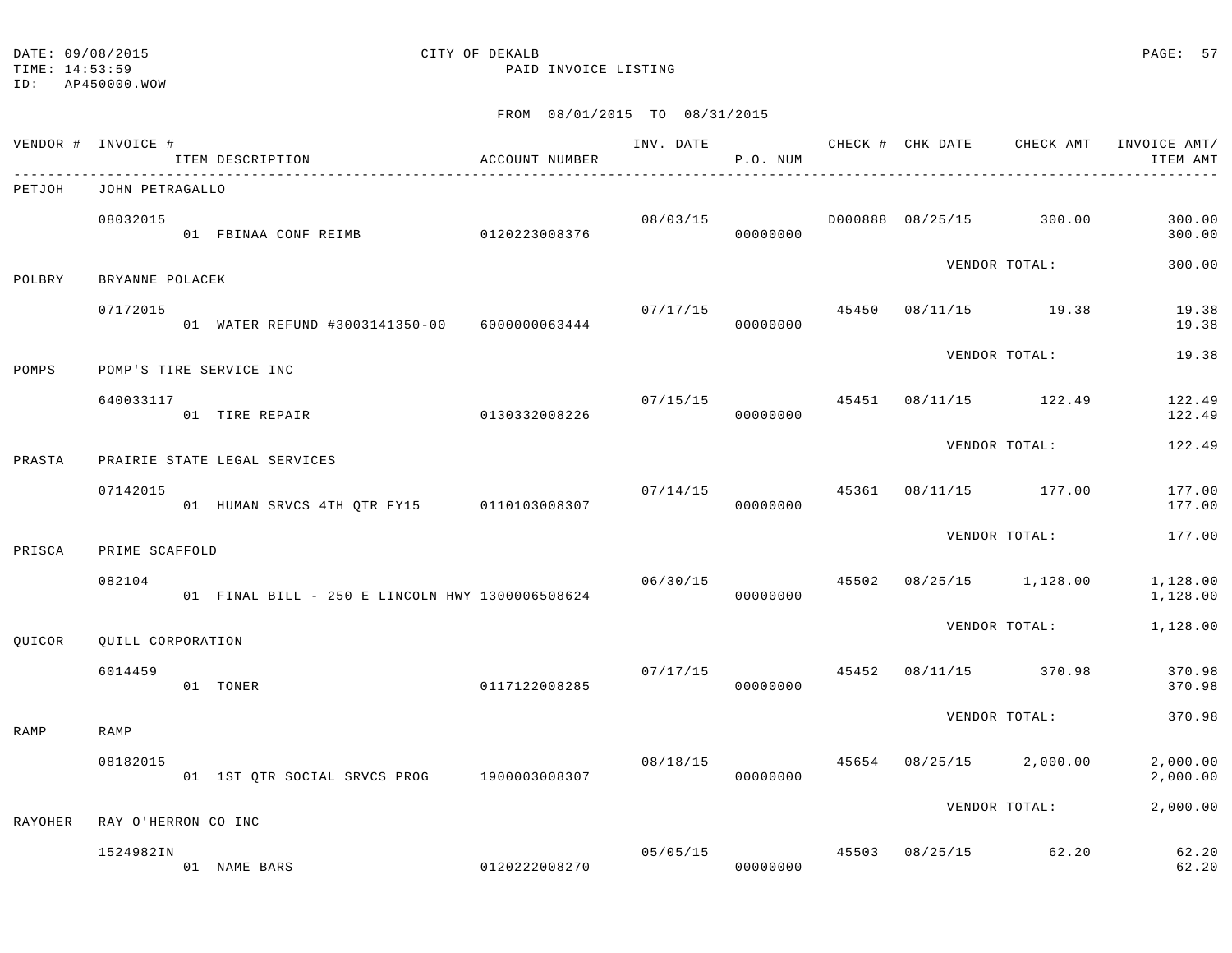DATE: 09/08/2015
TIME: 14:53:59
ID: AP450000.WOW

CITY OF DEKALB
PAID INVOICE LISTING

FROM 08/01/2015 TO 08/31/2015

| VENDOR # | INVOICE # / ITEM DESCRIPTION | ACCOUNT NUMBER | INV. DATE | P.O. NUM | CHECK # | CHK DATE | CHECK AMT | INVOICE AMT/ ITEM AMT |
|---|---|---|---|---|---|---|---|---|
| PETJOH | JOHN PETRAGALLO | | | | | | | |
| | 08032015 | | 08/03/15 | | D000888 | 08/25/15 | 300.00 | 300.00 |
| | 01 FBINAA CONF REIMB | 0120223008376 | | 00000000 | | | | 300.00 |
| | | | | | | VENDOR TOTAL: | | 300.00 |
| POLBRY | BRYANNE POLACEK | | | | | | | |
| | 07172015 | | 07/17/15 | | 45450 | 08/11/15 | 19.38 | 19.38 |
| | 01 WATER REFUND #3003141350-00 | 6000000063444 | | 00000000 | | | | 19.38 |
| | | | | | | VENDOR TOTAL: | | 19.38 |
| POMPS | POMP'S TIRE SERVICE INC | | | | | | | |
| | 640033117 | | 07/15/15 | | 45451 | 08/11/15 | 122.49 | 122.49 |
| | 01 TIRE REPAIR | 0130332008226 | | 00000000 | | | | 122.49 |
| | | | | | | VENDOR TOTAL: | | 122.49 |
| PRASTA | PRAIRIE STATE LEGAL SERVICES | | | | | | | |
| | 07142015 | | 07/14/15 | | 45361 | 08/11/15 | 177.00 | 177.00 |
| | 01 HUMAN SRVCS 4TH QTR FY15 | 0110103008307 | | 00000000 | | | | 177.00 |
| | | | | | | VENDOR TOTAL: | | 177.00 |
| PRISCA | PRIME SCAFFOLD | | | | | | | |
| | 082104 | | 06/30/15 | | 45502 | 08/25/15 | 1,128.00 | 1,128.00 |
| | 01 FINAL BILL - 250 E LINCOLN HWY | 1300006508624 | | 00000000 | | | | 1,128.00 |
| | | | | | | VENDOR TOTAL: | | 1,128.00 |
| QUICOR | QUILL CORPORATION | | | | | | | |
| | 6014459 | | 07/17/15 | | 45452 | 08/11/15 | 370.98 | 370.98 |
| | 01 TONER | 0117122008285 | | 00000000 | | | | 370.98 |
| | | | | | | VENDOR TOTAL: | | 370.98 |
| RAMP | RAMP | | | | | | | |
| | 08182015 | | 08/18/15 | | 45654 | 08/25/15 | 2,000.00 | 2,000.00 |
| | 01 1ST QTR SOCIAL SRVCS PROG | 1900003008307 | | 00000000 | | | | 2,000.00 |
| | | | | | | VENDOR TOTAL: | | 2,000.00 |
| RAYOHER | RAY O'HERRON CO INC | | | | | | | |
| | 1524982IN | | 05/05/15 | | 45503 | 08/25/15 | 62.20 | 62.20 |
| | 01 NAME BARS | 0120222008270 | | 00000000 | | | | 62.20 |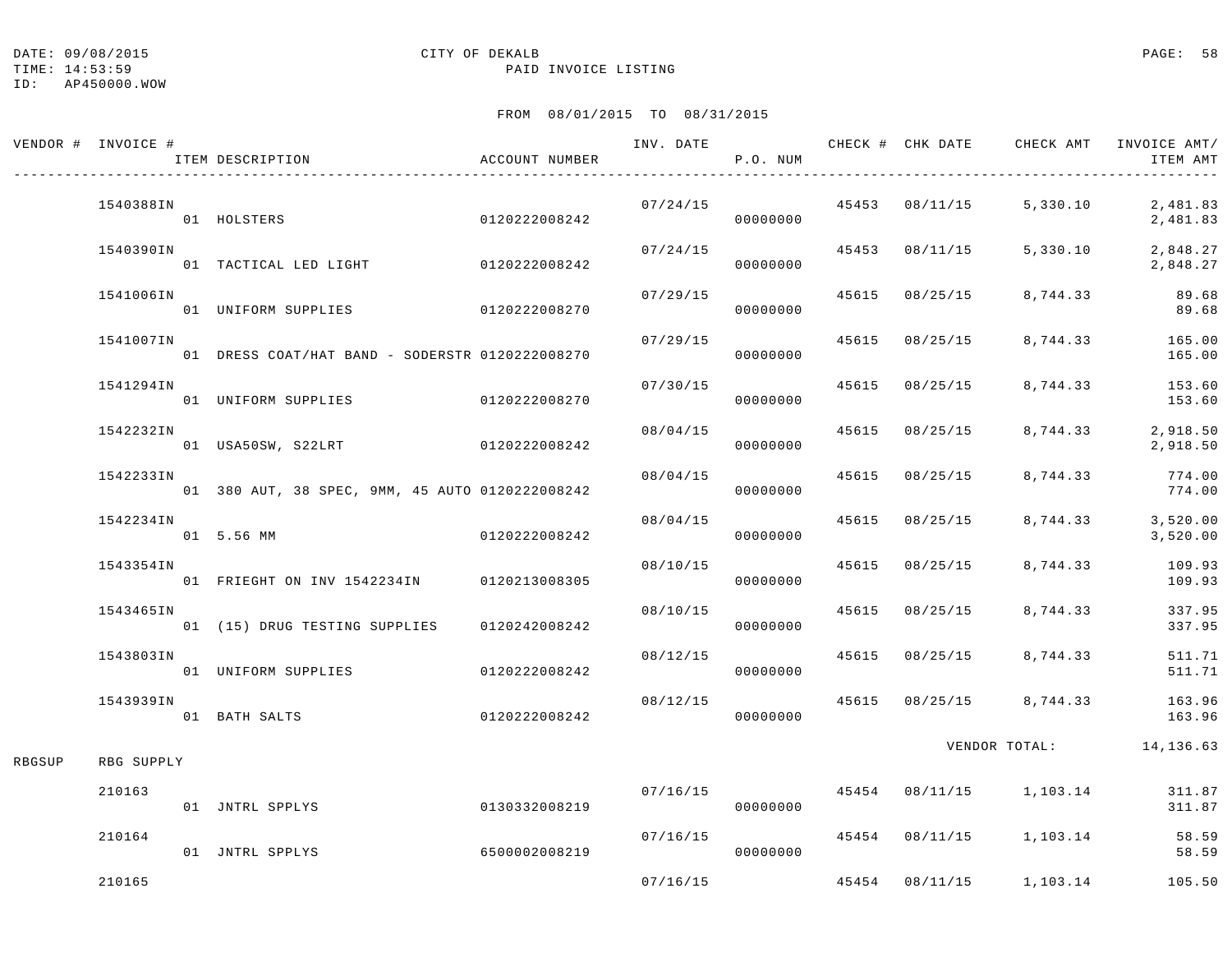DATE: 09/08/2015 CITY OF DEKALB
TIME: 14:53:59 PAID INVOICE LISTING
ID: AP450000.WOW

FROM 08/01/2015 TO 08/31/2015

| VENDOR # | INVOICE # / ITEM DESCRIPTION | ACCOUNT NUMBER | INV. DATE | P.O. NUM | CHECK # | CHK DATE | CHECK AMT | INVOICE AMT/ ITEM AMT |
|---|---|---|---|---|---|---|---|---|
| | 1540388IN | | 07/24/15 | | 45453 | 08/11/15 | 5,330.10 | 2,481.83 |
| | 01 HOLSTERS | 0120222008242 | | 00000000 | | | | 2,481.83 |
| | 1540390IN | | 07/24/15 | | 45453 | 08/11/15 | 5,330.10 | 2,848.27 |
| | 01 TACTICAL LED LIGHT | 0120222008242 | | 00000000 | | | | 2,848.27 |
| | 1541006IN | | 07/29/15 | | 45615 | 08/25/15 | 8,744.33 | 89.68 |
| | 01 UNIFORM SUPPLIES | 0120222008270 | | 00000000 | | | | 89.68 |
| | 1541007IN | | 07/29/15 | | 45615 | 08/25/15 | 8,744.33 | 165.00 |
| | 01 DRESS COAT/HAT BAND - SODERSTR | 0120222008270 | | 00000000 | | | | 165.00 |
| | 1541294IN | | 07/30/15 | | 45615 | 08/25/15 | 8,744.33 | 153.60 |
| | 01 UNIFORM SUPPLIES | 0120222008270 | | 00000000 | | | | 153.60 |
| | 1542232IN | | 08/04/15 | | 45615 | 08/25/15 | 8,744.33 | 2,918.50 |
| | 01 USA50SW, S22LRT | 0120222008242 | | 00000000 | | | | 2,918.50 |
| | 1542233IN | | 08/04/15 | | 45615 | 08/25/15 | 8,744.33 | 774.00 |
| | 01 380 AUT, 38 SPEC, 9MM, 45 AUTO | 0120222008242 | | 00000000 | | | | 774.00 |
| | 1542234IN | | 08/04/15 | | 45615 | 08/25/15 | 8,744.33 | 3,520.00 |
| | 01 5.56 MM | 0120222008242 | | 00000000 | | | | 3,520.00 |
| | 1543354IN | | 08/10/15 | | 45615 | 08/25/15 | 8,744.33 | 109.93 |
| | 01 FRIEGHT ON INV 1542234IN | 0120213008305 | | 00000000 | | | | 109.93 |
| | 1543465IN | | 08/10/15 | | 45615 | 08/25/15 | 8,744.33 | 337.95 |
| | 01 (15) DRUG TESTING SUPPLIES | 0120242008242 | | 00000000 | | | | 337.95 |
| | 1543803IN | | 08/12/15 | | 45615 | 08/25/15 | 8,744.33 | 511.71 |
| | 01 UNIFORM SUPPLIES | 0120222008242 | | 00000000 | | | | 511.71 |
| | 1543939IN | | 08/12/15 | | 45615 | 08/25/15 | 8,744.33 | 163.96 |
| | 01 BATH SALTS | 0120222008242 | | 00000000 | | | | 163.96 |
| | | | | | | | VENDOR TOTAL: | 14,136.63 |
| RBGSUP | RBG SUPPLY | | | | | | | |
| | 210163 | | 07/16/15 | | 45454 | 08/11/15 | 1,103.14 | 311.87 |
| | 01 JNTRL SPPLYS | 0130332008219 | | 00000000 | | | | 311.87 |
| | 210164 | | 07/16/15 | | 45454 | 08/11/15 | 1,103.14 | 58.59 |
| | 01 JNTRL SPPLYS | 6500002008219 | | 00000000 | | | | 58.59 |
| | 210165 | | 07/16/15 | | 45454 | 08/11/15 | 1,103.14 | 105.50 |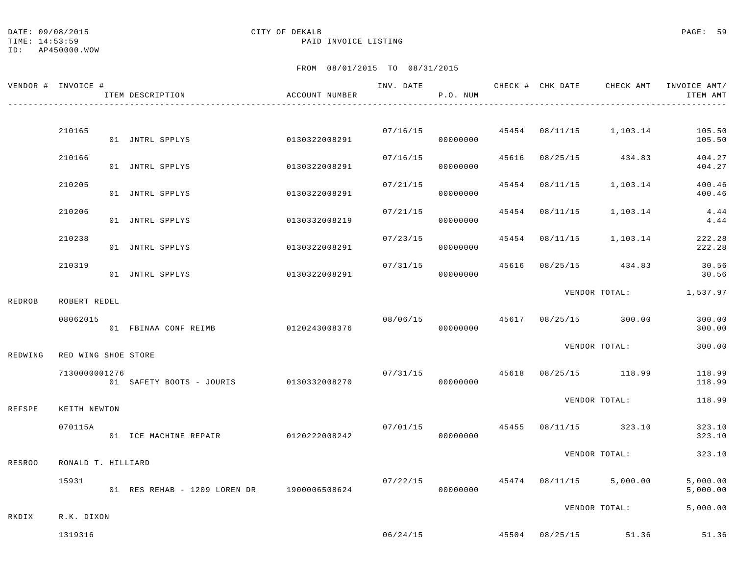DATE: 09/08/2015 CITY OF DEKALB
TIME: 14:53:59 PAID INVOICE LISTING
ID: AP450000.WOW

FROM 08/01/2015 TO 08/31/2015

| VENDOR # | INVOICE # / ITEM DESCRIPTION | ACCOUNT NUMBER | INV. DATE | P.O. NUM | CHECK # | CHK DATE | CHECK AMT | INVOICE AMT/ ITEM AMT |
|---|---|---|---|---|---|---|---|---|
| | 210165 | | 07/16/15 | | 45454 | 08/11/15 | 1,103.14 | 105.50 |
| | 01 JNTRL SPPLYS | 0130322008291 | | 00000000 | | | | 105.50 |
| | 210166 | | 07/16/15 | | 45616 | 08/25/15 | 434.83 | 404.27 |
| | 01 JNTRL SPPLYS | 0130322008291 | | 00000000 | | | | 404.27 |
| | 210205 | | 07/21/15 | | 45454 | 08/11/15 | 1,103.14 | 400.46 |
| | 01 JNTRL SPPLYS | 0130322008291 | | 00000000 | | | | 400.46 |
| | 210206 | | 07/21/15 | | 45454 | 08/11/15 | 1,103.14 | 4.44 |
| | 01 JNTRL SPPLYS | 0130332008219 | | 00000000 | | | | 4.44 |
| | 210238 | | 07/23/15 | | 45454 | 08/11/15 | 1,103.14 | 222.28 |
| | 01 JNTRL SPPLYS | 0130322008291 | | 00000000 | | | | 222.28 |
| | 210319 | | 07/31/15 | | 45616 | 08/25/15 | 434.83 | 30.56 |
| | 01 JNTRL SPPLYS | 0130322008291 | | 00000000 | | | | 30.56 |
| | | | | | | | VENDOR TOTAL: | 1,537.97 |
| REDROB | ROBERT REDEL | | | | | | | |
| | 08062015 | | 08/06/15 | | 45617 | 08/25/15 | 300.00 | 300.00 |
| | 01 FBINAA CONF REIMB | 0120243008376 | | 00000000 | | | | 300.00 |
| | | | | | | | VENDOR TOTAL: | 300.00 |
| REDWING | RED WING SHOE STORE | | | | | | | |
| | 7130000001276 | | 07/31/15 | | 45618 | 08/25/15 | 118.99 | 118.99 |
| | 01 SAFETY BOOTS - JOURIS | 0130332008270 | | 00000000 | | | | 118.99 |
| | | | | | | | VENDOR TOTAL: | 118.99 |
| REFSPE | KEITH NEWTON | | | | | | | |
| | 070115A | | 07/01/15 | | 45455 | 08/11/15 | 323.10 | 323.10 |
| | 01 ICE MACHINE REPAIR | 0120222008242 | | 00000000 | | | | 323.10 |
| | | | | | | | VENDOR TOTAL: | 323.10 |
| RESROO | RONALD T. HILLIARD | | | | | | | |
| | 15931 | | 07/22/15 | | 45474 | 08/11/15 | 5,000.00 | 5,000.00 |
| | 01 RES REHAB - 1209 LOREN DR | 1900006508624 | | 00000000 | | | | 5,000.00 |
| | | | | | | | VENDOR TOTAL: | 5,000.00 |
| RKDIX | R.K. DIXON | | | | | | | |
| | 1319316 | | 06/24/15 | | 45504 | 08/25/15 | 51.36 | 51.36 |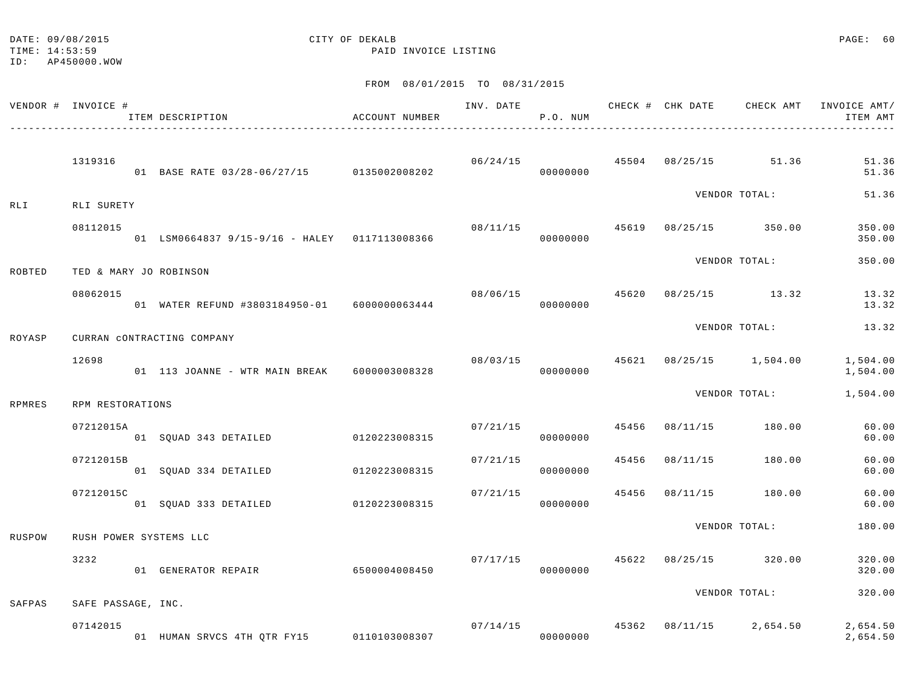DATE: 09/08/2015
TIME: 14:53:59
ID: AP450000.WOW

CITY OF DEKALB
PAID INVOICE LISTING

FROM 08/01/2015 TO 08/31/2015

| VENDOR # | INVOICE # / ITEM DESCRIPTION | ACCOUNT NUMBER | INV. DATE | P.O. NUM | CHECK # | CHK DATE | CHECK AMT | INVOICE AMT/ ITEM AMT |
|---|---|---|---|---|---|---|---|---|
| | 1319316 | | 06/24/15 | | 45504 | 08/25/15 | 51.36 | 51.36 |
| | 01 BASE RATE 03/28-06/27/15 | 0135002008202 | | 00000000 | | | | 51.36 |
| | | | | | | VENDOR TOTAL: | | 51.36 |
| RLI | RLI SURETY | | | | | | | |
| | 08112015 | | 08/11/15 | | 45619 | 08/25/15 | 350.00 | 350.00 |
| | 01 LSM0664837 9/15-9/16 - HALEY | 0117113008366 | | 00000000 | | | | 350.00 |
| | | | | | | VENDOR TOTAL: | | 350.00 |
| ROBTED | TED & MARY JO ROBINSON | | | | | | | |
| | 08062015 | | 08/06/15 | | 45620 | 08/25/15 | 13.32 | 13.32 |
| | 01 WATER REFUND #3803184950-01 | 6000000063444 | | 00000000 | | | | 13.32 |
| | | | | | | VENDOR TOTAL: | | 13.32 |
| ROYASP | CURRAN cONTRACTING COMPANY | | | | | | | |
| | 12698 | | 08/03/15 | | 45621 | 08/25/15 | 1,504.00 | 1,504.00 |
| | 01 113 JOANNE - WTR MAIN BREAK | 6000003008328 | | 00000000 | | | | 1,504.00 |
| | | | | | | VENDOR TOTAL: | | 1,504.00 |
| RPMRES | RPM RESTORATIONS | | | | | | | |
| | 07212015A | | 07/21/15 | | 45456 | 08/11/15 | 180.00 | 60.00 |
| | 01 SQUAD 343 DETAILED | 0120223008315 | | 00000000 | | | | 60.00 |
| | 07212015B | | 07/21/15 | | 45456 | 08/11/15 | 180.00 | 60.00 |
| | 01 SQUAD 334 DETAILED | 0120223008315 | | 00000000 | | | | 60.00 |
| | 07212015C | | 07/21/15 | | 45456 | 08/11/15 | 180.00 | 60.00 |
| | 01 SQUAD 333 DETAILED | 0120223008315 | | 00000000 | | | | 60.00 |
| | | | | | | VENDOR TOTAL: | | 180.00 |
| RUSPOW | RUSH POWER SYSTEMS LLC | | | | | | | |
| | 3232 | | 07/17/15 | | 45622 | 08/25/15 | 320.00 | 320.00 |
| | 01 GENERATOR REPAIR | 6500004008450 | | 00000000 | | | | 320.00 |
| | | | | | | VENDOR TOTAL: | | 320.00 |
| SAFPAS | SAFE PASSAGE, INC. | | | | | | | |
| | 07142015 | | 07/14/15 | | 45362 | 08/11/15 | 2,654.50 | 2,654.50 |
| | 01 HUMAN SRVCS 4TH QTR FY15 | 0110103008307 | | 00000000 | | | | 2,654.50 |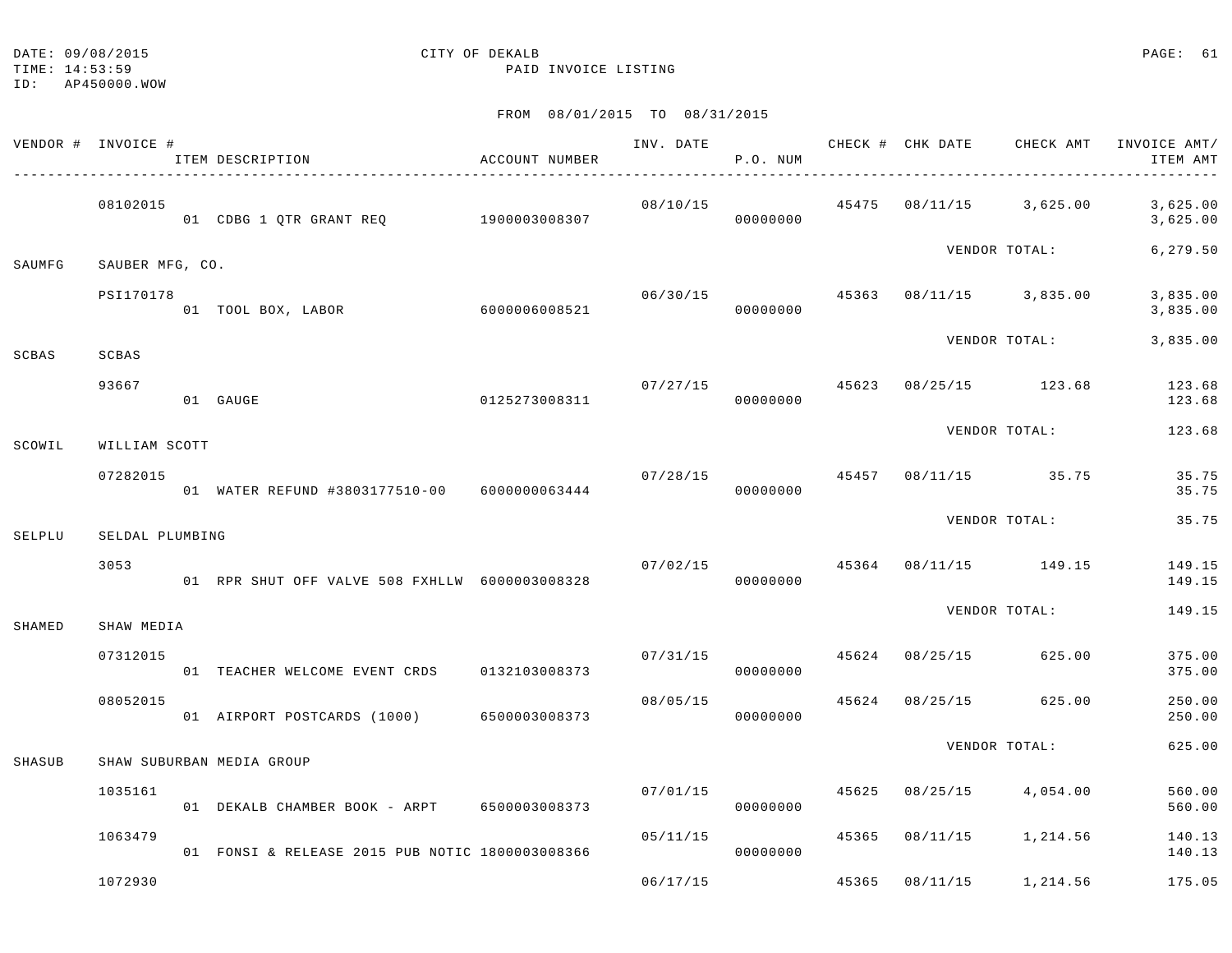DATE: 09/08/2015 CITY OF DEKALB
TIME: 14:53:59 PAID INVOICE LISTING
ID: AP450000.WOW

FROM 08/01/2015 TO 08/31/2015

| VENDOR # | INVOICE # / ITEM DESCRIPTION | ACCOUNT NUMBER | INV. DATE | P.O. NUM | CHECK # | CHK DATE | CHECK AMT | INVOICE AMT/ ITEM AMT |
|---|---|---|---|---|---|---|---|---|
| | 08102015 | | 08/10/15 | | 45475 | 08/11/15 | 3,625.00 | 3,625.00 |
| | 01 CDBG 1 QTR GRANT REQ | 1900003008307 | | 00000000 | | | | 3,625.00 |
| | | | | | | VENDOR TOTAL: | | 6,279.50 |
| SAUMFG | SAUBER MFG, CO. | | | | | | | |
| | PSI170178 | | 06/30/15 | | 45363 | 08/11/15 | 3,835.00 | 3,835.00 |
| | 01 TOOL BOX, LABOR | 6000006008521 | | 00000000 | | | | 3,835.00 |
| | | | | | | VENDOR TOTAL: | | 3,835.00 |
| SCBAS | SCBAS | | | | | | | |
| | 93667 | | 07/27/15 | | 45623 | 08/25/15 | 123.68 | 123.68 |
| | 01 GAUGE | 0125273008311 | | 00000000 | | | | 123.68 |
| | | | | | | VENDOR TOTAL: | | 123.68 |
| SCOWIL | WILLIAM SCOTT | | | | | | | |
| | 07282015 | | 07/28/15 | | 45457 | 08/11/15 | 35.75 | 35.75 |
| | 01 WATER REFUND #3803177510-00 | 6000000063444 | | 00000000 | | | | 35.75 |
| | | | | | | VENDOR TOTAL: | | 35.75 |
| SELPLU | SELDAL PLUMBING | | | | | | | |
| | 3053 | | 07/02/15 | | 45364 | 08/11/15 | 149.15 | 149.15 |
| | 01 RPR SHUT OFF VALVE 508 FXHLLW | 6000003008328 | | 00000000 | | | | 149.15 |
| | | | | | | VENDOR TOTAL: | | 149.15 |
| SHAMED | SHAW MEDIA | | | | | | | |
| | 07312015 | | 07/31/15 | | 45624 | 08/25/15 | 625.00 | 375.00 |
| | 01 TEACHER WELCOME EVENT CRDS | 0132103008373 | | 00000000 | | | | 375.00 |
| | 08052015 | | 08/05/15 | | 45624 | 08/25/15 | 625.00 | 250.00 |
| | 01 AIRPORT POSTCARDS (1000) | 6500003008373 | | 00000000 | | | | 250.00 |
| | | | | | | VENDOR TOTAL: | | 625.00 |
| SHASUB | SHAW SUBURBAN MEDIA GROUP | | | | | | | |
| | 1035161 | | 07/01/15 | | 45625 | 08/25/15 | 4,054.00 | 560.00 |
| | 01 DEKALB CHAMBER BOOK - ARPT | 6500003008373 | | 00000000 | | | | 560.00 |
| | 1063479 | | 05/11/15 | | 45365 | 08/11/15 | 1,214.56 | 140.13 |
| | 01 FONSI & RELEASE 2015 PUB NOTIC | 1800003008366 | | 00000000 | | | | 140.13 |
| | 1072930 | | 06/17/15 | | 45365 | 08/11/15 | 1,214.56 | 175.05 |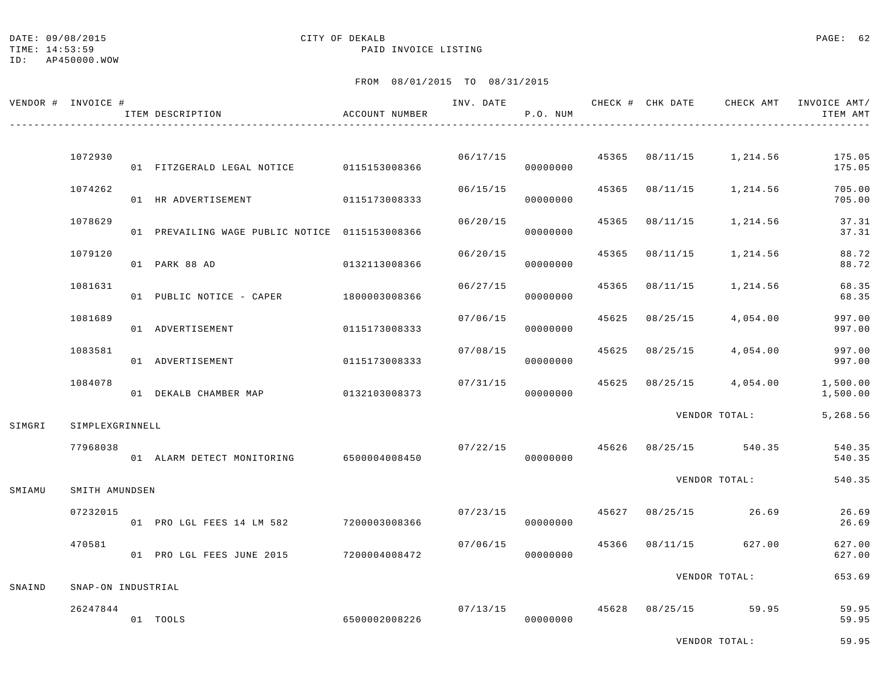DATE: 09/08/2015
TIME: 14:53:59
ID: AP450000.WOW

CITY OF DEKALB
PAID INVOICE LISTING

FROM 08/01/2015 TO 08/31/2015

| VENDOR # | INVOICE # / ITEM DESCRIPTION | ACCOUNT NUMBER | INV. DATE | P.O. NUM | CHECK # | CHK DATE | CHECK AMT | INVOICE AMT/ ITEM AMT |
|---|---|---|---|---|---|---|---|---|
| | 1072930 | | 06/17/15 | | 45365 | 08/11/15 | 1,214.56 | 175.05 |
| | 01 FITZGERALD LEGAL NOTICE | 0115153008366 | | 00000000 | | | | 175.05 |
| | 1074262 | | 06/15/15 | | 45365 | 08/11/15 | 1,214.56 | 705.00 |
| | 01 HR ADVERTISEMENT | 0115173008333 | | 00000000 | | | | 705.00 |
| | 1078629 | | 06/20/15 | | 45365 | 08/11/15 | 1,214.56 | 37.31 |
| | 01 PREVAILING WAGE PUBLIC NOTICE | 0115153008366 | | 00000000 | | | | 37.31 |
| | 1079120 | | 06/20/15 | | 45365 | 08/11/15 | 1,214.56 | 88.72 |
| | 01 PARK 88 AD | 0132113008366 | | 00000000 | | | | 88.72 |
| | 1081631 | | 06/27/15 | | 45365 | 08/11/15 | 1,214.56 | 68.35 |
| | 01 PUBLIC NOTICE - CAPER | 1800003008366 | | 00000000 | | | | 68.35 |
| | 1081689 | | 07/06/15 | | 45625 | 08/25/15 | 4,054.00 | 997.00 |
| | 01 ADVERTISEMENT | 0115173008333 | | 00000000 | | | | 997.00 |
| | 1083581 | | 07/08/15 | | 45625 | 08/25/15 | 4,054.00 | 997.00 |
| | 01 ADVERTISEMENT | 0115173008333 | | 00000000 | | | | 997.00 |
| | 1084078 | | 07/31/15 | | 45625 | 08/25/15 | 4,054.00 | 1,500.00 |
| | 01 DEKALB CHAMBER MAP | 0132103008373 | | 00000000 | | | | 1,500.00 |
| | | | | | | | VENDOR TOTAL: | 5,268.56 |
| SIMGRI | SIMPLEXGRINNELL | | | | | | | |
| | 77968038 | | 07/22/15 | | 45626 | 08/25/15 | 540.35 | 540.35 |
| | 01 ALARM DETECT MONITORING | 6500004008450 | | 00000000 | | | | 540.35 |
| | | | | | | | VENDOR TOTAL: | 540.35 |
| SMIAMU | SMITH AMUNDSEN | | | | | | | |
| | 07232015 | | 07/23/15 | | 45627 | 08/25/15 | 26.69 | 26.69 |
| | 01 PRO LGL FEES 14 LM 582 | 7200003008366 | | 00000000 | | | | 26.69 |
| | 470581 | | 07/06/15 | | 45366 | 08/11/15 | 627.00 | 627.00 |
| | 01 PRO LGL FEES JUNE 2015 | 7200004008472 | | 00000000 | | | | 627.00 |
| | | | | | | | VENDOR TOTAL: | 653.69 |
| SNAIND | SNAP-ON INDUSTRIAL | | | | | | | |
| | 26247844 | | 07/13/15 | | 45628 | 08/25/15 | 59.95 | 59.95 |
| | 01 TOOLS | 6500002008226 | | 00000000 | | | | 59.95 |
| | | | | | | | VENDOR TOTAL: | 59.95 |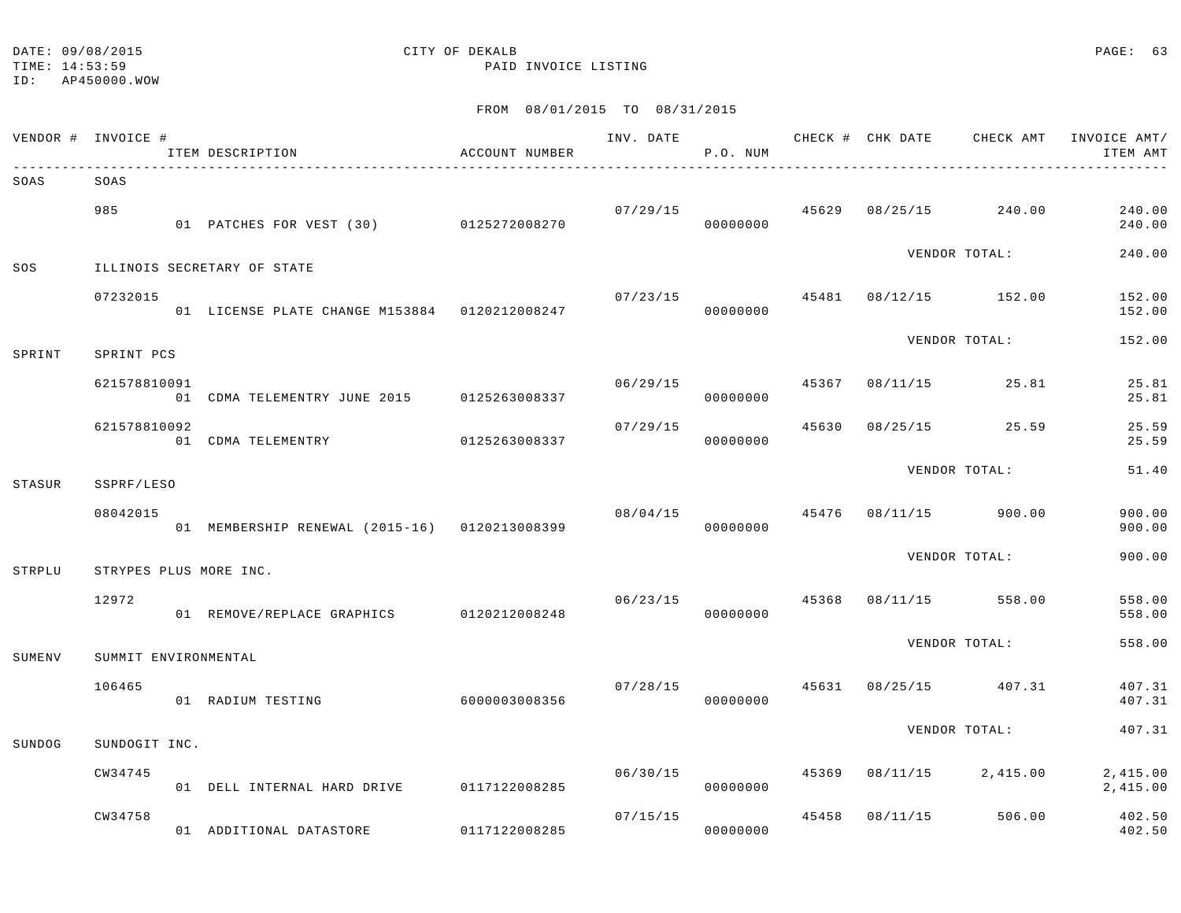DATE: 09/08/2015
TIME: 14:53:59
ID: AP450000.WOW

CITY OF DEKALB
PAID INVOICE LISTING

FROM 08/01/2015 TO 08/31/2015

| VENDOR # | INVOICE # | ITEM DESCRIPTION | ACCOUNT NUMBER | INV. DATE | P.O. NUM | CHECK # | CHK DATE | CHECK AMT | INVOICE AMT/ ITEM AMT |
|---|---|---|---|---|---|---|---|---|---|
| SOAS | SOAS | | | | | | | | |
| | 985 | | | 07/29/15 | | 45629 | 08/25/15 | 240.00 | 240.00 |
| | | 01 PATCHES FOR VEST (30) | 0125272008270 | | 00000000 | | | | 240.00 |
| | | | | | | | VENDOR TOTAL: | | 240.00 |
| SOS | ILLINOIS SECRETARY OF STATE | | | | | | | | |
| | 07232015 | | | 07/23/15 | | 45481 | 08/12/15 | 152.00 | 152.00 |
| | | 01 LICENSE PLATE CHANGE M153884 | 0120212008247 | | 00000000 | | | | 152.00 |
| | | | | | | | VENDOR TOTAL: | | 152.00 |
| SPRINT | SPRINT PCS | | | | | | | | |
| | 621578810091 | | | 06/29/15 | | 45367 | 08/11/15 | 25.81 | 25.81 |
| | | 01 CDMA TELEMENTRY JUNE 2015 | 0125263008337 | | 00000000 | | | | 25.81 |
| | 621578810092 | | | 07/29/15 | | 45630 | 08/25/15 | 25.59 | 25.59 |
| | | 01 CDMA TELEMENTRY | 0125263008337 | | 00000000 | | | | 25.59 |
| | | | | | | | VENDOR TOTAL: | | 51.40 |
| STASUR | SSPRF/LESO | | | | | | | | |
| | 08042015 | | | 08/04/15 | | 45476 | 08/11/15 | 900.00 | 900.00 |
| | | 01 MEMBERSHIP RENEWAL (2015-16) | 0120213008399 | | 00000000 | | | | 900.00 |
| | | | | | | | VENDOR TOTAL: | | 900.00 |
| STRPLU | STRYPES PLUS MORE INC. | | | | | | | | |
| | 12972 | | | 06/23/15 | | 45368 | 08/11/15 | 558.00 | 558.00 |
| | | 01 REMOVE/REPLACE GRAPHICS | 0120212008248 | | 00000000 | | | | 558.00 |
| | | | | | | | VENDOR TOTAL: | | 558.00 |
| SUMENV | SUMMIT ENVIRONMENTAL | | | | | | | | |
| | 106465 | | | 07/28/15 | | 45631 | 08/25/15 | 407.31 | 407.31 |
| | | 01 RADIUM TESTING | 6000003008356 | | 00000000 | | | | 407.31 |
| | | | | | | | VENDOR TOTAL: | | 407.31 |
| SUNDOG | SUNDOGIT INC. | | | | | | | | |
| | CW34745 | | | 06/30/15 | | 45369 | 08/11/15 | 2,415.00 | 2,415.00 |
| | | 01 DELL INTERNAL HARD DRIVE | 0117122008285 | | 00000000 | | | | 2,415.00 |
| | CW34758 | | | 07/15/15 | | 45458 | 08/11/15 | 506.00 | 402.50 |
| | | 01 ADDITIONAL DATASTORE | 0117122008285 | | 00000000 | | | | 402.50 |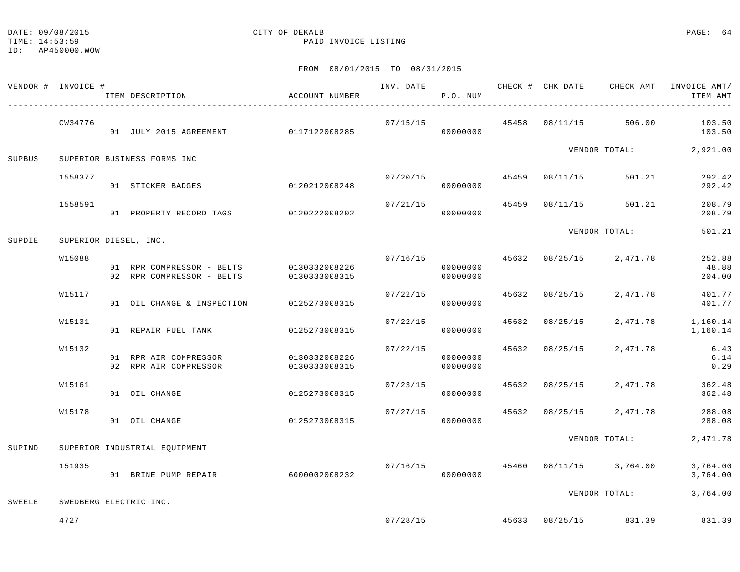DATE: 09/08/2015
TIME: 14:53:59
ID: AP450000.WOW

CITY OF DEKALB
PAID INVOICE LISTING

FROM 08/01/2015 TO 08/31/2015

| VENDOR # | INVOICE # / ITEM DESCRIPTION | ACCOUNT NUMBER | INV. DATE | P.O. NUM | CHECK # | CHK DATE | CHECK AMT | INVOICE AMT/ ITEM AMT |
|---|---|---|---|---|---|---|---|---|
| | CW34776 | | 07/15/15 | | 45458 | 08/11/15 | 506.00 | 103.50 |
| | 01 JULY 2015 AGREEMENT | 0117122008285 | | 00000000 | | | | 103.50 |
| | | | | | | | VENDOR TOTAL: | 2,921.00 |
| SUPBUS | SUPERIOR BUSINESS FORMS INC | | | | | | | |
| | 1558377 | | 07/20/15 | | 45459 | 08/11/15 | 501.21 | 292.42 |
| | 01 STICKER BADGES | 0120212008248 | | 00000000 | | | | 292.42 |
| | 1558591 | | 07/21/15 | | 45459 | 08/11/15 | 501.21 | 208.79 |
| | 01 PROPERTY RECORD TAGS | 0120222008202 | | 00000000 | | | | 208.79 |
| | | | | | | | VENDOR TOTAL: | 501.21 |
| SUPDIE | SUPERIOR DIESEL, INC. | | | | | | | |
| | W15088 | | 07/16/15 | | 45632 | 08/25/15 | 2,471.78 | 252.88 |
| | 01 RPR COMPRESSOR - BELTS | 0130332008226 | | 00000000 | | | | 48.88 |
| | 02 RPR COMPRESSOR - BELTS | 0130333008315 | | 00000000 | | | | 204.00 |
| | W15117 | | 07/22/15 | | 45632 | 08/25/15 | 2,471.78 | 401.77 |
| | 01 OIL CHANGE & INSPECTION | 0125273008315 | | 00000000 | | | | 401.77 |
| | W15131 | | 07/22/15 | | 45632 | 08/25/15 | 2,471.78 | 1,160.14 |
| | 01 REPAIR FUEL TANK | 0125273008315 | | 00000000 | | | | 1,160.14 |
| | W15132 | | 07/22/15 | | 45632 | 08/25/15 | 2,471.78 | 6.43 |
| | 01 RPR AIR COMPRESSOR | 0130332008226 | | 00000000 | | | | 6.14 |
| | 02 RPR AIR COMPRESSOR | 0130333008315 | | 00000000 | | | | 0.29 |
| | W15161 | | 07/23/15 | | 45632 | 08/25/15 | 2,471.78 | 362.48 |
| | 01 OIL CHANGE | 0125273008315 | | 00000000 | | | | 362.48 |
| | W15178 | | 07/27/15 | | 45632 | 08/25/15 | 2,471.78 | 288.08 |
| | 01 OIL CHANGE | 0125273008315 | | 00000000 | | | | 288.08 |
| | | | | | | | VENDOR TOTAL: | 2,471.78 |
| SUPIND | SUPERIOR INDUSTRIAL EQUIPMENT | | | | | | | |
| | 151935 | | 07/16/15 | | 45460 | 08/11/15 | 3,764.00 | 3,764.00 |
| | 01 BRINE PUMP REPAIR | 6000002008232 | | 00000000 | | | | 3,764.00 |
| | | | | | | | VENDOR TOTAL: | 3,764.00 |
| SWEELE | SWEDBERG ELECTRIC INC. | | | | | | | |
| | 4727 | | 07/28/15 | | 45633 | 08/25/15 | 831.39 | 831.39 |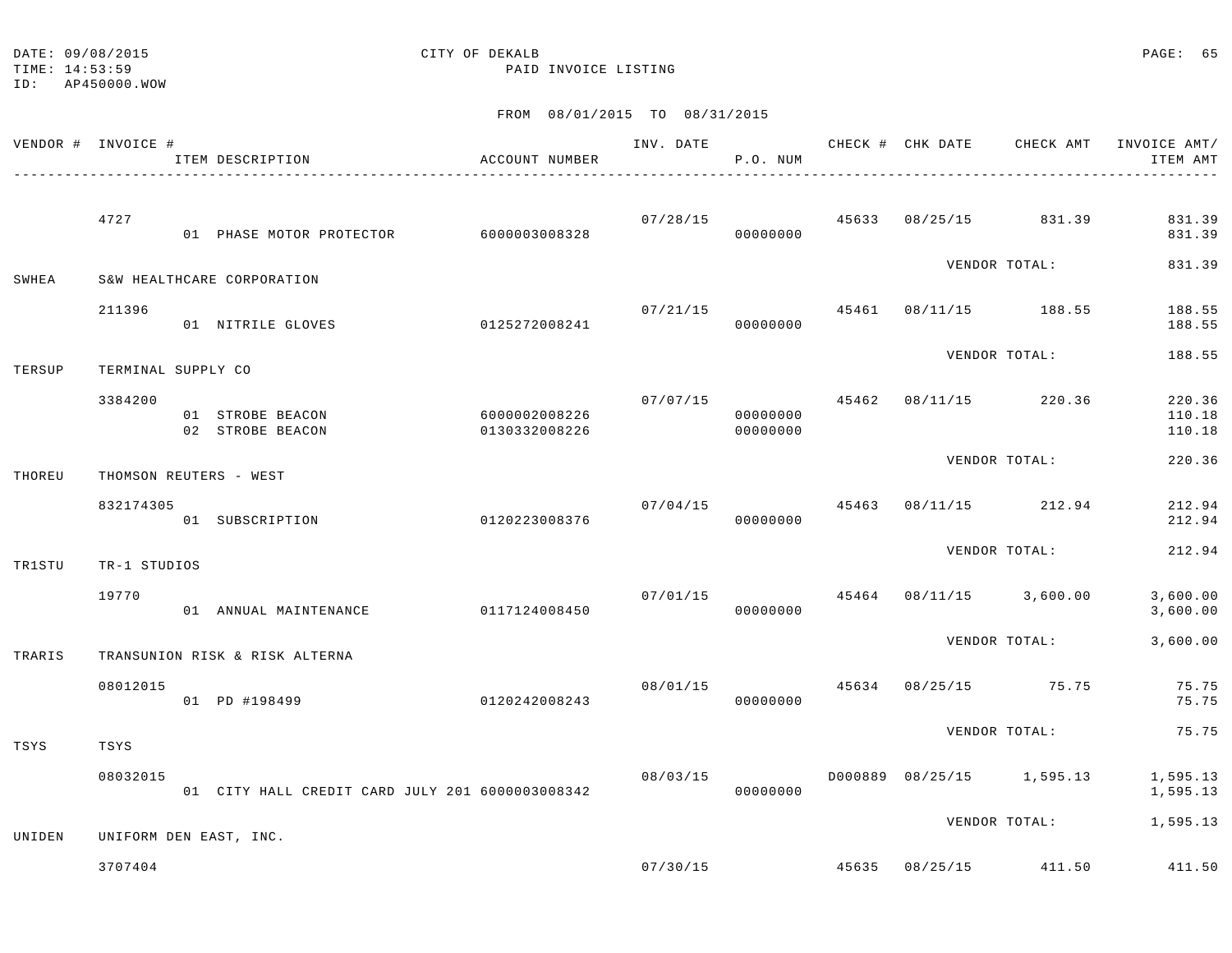DATE: 09/08/2015
TIME: 14:53:59
ID: AP450000.WOW

CITY OF DEKALB
PAID INVOICE LISTING

FROM 08/01/2015 TO 08/31/2015

| VENDOR # | INVOICE # / ITEM DESCRIPTION | ACCOUNT NUMBER | INV. DATE | P.O. NUM | CHECK # | CHK DATE | CHECK AMT | INVOICE AMT/ ITEM AMT |
|---|---|---|---|---|---|---|---|---|
| | 4727 | | 07/28/15 | | 45633 | 08/25/15 | 831.39 | 831.39 |
| | 01 PHASE MOTOR PROTECTOR | 6000003008328 | | 00000000 | | | | 831.39 |
| | | | | | | VENDOR TOTAL: | | 831.39 |
| SWHEA | S&W HEALTHCARE CORPORATION | | | | | | | |
| | 211396 | | 07/21/15 | | 45461 | 08/11/15 | 188.55 | 188.55 |
| | 01 NITRILE GLOVES | 0125272008241 | | 00000000 | | | | 188.55 |
| | | | | | | VENDOR TOTAL: | | 188.55 |
| TERSUP | TERMINAL SUPPLY CO | | | | | | | |
| | 3384200 | | 07/07/15 | | 45462 | 08/11/15 | 220.36 | 220.36 |
| | 01 STROBE BEACON | 6000002008226 | | 00000000 | | | | 110.18 |
| | 02 STROBE BEACON | 0130332008226 | | 00000000 | | | | 110.18 |
| | | | | | | VENDOR TOTAL: | | 220.36 |
| THOREU | THOMSON REUTERS - WEST | | | | | | | |
| | 832174305 | | 07/04/15 | | 45463 | 08/11/15 | 212.94 | 212.94 |
| | 01 SUBSCRIPTION | 0120223008376 | | 00000000 | | | | 212.94 |
| | | | | | | VENDOR TOTAL: | | 212.94 |
| TR1STU | TR-1 STUDIOS | | | | | | | |
| | 19770 | | 07/01/15 | | 45464 | 08/11/15 | 3,600.00 | 3,600.00 |
| | 01 ANNUAL MAINTENANCE | 0117124008450 | | 00000000 | | | | 3,600.00 |
| | | | | | | VENDOR TOTAL: | | 3,600.00 |
| TRARIS | TRANSUNION RISK & RISK ALTERNA | | | | | | | |
| | 08012015 | | 08/01/15 | | 45634 | 08/25/15 | 75.75 | 75.75 |
| | 01 PD #198499 | 0120242008243 | | 00000000 | | | | 75.75 |
| | | | | | | VENDOR TOTAL: | | 75.75 |
| TSYS | TSYS | | | | | | | |
| | 08032015 | | 08/03/15 | | D000889 | 08/25/15 | 1,595.13 | 1,595.13 |
| | 01 CITY HALL CREDIT CARD JULY 201 | 6000003008342 | | 00000000 | | | | 1,595.13 |
| | | | | | | VENDOR TOTAL: | | 1,595.13 |
| UNIDEN | UNIFORM DEN EAST, INC. | | | | | | | |
| | 3707404 | | 07/30/15 | | 45635 | 08/25/15 | 411.50 | 411.50 |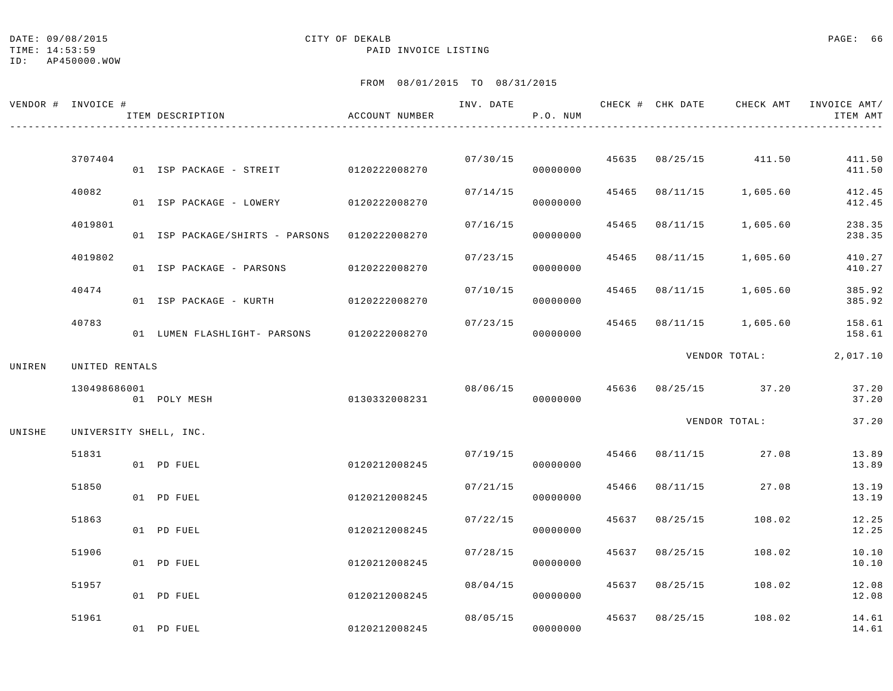DATE: 09/08/2015 CITY OF DEKALB
TIME: 14:53:59 PAID INVOICE LISTING
ID: AP450000.WOW

FROM 08/01/2015 TO 08/31/2015

| VENDOR # | INVOICE # / ITEM DESCRIPTION | ACCOUNT NUMBER | INV. DATE | P.O. NUM | CHECK # | CHK DATE | CHECK AMT | INVOICE AMT/ ITEM AMT |
|---|---|---|---|---|---|---|---|---|
| | 3707404 | | 07/30/15 | | 45635 | 08/25/15 | 411.50 | 411.50 |
| | 01 ISP PACKAGE - STREIT | 0120222008270 | | 00000000 | | | | 411.50 |
| | 40082 | | 07/14/15 | | 45465 | 08/11/15 | 1,605.60 | 412.45 |
| | 01 ISP PACKAGE - LOWERY | 0120222008270 | | 00000000 | | | | 412.45 |
| | 4019801 | | 07/16/15 | | 45465 | 08/11/15 | 1,605.60 | 238.35 |
| | 01 ISP PACKAGE/SHIRTS - PARSONS | 0120222008270 | | 00000000 | | | | 238.35 |
| | 4019802 | | 07/23/15 | | 45465 | 08/11/15 | 1,605.60 | 410.27 |
| | 01 ISP PACKAGE - PARSONS | 0120222008270 | | 00000000 | | | | 410.27 |
| | 40474 | | 07/10/15 | | 45465 | 08/11/15 | 1,605.60 | 385.92 |
| | 01 ISP PACKAGE - KURTH | 0120222008270 | | 00000000 | | | | 385.92 |
| | 40783 | | 07/23/15 | | 45465 | 08/11/15 | 1,605.60 | 158.61 |
| | 01 LUMEN FLASHLIGHT- PARSONS | 0120222008270 | | 00000000 | | | | 158.61 |
| | | | | | | | VENDOR TOTAL: | 2,017.10 |
| UNIREN | UNITED RENTALS | | | | | | | |
| | 130498686001 | | 08/06/15 | | 45636 | 08/25/15 | 37.20 | 37.20 |
| | 01 POLY MESH | 0130332008231 | | 00000000 | | | | 37.20 |
| | | | | | | | VENDOR TOTAL: | 37.20 |
| UNISHE | UNIVERSITY SHELL, INC. | | | | | | | |
| | 51831 | | 07/19/15 | | 45466 | 08/11/15 | 27.08 | 13.89 |
| | 01 PD FUEL | 0120212008245 | | 00000000 | | | | 13.89 |
| | 51850 | | 07/21/15 | | 45466 | 08/11/15 | 27.08 | 13.19 |
| | 01 PD FUEL | 0120212008245 | | 00000000 | | | | 13.19 |
| | 51863 | | 07/22/15 | | 45637 | 08/25/15 | 108.02 | 12.25 |
| | 01 PD FUEL | 0120212008245 | | 00000000 | | | | 12.25 |
| | 51906 | | 07/28/15 | | 45637 | 08/25/15 | 108.02 | 10.10 |
| | 01 PD FUEL | 0120212008245 | | 00000000 | | | | 10.10 |
| | 51957 | | 08/04/15 | | 45637 | 08/25/15 | 108.02 | 12.08 |
| | 01 PD FUEL | 0120212008245 | | 00000000 | | | | 12.08 |
| | 51961 | | 08/05/15 | | 45637 | 08/25/15 | 108.02 | 14.61 |
| | 01 PD FUEL | 0120212008245 | | 00000000 | | | | 14.61 |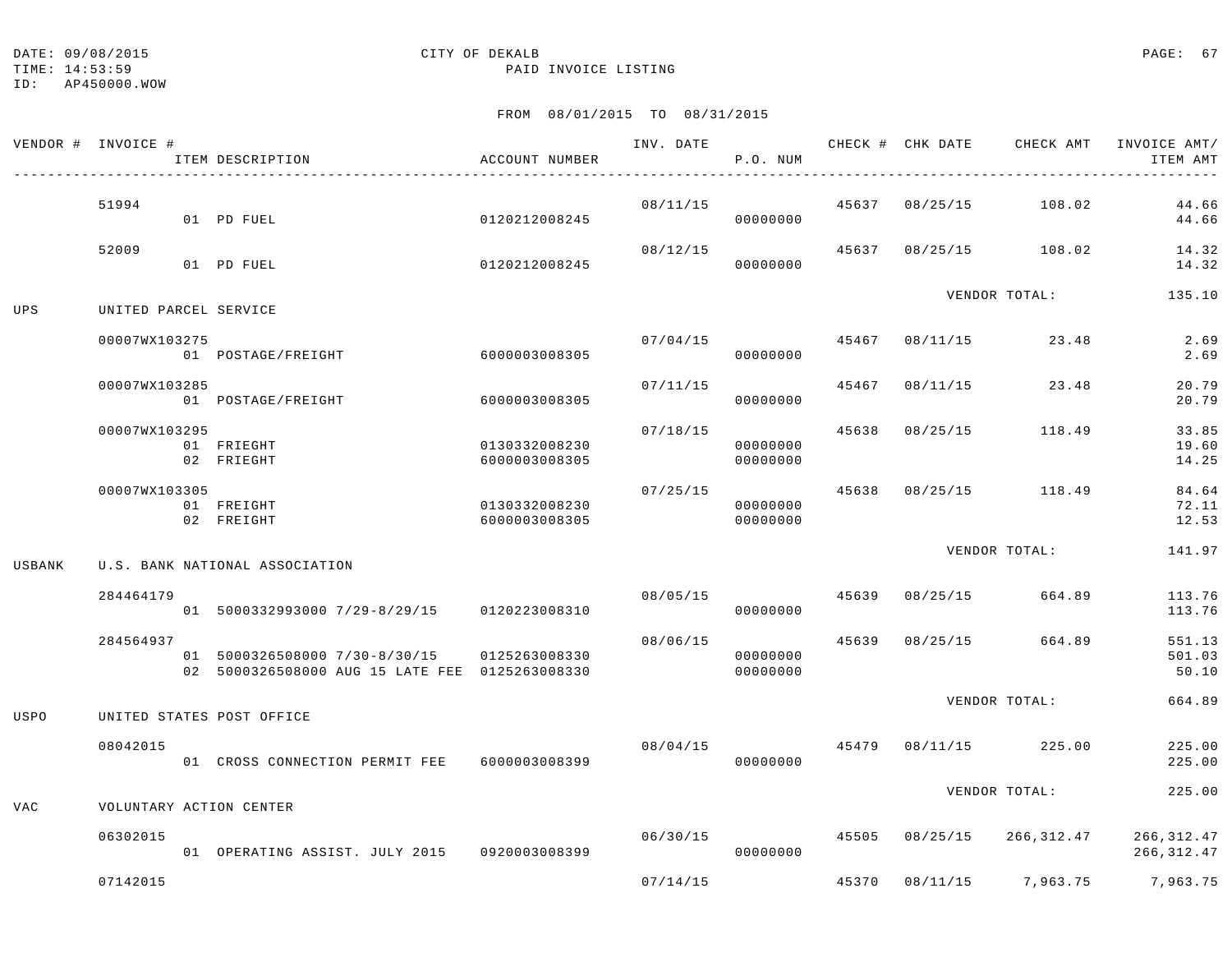DATE: 09/08/2015
TIME: 14:53:59
ID: AP450000.WOW

CITY OF DEKALB
PAID INVOICE LISTING

FROM 08/01/2015 TO 08/31/2015

| VENDOR # | INVOICE # / ITEM DESCRIPTION | ACCOUNT NUMBER | INV. DATE | P.O. NUM | CHECK # | CHK DATE | CHECK AMT | INVOICE AMT/ ITEM AMT |
|---|---|---|---|---|---|---|---|---|
| | 51994 | | 08/11/15 | | 45637 | 08/25/15 | 108.02 | 44.66 |
| | 01 PD FUEL | 0120212008245 | | 00000000 | | | | 44.66 |
| | 52009 | | 08/12/15 | | 45637 | 08/25/15 | 108.02 | 14.32 |
| | 01 PD FUEL | 0120212008245 | | 00000000 | | | | 14.32 |
| | | | | | | VENDOR TOTAL: | | 135.10 |
| UPS | UNITED PARCEL SERVICE | | | | | | | |
| | 00007WX103275 | | 07/04/15 | | 45467 | 08/11/15 | 23.48 | 2.69 |
| | 01 POSTAGE/FREIGHT | 6000003008305 | | 00000000 | | | | 2.69 |
| | 00007WX103285 | | 07/11/15 | | 45467 | 08/11/15 | 23.48 | 20.79 |
| | 01 POSTAGE/FREIGHT | 6000003008305 | | 00000000 | | | | 20.79 |
| | 00007WX103295 | | 07/18/15 | | 45638 | 08/25/15 | 118.49 | 33.85 |
| | 01 FRIEGHT | 0130332008230 | | 00000000 | | | | 19.60 |
| | 02 FRIEGHT | 6000003008305 | | 00000000 | | | | 14.25 |
| | 00007WX103305 | | 07/25/15 | | 45638 | 08/25/15 | 118.49 | 84.64 |
| | 01 FREIGHT | 0130332008230 | | 00000000 | | | | 72.11 |
| | 02 FREIGHT | 6000003008305 | | 00000000 | | | | 12.53 |
| | | | | | | VENDOR TOTAL: | | 141.97 |
| USBANK | U.S. BANK NATIONAL ASSOCIATION | | | | | | | |
| | 284464179 | | 08/05/15 | | 45639 | 08/25/15 | 664.89 | 113.76 |
| | 01 5000332993000 7/29-8/29/15 | 0120223008310 | | 00000000 | | | | 113.76 |
| | 284564937 | | 08/06/15 | | 45639 | 08/25/15 | 664.89 | 551.13 |
| | 01 5000326508000 7/30-8/30/15 | 0125263008330 | | 00000000 | | | | 501.03 |
| | 02 5000326508000 AUG 15 LATE FEE | 0125263008330 | | 00000000 | | | | 50.10 |
| | | | | | | VENDOR TOTAL: | | 664.89 |
| USPO | UNITED STATES POST OFFICE | | | | | | | |
| | 08042015 | | 08/04/15 | | 45479 | 08/11/15 | 225.00 | 225.00 |
| | 01 CROSS CONNECTION PERMIT FEE | 6000003008399 | | 00000000 | | | | 225.00 |
| | | | | | | VENDOR TOTAL: | | 225.00 |
| VAC | VOLUNTARY ACTION CENTER | | | | | | | |
| | 06302015 | | 06/30/15 | | 45505 | 08/25/15 | 266,312.47 | 266,312.47 |
| | 01 OPERATING ASSIST. JULY 2015 | 0920003008399 | | 00000000 | | | | 266,312.47 |
| | 07142015 | | 07/14/15 | | 45370 | 08/11/15 | 7,963.75 | 7,963.75 |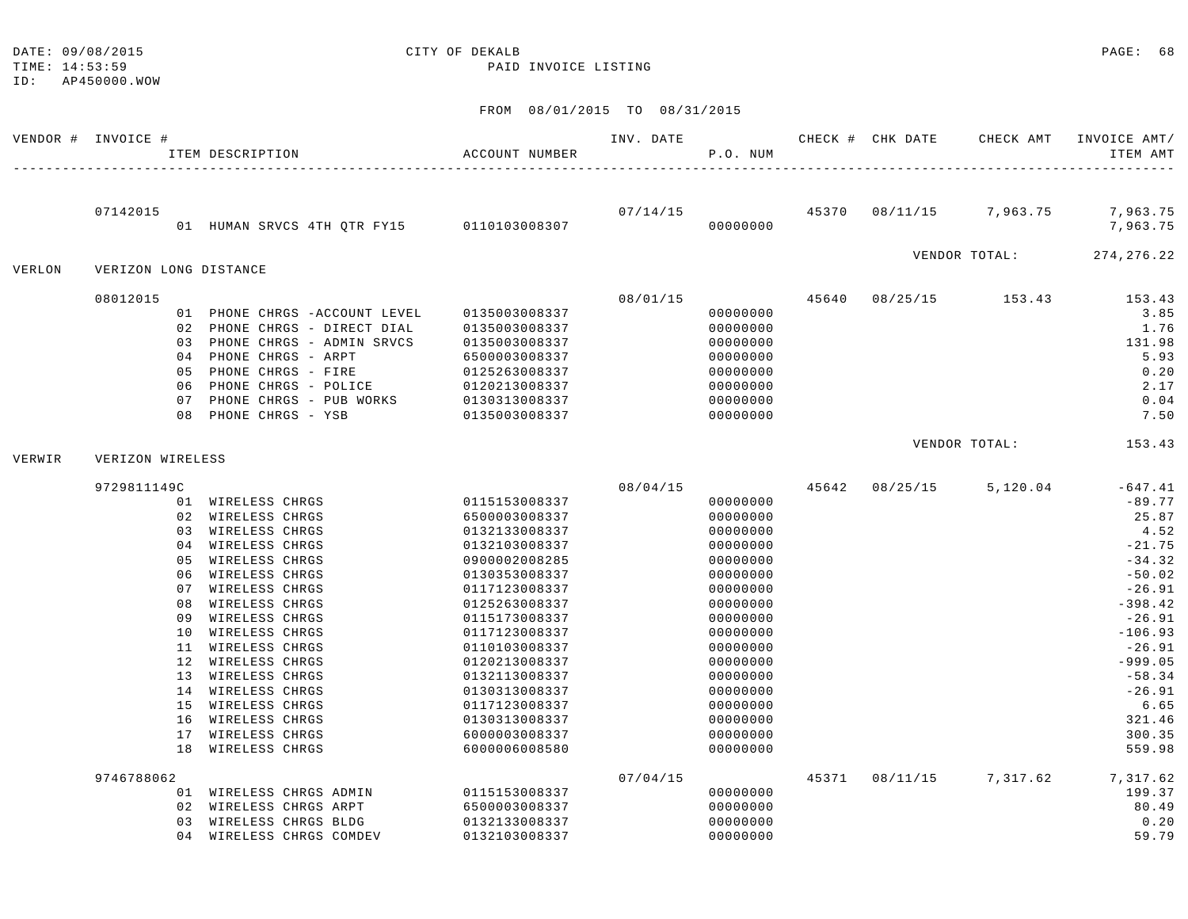DATE: 09/08/2015　　CITY OF DEKALB
TIME: 14:53:59　　PAID INVOICE LISTING
ID: AP450000.WOW

FROM 08/01/2015 TO 08/31/2015

| VENDOR # | INVOICE # / ITEM DESCRIPTION | ACCOUNT NUMBER | INV. DATE | P.O. NUM | CHECK # | CHK DATE | CHECK AMT | INVOICE AMT/ ITEM AMT |
|---|---|---|---|---|---|---|---|---|
| | 07142015 | | 07/14/15 | | 45370 | 08/11/15 | 7,963.75 | 7,963.75 |
| | 01 HUMAN SRVCS 4TH QTR FY15 | 0110103008307 | | 00000000 | | | | 7,963.75 |
| | | | | | | VENDOR TOTAL: | | 274,276.22 |
| VERLON | VERIZON LONG DISTANCE | | | | | | | |
| | 08012015 | | 08/01/15 | | 45640 | 08/25/15 | 153.43 | 153.43 |
| | 01 PHONE CHRGS -ACCOUNT LEVEL | 0135003008337 | | 00000000 | | | | 3.85 |
| | 02 PHONE CHRGS - DIRECT DIAL | 0135003008337 | | 00000000 | | | | 1.76 |
| | 03 PHONE CHRGS - ADMIN SRVCS | 0135003008337 | | 00000000 | | | | 131.98 |
| | 04 PHONE CHRGS - ARPT | 6500003008337 | | 00000000 | | | | 5.93 |
| | 05 PHONE CHRGS - FIRE | 0125263008337 | | 00000000 | | | | 0.20 |
| | 06 PHONE CHRGS - POLICE | 0120213008337 | | 00000000 | | | | 2.17 |
| | 07 PHONE CHRGS - PUB WORKS | 0130313008337 | | 00000000 | | | | 0.04 |
| | 08 PHONE CHRGS - YSB | 0135003008337 | | 00000000 | | | | 7.50 |
| | | | | | | VENDOR TOTAL: | | 153.43 |
| VERWIR | VERIZON WIRELESS | | | | | | | |
| | 9729811149C | | 08/04/15 | | 45642 | 08/25/15 | 5,120.04 | -647.41 |
| | 01 WIRELESS CHRGS | 0115153008337 | | 00000000 | | | | -89.77 |
| | 02 WIRELESS CHRGS | 6500003008337 | | 00000000 | | | | 25.87 |
| | 03 WIRELESS CHRGS | 0132133008337 | | 00000000 | | | | 4.52 |
| | 04 WIRELESS CHRGS | 0132103008337 | | 00000000 | | | | -21.75 |
| | 05 WIRELESS CHRGS | 0900002008285 | | 00000000 | | | | -34.32 |
| | 06 WIRELESS CHRGS | 0130353008337 | | 00000000 | | | | -50.02 |
| | 07 WIRELESS CHRGS | 0117123008337 | | 00000000 | | | | -26.91 |
| | 08 WIRELESS CHRGS | 0125263008337 | | 00000000 | | | | -398.42 |
| | 09 WIRELESS CHRGS | 0115173008337 | | 00000000 | | | | -26.91 |
| | 10 WIRELESS CHRGS | 0117123008337 | | 00000000 | | | | -106.93 |
| | 11 WIRELESS CHRGS | 0110103008337 | | 00000000 | | | | -26.91 |
| | 12 WIRELESS CHRGS | 0120213008337 | | 00000000 | | | | -999.05 |
| | 13 WIRELESS CHRGS | 0132113008337 | | 00000000 | | | | -58.34 |
| | 14 WIRELESS CHRGS | 0130313008337 | | 00000000 | | | | -26.91 |
| | 15 WIRELESS CHRGS | 0117123008337 | | 00000000 | | | | 6.65 |
| | 16 WIRELESS CHRGS | 0130313008337 | | 00000000 | | | | 321.46 |
| | 17 WIRELESS CHRGS | 6000003008337 | | 00000000 | | | | 300.35 |
| | 18 WIRELESS CHRGS | 6000006008580 | | 00000000 | | | | 559.98 |
| | 9746788062 | | 07/04/15 | | 45371 | 08/11/15 | 7,317.62 | 7,317.62 |
| | 01 WIRELESS CHRGS ADMIN | 0115153008337 | | 00000000 | | | | 199.37 |
| | 02 WIRELESS CHRGS ARPT | 6500003008337 | | 00000000 | | | | 80.49 |
| | 03 WIRELESS CHRGS BLDG | 0132133008337 | | 00000000 | | | | 0.20 |
| | 04 WIRELESS CHRGS COMDEV | 0132103008337 | | 00000000 | | | | 59.79 |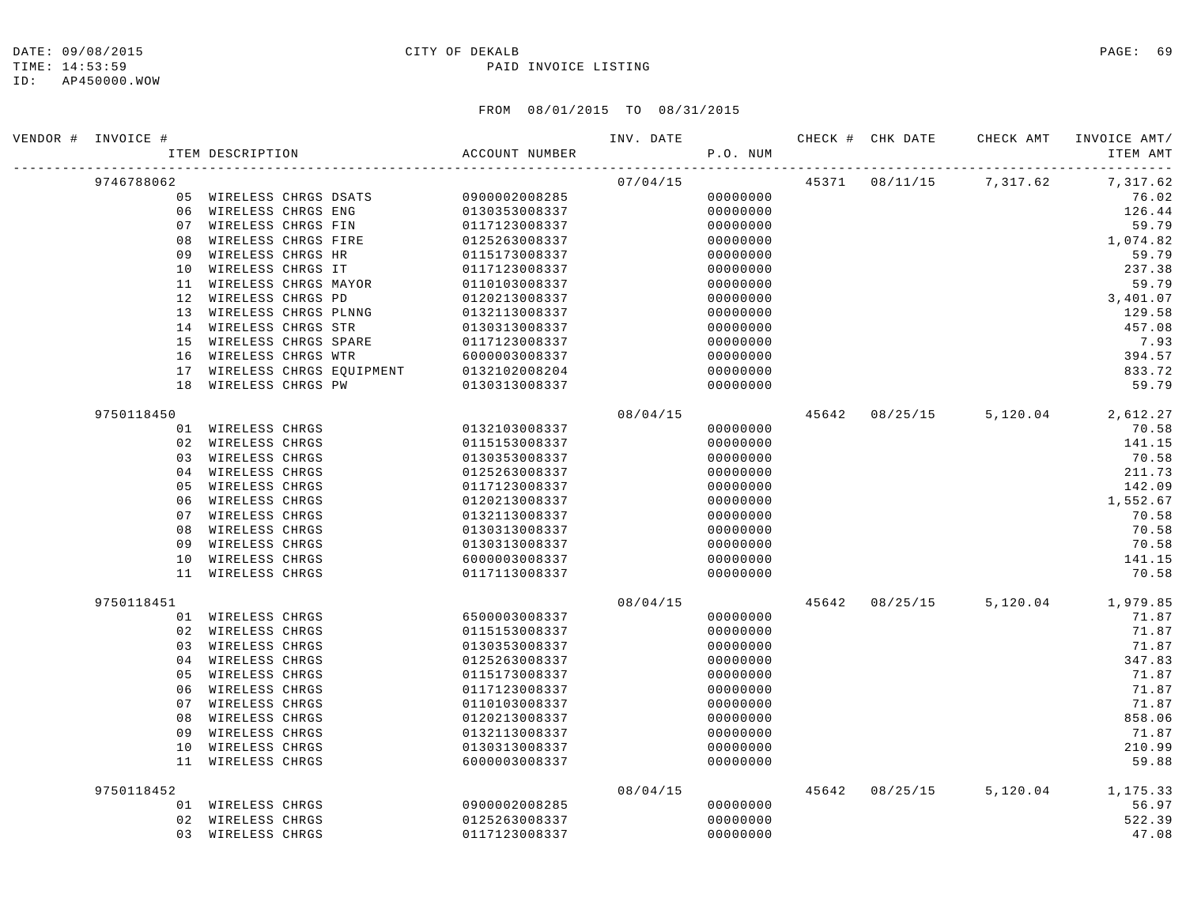DATE: 09/08/2015
TIME: 14:53:59
ID: AP450000.WOW

CITY OF DEKALB
PAID INVOICE LISTING

FROM 08/01/2015 TO 08/31/2015

| VENDOR # | INVOICE # | ITEM DESCRIPTION | ACCOUNT NUMBER | INV. DATE | P.O. NUM | CHECK # | CHK DATE | CHECK AMT | INVOICE AMT/ ITEM AMT |
|---|---|---|---|---|---|---|---|---|---|
| | 9746788062 | | | 07/04/15 | | 45371 | 08/11/15 | 7,317.62 | 7,317.62 |
| | 05 | WIRELESS CHRGS DSATS | 0900002008285 | | 00000000 | | | | 76.02 |
| | 06 | WIRELESS CHRGS ENG | 0130353008337 | | 00000000 | | | | 126.44 |
| | 07 | WIRELESS CHRGS FIN | 0117123008337 | | 00000000 | | | | 59.79 |
| | 08 | WIRELESS CHRGS FIRE | 0125263008337 | | 00000000 | | | | 1,074.82 |
| | 09 | WIRELESS CHRGS HR | 0115173008337 | | 00000000 | | | | 59.79 |
| | 10 | WIRELESS CHRGS IT | 0117123008337 | | 00000000 | | | | 237.38 |
| | 11 | WIRELESS CHRGS MAYOR | 0110103008337 | | 00000000 | | | | 59.79 |
| | 12 | WIRELESS CHRGS PD | 0120213008337 | | 00000000 | | | | 3,401.07 |
| | 13 | WIRELESS CHRGS PLNNG | 0132113008337 | | 00000000 | | | | 129.58 |
| | 14 | WIRELESS CHRGS STR | 0130313008337 | | 00000000 | | | | 457.08 |
| | 15 | WIRELESS CHRGS SPARE | 0117123008337 | | 00000000 | | | | 7.93 |
| | 16 | WIRELESS CHRGS WTR | 6000003008337 | | 00000000 | | | | 394.57 |
| | 17 | WIRELESS CHRGS EQUIPMENT | 0132102008204 | | 00000000 | | | | 833.72 |
| | 18 | WIRELESS CHRGS PW | 0130313008337 | | 00000000 | | | | 59.79 |
| | 9750118450 | | | 08/04/15 | | 45642 | 08/25/15 | 5,120.04 | 2,612.27 |
| | 01 | WIRELESS CHRGS | 0132103008337 | | 00000000 | | | | 70.58 |
| | 02 | WIRELESS CHRGS | 0115153008337 | | 00000000 | | | | 141.15 |
| | 03 | WIRELESS CHRGS | 0130353008337 | | 00000000 | | | | 70.58 |
| | 04 | WIRELESS CHRGS | 0125263008337 | | 00000000 | | | | 211.73 |
| | 05 | WIRELESS CHRGS | 0117123008337 | | 00000000 | | | | 142.09 |
| | 06 | WIRELESS CHRGS | 0120213008337 | | 00000000 | | | | 1,552.67 |
| | 07 | WIRELESS CHRGS | 0132113008337 | | 00000000 | | | | 70.58 |
| | 08 | WIRELESS CHRGS | 0130313008337 | | 00000000 | | | | 70.58 |
| | 09 | WIRELESS CHRGS | 0130313008337 | | 00000000 | | | | 70.58 |
| | 10 | WIRELESS CHRGS | 6000003008337 | | 00000000 | | | | 141.15 |
| | 11 | WIRELESS CHRGS | 0117113008337 | | 00000000 | | | | 70.58 |
| | 9750118451 | | | 08/04/15 | | 45642 | 08/25/15 | 5,120.04 | 1,979.85 |
| | 01 | WIRELESS CHRGS | 6500003008337 | | 00000000 | | | | 71.87 |
| | 02 | WIRELESS CHRGS | 0115153008337 | | 00000000 | | | | 71.87 |
| | 03 | WIRELESS CHRGS | 0130353008337 | | 00000000 | | | | 71.87 |
| | 04 | WIRELESS CHRGS | 0125263008337 | | 00000000 | | | | 347.83 |
| | 05 | WIRELESS CHRGS | 0115173008337 | | 00000000 | | | | 71.87 |
| | 06 | WIRELESS CHRGS | 0117123008337 | | 00000000 | | | | 71.87 |
| | 07 | WIRELESS CHRGS | 0110103008337 | | 00000000 | | | | 71.87 |
| | 08 | WIRELESS CHRGS | 0120213008337 | | 00000000 | | | | 858.06 |
| | 09 | WIRELESS CHRGS | 0132113008337 | | 00000000 | | | | 71.87 |
| | 10 | WIRELESS CHRGS | 0130313008337 | | 00000000 | | | | 210.99 |
| | 11 | WIRELESS CHRGS | 6000003008337 | | 00000000 | | | | 59.88 |
| | 9750118452 | | | 08/04/15 | | 45642 | 08/25/15 | 5,120.04 | 1,175.33 |
| | 01 | WIRELESS CHRGS | 0900002008285 | | 00000000 | | | | 56.97 |
| | 02 | WIRELESS CHRGS | 0125263008337 | | 00000000 | | | | 522.39 |
| | 03 | WIRELESS CHRGS | 0117123008337 | | 00000000 | | | | 47.08 |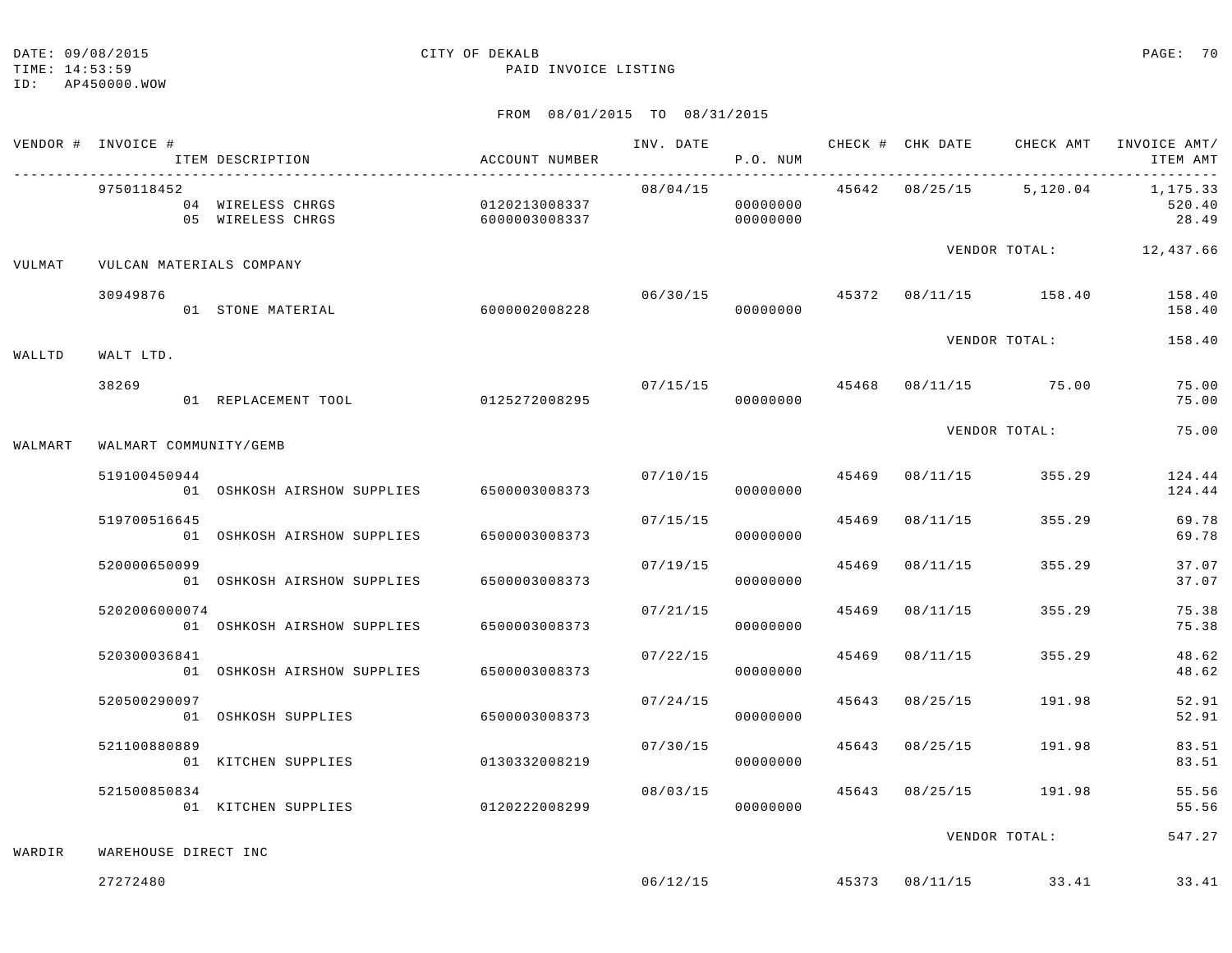DATE: 09/08/2015
TIME: 14:53:59
ID: AP450000.WOW

CITY OF DEKALB
PAID INVOICE LISTING

FROM 08/01/2015 TO 08/31/2015

| VENDOR # | INVOICE # / ITEM DESCRIPTION | ACCOUNT NUMBER | INV. DATE | P.O. NUM | CHECK # | CHK DATE | CHECK AMT | INVOICE AMT/ ITEM AMT |
|---|---|---|---|---|---|---|---|---|
| | 9750118452 | | 08/04/15 | | 45642 | 08/25/15 | 5,120.04 | 1,175.33 |
| | 04 WIRELESS CHRGS | 0120213008337 | | 00000000 | | | | 520.40 |
| | 05 WIRELESS CHRGS | 6000003008337 | | 00000000 | | | | 28.49 |
| | | | | | | | VENDOR TOTAL: | 12,437.66 |
| VULMAT | VULCAN MATERIALS COMPANY | | | | | | | |
| | 30949876 | | 06/30/15 | | 45372 | 08/11/15 | 158.40 | 158.40 |
| | 01 STONE MATERIAL | 6000002008228 | | 00000000 | | | | 158.40 |
| | | | | | | | VENDOR TOTAL: | 158.40 |
| WALLTD | WALT LTD. | | | | | | | |
| | 38269 | | 07/15/15 | | 45468 | 08/11/15 | 75.00 | 75.00 |
| | 01 REPLACEMENT TOOL | 0125272008295 | | 00000000 | | | | 75.00 |
| | | | | | | | VENDOR TOTAL: | 75.00 |
| WALMART | WALMART COMMUNITY/GEMB | | | | | | | |
| | 519100450944 | | 07/10/15 | | 45469 | 08/11/15 | 355.29 | 124.44 |
| | 01 OSHKOSH AIRSHOW SUPPLIES | 6500003008373 | | 00000000 | | | | 124.44 |
| | 519700516645 | | 07/15/15 | | 45469 | 08/11/15 | 355.29 | 69.78 |
| | 01 OSHKOSH AIRSHOW SUPPLIES | 6500003008373 | | 00000000 | | | | 69.78 |
| | 520000650099 | | 07/19/15 | | 45469 | 08/11/15 | 355.29 | 37.07 |
| | 01 OSHKOSH AIRSHOW SUPPLIES | 6500003008373 | | 00000000 | | | | 37.07 |
| | 5202006000074 | | 07/21/15 | | 45469 | 08/11/15 | 355.29 | 75.38 |
| | 01 OSHKOSH AIRSHOW SUPPLIES | 6500003008373 | | 00000000 | | | | 75.38 |
| | 520300036841 | | 07/22/15 | | 45469 | 08/11/15 | 355.29 | 48.62 |
| | 01 OSHKOSH AIRSHOW SUPPLIES | 6500003008373 | | 00000000 | | | | 48.62 |
| | 520500290097 | | 07/24/15 | | 45643 | 08/25/15 | 191.98 | 52.91 |
| | 01 OSHKOSH SUPPLIES | 6500003008373 | | 00000000 | | | | 52.91 |
| | 521100880889 | | 07/30/15 | | 45643 | 08/25/15 | 191.98 | 83.51 |
| | 01 KITCHEN SUPPLIES | 0130332008219 | | 00000000 | | | | 83.51 |
| | 521500850834 | | 08/03/15 | | 45643 | 08/25/15 | 191.98 | 55.56 |
| | 01 KITCHEN SUPPLIES | 0120222008299 | | 00000000 | | | | 55.56 |
| | | | | | | | VENDOR TOTAL: | 547.27 |
| WARDIR | WAREHOUSE DIRECT INC | | | | | | | |
| | 27272480 | | 06/12/15 | | 45373 | 08/11/15 | 33.41 | 33.41 |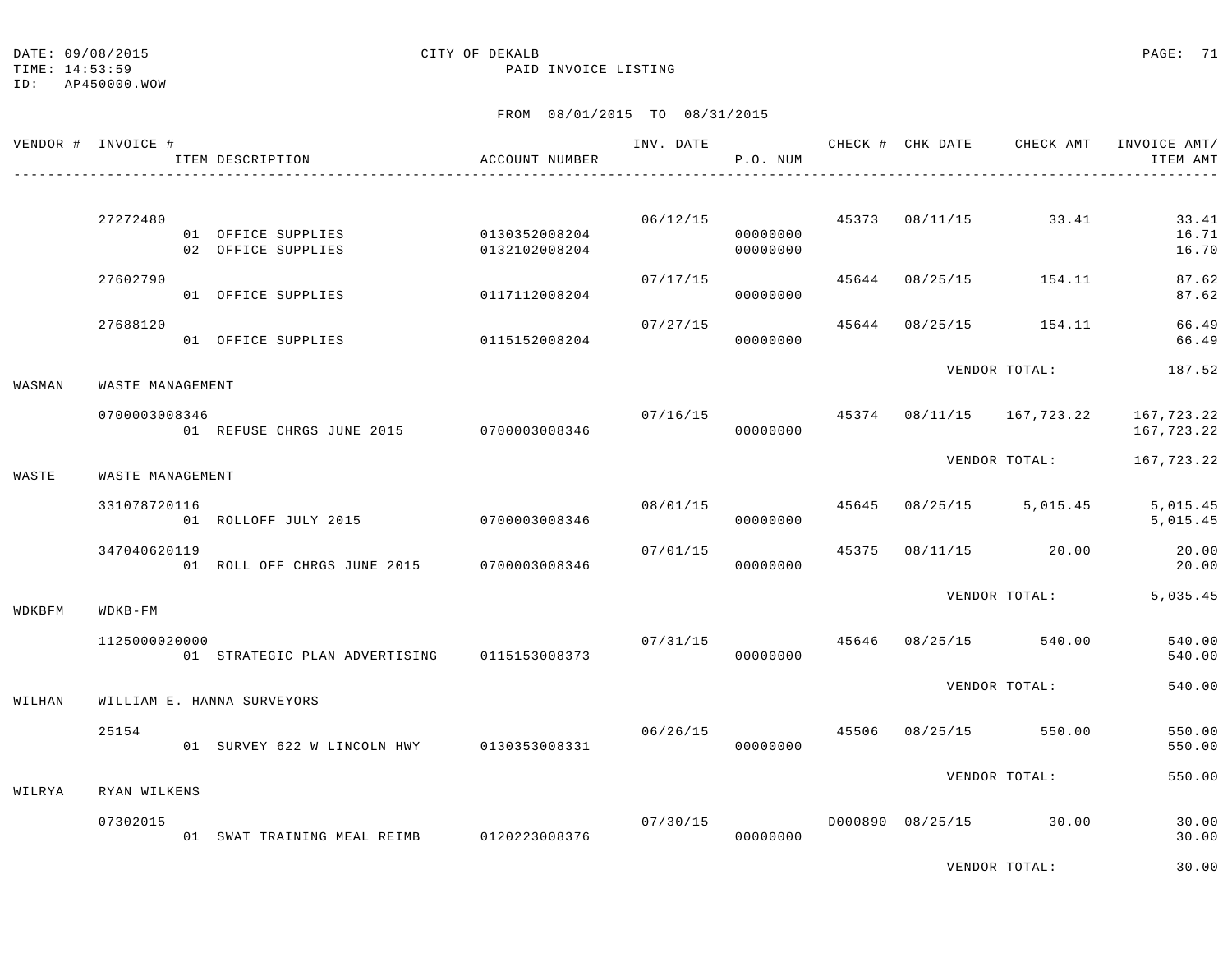DATE: 09/08/2015
TIME: 14:53:59
ID: AP450000.WOW

CITY OF DEKALB
PAID INVOICE LISTING

FROM 08/01/2015 TO 08/31/2015

| VENDOR # | INVOICE # / ITEM DESCRIPTION | ACCOUNT NUMBER | INV. DATE | P.O. NUM | CHECK # | CHK DATE | CHECK AMT | INVOICE AMT/ ITEM AMT |
|---|---|---|---|---|---|---|---|---|
| | 27272480 | | 06/12/15 | | 45373 | 08/11/15 | 33.41 | 33.41 |
| | 01 OFFICE SUPPLIES | 0130352008204 | | 00000000 | | | | 16.71 |
| | 02 OFFICE SUPPLIES | 0132102008204 | | 00000000 | | | | 16.70 |
| | 27602790 | | 07/17/15 | | 45644 | 08/25/15 | 154.11 | 87.62 |
| | 01 OFFICE SUPPLIES | 0117112008204 | | 00000000 | | | | 87.62 |
| | 27688120 | | 07/27/15 | | 45644 | 08/25/15 | 154.11 | 66.49 |
| | 01 OFFICE SUPPLIES | 0115152008204 | | 00000000 | | | | 66.49 |
| | | | | | | VENDOR TOTAL: | | 187.52 |
| WASMAN | WASTE MANAGEMENT | | | | | | | |
| | 0700003008346 | | 07/16/15 | | 45374 | 08/11/15 | 167,723.22 | 167,723.22 |
| | 01 REFUSE CHRGS JUNE 2015 | 0700003008346 | | 00000000 | | | | 167,723.22 |
| | | | | | | VENDOR TOTAL: | | 167,723.22 |
| WASTE | WASTE MANAGEMENT | | | | | | | |
| | 331078720116 | | 08/01/15 | | 45645 | 08/25/15 | 5,015.45 | 5,015.45 |
| | 01 ROLLOFF JULY 2015 | 0700003008346 | | 00000000 | | | | 5,015.45 |
| | 347040620119 | | 07/01/15 | | 45375 | 08/11/15 | 20.00 | 20.00 |
| | 01 ROLL OFF CHRGS JUNE 2015 | 0700003008346 | | 00000000 | | | | 20.00 |
| | | | | | | VENDOR TOTAL: | | 5,035.45 |
| WDKBFM | WDKB-FM | | | | | | | |
| | 1125000020000 | | 07/31/15 | | 45646 | 08/25/15 | 540.00 | 540.00 |
| | 01 STRATEGIC PLAN ADVERTISING | 0115153008373 | | 00000000 | | | | 540.00 |
| | | | | | | VENDOR TOTAL: | | 540.00 |
| WILHAN | WILLIAM E. HANNA SURVEYORS | | | | | | | |
| | 25154 | | 06/26/15 | | 45506 | 08/25/15 | 550.00 | 550.00 |
| | 01 SURVEY 622 W LINCOLN HWY | 0130353008331 | | 00000000 | | | | 550.00 |
| | | | | | | VENDOR TOTAL: | | 550.00 |
| WILRYA | RYAN WILKENS | | | | | | | |
| | 07302015 | | 07/30/15 | | D000890 | 08/25/15 | 30.00 | 30.00 |
| | 01 SWAT TRAINING MEAL REIMB | 0120223008376 | | 00000000 | | | | 30.00 |
| | | | | | | VENDOR TOTAL: | | 30.00 |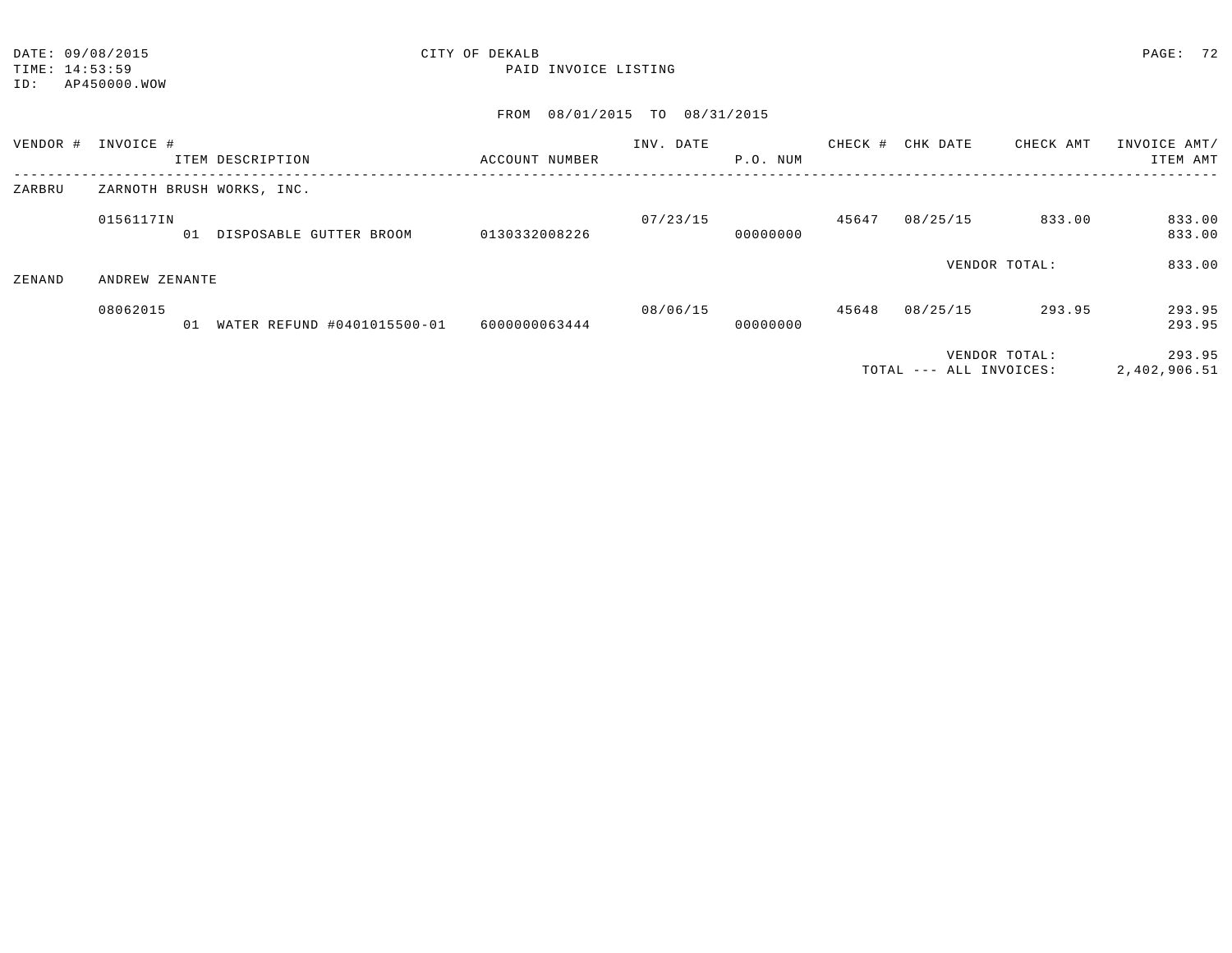DATE: 09/08/2015
TIME: 14:53:59
ID: AP450000.WOW

CITY OF DEKALB
PAID INVOICE LISTING

FROM 08/01/2015 TO 08/31/2015

| VENDOR # | INVOICE # / ITEM DESCRIPTION | ACCOUNT NUMBER | INV. DATE | P.O. NUM | CHECK # | CHK DATE | CHECK AMT | INVOICE AMT/ ITEM AMT |
|---|---|---|---|---|---|---|---|---|
| ZARBRU | ZARNOTH BRUSH WORKS, INC. | | | | | | | |
| | 0156117IN | | 07/23/15 | | 45647 | 08/25/15 | 833.00 | 833.00 |
| | 01 DISPOSABLE GUTTER BROOM | 0130332008226 | | 00000000 | | | | 833.00 |
| | | | | | | | VENDOR TOTAL: | 833.00 |
| ZENAND | ANDREW ZENANTE | | | | | | | |
| | 08062015 | | 08/06/15 | | 45648 | 08/25/15 | 293.95 | 293.95 |
| | 01 WATER REFUND #0401015500-01 | 6000000063444 | | 00000000 | | | | 293.95 |
| | | | | | | | VENDOR TOTAL: | 293.95 |
| | | | | | | | TOTAL --- ALL INVOICES: | 2,402,906.51 |